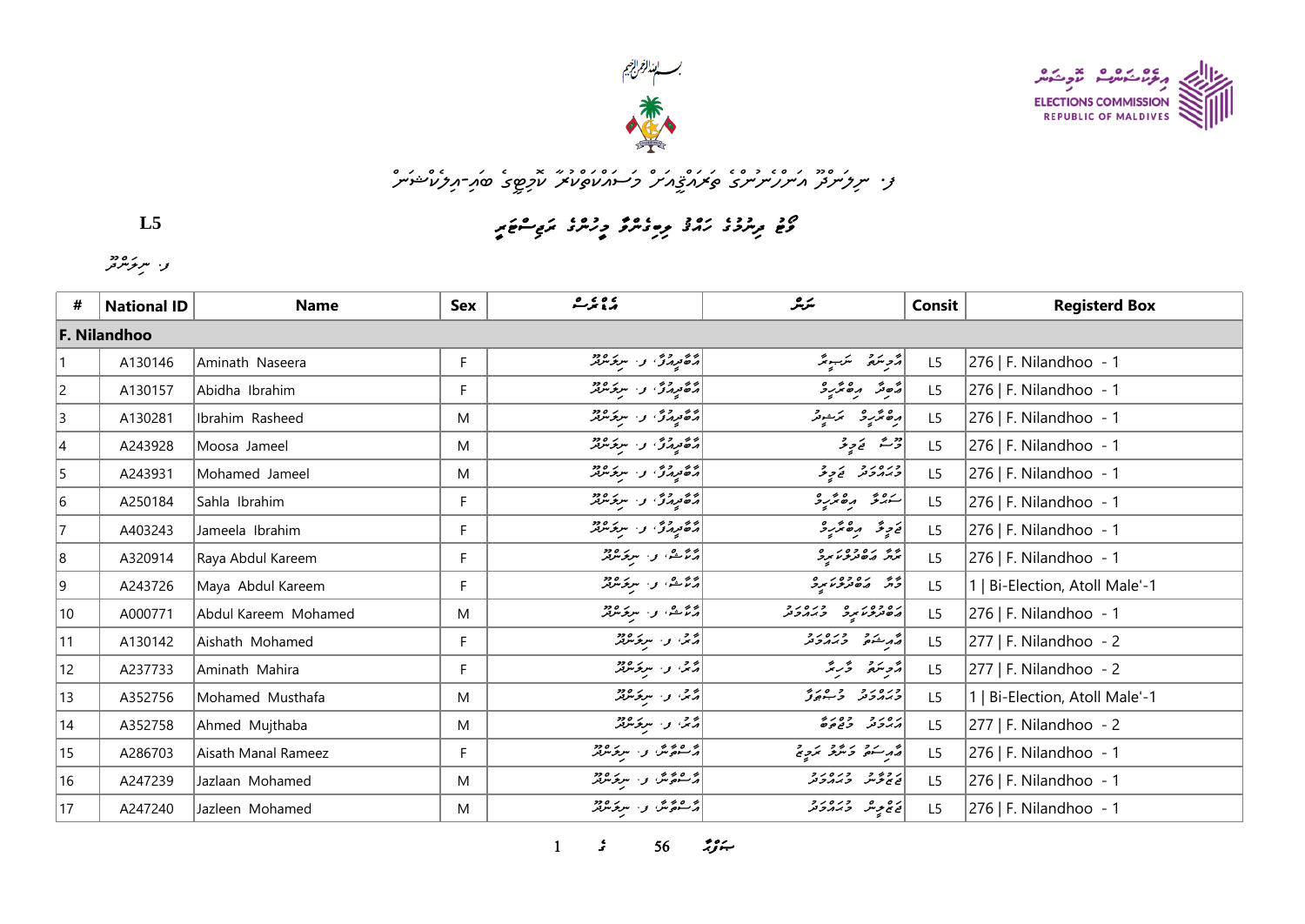ELECTIONS COMMISSION
REPUBLIC OF MALDIVES

# ފ. ނިލަންދޫ އަންހެނުންގެ ވަރަށްޗާއި މަސައްކަތްތަކުގައި ބާރުވެރިކުރުވުމަށް ބޭއްވޭ މަޖިލިސް

**L5**

ވޯޓު ދިނުމުގެ ހައްޤު ލިބިގެންވާ މީހުންގެ ނަމުގެ ލިސްޓު

ފ. ނިލަންދޫ

| # | National ID | Name | Sex | އެޑްރެސް | ނަން | Consit | Registerd Box |
|---|---|---|---|---|---|---|---|
| **F. Nilandhoo** | | | | | | | |
| 1 | A130146 | Aminath Naseera | F | އާބާދީމުގާ، ފ. ނިލަންދޫ | އާމިނަތު ނަސީރާ | L5 | 276 \| F. Nilandhoo - 1 |
| 2 | A130157 | Abidha Ibrahim | F | އާބާދީމުގާ، ފ. ނިލަންދޫ | އާބިދާ އިބްރާހީމް | L5 | 276 \| F. Nilandhoo - 1 |
| 3 | A130281 | Ibrahim Rasheed | M | އާބާދީމުގާ، ފ. ނިލަންދޫ | އިބްރާހީމް ރަޝީދު | L5 | 276 \| F. Nilandhoo - 1 |
| 4 | A243928 | Moosa Jameel | M | އާބާދީމުގާ، ފ. ނިލަންދޫ | މޫސާ ޖަމީލު | L5 | 276 \| F. Nilandhoo - 1 |
| 5 | A243931 | Mohamed Jameel | M | އާބާދީމުގާ، ފ. ނިލަންދޫ | މުހައްމަދު ޖަމީލު | L5 | 276 \| F. Nilandhoo - 1 |
| 6 | A250184 | Sahla Ibrahim | F | އާބާދީމުގާ، ފ. ނިލަންދޫ | ސަހުލާ އިބްރާހީމް | L5 | 276 \| F. Nilandhoo - 1 |
| 7 | A403243 | Jameela Ibrahim | F | އާބާދީމުގާ، ފ. ނިލަންދޫ | ޖަމީލާ އިބްރާހީމް | L5 | 276 \| F. Nilandhoo - 1 |
| 8 | A320914 | Raya Abdul Kareem | F | އާގާސް، ފ. ނިލަންދޫ | ރާޔާ އަބްދުލްކަރީމް | L5 | 276 \| F. Nilandhoo - 1 |
| 9 | A243726 | Maya Abdul Kareem | F | އާގާސް، ފ. ނިލަންދޫ | މާޔާ އަބްދުލްކަރީމް | L5 | 1 \| Bi-Election, Atoll Male'-1 |
| 10 | A000771 | Abdul Kareem Mohamed | M | އާގާސް، ފ. ނިލަންދޫ | އަބްދުލްކަރީމް މުހައްމަދު | L5 | 276 \| F. Nilandhoo - 1 |
| 11 | A130142 | Aishath Mohamed | F | އާރު، ފ. ނިލަންދޫ | އާއިޝަތު މުހައްމަދު | L5 | 277 \| F. Nilandhoo - 2 |
| 12 | A237733 | Aminath Mahira | F | އާރު، ފ. ނިލަންދޫ | އާމިނަތު މާހިރާ | L5 | 277 \| F. Nilandhoo - 2 |
| 13 | A352756 | Mohamed Musthafa | M | އާރު، ފ. ނިލަންދޫ | މުހައްމަދު މުސްތަފާ | L5 | 1 \| Bi-Election, Atoll Male'-1 |
| 14 | A352758 | Ahmed Mujthaba | M | އާރު، ފ. ނިލަންދޫ | އަހުމަދު މުޖުތަބާ | L5 | 277 \| F. Nilandhoo - 2 |
| 15 | A286703 | Aisath Manal Rameez | F | އާސްޓާން، ފ. ނިލަންދޫ | އާއިސަތު މަނާލް ރަމީޒު | L5 | 276 \| F. Nilandhoo - 1 |
| 16 | A247239 | Jazlaan Mohamed | M | އާސްޓާން، ފ. ނިލަންދޫ | ޖަޒްލާން މުހައްމަދު | L5 | 276 \| F. Nilandhoo - 1 |
| 17 | A247240 | Jazleen Mohamed | M | އާސްޓާން، ފ. ނިލަންދޫ | ޖަޒްލީން މުހައްމަދު | L5 | 276 \| F. Nilandhoo - 1 |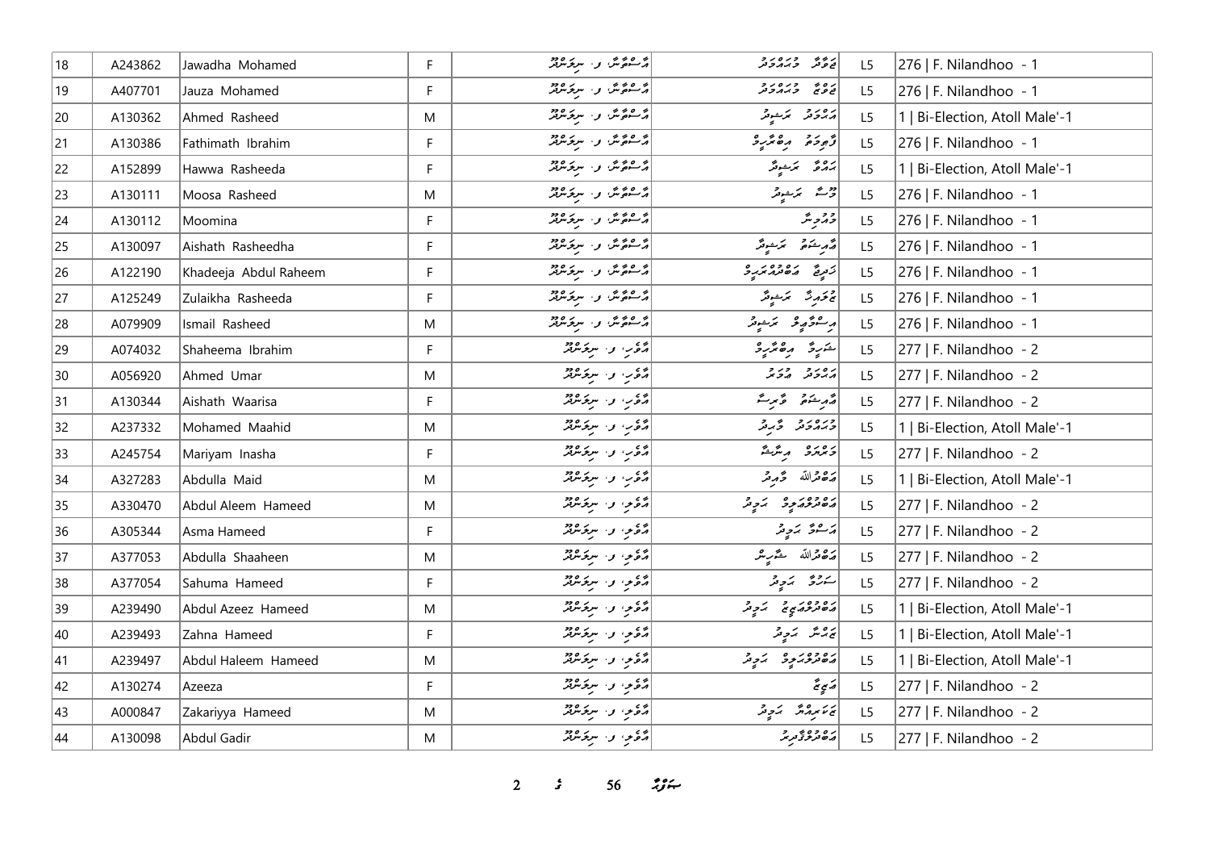| 18 | A243862 | Jawadha Mohamed | F | އާސުމާނާ، ފ. ނިލަންދޫ | ޖަވާދާ މުހައްމަދު | L5 | 276 \| F. Nilandhoo - 1 |
|---|---|---|---|---|---|---|---|
| 19 | A407701 | Jauza Mohamed | F | އާސުމާނާ، ފ. ނިލަންދޫ | ޖައުޒާ މުހައްމަދު | L5 | 276 \| F. Nilandhoo - 1 |
| 20 | A130362 | Ahmed Rasheed | M | އާސުމާނާ، ފ. ނިލަންދޫ | އަހުމަދު ރަޝީދު | L5 | 1 \| Bi-Election, Atoll Male'-1 |
| 21 | A130386 | Fathimath Ibrahim | F | އާސުމާނާ، ފ. ނިލަންދޫ | ފާތިމަތު އިބްރާހީމް | L5 | 276 \| F. Nilandhoo - 1 |
| 22 | A152899 | Hawwa Rasheeda | F | އާސުމާނާ، ފ. ނިލަންދޫ | ހައްވާ ރަޝީދާ | L5 | 1 \| Bi-Election, Atoll Male'-1 |
| 23 | A130111 | Moosa Rasheed | M | އާސުމާނާ، ފ. ނިލަންދޫ | މޫސާ ރަޝީދު | L5 | 276 \| F. Nilandhoo - 1 |
| 24 | A130112 | Moomina | F | އާސުމާނާ، ފ. ނިލަންދޫ | މޫމިނާ | L5 | 276 \| F. Nilandhoo - 1 |
| 25 | A130097 | Aishath Rasheedha | F | އާސުމާނާ، ފ. ނިލަންދޫ | އާއިޝަތު ރަޝީދާ | L5 | 276 \| F. Nilandhoo - 1 |
| 26 | A122190 | Khadeeja Abdul Raheem | F | އާސުމާނާ، ފ. ނިލަންދޫ | ޚަދީޖާ އަބްދުއްރަޙީމް | L5 | 276 \| F. Nilandhoo - 1 |
| 27 | A125249 | Zulaikha Rasheeda | F | އާސުމާނާ، ފ. ނިލަންދޫ | ޒުލައިޚާ ރަޝީދާ | L5 | 276 \| F. Nilandhoo - 1 |
| 28 | A079909 | Ismail Rasheed | M | އާސުމާނާ، ފ. ނިލަންދޫ | އިސްމާއީލް ރަޝީދު | L5 | 276 \| F. Nilandhoo - 1 |
| 29 | A074032 | Shaheema Ibrahim | F | އާވަރު، ފ. ނިލަންދޫ | ޝަހީމާ އިބްރާހީމް | L5 | 277 \| F. Nilandhoo - 2 |
| 30 | A056920 | Ahmed Umar | M | އާވަރު، ފ. ނިލަންދޫ | އަހުމަދު އުމަރު | L5 | 277 \| F. Nilandhoo - 2 |
| 31 | A130344 | Aishath Waarisa | F | އާވަރު، ފ. ނިލަންދޫ | އާއިޝަތު ވާރިސާ | L5 | 277 \| F. Nilandhoo - 2 |
| 32 | A237332 | Mohamed Maahid | M | އާވަރު، ފ. ނިލަންދޫ | މުހައްމަދު މާހިދު | L5 | 1 \| Bi-Election, Atoll Male'-1 |
| 33 | A245754 | Mariyam Inasha | F | އާވަރު، ފ. ނިލަންދޫ | މަރިޔަމް އިނާޝާ | L5 | 277 \| F. Nilandhoo - 2 |
| 34 | A327283 | Abdulla Maid | M | އާވަރު، ފ. ނިލަންދޫ | އަބްދުﷲ މާއިދު | L5 | 1 \| Bi-Election, Atoll Male'-1 |
| 35 | A330470 | Abdul Aleem Hameed | M | އާވިލު، ފ. ނިލަންދޫ | އަބްދުލްޢަލީމް ހަމީދު | L5 | 277 \| F. Nilandhoo - 2 |
| 36 | A305344 | Asma Hameed | F | އާވިލު، ފ. ނިލަންދޫ | އަސްމާ ހަމީދު | L5 | 277 \| F. Nilandhoo - 2 |
| 37 | A377053 | Abdulla Shaaheen | M | އާވިލު، ފ. ނިލަންދޫ | އަބްދުﷲ ޝާހީން | L5 | 277 \| F. Nilandhoo - 2 |
| 38 | A377054 | Sahuma Hameed | F | އާވިލު، ފ. ނިލަންދޫ | ސަހުމާ ހަމީދު | L5 | 277 \| F. Nilandhoo - 2 |
| 39 | A239490 | Abdul Azeez Hameed | M | އާވިލު، ފ. ނިލަންދޫ | އަބްދުލްޢަޒީޒު ހަމީދު | L5 | 1 \| Bi-Election, Atoll Male'-1 |
| 40 | A239493 | Zahna Hameed | F | އާވިލު، ފ. ނިލަންދޫ | ޒަހްނާ ހަމީދު | L5 | 1 \| Bi-Election, Atoll Male'-1 |
| 41 | A239497 | Abdul Haleem Hameed | M | އާވިލު، ފ. ނިލަންދޫ | އަބްދުލްޙަލީމް ހަމީދު | L5 | 1 \| Bi-Election, Atoll Male'-1 |
| 42 | A130274 | Azeeza | F | އާވިލު، ފ. ނިލަންދޫ | އަޒީޒާ | L5 | 277 \| F. Nilandhoo - 2 |
| 43 | A000847 | Zakariyya Hameed | M | އާވިލު، ފ. ނިލަންދޫ | ޒަކަރިއްޔާ ހަމީދު | L5 | 277 \| F. Nilandhoo - 2 |
| 44 | A130098 | Abdul Gadir | M | އާވިލު، ފ. ނިލަންދޫ | އަބްދުލްޤާދިރު | L5 | 277 \| F. Nilandhoo - 2 |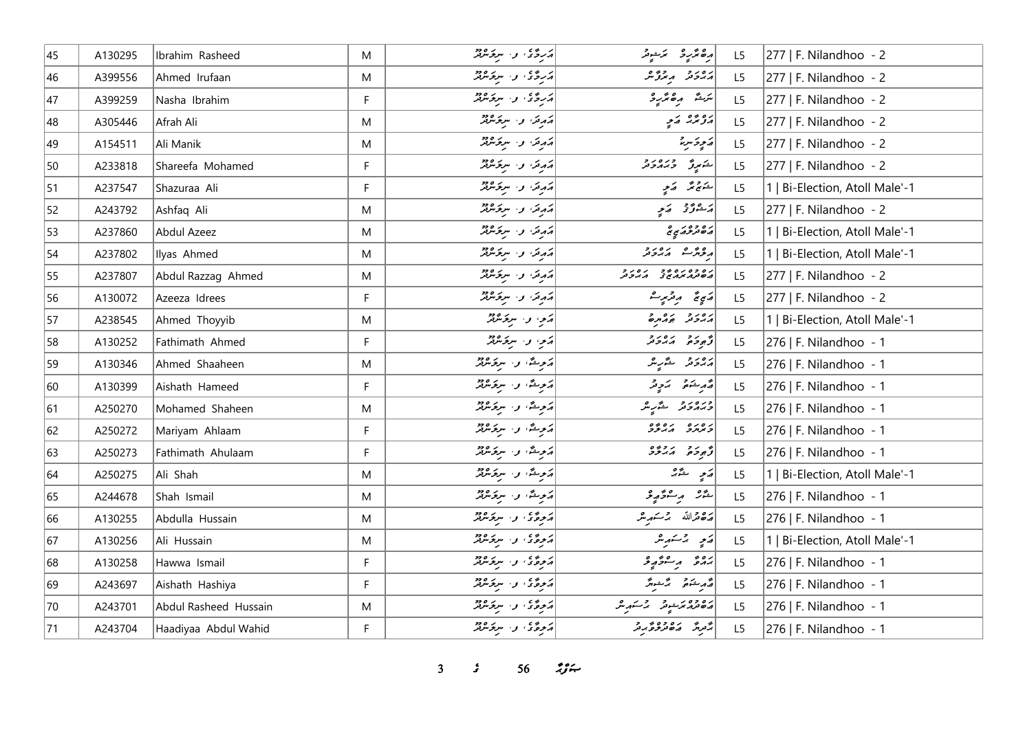| 45 | A130295 | Ibrahim Rasheed | M | އަރިމާގެ، ފ. ނިލަންދޫ | އިބްރާހީމް ރަޝީދު | L5 | 277 \| F. Nilandhoo - 2 |
|---|---|---|---|---|---|---|---|
| 46 | A399556 | Ahmed Irufaan | M | އަރިމާގެ، ފ. ނިލަންދޫ | އަޙްމަދު އިރުފާން | L5 | 277 \| F. Nilandhoo - 2 |
| 47 | A399259 | Nasha Ibrahim | F | އަރިމާގެ، ފ. ނިލަންދޫ | ނަޝާ އިބްރާހީމް | L5 | 277 \| F. Nilandhoo - 2 |
| 48 | A305446 | Afrah Ali | M | އައިދަ، ފ. ނިލަންދޫ | އަފްރާހް އަލި | L5 | 277 \| F. Nilandhoo - 2 |
| 49 | A154511 | Ali Manik | M | އައިދަ، ފ. ނިލަންދޫ | އަލިމަނިކު | L5 | 277 \| F. Nilandhoo - 2 |
| 50 | A233818 | Shareefa Mohamed | F | އައިދަ، ފ. ނިލަންދޫ | ޝަރީފާ މުޙައްމަދު | L5 | 277 \| F. Nilandhoo - 2 |
| 51 | A237547 | Shazuraa Ali | F | އައިދަ، ފ. ނިލަންދޫ | ޝަޒުރާ އަލި | L5 | 1 \| Bi-Election, Atoll Male'-1 |
| 52 | A243792 | Ashfaq Ali | M | އައިދަ، ފ. ނިލަންދޫ | އަޝްފާޤު އަލި | L5 | 277 \| F. Nilandhoo - 2 |
| 53 | A237860 | Abdul Azeez | M | އައިދަ، ފ. ނިލަންދޫ | އަބްދުލްއަޒީޒު | L5 | 1 \| Bi-Election, Atoll Male'-1 |
| 54 | A237802 | Ilyas Ahmed | M | އައިދަ، ފ. ނިލަންދޫ | އިލްޔާސް އަޙްމަދު | L5 | 1 \| Bi-Election, Atoll Male'-1 |
| 55 | A237807 | Abdul Razzag Ahmed | M | އައިދަ، ފ. ނިލަންދޫ | އަބްދުއްރައްޒާޤު އަޙްމަދު | L5 | 277 \| F. Nilandhoo - 2 |
| 56 | A130072 | Azeeza Idrees | F | އައިދަ، ފ. ނިލަންދޫ | އަޒީޒާ އިދުރީސް | L5 | 277 \| F. Nilandhoo - 2 |
| 57 | A238545 | Ahmed Thoyyib | M | އަލި، ފ. ނިލަންދޫ | އަޙްމަދު ޠައްޔިބު | L5 | 1 \| Bi-Election, Atoll Male'-1 |
| 58 | A130252 | Fathimath Ahmed | F | އަލި، ފ. ނިލަންދޫ | ފާތިމަތު އަޙްމަދު | L5 | 276 \| F. Nilandhoo - 1 |
| 59 | A130346 | Ahmed Shaaheen | M | އަލިޝާ، ފ. ނިލަންދޫ | އަޙްމަދު ޝާހީން | L5 | 276 \| F. Nilandhoo - 1 |
| 60 | A130399 | Aishath Hameed | F | އަލިޝާ، ފ. ނިލަންދޫ | އައިޝަތު ހަމީދު | L5 | 276 \| F. Nilandhoo - 1 |
| 61 | A250270 | Mohamed Shaheen | M | އަލިޝާ، ފ. ނިލަންދޫ | މުޙައްމަދު ޝާހީން | L5 | 276 \| F. Nilandhoo - 1 |
| 62 | A250272 | Mariyam Ahlaam | F | އަލިޝާ، ފ. ނިލަންދޫ | މަރިޔަމް އަޙްލާމް | L5 | 276 \| F. Nilandhoo - 1 |
| 63 | A250273 | Fathimath Ahulaam | F | އަލިޝާ، ފ. ނިލަންދޫ | ފާތިމަތު އަހުލާމް | L5 | 276 \| F. Nilandhoo - 1 |
| 64 | A250275 | Ali Shah | M | އަލިޝާ، ފ. ނިލަންދޫ | އަލި ޝާހް | L5 | 1 \| Bi-Election, Atoll Male'-1 |
| 65 | A244678 | Shah Ismail | M | އަލިޝާ، ފ. ނިލަންދޫ | ޝާހް އިސްމާޢީލް | L5 | 276 \| F. Nilandhoo - 1 |
| 66 | A130255 | Abdulla Hussain | M | އަލިވާގެ، ފ. ނިލަންދޫ | އަބްދުﷲ ޙުސައިން | L5 | 276 \| F. Nilandhoo - 1 |
| 67 | A130256 | Ali Hussain | M | އަލިވާގެ، ފ. ނިލަންދޫ | އަލި ޙުސައިން | L5 | 1 \| Bi-Election, Atoll Male'-1 |
| 68 | A130258 | Hawwa Ismail | F | އަލިވާގެ، ފ. ނިލަންދޫ | ޙައްވާ އިސްމާޢީލް | L5 | 276 \| F. Nilandhoo - 1 |
| 69 | A243697 | Aishath Hashiya | F | އަލިވާގެ، ފ. ނިލަންދޫ | އައިޝަތު ހާޝިޔާ | L5 | 276 \| F. Nilandhoo - 1 |
| 70 | A243701 | Abdul Rasheed Hussain | M | އަލިވާގެ، ފ. ނިލަންދޫ | އަބްދުއްރަޝީދު ޙުސައިން | L5 | 276 \| F. Nilandhoo - 1 |
| 71 | A243704 | Haadiyaa Abdul Wahid | F | އަލިވާގެ، ފ. ނިލަންދޫ | ހާދިޔާ އަބްދުލްވާޙިދު | L5 | 276 \| F. Nilandhoo - 1 |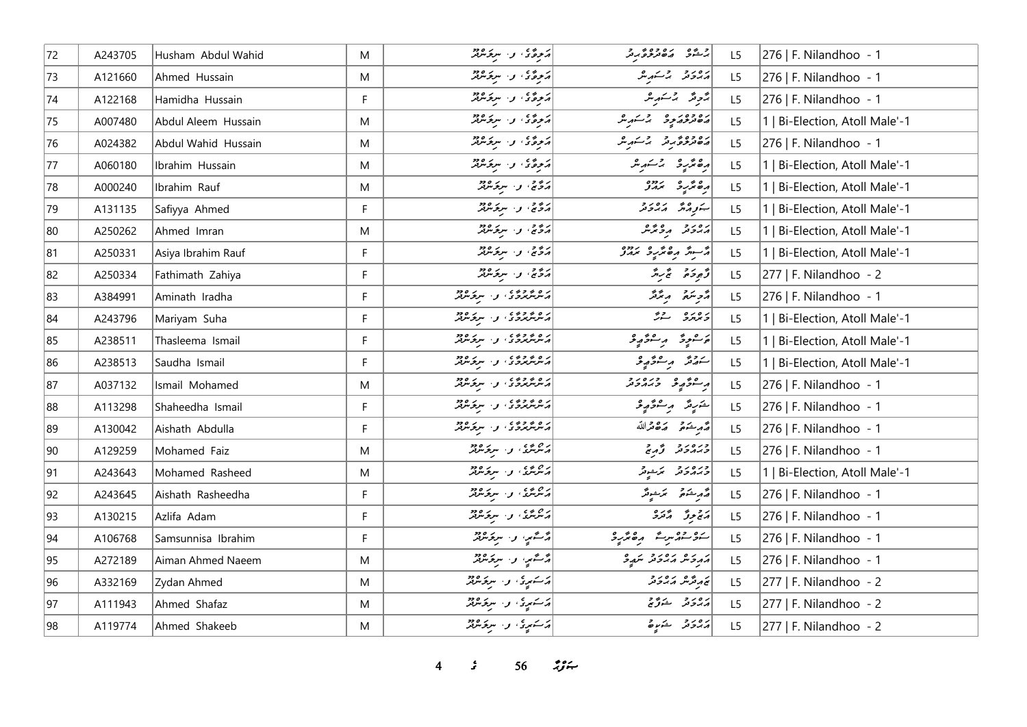| 72 | A243705 | Husham Abdul Wahid | M | އަލިވާގެ، ފ. ނިލަންދޫ | ހުޝާމް ޢަބްދުލްވާހިދު | L5 | 276 \| F. Nilandhoo - 1 |
|---|---|---|---|---|---|---|---|
| 73 | A121660 | Ahmed Hussain | M | އަލިވާގެ، ފ. ނިލަންދޫ | އަޙްމަދު ޙުސައިން | L5 | 276 \| F. Nilandhoo - 1 |
| 74 | A122168 | Hamidha Hussain | F | އަލިވާގެ، ފ. ނިލަންދޫ | ހާމިދާ ޙުސައިން | L5 | 276 \| F. Nilandhoo - 1 |
| 75 | A007480 | Abdul Aleem Hussain | M | އަލިވާގެ، ފ. ނިލަންދޫ | ޢަބްދުލްޢަލީމް ޙުސައިން | L5 | 1 \| Bi-Election, Atoll Male'-1 |
| 76 | A024382 | Abdul Wahid Hussain | M | އަލިވާގެ، ފ. ނިލަންދޫ | ޢަބްދުލްވާހިދު ޙުސައިން | L5 | 276 \| F. Nilandhoo - 1 |
| 77 | A060180 | Ibrahim Hussain | M | އަލިވާގެ، ފ. ނިލަންދޫ | އިބްރާހީމް ޙުސައިން | L5 | 1 \| Bi-Election, Atoll Male'-1 |
| 78 | A000240 | Ibrahim Rauf | M | އަމާޒް، ފ. ނިލަންދޫ | އިބްރާހީމް ރައުފް | L5 | 1 \| Bi-Election, Atoll Male'-1 |
| 79 | A131135 | Safiyya Ahmed | F | އަމާޒް، ފ. ނިލަންދޫ | ސަފިއްޔާ އަޙްމަދު | L5 | 1 \| Bi-Election, Atoll Male'-1 |
| 80 | A250262 | Ahmed Imran | M | އަމާޒް، ފ. ނިލަންދޫ | އަޙްމަދު އިމްރާން | L5 | 1 \| Bi-Election, Atoll Male'-1 |
| 81 | A250331 | Asiya Ibrahim Rauf | F | އަމާޒް، ފ. ނިލަންދޫ | އާސިޔާ އިބްރާހީމް ރައުފް | L5 | 1 \| Bi-Election, Atoll Male'-1 |
| 82 | A250334 | Fathimath Zahiya | F | އަމާޒް، ފ. ނިލަންދޫ | ފާތިމަތު ޒާހިޔާ | L5 | 277 \| F. Nilandhoo - 2 |
| 83 | A384991 | Aminath Iradha | F | އަންނާރުމާގެ، ފ. ނިލަންދޫ | އާމިނަތު އިރާދާ | L5 | 276 \| F. Nilandhoo - 1 |
| 84 | A243796 | Mariyam Suha | F | އަންނާރުމާގެ، ފ. ނިލަންދޫ | މަރިޔަމް ސުހާ | L5 | 1 \| Bi-Election, Atoll Male'-1 |
| 85 | A238511 | Thasleema Ismail | F | އަންނާރުމާގެ، ފ. ނިލަންދޫ | ތަސްލީމާ އިސްމާޢީލް | L5 | 1 \| Bi-Election, Atoll Male'-1 |
| 86 | A238513 | Saudha Ismail | F | އަންނާރުމާގެ، ފ. ނިލަންދޫ | ސައުދާ އިސްމާޢީލް | L5 | 1 \| Bi-Election, Atoll Male'-1 |
| 87 | A037132 | Ismail Mohamed | M | އަންނާރުމާގެ، ފ. ނިލަންދޫ | އިސްމާޢީލް މުޙައްމަދު | L5 | 276 \| F. Nilandhoo - 1 |
| 88 | A113298 | Shaheedha Ismail | F | އަންނާރުމާގެ، ފ. ނިލަންދޫ | ޝަހީދާ އިސްމާޢީލް | L5 | 276 \| F. Nilandhoo - 1 |
| 89 | A130042 | Aishath Abdulla | F | އަންނާރުމާގެ، ފ. ނިލަންދޫ | އާއިޝަތު ޢަބްދުﷲ | L5 | 276 \| F. Nilandhoo - 1 |
| 90 | A129259 | Mohamed Faiz | M | އަންނަގާ، ފ. ނިލަންދޫ | މުޙައްމަދު ފާއިޒު | L5 | 276 \| F. Nilandhoo - 1 |
| 91 | A243643 | Mohamed Rasheed | M | އަންނަގާ، ފ. ނިލަންދޫ | މުޙައްމަދު ރަޝީދު | L5 | 1 \| Bi-Election, Atoll Male'-1 |
| 92 | A243645 | Aishath Rasheedha | F | އަންނަގާ، ފ. ނިލަންދޫ | އާއިޝަތު ރަޝީދާ | L5 | 276 \| F. Nilandhoo - 1 |
| 93 | A130215 | Azlifa Adam | F | އަންނަގާ، ފ. ނިލަންދޫ | އަޒްލިފާ އާދަމް | L5 | 276 \| F. Nilandhoo - 1 |
| 94 | A106768 | Samsunnisa Ibrahim | F | އާސާނީ، ފ. ނިލަންދޫ | ސަމްސުންނިސާ އިބްރާހީމް | L5 | 276 \| F. Nilandhoo - 1 |
| 95 | A272189 | Aiman Ahmed Naeem | M | އާސާނީ، ފ. ނިލަންދޫ | އައިމަން އަޙްމަދު ނަޢީމް | L5 | 276 \| F. Nilandhoo - 1 |
| 96 | A332169 | Zydan Ahmed | M | އަސަރީގެ، ފ. ނިލަންދޫ | ޒައިދާން އަޙްމަދު | L5 | 277 \| F. Nilandhoo - 2 |
| 97 | A111943 | Ahmed Shafaz | M | އަސަރީގެ، ފ. ނިލަންދޫ | އަޙްމަދު ޝަފާޒް | L5 | 277 \| F. Nilandhoo - 2 |
| 98 | A119774 | Ahmed Shakeeb | M | އަސަރީގެ، ފ. ނިލަންދޫ | އަޙްމަދު ޝަކީބު | L5 | 277 \| F. Nilandhoo - 2 |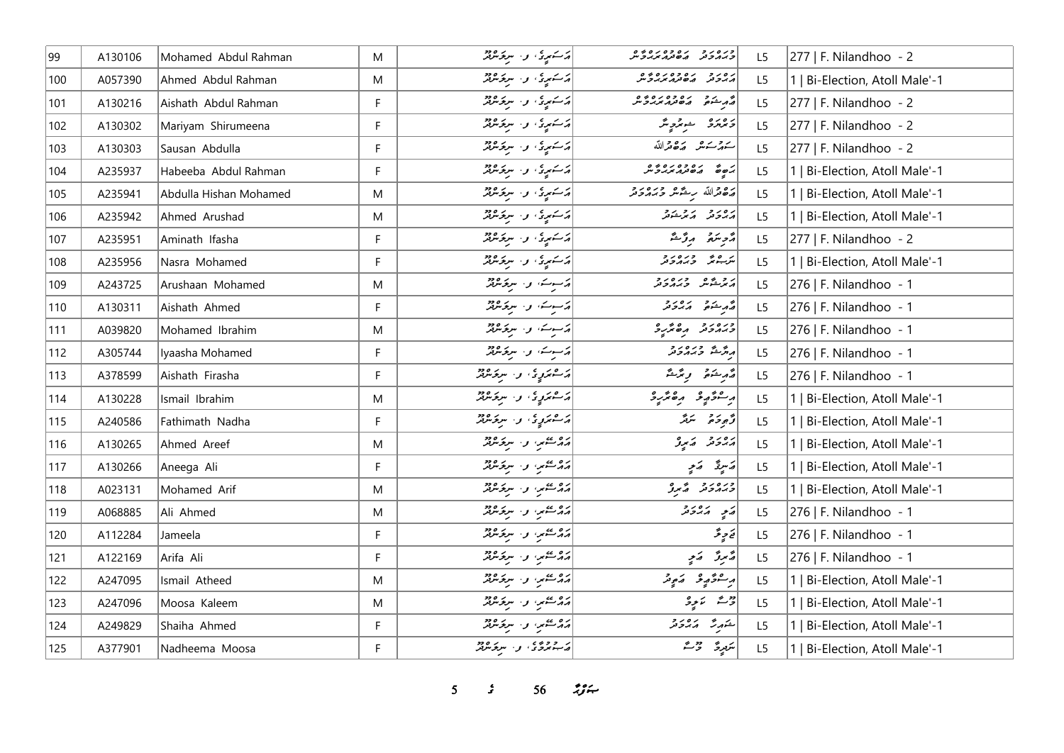| 99 | A130106 | Mohamed Abdul Rahman | M | އަސަރީގެ، ފ. ނިލަންދޫ | މުހައްމަދު އަބްދުއްރަޙްމާން | L5 | 277 \| F. Nilandhoo - 2 |
|---|---|---|---|---|---|---|---|
| 100 | A057390 | Ahmed Abdul Rahman | M | އަސަރީގެ، ފ. ނިލަންދޫ | އަޙްމަދު އަބްދުއްރަޙްމާން | L5 | 1 \| Bi-Election, Atoll Male'-1 |
| 101 | A130216 | Aishath Abdul Rahman | F | އަސަރީގެ، ފ. ނިލަންދޫ | އާއިޝަތު އަބްދުއްރަޙްމާން | L5 | 277 \| F. Nilandhoo - 2 |
| 102 | A130302 | Mariyam Shirumeena | F | އަސަރީގެ، ފ. ނިލަންދޫ | މަރިޔަމް ޝިރުމީނާ | L5 | 277 \| F. Nilandhoo - 2 |
| 103 | A130303 | Sausan Abdulla | F | އަސަރީގެ، ފ. ނިލަންދޫ | ސައުސަން އަބްދުﷲ | L5 | 277 \| F. Nilandhoo - 2 |
| 104 | A235937 | Habeeba Abdul Rahman | F | އަސަރީގެ، ފ. ނިލަންދޫ | ހަބީބާ އަބްދުއްރަޙްމާން | L5 | 1 \| Bi-Election, Atoll Male'-1 |
| 105 | A235941 | Abdulla Hishan Mohamed | M | އަސަރީގެ، ފ. ނިލަންދޫ | އަބްދުﷲ ހިޝާން މުހައްމަދު | L5 | 1 \| Bi-Election, Atoll Male'-1 |
| 106 | A235942 | Ahmed Arushad | M | އަސަރީގެ، ފ. ނިލަންދޫ | އަޙްމަދު އަރުޝަދު | L5 | 1 \| Bi-Election, Atoll Male'-1 |
| 107 | A235951 | Aminath Ifasha | F | އަސަރީގެ، ފ. ނިލަންދޫ | އާމިނަތު އިފާޝާ | L5 | 277 \| F. Nilandhoo - 2 |
| 108 | A235956 | Nasra Mohamed | F | އަސަރީގެ، ފ. ނިލަންދޫ | ނަސްރާ މުހައްމަދު | L5 | 1 \| Bi-Election, Atoll Male'-1 |
| 109 | A243725 | Arushaan Mohamed | M | އަސިމަ، ފ. ނިލަންދޫ | އަރުޝާން މުހައްމަދު | L5 | 276 \| F. Nilandhoo - 1 |
| 110 | A130311 | Aishath Ahmed | F | އަސިމަ، ފ. ނިލަންދޫ | އާއިޝަތު އަޙްމަދު | L5 | 276 \| F. Nilandhoo - 1 |
| 111 | A039820 | Mohamed Ibrahim | M | އަސިމަ، ފ. ނިލަންދޫ | މުހައްމަދު އިބްރާހީމް | L5 | 276 \| F. Nilandhoo - 1 |
| 112 | A305744 | Iyaasha Mohamed | F | އަސިމަ، ފ. ނިލަންދޫ | އިޔާޝާ މުހައްމަދު | L5 | 276 \| F. Nilandhoo - 1 |
| 113 | A378599 | Aishath Firasha | F | އަސްތަރީގެ، ފ. ނިލަންދޫ | އާއިޝަތު ފިރާޝާ | L5 | 276 \| F. Nilandhoo - 1 |
| 114 | A130228 | Ismail Ibrahim | M | އަސްތަރީގެ، ފ. ނިލަންދޫ | އިސްމާޢިލް އިބްރާހީމް | L5 | 1 \| Bi-Election, Atoll Male'-1 |
| 115 | A240586 | Fathimath Nadha | F | އަސްތަރީގެ، ފ. ނިލަންދޫ | ފާތިމަތު ނަދާ | L5 | 1 \| Bi-Election, Atoll Male'-1 |
| 116 | A130265 | Ahmed Areef | M | އައްސޭރި، ފ. ނިލަންދޫ | އަޙްމަދު އަރީފު | L5 | 1 \| Bi-Election, Atoll Male'-1 |
| 117 | A130266 | Aneega Ali | F | އައްސޭރި، ފ. ނިލަންދޫ | އަނީގާ އަލި | L5 | 1 \| Bi-Election, Atoll Male'-1 |
| 118 | A023131 | Mohamed Arif | M | އައްސޭރި، ފ. ނިލަންދޫ | މުހައްމަދު އާރިފު | L5 | 1 \| Bi-Election, Atoll Male'-1 |
| 119 | A068885 | Ali Ahmed | M | އައްސޭރި، ފ. ނިލަންދޫ | އަލި އަޙްމަދު | L5 | 276 \| F. Nilandhoo - 1 |
| 120 | A112284 | Jameela | F | އައްސޭރި، ފ. ނިލަންދޫ | ޖަމީލާ | L5 | 276 \| F. Nilandhoo - 1 |
| 121 | A122169 | Arifa Ali | F | އައްސޭރި، ފ. ނިލަންދޫ | އާރިފާ އަލި | L5 | 276 \| F. Nilandhoo - 1 |
| 122 | A247095 | Ismail Atheed | M | އައްސޭރި، ފ. ނިލަންދޫ | އިސްމާޢިލް އަތީދު | L5 | 1 \| Bi-Election, Atoll Male'-1 |
| 123 | A247096 | Moosa Kaleem | M | އައްސޭރި، ފ. ނިލަންދޫ | މޫސާ ކަލީމް | L5 | 1 \| Bi-Election, Atoll Male'-1 |
| 124 | A249829 | Shaiha Ahmed | F | އައްސޭރި، ފ. ނިލަންދޫ | ޝައިހާ އަޙްމަދު | L5 | 1 \| Bi-Election, Atoll Male'-1 |
| 125 | A377901 | Nadheema Moosa | F | އަސްމުރުގެ، ފ. ނިލަންދޫ | ނަދީމާ މޫސާ | L5 | 1 \| Bi-Election, Atoll Male'-1 |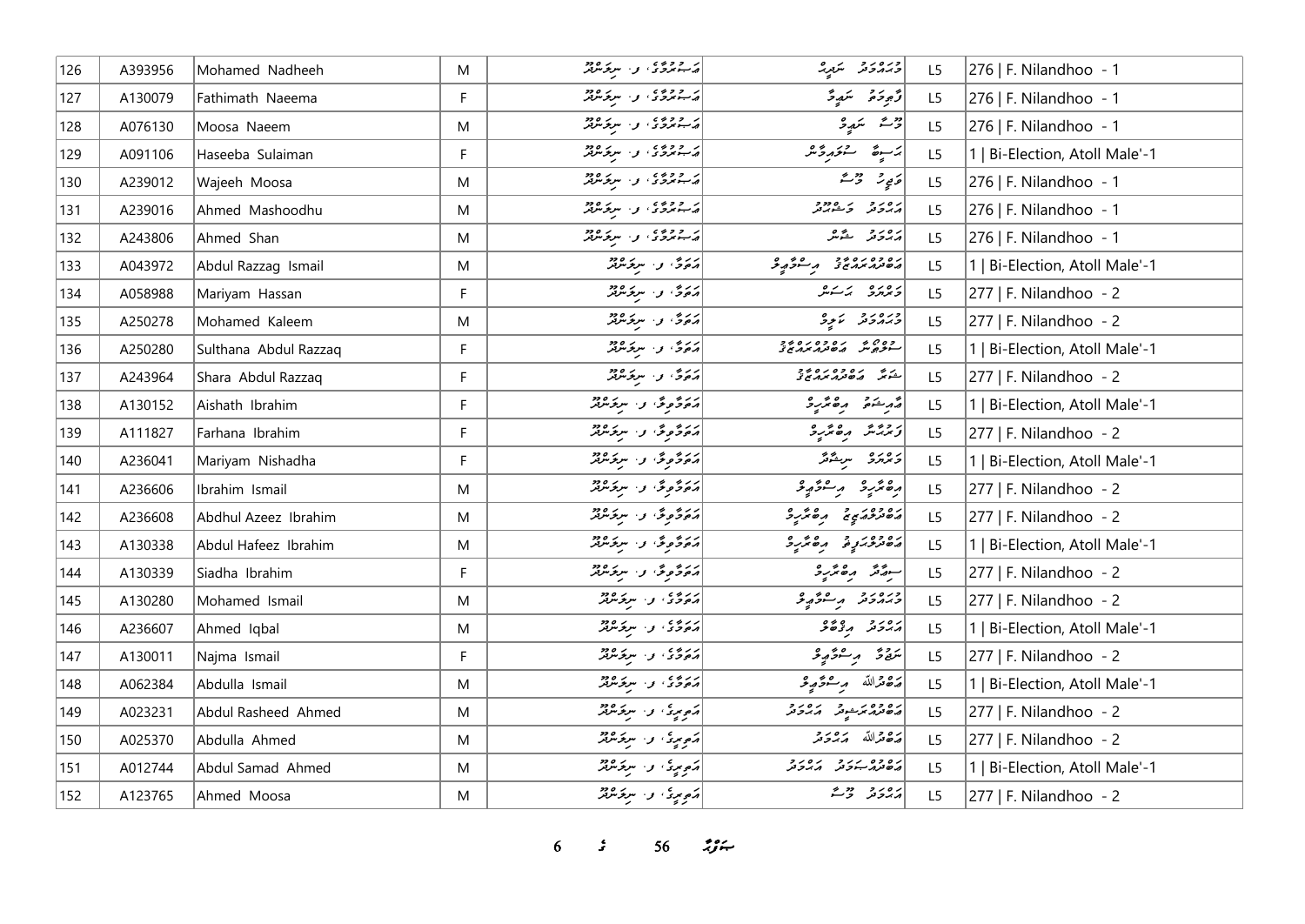| 126 | A393956 | Mohamed Nadheeh | M | އަސުރުމާގެ، ފ. ނިލަންދޫ | މުހައްމަދު ނަދީހް | L5 | 276 \| F. Nilandhoo - 1 |
|---|---|---|---|---|---|---|---|
| 127 | A130079 | Fathimath Naeema | F | އަސުރުމާގެ، ފ. ނިލަންދޫ | ފާތިމަތު ނައީމާ | L5 | 276 \| F. Nilandhoo - 1 |
| 128 | A076130 | Moosa Naeem | M | އަސުރުމާގެ، ފ. ނިލަންދޫ | މޫސާ ނައީމް | L5 | 276 \| F. Nilandhoo - 1 |
| 129 | A091106 | Haseeba Sulaiman | F | އަސުރުމާގެ، ފ. ނިލަންދޫ | ހަސީބާ ސުލައިމާން | L5 | 1 \| Bi-Election, Atoll Male'-1 |
| 130 | A239012 | Wajeeh Moosa | M | އަސުރުމާގެ، ފ. ނިލަންދޫ | ވަޖީހު މޫސާ | L5 | 276 \| F. Nilandhoo - 1 |
| 131 | A239016 | Ahmed Mashoodhu | M | އަސުރުމާގެ، ފ. ނިލަންދޫ | އަހުމަދު މަޝްހޫދު | L5 | 276 \| F. Nilandhoo - 1 |
| 132 | A243806 | Ahmed Shan | M | އަސުރުމާގެ، ފ. ނިލަންދޫ | އަހުމަދު ޝާން | L5 | 276 \| F. Nilandhoo - 1 |
| 133 | A043972 | Abdul Razzag Ismail | M | އަވަގާ، ފ. ނިލަންދޫ | އަބްދުއްރައްޒާގު އިސްމާއިލް | L5 | 1 \| Bi-Election, Atoll Male'-1 |
| 134 | A058988 | Mariyam Hassan | F | އަވަގާ، ފ. ނިލަންދޫ | މަރިޔަމް ހަސަން | L5 | 277 \| F. Nilandhoo - 2 |
| 135 | A250278 | Mohamed Kaleem | M | އަވަގާ، ފ. ނިލަންދޫ | މުހައްމަދު ކަލީމް | L5 | 277 \| F. Nilandhoo - 2 |
| 136 | A250280 | Sulthana Abdul Razzaq | F | އަވަގާ، ފ. ނިލަންދޫ | ސުލްޠާނާ އަބްދުއްރައްޒާގު | L5 | 1 \| Bi-Election, Atoll Male'-1 |
| 137 | A243964 | Shara Abdul Razzaq | F | އަވަގާ، ފ. ނިލަންދޫ | ޝަރާ އަބްދުއްރައްޒާގު | L5 | 277 \| F. Nilandhoo - 2 |
| 138 | A130152 | Aishath Ibrahim | F | އަވަމާވިލާ، ފ. ނިލަންދޫ | އައިޝަތު އިބްރާހީމް | L5 | 1 \| Bi-Election, Atoll Male'-1 |
| 139 | A111827 | Farhana Ibrahim | F | އަވަމާވިލާ، ފ. ނިލަންދޫ | ފަރުހާނާ އިބްރާހީމް | L5 | 277 \| F. Nilandhoo - 2 |
| 140 | A236041 | Mariyam Nishadha | F | އަވަމާވިލާ، ފ. ނިލަންދޫ | މަރިޔަމް ނިޝާދާ | L5 | 1 \| Bi-Election, Atoll Male'-1 |
| 141 | A236606 | Ibrahim Ismail | M | އަވަމާވިލާ، ފ. ނިލަންދޫ | އިބްރާހީމް އިސްމާއިލް | L5 | 277 \| F. Nilandhoo - 2 |
| 142 | A236608 | Abdhul Azeez Ibrahim | M | އަވަމާވިލާ، ފ. ނިލަންދޫ | އަބްދުލްއަޒީޒް އިބްރާހީމް | L5 | 277 \| F. Nilandhoo - 2 |
| 143 | A130338 | Abdul Hafeez Ibrahim | M | އަވަމާވިލާ، ފ. ނިލަންދޫ | އަބްދުލްހަފީޒު އިބްރާހީމް | L5 | 1 \| Bi-Election, Atoll Male'-1 |
| 144 | A130339 | Siadha Ibrahim | F | އަވަމާވިލާ، ފ. ނިލަންދޫ | ސިއާދާ އިބްރާހީމް | L5 | 277 \| F. Nilandhoo - 2 |
| 145 | A130280 | Mohamed Ismail | M | އަވަމާގެ، ފ. ނިލަންދޫ | މުހައްމަދު އިސްމާއިލް | L5 | 277 \| F. Nilandhoo - 2 |
| 146 | A236607 | Ahmed Iqbal | M | އަވަމާގެ، ފ. ނިލަންދޫ | އަހުމަދު އިގްބާލް | L5 | 1 \| Bi-Election, Atoll Male'-1 |
| 147 | A130011 | Najma Ismail | F | އަވަމާގެ، ފ. ނިލަންދޫ | ނަޖްމާ އިސްމާއިލް | L5 | 277 \| F. Nilandhoo - 2 |
| 148 | A062384 | Abdulla Ismail | M | އަވަމާގެ، ފ. ނިލަންދޫ | އަބްދުﷲ އިސްމާއިލް | L5 | 1 \| Bi-Election, Atoll Male'-1 |
| 149 | A023231 | Abdul Rasheed Ahmed | M | އަވިރީގެ، ފ. ނިލަންދޫ | އަބްދުއްރަޝީދު އަހުމަދު | L5 | 277 \| F. Nilandhoo - 2 |
| 150 | A025370 | Abdulla Ahmed | M | އަވިރީގެ، ފ. ނިލަންދޫ | އަބްދުﷲ އަހުމަދު | L5 | 277 \| F. Nilandhoo - 2 |
| 151 | A012744 | Abdul Samad Ahmed | M | އަވިރީގެ، ފ. ނިލަންދޫ | އަބްދުއްސަމަދު އަހުމަދު | L5 | 1 \| Bi-Election, Atoll Male'-1 |
| 152 | A123765 | Ahmed Moosa | M | އަވިރީގެ، ފ. ނިލަންދޫ | އަހުމަދު މޫސާ | L5 | 277 \| F. Nilandhoo - 2 |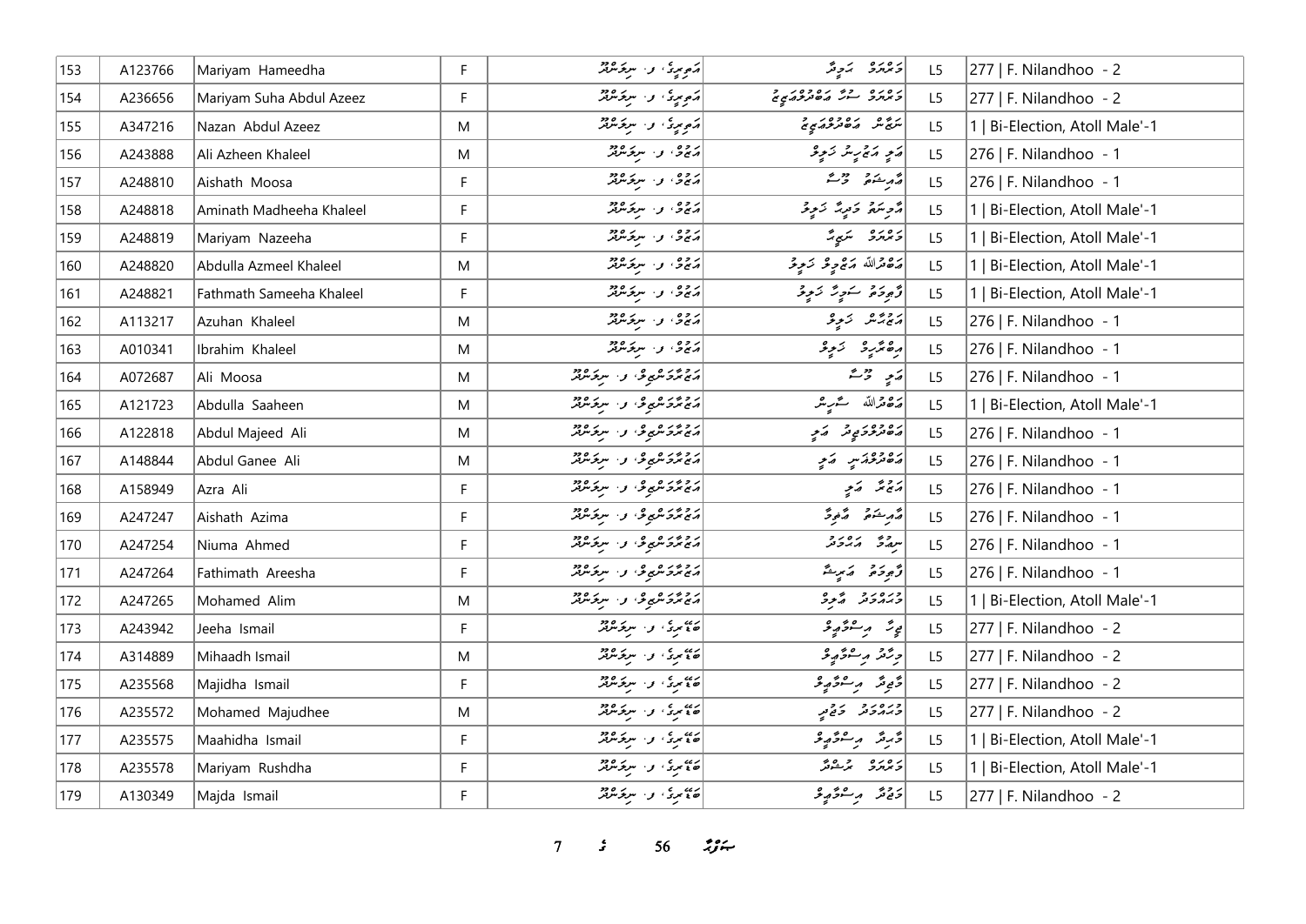| 153 | A123766 | Mariyam Hameedha | F | އަލިވިރޭގެ، ފ. ނިލަންދޫ | މަރިޔަމް ހަމީދާ | L5 | 277 \| F. Nilandhoo - 2 |
|---|---|---|---|---|---|---|---|
| 154 | A236656 | Mariyam Suha Abdul Azeez | F | އަލިވިރޭގެ، ފ. ނިލަންދޫ | މަރިޔަމް ސުހާ އަބްދުލްއަޒީޒު | L5 | 277 \| F. Nilandhoo - 2 |
| 155 | A347216 | Nazan Abdul Azeez | M | އަލިވިރޭގެ، ފ. ނިލަންދޫ | ނަޒާން އަބްދުލްއަޒީޒު | L5 | 1 \| Bi-Election, Atoll Male'-1 |
| 156 | A243888 | Ali Azheen Khaleel | M | އަޒްވާ، ފ. ނިލަންދޫ | އަލި އަޒްހީން ޚަލީލް | L5 | 276 \| F. Nilandhoo - 1 |
| 157 | A248810 | Aishath Moosa | F | އަޒްވާ، ފ. ނިލަންދޫ | އާއިޝަތު މޫސާ | L5 | 276 \| F. Nilandhoo - 1 |
| 158 | A248818 | Aminath Madheeha Khaleel | F | އަޒްވާ، ފ. ނިލަންދޫ | އާމިނަތު މަދީހާ ޚަލީލް | L5 | 1 \| Bi-Election, Atoll Male'-1 |
| 159 | A248819 | Mariyam Nazeeha | F | އަޒްވާ، ފ. ނިލަންދޫ | މަރިޔަމް ނަޒީހާ | L5 | 1 \| Bi-Election, Atoll Male'-1 |
| 160 | A248820 | Abdulla Azmeel Khaleel | M | އަޒްވާ، ފ. ނިލަންދޫ | އަބްދުﷲ އަޒްމީލް ޚަލީލް | L5 | 1 \| Bi-Election, Atoll Male'-1 |
| 161 | A248821 | Fathmath Sameeha Khaleel | F | އަޒްވާ، ފ. ނިލަންދޫ | ފާތިމަތު ސަމީހާ ޚަލީލް | L5 | 1 \| Bi-Election, Atoll Male'-1 |
| 162 | A113217 | Azuhan Khaleel | M | އަޒްވާ، ފ. ނިލަންދޫ | އަޒުހާން ޚަލީލް | L5 | 276 \| F. Nilandhoo - 1 |
| 163 | A010341 | Ibrahim Khaleel | M | އަޒްވާ، ފ. ނިލަންދޫ | އިބްރާހިމް ޚަލީލް | L5 | 276 \| F. Nilandhoo - 1 |
| 164 | A072687 | Ali Moosa | M | އަޒުރާމަންޒިލް، ފ. ނިލަންދޫ | އަލި މޫސާ | L5 | 276 \| F. Nilandhoo - 1 |
| 165 | A121723 | Abdulla Saaheen | M | އަޒުރާމަންޒިލް، ފ. ނިލަންދޫ | އަބްދުﷲ ސާހިން | L5 | 1 \| Bi-Election, Atoll Male'-1 |
| 166 | A122818 | Abdul Majeed Ali | M | އަޒުރާމަންޒިލް، ފ. ނިލަންދޫ | އަބްދުލްމަޖީދު އަލި | L5 | 276 \| F. Nilandhoo - 1 |
| 167 | A148844 | Abdul Ganee Ali | M | އަޒުރާމަންޒިލް، ފ. ނިލަންދޫ | އަބްދުލްޣަނީ އަލި | L5 | 276 \| F. Nilandhoo - 1 |
| 168 | A158949 | Azra Ali | F | އަޒުރާމަންޒިލް، ފ. ނިލަންދޫ | އަޒްރާ އަލި | L5 | 276 \| F. Nilandhoo - 1 |
| 169 | A247247 | Aishath Azima | F | އަޒުރާމަންޒިލް، ފ. ނިލަންދޫ | އާއިޝަތު އާޒިމާ | L5 | 276 \| F. Nilandhoo - 1 |
| 170 | A247254 | Niuma Ahmed | F | އަޒުރާމަންޒިލް، ފ. ނިލަންދޫ | ނިޢުމާ އަޙްމަދު | L5 | 276 \| F. Nilandhoo - 1 |
| 171 | A247264 | Fathimath Areesha | F | އަޒުރާމަންޒިލް، ފ. ނިލަންދޫ | ފާތިމަތު އަރީޝާ | L5 | 276 \| F. Nilandhoo - 1 |
| 172 | A247265 | Mohamed Alim | M | އަޒުރާމަންޒިލް، ފ. ނިލަންދޫ | މުޙައްމަދު އާލިމް | L5 | 1 \| Bi-Election, Atoll Male'-1 |
| 173 | A243942 | Jeeha Ismail | F | ބަހާރީގެ، ފ. ނިލަންދޫ | ޖީހާ އިސްމާޢީލް | L5 | 277 \| F. Nilandhoo - 2 |
| 174 | A314889 | Mihaadh Ismail | M | ބަހާރީގެ، ފ. ނިލަންދޫ | މިހާދު އިސްމާޢީލް | L5 | 277 \| F. Nilandhoo - 2 |
| 175 | A235568 | Majidha Ismail | F | ބަހާރީގެ، ފ. ނިލަންދޫ | މާޖިދާ އިސްމާޢީލް | L5 | 277 \| F. Nilandhoo - 2 |
| 176 | A235572 | Mohamed Majudhee | M | ބަހާރީގެ، ފ. ނިލަންދޫ | މުޙައްމަދު މަޖުދީ | L5 | 277 \| F. Nilandhoo - 2 |
| 177 | A235575 | Maahidha Ismail | F | ބަހާރީގެ، ފ. ނިލަންދޫ | މާހިދާ އިސްމާޢީލް | L5 | 1 \| Bi-Election, Atoll Male'-1 |
| 178 | A235578 | Mariyam Rushdha | F | ބަހާރީގެ، ފ. ނިލަންދޫ | މަރިޔަމް ރުޝްދާ | L5 | 1 \| Bi-Election, Atoll Male'-1 |
| 179 | A130349 | Majda Ismail | F | ބަހާރީގެ، ފ. ނިލަންދޫ | މަޖްދާ އިސްމާޢީލް | L5 | 277 \| F. Nilandhoo - 2 |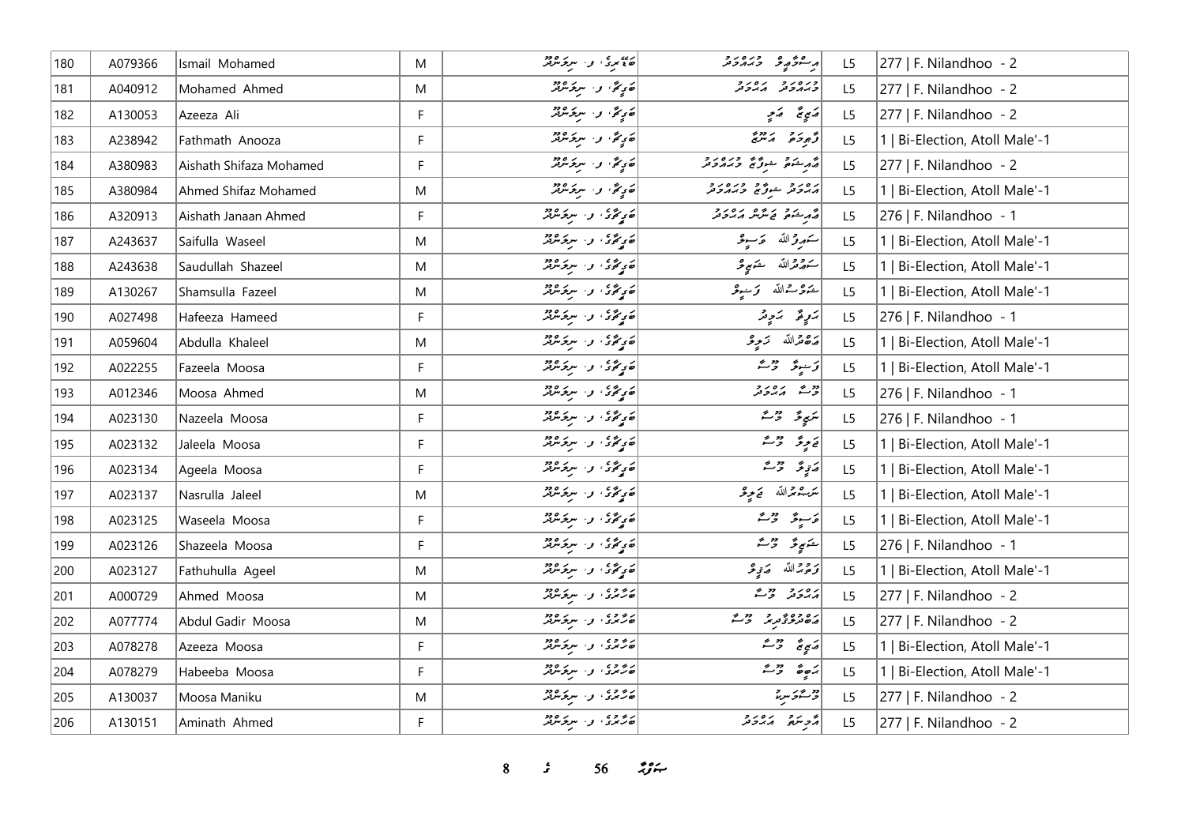| 180 | A079366 | Ismail Mohamed | M | ھَءُمرِ، ف. نِلަންދޫ | އިސްމާޢީލް މުޙައްމަދު | L5 | 277 \| F. Nilandhoo - 2 |
|---|---|---|---|---|---|---|---|
| 181 | A040912 | Mohamed Ahmed | M | ބަގީޗާ، ފ. ނިލަންދޫ | މުޙައްމަދު އަޙްމަދު | L5 | 277 \| F. Nilandhoo - 2 |
| 182 | A130053 | Azeeza Ali | F | ބަގީޗާ، ފ. ނިލަންދޫ | އަޒީޒާ އަލީ | L5 | 277 \| F. Nilandhoo - 2 |
| 183 | A238942 | Fathmath Anooza | F | ބަގީޗާ، ފ. ނިލަންދޫ | ފާތިމަތު އަނޫޒާ | L5 | 1 \| Bi-Election, Atoll Male'-1 |
| 184 | A380983 | Aishath Shifaza Mohamed | F | ބަގީޗާ، ފ. ނިލަންދޫ | އާއިޝަތު ޝިފާޒާ މުޙައްމަދު | L5 | 277 \| F. Nilandhoo - 2 |
| 185 | A380984 | Ahmed Shifaz Mohamed | M | ބަގީޗާ، ފ. ނިލަންދޫ | އަޙްމަދު ޝިފާޒު މުޙައްމަދު | L5 | 1 \| Bi-Election, Atoll Male'-1 |
| 186 | A320913 | Aishath Janaan Ahmed | F | ބަގީޗާގެ، ފ. ނިލަންދޫ | އާއިޝަތު ޖަނާން އަޙްމަދު | L5 | 276 \| F. Nilandhoo - 1 |
| 187 | A243637 | Saifulla Waseel | M | ބަގީޗާގެ، ފ. ނިލަންދޫ | ސައިފުﷲ ވަސީލް | L5 | 1 \| Bi-Election, Atoll Male'-1 |
| 188 | A243638 | Saudullah Shazeel | M | ބަގީޗާގެ، ފ. ނިލަންދޫ | ސައުދުﷲ ޝަޒީލް | L5 | 1 \| Bi-Election, Atoll Male'-1 |
| 189 | A130267 | Shamsulla Fazeel | M | ބަގީޗާގެ، ފ. ނިލަންދޫ | ޝަމްސުﷲ ފަޟީލް | L5 | 1 \| Bi-Election, Atoll Male'-1 |
| 190 | A027498 | Hafeeza Hameed | F | ބަގީޗާގެ، ފ. ނިލަންދޫ | ހަފީޒާ ހަމީދު | L5 | 276 \| F. Nilandhoo - 1 |
| 191 | A059604 | Abdulla Khaleel | M | ބަގީޗާގެ، ފ. ނިލަންދޫ | އަބްދުﷲ ޚަލީލް | L5 | 1 \| Bi-Election, Atoll Male'-1 |
| 192 | A022255 | Fazeela Moosa | F | ބަގީޗާގެ، ފ. ނިލަންދޫ | ފަޟީލާ މޫސާ | L5 | 1 \| Bi-Election, Atoll Male'-1 |
| 193 | A012346 | Moosa Ahmed | M | ބަގީޗާގެ، ފ. ނިލަންދޫ | މޫސާ އަޙްމަދު | L5 | 276 \| F. Nilandhoo - 1 |
| 194 | A023130 | Nazeela Moosa | F | ބަގީޗާގެ، ފ. ނިލަންދޫ | ނަޒީލާ މޫސާ | L5 | 276 \| F. Nilandhoo - 1 |
| 195 | A023132 | Jaleela Moosa | F | ބަގީޗާގެ، ފ. ނިލަންދޫ | ޖަލީލާ މޫސާ | L5 | 1 \| Bi-Election, Atoll Male'-1 |
| 196 | A023134 | Ageela Moosa | F | ބަގީޗާގެ، ފ. ނިލަންދޫ | އަގީލާ މޫސާ | L5 | 1 \| Bi-Election, Atoll Male'-1 |
| 197 | A023137 | Nasrulla Jaleel | M | ބަގީޗާގެ، ފ. ނިލަންދޫ | ނަޞްރުﷲ ޖަލީލް | L5 | 1 \| Bi-Election, Atoll Male'-1 |
| 198 | A023125 | Waseela Moosa | F | ބަގީޗާގެ، ފ. ނިލަންދޫ | ވަސީލާ މޫސާ | L5 | 1 \| Bi-Election, Atoll Male'-1 |
| 199 | A023126 | Shazeela Moosa | F | ބަގީޗާގެ، ފ. ނިލަންދޫ | ޝަޒީލާ މޫސާ | L5 | 276 \| F. Nilandhoo - 1 |
| 200 | A023127 | Fathuhulla Ageel | M | ބަގީޗާގެ، ފ. ނިލަންދޫ | ފަތުހުﷲ އަގީލް | L5 | 1 \| Bi-Election, Atoll Male'-1 |
| 201 | A000729 | Ahmed Moosa | M | ބަހާރުގެ، ފ. ނިލަންދޫ | އަޙްމަދު މޫސާ | L5 | 277 \| F. Nilandhoo - 2 |
| 202 | A077774 | Abdul Gadir Moosa | M | ބަހާރުގެ، ފ. ނިލަންދޫ | އަބްދުލްޤާދިރު މޫސާ | L5 | 277 \| F. Nilandhoo - 2 |
| 203 | A078278 | Azeeza Moosa | F | ބަހާރުގެ، ފ. ނިލަންދޫ | އަޒީޒާ މޫސާ | L5 | 1 \| Bi-Election, Atoll Male'-1 |
| 204 | A078279 | Habeeba Moosa | F | ބަހާރުގެ، ފ. ނިލަންދޫ | ހަބީބާ މޫސާ | L5 | 1 \| Bi-Election, Atoll Male'-1 |
| 205 | A130037 | Moosa Maniku | M | ބަހާރުގެ، ފ. ނިލަންދޫ | މޫސާމަނިކު | L5 | 277 \| F. Nilandhoo - 2 |
| 206 | A130151 | Aminath Ahmed | F | ބަހާރުގެ، ފ. ނިލަންދޫ | އާމިނަތު އަޙްމަދު | L5 | 277 \| F. Nilandhoo - 2 |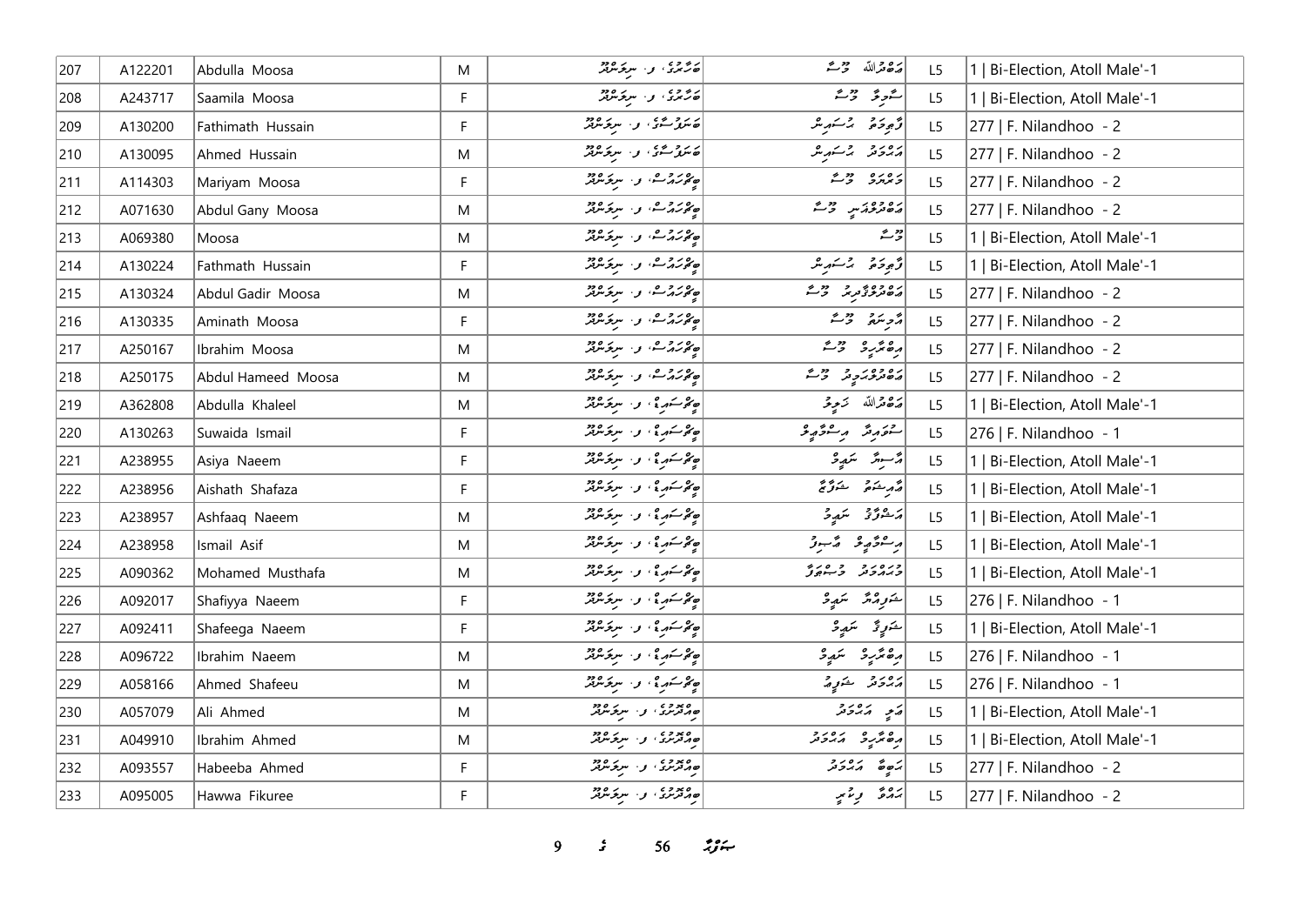| 207 | A122201 | Abdulla Moosa | M | ޖަހާރާގެ، ފ. ނިލަންދޫ | އަބްދުﷲ މޫސާ | L5 | 1 \| Bi-Election, Atoll Male'-1 |
|---|---|---|---|---|---|---|---|
| 208 | A243717 | Saamila Moosa | F | ޖަހާރާގެ، ފ. ނިލަންދޫ | ސާމިލާ މޫސާ | L5 | 1 \| Bi-Election, Atoll Male'-1 |
| 209 | A130200 | Fathimath Hussain | F | ބަނަފްސާގެ، ފ. ނިލަންދޫ | ފާތިމަތު ހުސައިން | L5 | 277 \| F. Nilandhoo - 2 |
| 210 | A130095 | Ahmed Hussain | M | ބަނަފްސާގެ، ފ. ނިލަންދޫ | އަހުމަދު ހުސައިން | L5 | 277 \| F. Nilandhoo - 2 |
| 211 | A114303 | Mariyam Moosa | F | ބީޗްހައުސް، ފ. ނިލަންދޫ | މަރިޔަމް މޫސާ | L5 | 277 \| F. Nilandhoo - 2 |
| 212 | A071630 | Abdul Gany Moosa | M | ބީޗްހައުސް، ފ. ނިލަންދޫ | އަބްދުލްޣަނީ މޫސާ | L5 | 277 \| F. Nilandhoo - 2 |
| 213 | A069380 | Moosa | M | ބީޗްހައުސް، ފ. ނިލަންދޫ | މޫސާ | L5 | 1 \| Bi-Election, Atoll Male'-1 |
| 214 | A130224 | Fathmath Hussain | F | ބީޗްހައުސް، ފ. ނިލަންދޫ | ފާތިމަތު ހުސައިން | L5 | 1 \| Bi-Election, Atoll Male'-1 |
| 215 | A130324 | Abdul Gadir Moosa | M | ބީޗްހައުސް، ފ. ނިލަންދޫ | އަބްދުލްޤާދިރު މޫސާ | L5 | 277 \| F. Nilandhoo - 2 |
| 216 | A130335 | Aminath Moosa | F | ބީޗްހައުސް، ފ. ނިލަންދޫ | އާމިނަތު މޫސާ | L5 | 277 \| F. Nilandhoo - 2 |
| 217 | A250167 | Ibrahim Moosa | M | ބީޗްހައުސް، ފ. ނިލަންދޫ | އިބްރާހީމް މޫސާ | L5 | 277 \| F. Nilandhoo - 2 |
| 218 | A250175 | Abdul Hameed Moosa | M | ބީޗްހައުސް، ފ. ނިލަންދޫ | އަބްދުލްޙަމީދު މޫސާ | L5 | 277 \| F. Nilandhoo - 2 |
| 219 | A362808 | Abdulla Khaleel | M | ބީޗްސައިޑް، ފ. ނިލަންދޫ | އަބްދުﷲ ޚަލީލް | L5 | 1 \| Bi-Election, Atoll Male'-1 |
| 220 | A130263 | Suwaida Ismail | F | ބީޗްސައިޑް، ފ. ނިލަންދޫ | ސުވައިދާ އިސްމާއީލް | L5 | 276 \| F. Nilandhoo - 1 |
| 221 | A238955 | Asiya Naeem | F | ބީޗްސައިޑް، ފ. ނިލަންދޫ | އާސިޔާ ނައީމް | L5 | 1 \| Bi-Election, Atoll Male'-1 |
| 222 | A238956 | Aishath Shafaza | F | ބީޗްސައިޑް، ފ. ނިލަންދޫ | އާއިޝަތު ޝަފާޒާ | L5 | 1 \| Bi-Election, Atoll Male'-1 |
| 223 | A238957 | Ashfaaq Naeem | M | ބީޗްސައިޑް، ފ. ނިލަންދޫ | އަޝްފާޤު ނައީމް | L5 | 1 \| Bi-Election, Atoll Male'-1 |
| 224 | A238958 | Ismail Asif | M | ބީޗްސައިޑް، ފ. ނިލަންދޫ | އިސްމާއީލް އާސިފު | L5 | 1 \| Bi-Election, Atoll Male'-1 |
| 225 | A090362 | Mohamed Musthafa | M | ބީޗްސައިޑް، ފ. ނިލަންދޫ | މުހައްމަދު މުސްތަފާ | L5 | 1 \| Bi-Election, Atoll Male'-1 |
| 226 | A092017 | Shafiyya Naeem | F | ބީޗްސައިޑް، ފ. ނިލަންދޫ | ޝަފިއްޔާ ނައީމް | L5 | 276 \| F. Nilandhoo - 1 |
| 227 | A092411 | Shafeega Naeem | F | ބީޗްސައިޑް، ފ. ނިލަންދޫ | ޝަފީގާ ނައީމް | L5 | 1 \| Bi-Election, Atoll Male'-1 |
| 228 | A096722 | Ibrahim Naeem | M | ބީޗްސައިޑް، ފ. ނިލަންދޫ | އިބްރާހީމް ނައީމް | L5 | 276 \| F. Nilandhoo - 1 |
| 229 | A058166 | Ahmed Shafeeu | M | ބީޗްސައިޑް، ފ. ނިލަންދޫ | އަހުމަދު ޝަފީޢު | L5 | 276 \| F. Nilandhoo - 1 |
| 230 | A057079 | Ali Ahmed | M | ބިއުރޫރާގެ، ފ. ނިލަންދޫ | އަލީ އަހުމަދު | L5 | 1 \| Bi-Election, Atoll Male'-1 |
| 231 | A049910 | Ibrahim Ahmed | M | ބިއުރޫރާގެ، ފ. ނިލަންދޫ | އިބްރާހީމް އަހުމަދު | L5 | 1 \| Bi-Election, Atoll Male'-1 |
| 232 | A093557 | Habeeba Ahmed | F | ބިއުރޫރާގެ، ފ. ނިލަންދޫ | ހަބީބާ އަހުމަދު | L5 | 277 \| F. Nilandhoo - 2 |
| 233 | A095005 | Hawwa Fikuree | F | ބިއުރޫރާގެ، ފ. ނިލަންދޫ | ހައްވާ ފިކުރީ | L5 | 277 \| F. Nilandhoo - 2 |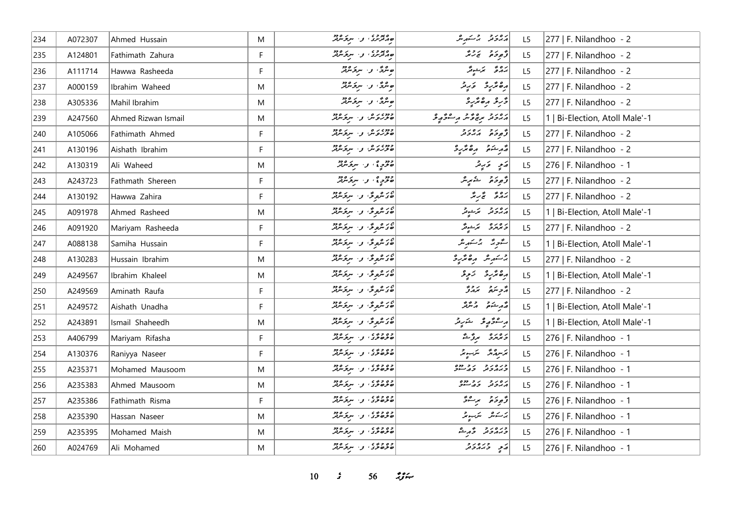| 234 | A072307 | Ahmed Hussain | M | ޓެއުދުރީ، ފ. ނިލަންދޫ | އަޙްމަދު ޙުސައިން | L5 | 277 \| F. Nilandhoo - 2 |
|---|---|---|---|---|---|---|---|
| 235 | A124801 | Fathimath Zahura | F | ޓެއުދުރީ، ފ. ނިލަންދޫ | ފާތިމަތު ޒަހުރާ | L5 | 277 \| F. Nilandhoo - 2 |
| 236 | A111714 | Hawwa Rasheeda | F | ބިންގާ، ފ. ނިލަންދޫ | ޙައްވާ ރަޝީދާ | L5 | 277 \| F. Nilandhoo - 2 |
| 237 | A000159 | Ibrahim Waheed | M | ބިންގާ، ފ. ނިލަންދޫ | އިބްރާހީމް ވަޙީދު | L5 | 277 \| F. Nilandhoo - 2 |
| 238 | A305336 | Mahil Ibrahim | M | ބިންގާ، ފ. ނިލަންދޫ | މާހިލް އިބްރާހީމް | L5 | 277 \| F. Nilandhoo - 2 |
| 239 | A247560 | Ahmed Rizwan Ismail | M | ބޫނުވަން، ފ. ނިލަންދޫ | އަޙްމަދު ރިޟްވާން އިސްމާޢީލް | L5 | 1 \| Bi-Election, Atoll Male'-1 |
| 240 | A105066 | Fathimath Ahmed | F | ބޫނުވަން، ފ. ނިލަންދޫ | ފާތިމަތު އަޙްމަދު | L5 | 277 \| F. Nilandhoo - 2 |
| 241 | A130196 | Aishath Ibrahim | F | ބޫނުވަން، ފ. ނިލަންދޫ | އާއިޝަތު އިބްރާހީމް | L5 | 277 \| F. Nilandhoo - 2 |
| 242 | A130319 | Ali Waheed | M | ބޫލިމް، ފ. ނިލަންދޫ | ޢަލީ ވަޙީދު | L5 | 276 \| F. Nilandhoo - 1 |
| 243 | A243723 | Fathmath Shereen | F | ބޫލިމް، ފ. ނިލަންދޫ | ފާތިމަތު ޝެރީން | L5 | 277 \| F. Nilandhoo - 2 |
| 244 | A130192 | Hawwa Zahira | F | ބޭރަންވިލާ، ފ. ނިލަންދޫ | ޙައްވާ ޒާހިރާ | L5 | 277 \| F. Nilandhoo - 2 |
| 245 | A091978 | Ahmed Rasheed | M | ބޭރަންވިލާ، ފ. ނިލަންދޫ | އަޙްމަދު ރަޝީދު | L5 | 1 \| Bi-Election, Atoll Male'-1 |
| 246 | A091920 | Mariyam Rasheeda | F | ބޭރަންވިލާ، ފ. ނިލަންދޫ | މަރިޔަމް ރަޝީދާ | L5 | 277 \| F. Nilandhoo - 2 |
| 247 | A088138 | Samiha Hussain | F | ބޭރަންވިލާ، ފ. ނިލަންދޫ | ސާމިހާ ޙުސައިން | L5 | 1 \| Bi-Election, Atoll Male'-1 |
| 248 | A130283 | Hussain Ibrahim | M | ބޭރަންވިލާ، ފ. ނިލަންދޫ | ޙުސައިން އިބްރާހީމް | L5 | 277 \| F. Nilandhoo - 2 |
| 249 | A249567 | Ibrahim Khaleel | M | ބޭރަންވިލާ، ފ. ނިލަންދޫ | އިބްރާހީމް ޚަލީލް | L5 | 1 \| Bi-Election, Atoll Male'-1 |
| 250 | A249569 | Aminath Raufa | F | ބޭރަންވިލާ، ފ. ނިލަންދޫ | އާމިނަތު ރައުފާ | L5 | 277 \| F. Nilandhoo - 2 |
| 251 | A249572 | Aishath Unadha | F | ބޭރަންވިލާ، ފ. ނިލަންދޫ | އާއިޝަތު އުނާދާ | L5 | 1 \| Bi-Election, Atoll Male'-1 |
| 252 | A243891 | Ismail Shaheedh | M | ބޭރަންވިލާ، ފ. ނިލަންދޫ | އިސްމާޢީލް ޝަހީދު | L5 | 1 \| Bi-Election, Atoll Male'-1 |
| 253 | A406799 | Mariyam Rifasha | F | ބުރުބުރީ، ފ. ނިލަންދޫ | މަރިޔަމް ރިފާޝާ | L5 | 276 \| F. Nilandhoo - 1 |
| 254 | A130376 | Raniyya Naseer | F | ބުރުބުރީ، ފ. ނިލަންދޫ | ރަނިއްޔާ ނަސީރު | L5 | 276 \| F. Nilandhoo - 1 |
| 255 | A235371 | Mohamed Mausoom | M | ބުރުބުރީ، ފ. ނިލަންދޫ | މުޙައްމަދު މައުޞޫމް | L5 | 276 \| F. Nilandhoo - 1 |
| 256 | A235383 | Ahmed Mausoom | M | ބުރުބުރީ، ފ. ނިލަންދޫ | އަޙްމަދު މައުޞޫމް | L5 | 276 \| F. Nilandhoo - 1 |
| 257 | A235386 | Fathimath Risma | F | ބުރުބުރީ، ފ. ނިލަންދޫ | ފާތިމަތު ރިސްމާ | L5 | 276 \| F. Nilandhoo - 1 |
| 258 | A235390 | Hassan Naseer | M | ބުރުބުރީ، ފ. ނިލަންދޫ | ޙަސަން ނަސީރު | L5 | 276 \| F. Nilandhoo - 1 |
| 259 | A235395 | Mohamed Maish | M | ބުރުބުރީ، ފ. ނިލަންދޫ | މުޙައްމަދު މާއިޝް | L5 | 276 \| F. Nilandhoo - 1 |
| 260 | A024769 | Ali Mohamed | M | ބުރުބުރީ، ފ. ނިލަންދޫ | ޢަލީ މުޙައްމަދު | L5 | 276 \| F. Nilandhoo - 1 |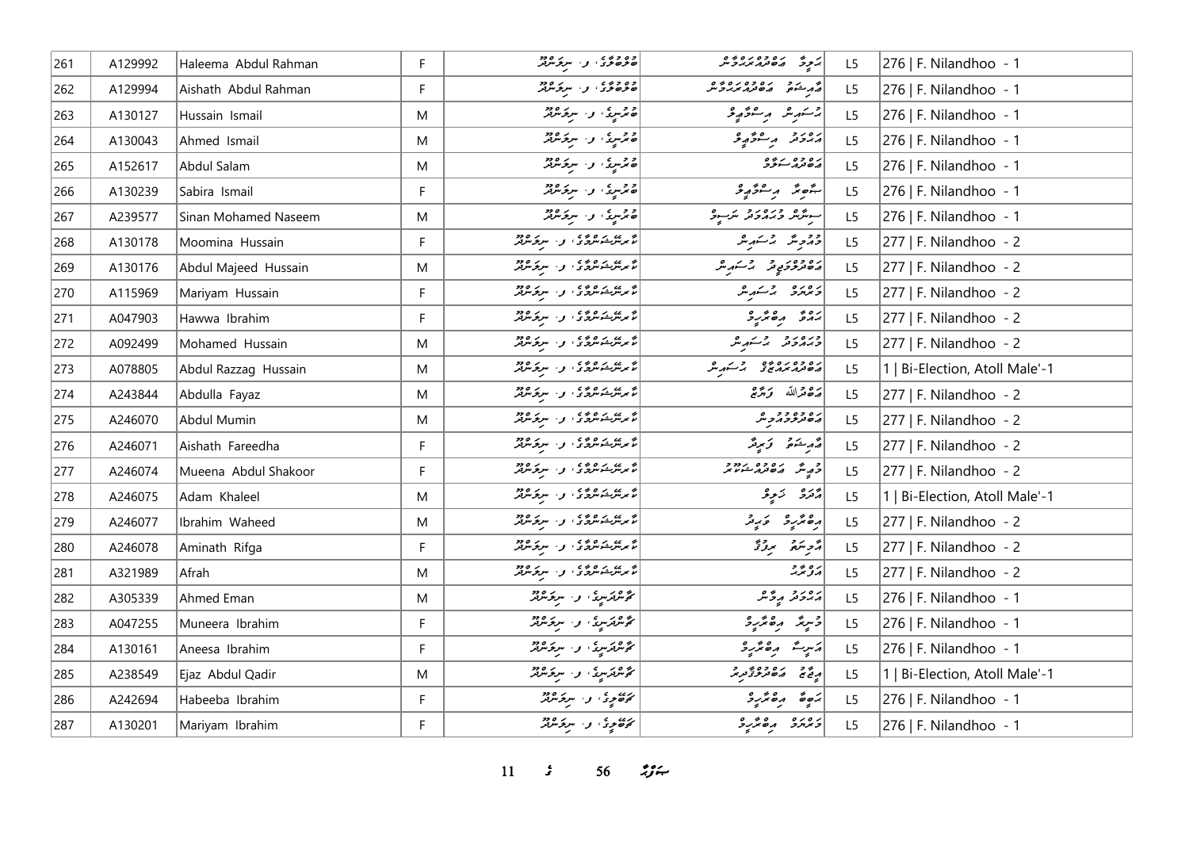| 261 | A129992 | Haleema Abdul Rahman | F | ޙޯރުހަވާ، ފ. ނިލަންދޫ | ހަލީމާ ޢަބްދުއްރަޙްމާން | L5 | 276 \| F. Nilandhoo - 1 |
|---|---|---|---|---|---|---|---|
| 262 | A129994 | Aishath Abdul Rahman | F | ޙޯރުހަވާ، ފ. ނިލަންދޫ | ޢައިޝަތު ޢަބްދުއްރަޙްމާން | L5 | 276 \| F. Nilandhoo - 1 |
| 263 | A130127 | Hussain Ismail | M | ބުރުނިގެ، ފ. ނިލަންދޫ | ޙުސައިން އިސްމާޢީލް | L5 | 276 \| F. Nilandhoo - 1 |
| 264 | A130043 | Ahmed Ismail | M | ބުރުނިގެ، ފ. ނިލަންދޫ | އަޙްމަދު އިސްމާޢީލް | L5 | 276 \| F. Nilandhoo - 1 |
| 265 | A152617 | Abdul Salam | M | ބުރުނިގެ، ފ. ނިލަންދޫ | ޢަބްދުއްސަލާމް | L5 | 276 \| F. Nilandhoo - 1 |
| 266 | A130239 | Sabira Ismail | F | ބުރުނިގެ، ފ. ނިލަންދޫ | ސާބިރާ އިސްމާޢީލް | L5 | 276 \| F. Nilandhoo - 1 |
| 267 | A239577 | Sinan Mohamed Naseem | M | ބުރުނިގެ، ފ. ނިލަންދޫ | ސިނާން މުޙައްމަދު ނަސީމް | L5 | 276 \| F. Nilandhoo - 1 |
| 268 | A130178 | Moomina Hussain | F | ގުރަންޓަންގުގެ، ފ. ނިލަންދޫ | މޫމިނާ ޙުސައިން | L5 | 277 \| F. Nilandhoo - 2 |
| 269 | A130176 | Abdul Majeed Hussain | M | ގުރަންޓަންގުގެ، ފ. ނިލަންދޫ | ޢަބްދުލްމަޖީދު ޙުސައިން | L5 | 277 \| F. Nilandhoo - 2 |
| 270 | A115969 | Mariyam Hussain | F | ގުރަންޓަންގުގެ، ފ. ނިލަންދޫ | މަރިޔަމް ޙުސައިން | L5 | 277 \| F. Nilandhoo - 2 |
| 271 | A047903 | Hawwa Ibrahim | F | ގުރަންޓަންގުގެ، ފ. ނިލަންދޫ | ޙައްވާ އިބްރާހީމް | L5 | 277 \| F. Nilandhoo - 2 |
| 272 | A092499 | Mohamed Hussain | M | ގުރަންޓަންގުގެ، ފ. ނިލަންދޫ | މުޙައްމަދު ޙުސައިން | L5 | 277 \| F. Nilandhoo - 2 |
| 273 | A078805 | Abdul Razzag Hussain | M | ގުރަންޓަންގުގެ، ފ. ނިލަންދޫ | ޢަބްދުއްރައްޒާގު ޙުސައިން | L5 | 1 \| Bi-Election, Atoll Male'-1 |
| 274 | A243844 | Abdulla Fayaz | M | ގުރަންޓަންގުގެ، ފ. ނިލަންދޫ | ޢަބްދުﷲ ފައްޔާޒް | L5 | 277 \| F. Nilandhoo - 2 |
| 275 | A246070 | Abdul Mumin | M | ގުރަންޓަންގުގެ، ފ. ނިލަންދޫ | ޢަބްދުލްމުއުމިން | L5 | 277 \| F. Nilandhoo - 2 |
| 276 | A246071 | Aishath Fareedha | F | ގުރަންޓަންގުގެ، ފ. ނިލަންދޫ | ޢައިޝަތު ފަރީދާ | L5 | 277 \| F. Nilandhoo - 2 |
| 277 | A246074 | Mueena Abdul Shakoor | F | ގުރަންޓަންގުގެ، ފ. ނިލަންދޫ | މުޢީނާ ޢަބްދުއްޝަކޫރު | L5 | 277 \| F. Nilandhoo - 2 |
| 278 | A246075 | Adam Khaleel | M | ގުރަންޓަންގުގެ، ފ. ނިލަންދޫ | އާދަމް ޚަލީލް | L5 | 1 \| Bi-Election, Atoll Male'-1 |
| 279 | A246077 | Ibrahim Waheed | M | ގުރަންޓަންގުގެ، ފ. ނިލަންދޫ | އިބްރާހީމް ވަޙީދު | L5 | 277 \| F. Nilandhoo - 2 |
| 280 | A246078 | Aminath Rifga | F | ގުރަންޓަންގުގެ، ފ. ނިލަންދޫ | އާމިނަތު ރިފްގާ | L5 | 277 \| F. Nilandhoo - 2 |
| 281 | A321989 | Afrah | M | ގުރަންޓަންގުގެ، ފ. ނިލަންދޫ | އަފްރާހު | L5 | 277 \| F. Nilandhoo - 2 |
| 282 | A305339 | Ahmed Eman | M | ޗާންދަނިގެ، ފ. ނިލަންދޫ | އަޙްމަދު އީމާން | L5 | 276 \| F. Nilandhoo - 1 |
| 283 | A047255 | Muneera Ibrahim | F | ޗާންދަނިގެ، ފ. ނިލަންދޫ | މުނީރާ އިބްރާހީމް | L5 | 276 \| F. Nilandhoo - 1 |
| 284 | A130161 | Aneesa Ibrahim | F | ޗާންދަނިގެ، ފ. ނިލަންދޫ | އަނީސާ އިބްރާހީމް | L5 | 276 \| F. Nilandhoo - 1 |
| 285 | A238549 | Ejaz Abdul Qadir | M | ޗާންދަނިގެ، ފ. ނިލަންދޫ | އީޖާޒް ޢަބްދުލްޤާދިރު | L5 | 1 \| Bi-Election, Atoll Male'-1 |
| 286 | A242694 | Habeeba Ibrahim | F | ޗަބޭލިގެ، ފ. ނިލަންދޫ | ހަބީބާ އިބްރާހީމް | L5 | 276 \| F. Nilandhoo - 1 |
| 287 | A130201 | Mariyam Ibrahim | F | ޗަބޭލިގެ، ފ. ނިލަންދޫ | މަރިޔަމް އިބްރާހީމް | L5 | 276 \| F. Nilandhoo - 1 |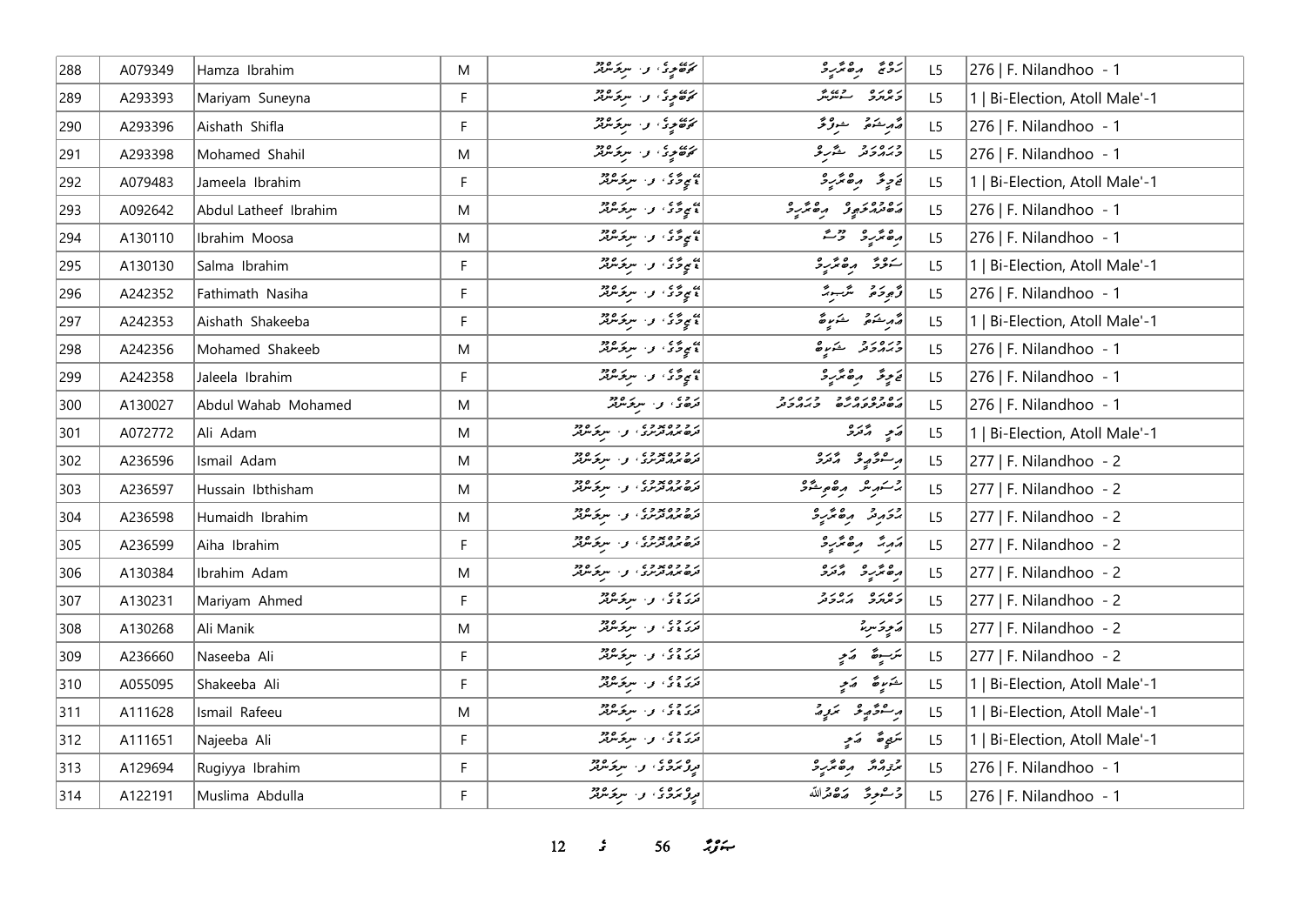| 288 | A079349 | Hamza Ibrahim | M | ކަތަބުގޭ، ފ. ނިލަންދޫ | ހަމްޒާ އިބްރާހީމް | L5 | 276 \| F. Nilandhoo - 1 |
|---|---|---|---|---|---|---|---|
| 289 | A293393 | Mariyam Suneyna | F | ކަތަބުގޭ، ފ. ނިލަންދޫ | މަރިޔަމް ސުނެއިނާ | L5 | 1 \| Bi-Election, Atoll Male'-1 |
| 290 | A293396 | Aishath Shifla | F | ކަތަބުގޭ، ފ. ނިލަންދޫ | އާއިޝަތު ޝިފްލާ | L5 | 276 \| F. Nilandhoo - 1 |
| 291 | A293398 | Mohamed Shahil | M | ކަތަބުގޭ، ފ. ނިލަންދޫ | މުޙައްމަދު ޝާހިލް | L5 | 276 \| F. Nilandhoo - 1 |
| 292 | A079483 | Jameela Ibrahim | F | ޖޫމާގެ، ފ. ނިލަންދޫ | ޖަމީލާ އިބްރާހީމް | L5 | 1 \| Bi-Election, Atoll Male'-1 |
| 293 | A092642 | Abdul Latheef Ibrahim | M | ޖޫމާގެ، ފ. ނިލަންދޫ | އަބްދުއްލަތީފު އިބްރާހީމް | L5 | 276 \| F. Nilandhoo - 1 |
| 294 | A130110 | Ibrahim Moosa | M | ޖޫމާގެ، ފ. ނިލަންދޫ | އިބްރާހީމް މޫސާ | L5 | 276 \| F. Nilandhoo - 1 |
| 295 | A130130 | Salma Ibrahim | F | ޖޫމާގެ، ފ. ނިލަންދޫ | ސަލްމާ އިބްރާހީމް | L5 | 1 \| Bi-Election, Atoll Male'-1 |
| 296 | A242352 | Fathimath Nasiha | F | ޖޫމާގެ، ފ. ނިލަންދޫ | ފާތިމަތު ނާސިހާ | L5 | 276 \| F. Nilandhoo - 1 |
| 297 | A242353 | Aishath Shakeeba | F | ޖޫމާގެ، ފ. ނިލަންދޫ | އާއިޝަތު ޝަކީބާ | L5 | 1 \| Bi-Election, Atoll Male'-1 |
| 298 | A242356 | Mohamed Shakeeb | M | ޖޫމާގެ، ފ. ނިލަންދޫ | މުޙައްމަދު ޝަކީބު | L5 | 276 \| F. Nilandhoo - 1 |
| 299 | A242358 | Jaleela Ibrahim | F | ޖޫމާގެ، ފ. ނިލަންދޫ | ޖަލީލާ އިބްރާހީމް | L5 | 276 \| F. Nilandhoo - 1 |
| 300 | A130027 | Abdul Wahab Mohamed | M | ދަރުގެ، ފ. ނިލަންދޫ | އަބްދުލްވައްހާބު މުޙައްމަދު | L5 | 276 \| F. Nilandhoo - 1 |
| 301 | A072772 | Ali Adam | M | ދަރުމަވަންތުގެ، ފ. ނިލަންދޫ | އަލި އާދަމް | L5 | 1 \| Bi-Election, Atoll Male'-1 |
| 302 | A236596 | Ismail Adam | M | ދަރުމަވަންތުގެ، ފ. ނިލަންދޫ | އިސްމާޢީލް އާދަމް | L5 | 277 \| F. Nilandhoo - 2 |
| 303 | A236597 | Hussain Ibthisham | M | ދަރުމަވަންތުގެ، ފ. ނިލަންދޫ | ޙުސައިން އިބްތިޝާމް | L5 | 277 \| F. Nilandhoo - 2 |
| 304 | A236598 | Humaidh Ibrahim | M | ދަރުމަވަންތުގެ، ފ. ނިލަންދޫ | ޙުމައިދު އިބްރާހީމް | L5 | 277 \| F. Nilandhoo - 2 |
| 305 | A236599 | Aiha Ibrahim | F | ދަރުމަވަންތުގެ، ފ. ނިލަންދޫ | އައިހާ އިބްރާހީމް | L5 | 277 \| F. Nilandhoo - 2 |
| 306 | A130384 | Ibrahim Adam | M | ދަރުމަވަންތުގެ، ފ. ނިލަންދޫ | އިބްރާހީމް އާދަމް | L5 | 277 \| F. Nilandhoo - 2 |
| 307 | A130231 | Mariyam Ahmed | F | ދަރަމުގެ، ފ. ނިލަންދޫ | މަރިޔަމް އަޙްމަދު | L5 | 277 \| F. Nilandhoo - 2 |
| 308 | A130268 | Ali Manik | M | ދަރަމުގެ، ފ. ނިލަންދޫ | އަލިމަނިކު | L5 | 277 \| F. Nilandhoo - 2 |
| 309 | A236660 | Naseeba Ali | F | ދަރަމުގެ، ފ. ނިލަންދޫ | ނަސީބާ އަލި | L5 | 277 \| F. Nilandhoo - 2 |
| 310 | A055095 | Shakeeba Ali | F | ދަރަމުގެ، ފ. ނިލަންދޫ | ޝަކީބާ އަލި | L5 | 1 \| Bi-Election, Atoll Male'-1 |
| 311 | A111628 | Ismail Rafeeu | M | ދަރަމުގެ، ފ. ނިލަންދޫ | އިސްމާޢީލް ރަފީއު | L5 | 1 \| Bi-Election, Atoll Male'-1 |
| 312 | A111651 | Najeeba Ali | F | ދަރަމުގެ، ފ. ނިލަންދޫ | ނަޖީބާ އަލި | L5 | 1 \| Bi-Election, Atoll Male'-1 |
| 313 | A129694 | Rugiyya Ibrahim | F | ދިލްރަވުގެ، ފ. ނިލަންދޫ | ރުގިއްޔާ އިބްރާހީމް | L5 | 276 \| F. Nilandhoo - 1 |
| 314 | A122191 | Muslima Abdulla | F | ދިލްރަވުގެ، ފ. ނިލަންދޫ | މުސްލިމާ އަބްދުﷲ | L5 | 276 \| F. Nilandhoo - 1 |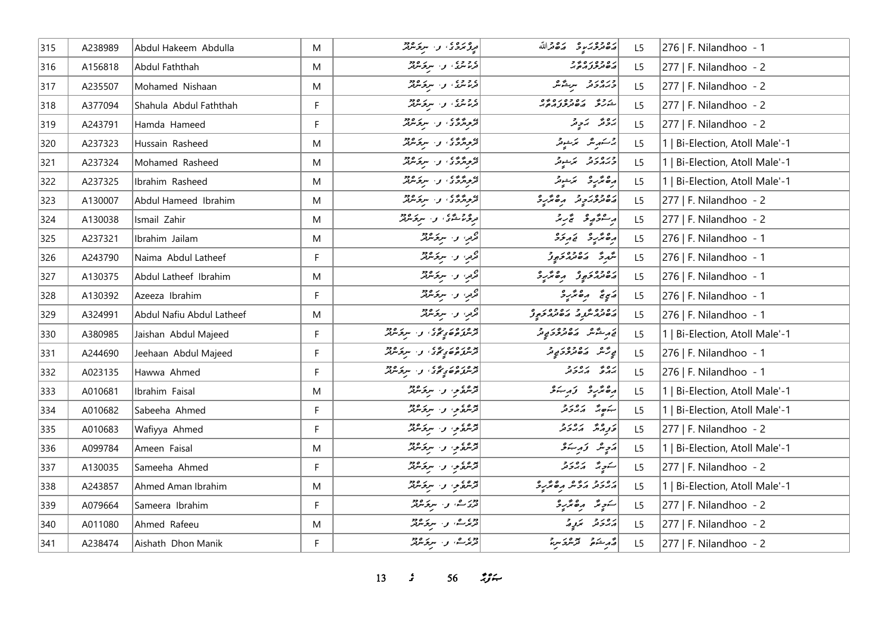| 315 | A238989 | Abdul Hakeem Abdulla | M | ރިލެކްސް، ފ. ނިލަންދޫ | އަބްދުލްހަކީމް އަބްދުﷲ | L5 | 276 \| F. Nilandhoo - 1 |
|---|---|---|---|---|---|---|---|
| 316 | A156818 | Abdul Faththah | M | ދަނޑުގެ، ފ. ނިލަންދޫ | އަބްދުލްފައްތާހު | L5 | 277 \| F. Nilandhoo - 2 |
| 317 | A235507 | Mohamed Nishaan | M | ދަނޑުގެ، ފ. ނިލަންދޫ | މުޙައްމަދު ނިޝާން | L5 | 277 \| F. Nilandhoo - 2 |
| 318 | A377094 | Shahula Abdul Faththah | F | ދަނޑުގެ، ފ. ނިލަންދޫ | ޝަހުލާ އަބްދުލްފައްތާހު | L5 | 277 \| F. Nilandhoo - 2 |
| 319 | A243791 | Hamda Hameed | F | ދޮލިއަސްގެ، ފ. ނިލަންދޫ | ހަމްދާ ހަމީދު | L5 | 277 \| F. Nilandhoo - 2 |
| 320 | A237323 | Hussain Rasheed | M | ދޮލިއަސްގެ، ފ. ނިލަންދޫ | ހުސައިން ރަޝީދު | L5 | 1 \| Bi-Election, Atoll Male'-1 |
| 321 | A237324 | Mohamed Rasheed | M | ދޮލިއަސްގެ، ފ. ނިލަންދޫ | މުޙައްމަދު ރަޝީދު | L5 | 1 \| Bi-Election, Atoll Male'-1 |
| 322 | A237325 | Ibrahim Rasheed | M | ދޮލިއަސްގެ، ފ. ނިލަންދޫ | އިބްރާހީމް ރަޝީދު | L5 | 1 \| Bi-Election, Atoll Male'-1 |
| 323 | A130007 | Abdul Hameed Ibrahim | M | ދޮލިއަސްގެ، ފ. ނިލަންދޫ | އަބްދުލްހަމީދު އިބްރާހީމް | L5 | 277 \| F. Nilandhoo - 2 |
| 324 | A130038 | Ismail Zahir | M | ދިލްކުޝްގެ، ފ. ނިލަންދޫ | އިސްމާއީލް ޒާހިރު | L5 | 277 \| F. Nilandhoo - 2 |
| 325 | A237321 | Ibrahim Jailam | M | ދޯދި، ފ. ނިލަންދޫ | އިބްރާހީމް ޖައިލަމް | L5 | 276 \| F. Nilandhoo - 1 |
| 326 | A243790 | Naima Abdul Latheef | F | ދޯދި، ފ. ނިލަންދޫ | ނާއިމާ އަބްދުއްލަޠީފް | L5 | 276 \| F. Nilandhoo - 1 |
| 327 | A130375 | Abdul Latheef Ibrahim | M | ދޯދި، ފ. ނިލަންދޫ | އަބްދުއްލަޠީފް އިބްރާހީމް | L5 | 276 \| F. Nilandhoo - 1 |
| 328 | A130392 | Azeeza Ibrahim | F | ދޯދި، ފ. ނިލަންދޫ | އަޒީޒާ އިބްރާހީމް | L5 | 276 \| F. Nilandhoo - 1 |
| 329 | A324991 | Abdul Nafiu Abdul Latheef | M | ދޯދި، ފ. ނިލަންދޫ | އަބްދުއްނާފިއު އަބްދުއްލަޠީފް | L5 | 276 \| F. Nilandhoo - 1 |
| 330 | A380985 | Jaishan Abdul Majeed | F | ދޭންބުޅާބަގީޗާގެ، ފ. ނިލަންދޫ | ޖައިޝާން އަބްދުލްމަޖީދު | L5 | 1 \| Bi-Election, Atoll Male'-1 |
| 331 | A244690 | Jeehaan Abdul Majeed | F | ދޭންބުޅާބަގީޗާގެ، ފ. ނިލަންދޫ | ޖީހާން އަބްދުލްމަޖީދު | L5 | 276 \| F. Nilandhoo - 1 |
| 332 | A023135 | Hawwa Ahmed | F | ދޭންބުޅާބަގީޗާގެ، ފ. ނިލަންދޫ | ހައްވާ އަޙްމަދު | L5 | 276 \| F. Nilandhoo - 1 |
| 333 | A010681 | Ibrahim Faisal | M | ދޭންގެލި، ފ. ނިލަންދޫ | އިބްރާހީމް ފައިސަލް | L5 | 1 \| Bi-Election, Atoll Male'-1 |
| 334 | A010682 | Sabeeha Ahmed | F | ދޭންގެލި، ފ. ނިލަންދޫ | ސަބީހާ އަޙްމަދު | L5 | 1 \| Bi-Election, Atoll Male'-1 |
| 335 | A010683 | Wafiyya Ahmed | F | ދޭންގެލި، ފ. ނިލަންދޫ | ވަފިއްޔާ އަޙްމަދު | L5 | 277 \| F. Nilandhoo - 2 |
| 336 | A099784 | Ameen Faisal | M | ދޭންގެލި، ފ. ނިލަންދޫ | އަމީން ފައިސަލް | L5 | 1 \| Bi-Election, Atoll Male'-1 |
| 337 | A130035 | Sameeha Ahmed | F | ދޭންގެލި، ފ. ނިލަންދޫ | ސަމީހާ އަޙްމަދު | L5 | 277 \| F. Nilandhoo - 2 |
| 338 | A243857 | Ahmed Aman Ibrahim | M | ދޭންގެލި، ފ. ނިލަންދޫ | އަޙްމަދު އަމާން އިބްރާހީމް | L5 | 1 \| Bi-Election, Atoll Male'-1 |
| 339 | A079664 | Sameera Ibrahim | F | ދޫރެސް، ފ. ނިލަންދޫ | ސަމީރާ އިބްރާހީމް | L5 | 277 \| F. Nilandhoo - 2 |
| 340 | A011080 | Ahmed Rafeeu | M | ދޫރެސް، ފ. ނިލަންދޫ | އަޙްމަދު ރަފީއު | L5 | 277 \| F. Nilandhoo - 2 |
| 341 | A238474 | Aishath Dhon Manik | F | ދޫރެސް، ފ. ނިލަންދޫ | އާއިޝަތު ދޮންމަނިކު | L5 | 277 \| F. Nilandhoo - 2 |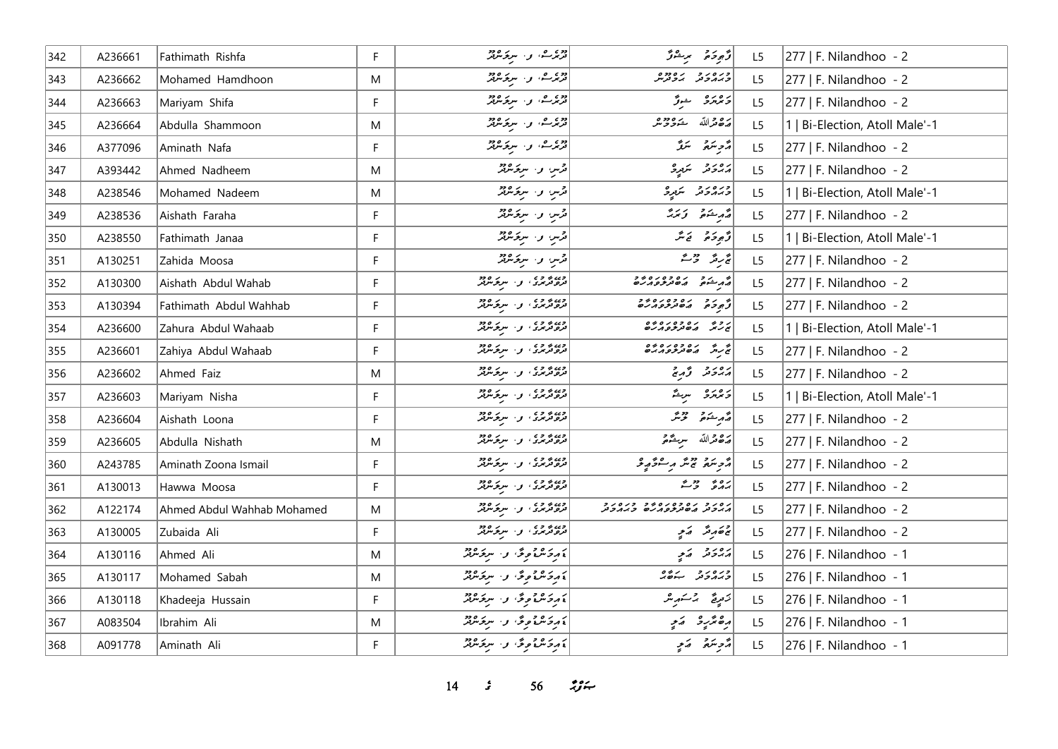| 342 | A236661 | Fathimath Rishfa | F | ދޫރެސް، ފ. ނިލަންދޫ | ފާތިމަތު ރިޝްފާ | L5 | 277 \| F. Nilandhoo - 2 |
|---|---|---|---|---|---|---|---|
| 343 | A236662 | Mohamed Hamdhoon | M | ދޫރެސް، ފ. ނިލަންދޫ | މުހައްމަދު ހަމްދޫން | L5 | 277 \| F. Nilandhoo - 2 |
| 344 | A236663 | Mariyam Shifa | F | ދޫރެސް، ފ. ނިލަންދޫ | މަރިޔަމް ޝިފާ | L5 | 277 \| F. Nilandhoo - 2 |
| 345 | A236664 | Abdulla Shammoon | M | ދޫރެސް، ފ. ނިލަންދޫ | އަބްދުﷲ ޝައްމޫން | L5 | 1 \| Bi-Election, Atoll Male'-1 |
| 346 | A377096 | Aminath Nafa | F | ދޫރެސް، ފ. ނިލަންދޫ | އާމިނަތު ނަފާ | L5 | 277 \| F. Nilandhoo - 2 |
| 347 | A393442 | Ahmed Nadheem | M | ދޮން، ފ. ނިލަންދޫ | އަހްމަދު ނަދީމް | L5 | 277 \| F. Nilandhoo - 2 |
| 348 | A238546 | Mohamed Nadeem | M | ދޮން، ފ. ނިލަންދޫ | މުހައްމަދު ނަދީމް | L5 | 1 \| Bi-Election, Atoll Male'-1 |
| 349 | A238536 | Aishath Faraha | F | ދޮން، ފ. ނިލަންދޫ | އައިޝަތު ފަރަހާ | L5 | 277 \| F. Nilandhoo - 2 |
| 350 | A238550 | Fathimath Janaa | F | ދޮން، ފ. ނިލަންދޫ | ފާތިމަތު ޖަނާ | L5 | 1 \| Bi-Election, Atoll Male'-1 |
| 351 | A130251 | Zahida Moosa | F | ދޮން، ފ. ނިލަންދޫ | ޒާހިދާ މޫސާ | L5 | 277 \| F. Nilandhoo - 2 |
| 352 | A130300 | Aishath Abdul Wahab | F | ދޫވަދުރު، ފ. ނިލަންދޫ | އައިޝަތު އަބްދުލްވައްހާބު | L5 | 277 \| F. Nilandhoo - 2 |
| 353 | A130394 | Fathimath Abdul Wahhab | F | ދޫވަދުރު، ފ. ނިލަންދޫ | ފާތިމަތު އަބްދުލްވައްހާބު | L5 | 277 \| F. Nilandhoo - 2 |
| 354 | A236600 | Zahura Abdul Wahaab | F | ދޫވަދުރު، ފ. ނިލަންދޫ | ޒަހުރާ އަބްދުލްވައްހާބު | L5 | 1 \| Bi-Election, Atoll Male'-1 |
| 355 | A236601 | Zahiya Abdul Wahaab | F | ދޫވަދުރު، ފ. ނިލަންދޫ | ޒާހިޔާ އަބްދުލްވައްހާބު | L5 | 277 \| F. Nilandhoo - 2 |
| 356 | A236602 | Ahmed Faiz | M | ދޫވަދުރު، ފ. ނިލަންދޫ | އަހްމަދު ފާއިޒް | L5 | 277 \| F. Nilandhoo - 2 |
| 357 | A236603 | Mariyam Nisha | F | ދޫވަދުރު، ފ. ނިލަންދޫ | މަރިޔަމް ނިޝާ | L5 | 1 \| Bi-Election, Atoll Male'-1 |
| 358 | A236604 | Aishath Loona | F | ދޫވަދުރު، ފ. ނިލަންދޫ | އައިޝަތު ލޫނާ | L5 | 277 \| F. Nilandhoo - 2 |
| 359 | A236605 | Abdulla Nishath | M | ދޫވަދުރު، ފ. ނިލަންދޫ | އަބްދުﷲ ނިޝާތު | L5 | 277 \| F. Nilandhoo - 2 |
| 360 | A243785 | Aminath Zoona Ismail | F | ދޫވަދުރު، ފ. ނިލަންދޫ | އާމިނަތު ޒޫނާ އިސްމާއީލް | L5 | 277 \| F. Nilandhoo - 2 |
| 361 | A130013 | Hawwa Moosa | F | ދޫވަދުރު، ފ. ނިލަންދޫ | ހައްވާ މޫސާ | L5 | 277 \| F. Nilandhoo - 2 |
| 362 | A122174 | Ahmed Abdul Wahhab Mohamed | M | ދޫވަދުރު، ފ. ނިލަންދޫ | އަހްމަދު އަބްދުލްވައްހާބު މުހައްމަދު | L5 | 277 \| F. Nilandhoo - 2 |
| 363 | A130005 | Zubaida Ali | F | ދޫވަދުރު، ފ. ނިލަންދޫ | ޒުބައިދާ އަލި | L5 | 277 \| F. Nilandhoo - 2 |
| 364 | A130116 | Ahmed Ali | M | އައިވަންޖެހިވާ، ފ. ނިލަންދޫ | އަހްމަދު އަލި | L5 | 276 \| F. Nilandhoo - 1 |
| 365 | A130117 | Mohamed Sabah | M | އައިވަންޖެހިވާ، ފ. ނިލަންދޫ | މުހައްމަދު ސަބާހް | L5 | 276 \| F. Nilandhoo - 1 |
| 366 | A130118 | Khadeeja Hussain | F | އައިވަންޖެހިވާ، ފ. ނިލަންދޫ | ޚަދީޖާ ހުސައިން | L5 | 276 \| F. Nilandhoo - 1 |
| 367 | A083504 | Ibrahim Ali | M | އައިވަންޖެހިވާ، ފ. ނިލަންދޫ | އިބްރާހީމް އަލި | L5 | 276 \| F. Nilandhoo - 1 |
| 368 | A091778 | Aminath Ali | F | އައިވަންޖެހިވާ، ފ. ނިލަންދޫ | އާމިނަތު އަލި | L5 | 276 \| F. Nilandhoo - 1 |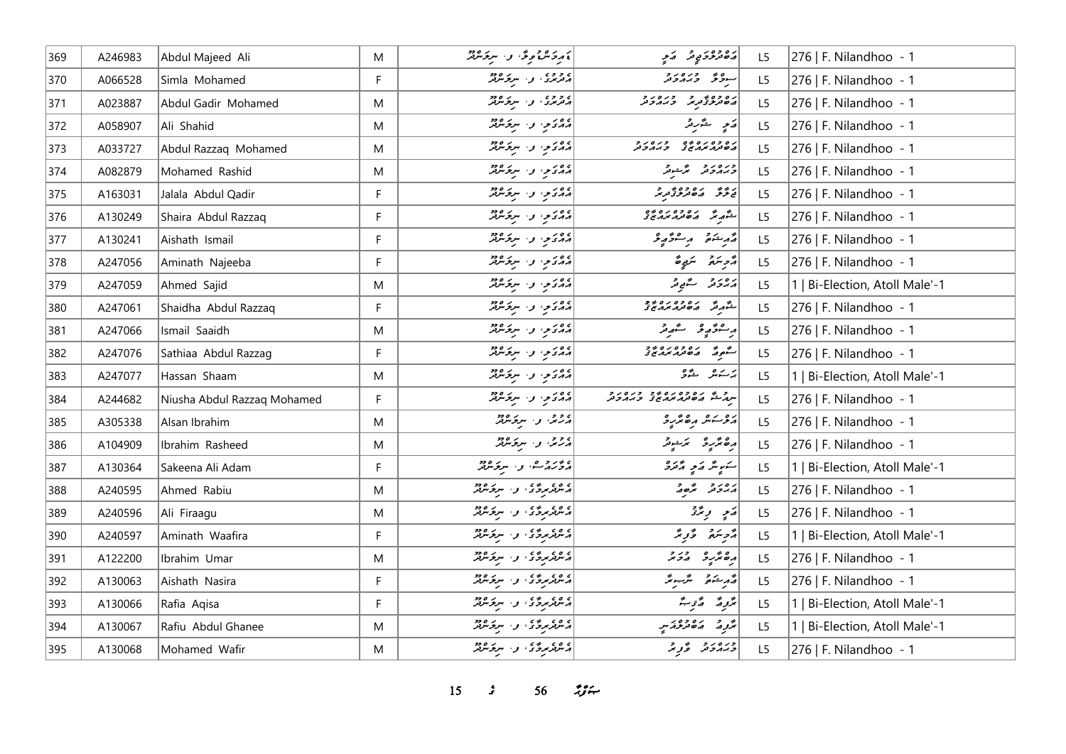| 369 | A246983 | Abdul Majeed Ali | M | ގެރިމްނެވިލާ، ފ. ނިލަންދޫ | އަބްދުލްމަޖީދު އަލީ | L5 | 276 \| F. Nilandhoo - 1 |
|---|---|---|---|---|---|---|---|
| 370 | A066528 | Simla Mohamed | F | އުދަރާގެ، ފ. ނިލަންދޫ | ސިމްލާ މުހައްމަދު | L5 | 276 \| F. Nilandhoo - 1 |
| 371 | A023887 | Abdul Gadir Mohamed | M | އުދަރާގެ، ފ. ނިލަންދޫ | އަބްދުލްގާދިރު މުހައްމަދު | L5 | 276 \| F. Nilandhoo - 1 |
| 372 | A058907 | Ali Shahid | M | އައްޑަލި، ފ. ނިލަންދޫ | އަލީ ޝާހިދު | L5 | 276 \| F. Nilandhoo - 1 |
| 373 | A033727 | Abdul Razzaq Mohamed | M | އައްޑަލި، ފ. ނިލަންދޫ | އަބްދުއްރައްޒާގު މުހައްމަދު | L5 | 276 \| F. Nilandhoo - 1 |
| 374 | A082879 | Mohamed Rashid | M | އައްޑަލި، ފ. ނިލަންދޫ | މުހައްމަދު ރާޝިދު | L5 | 276 \| F. Nilandhoo - 1 |
| 375 | A163031 | Jalala Abdul Qadir | F | އައްޑަލި، ފ. ނިލަންދޫ | ޖަލާލާ އަބްދުލްޤާދިރު | L5 | 276 \| F. Nilandhoo - 1 |
| 376 | A130249 | Shaira Abdul Razzaq | F | އައްޑަލި، ފ. ނިލަންދޫ | ޝާއިރާ އަބްދުއްރައްޒާގު | L5 | 276 \| F. Nilandhoo - 1 |
| 377 | A130241 | Aishath Ismail | F | އައްޑަލި، ފ. ނިލަންދޫ | އާއިޝަތު އިސްމާޢީލް | L5 | 276 \| F. Nilandhoo - 1 |
| 378 | A247056 | Aminath Najeeba | F | އައްޑަލި، ފ. ނިލަންދޫ | އާމިނަތު ނަޖީބާ | L5 | 276 \| F. Nilandhoo - 1 |
| 379 | A247059 | Ahmed Sajid | M | އައްޑަލި، ފ. ނިލަންދޫ | އަހްމަދު ސާޖިދު | L5 | 1 \| Bi-Election, Atoll Male'-1 |
| 380 | A247061 | Shaidha Abdul Razzaq | F | އައްޑަލި، ފ. ނިލަންދޫ | ޝާއިދާ އަބްދުއްރައްޒާގު | L5 | 276 \| F. Nilandhoo - 1 |
| 381 | A247066 | Ismail Saaidh | M | އައްޑަލި، ފ. ނިލަންދޫ | އިސްމާޢީލް ސާއިދު | L5 | 276 \| F. Nilandhoo - 1 |
| 382 | A247076 | Sathiaa Abdul Razzag | F | އައްޑަލި، ފ. ނިލަންދޫ | ސާތިޢާ އަބްދުއްރައްޒާގު | L5 | 276 \| F. Nilandhoo - 1 |
| 383 | A247077 | Hassan Shaam | M | އައްޑަލި، ފ. ނިލަންދޫ | ހަސަން ޝާމް | L5 | 1 \| Bi-Election, Atoll Male'-1 |
| 384 | A244682 | Niusha Abdul Razzaq Mohamed | F | އައްޑަލި، ފ. ނިލަންދޫ | ނިޢުޝާ އަބްދުއްރައްޒާގު މުހައްމަދު | L5 | 276 \| F. Nilandhoo - 1 |
| 385 | A305338 | Alsan Ibrahim | M | އަހުރު، ފ. ނިލަންދޫ | އަލްސަން އިބްރާހީމް | L5 | 276 \| F. Nilandhoo - 1 |
| 386 | A104909 | Ibrahim Rasheed | M | އަހުރު، ފ. ނިލަންދޫ | އިބްރާހީމް ރަޝީދު | L5 | 276 \| F. Nilandhoo - 1 |
| 387 | A130364 | Sakeena Ali Adam | F | އެވަރުގްރީން، ފ. ނިލަންދޫ | ސަކީނާ އަލީ އާދަމް | L5 | 1 \| Bi-Election, Atoll Male'-1 |
| 388 | A240595 | Ahmed Rabiu | M | އެންދެރިމާގެ، ފ. ނިލަންދޫ | އަހްމަދު ރާބިޢު | L5 | 276 \| F. Nilandhoo - 1 |
| 389 | A240596 | Ali Firaagu | M | އެންދެރިމާގެ، ފ. ނިލަންދޫ | އަލީ ފިރާގު | L5 | 276 \| F. Nilandhoo - 1 |
| 390 | A240597 | Aminath Waafira | F | އެންދެރިމާގެ، ފ. ނިލަންދޫ | އާމިނަތު ވާފިރާ | L5 | 1 \| Bi-Election, Atoll Male'-1 |
| 391 | A122200 | Ibrahim Umar | M | އެންދެރިމާގެ، ފ. ނިލަންދޫ | އިބްރާހީމް އުމަރު | L5 | 276 \| F. Nilandhoo - 1 |
| 392 | A130063 | Aishath Nasira | F | އެންދެރިމާގެ، ފ. ނިލަންދޫ | އާއިޝަތު ނާޞިރާ | L5 | 276 \| F. Nilandhoo - 1 |
| 393 | A130066 | Rafia Aqisa | F | އެންދެރިމާގެ، ފ. ނިލަންދޫ | ރާފިޢާ އާޤިސާ | L5 | 1 \| Bi-Election, Atoll Male'-1 |
| 394 | A130067 | Rafiu Abdul Ghanee | M | އެންދެރިމާގެ، ފ. ނިލަންދޫ | ރާފިޢު އަބްދުލްޣަނީ | L5 | 1 \| Bi-Election, Atoll Male'-1 |
| 395 | A130068 | Mohamed Wafir | M | އެންދެރިމާގެ، ފ. ނިލަންދޫ | މުހައްމަދު ވާފިރު | L5 | 276 \| F. Nilandhoo - 1 |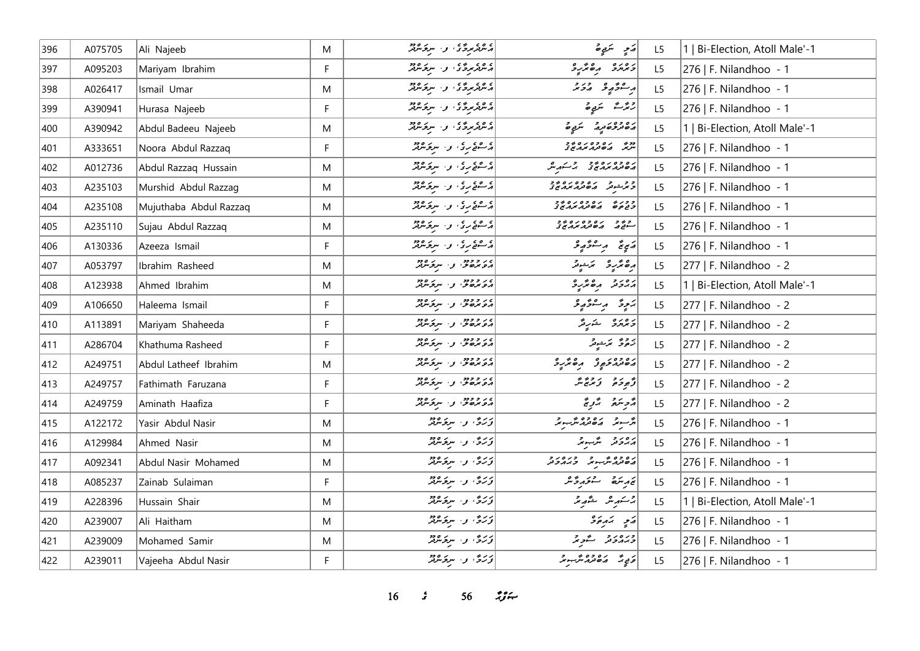| 396 | A075705 | Ali Najeeb | M | އެންޑްރިމާގެ، ފ. ނިލަންދޫ | އަލި ނަޖީބު | L5 | 1 \| Bi-Election, Atoll Male'-1 |
|---|---|---|---|---|---|---|---|
| 397 | A095203 | Mariyam Ibrahim | F | އެންޑްރިމާގެ، ފ. ނިލަންދޫ | މަރިޔަމް އިބްރާހިމް | L5 | 276 \| F. Nilandhoo - 1 |
| 398 | A026417 | Ismail Umar | M | އެންޑްރިމާގެ، ފ. ނިލަންދޫ | އިސްމާއިލް އުމަރު | L5 | 276 \| F. Nilandhoo - 1 |
| 399 | A390941 | Hurasa Najeeb | F | އެންޑްރިމާގެ، ފ. ނިލަންދޫ | ހުރަސާ ނަޖީބު | L5 | 276 \| F. Nilandhoo - 1 |
| 400 | A390942 | Abdul Badeeu Najeeb | M | އެންޑްރިމާގެ، ފ. ނިލަންދޫ | އަބްދުލްބަދީޢު ނަޖީބު | L5 | 1 \| Bi-Election, Atoll Male'-1 |
| 401 | A333651 | Noora Abdul Razzaq | F | އެސްޓެރިގެ، ފ. ނިލަންދޫ | ނޫރާ އަބްދުއްރައްޒާގު | L5 | 276 \| F. Nilandhoo - 1 |
| 402 | A012736 | Abdul Razzaq Hussain | M | އެސްޓެރިގެ، ފ. ނިލަންދޫ | އަބްދުއްރައްޒާގު ހުސައިން | L5 | 276 \| F. Nilandhoo - 1 |
| 403 | A235103 | Murshid Abdul Razzag | M | އެސްޓެރިގެ، ފ. ނިލަންދޫ | މުރުޝިދު އަބްދުއްރައްޒާގު | L5 | 276 \| F. Nilandhoo - 1 |
| 404 | A235108 | Mujuthaba Abdul Razzaq | M | އެސްޓެރިގެ، ފ. ނިލަންދޫ | މުޖުތަބާ އަބްދުއްރައްޒާގު | L5 | 276 \| F. Nilandhoo - 1 |
| 405 | A235110 | Sujau Abdul Razzaq | M | އެސްޓެރިގެ، ފ. ނިލަންދޫ | ސުޖާޢު އަބްދުއްރައްޒާގު | L5 | 276 \| F. Nilandhoo - 1 |
| 406 | A130336 | Azeeza Ismail | F | އެސްޓެރިގެ، ފ. ނިލަންދޫ | އަޒީޒާ އިސްމާއިލް | L5 | 276 \| F. Nilandhoo - 1 |
| 407 | A053797 | Ibrahim Rasheed | M | އޯވަރބޯޑް، ފ. ނިލަންދޫ | އިބްރާހިމް ރަޝީދު | L5 | 277 \| F. Nilandhoo - 2 |
| 408 | A123938 | Ahmed Ibrahim | M | އޯވަރބޯޑް، ފ. ނިލަންދޫ | އަޙްމަދު އިބްރާހިމް | L5 | 1 \| Bi-Election, Atoll Male'-1 |
| 409 | A106650 | Haleema Ismail | F | އޯވަރބޯޑް، ފ. ނިލަންދޫ | ހަލީމާ އިސްމާއިލް | L5 | 277 \| F. Nilandhoo - 2 |
| 410 | A113891 | Mariyam Shaheeda | F | އޯވަރބޯޑް، ފ. ނިލަންދޫ | މަރިޔަމް ޝަހީދާ | L5 | 277 \| F. Nilandhoo - 2 |
| 411 | A286704 | Khathuma Rasheed | F | އޯވަރބޯޑް، ފ. ނިލަންދޫ | ޚަތުމާ ރަޝީދު | L5 | 277 \| F. Nilandhoo - 2 |
| 412 | A249751 | Abdul Latheef Ibrahim | M | އޯވަރބޯޑް، ފ. ނިލަންދޫ | އަބްދުއްލަޠީފް އިބްރާހިމް | L5 | 277 \| F. Nilandhoo - 2 |
| 413 | A249757 | Fathimath Faruzana | F | އޯވަރބޯޑް، ފ. ނިލަންދޫ | ފާތިމަތު ފަރުޒާނާ | L5 | 277 \| F. Nilandhoo - 2 |
| 414 | A249759 | Aminath Haafiza | F | އޯވަރބޯޑް، ފ. ނިލަންދޫ | އާމިނަތު ހާފިޒާ | L5 | 277 \| F. Nilandhoo - 2 |
| 415 | A122172 | Yasir Abdul Nasir | M | ވަހަމާ، ފ. ނިލަންދޫ | ޔާސިރު އަބްދުއްނާސިރު | L5 | 276 \| F. Nilandhoo - 1 |
| 416 | A129984 | Ahmed Nasir | M | ވަހަމާ، ފ. ނިލަންދޫ | އަޙްމަދު ނާސިރު | L5 | 276 \| F. Nilandhoo - 1 |
| 417 | A092341 | Abdul Nasir Mohamed | M | ވަހަމާ، ފ. ނިލަންދޫ | އަބްދުއްނާސިރު މުޙައްމަދު | L5 | 276 \| F. Nilandhoo - 1 |
| 418 | A085237 | Zainab Sulaiman | F | ވަހަމާ، ފ. ނިލަންދޫ | ޒައިނަބު ސުލައިމާން | L5 | 276 \| F. Nilandhoo - 1 |
| 419 | A228396 | Hussain Shair | M | ވަހަމާ، ފ. ނިލަންދޫ | ހުސައިން ޝާއިރު | L5 | 1 \| Bi-Election, Atoll Male'-1 |
| 420 | A239007 | Ali Haitham | M | ވަހަމާ، ފ. ނިލަންދޫ | އަލި ހައިތަމް | L5 | 276 \| F. Nilandhoo - 1 |
| 421 | A239009 | Mohamed Samir | M | ވަހަމާ، ފ. ނިލަންދޫ | މުޙައްމަދު ސަމީރު | L5 | 276 \| F. Nilandhoo - 1 |
| 422 | A239011 | Vajeeha Abdul Nasir | F | ވަހަމާ، ފ. ނިލަންދޫ | ވަޖީހާ އަބްދުއްނާސިރު | L5 | 276 \| F. Nilandhoo - 1 |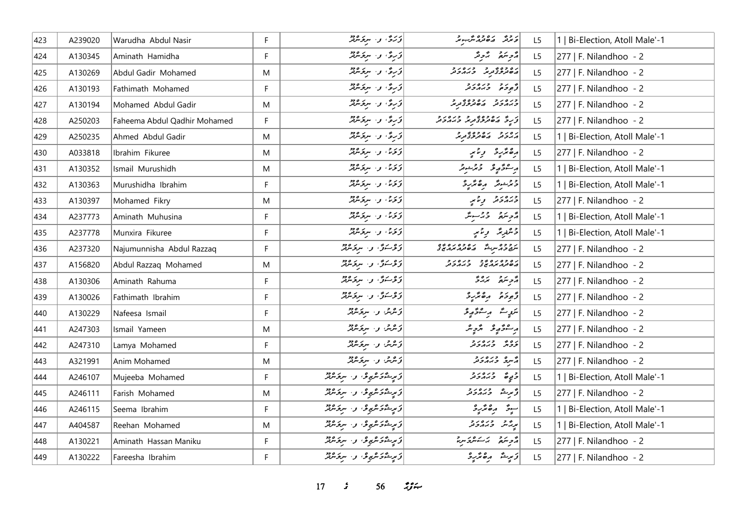| 423 | A239020 | Warudha Abdul Nasir | F | وَرَدُ، ف. ނިލަންދޫ | ވަރުދާ އަބްދުލްނާސިރު | L5 | 1 \| Bi-Election, Atoll Male'-1 |
|---|---|---|---|---|---|---|---|
| 424 | A130345 | Aminath Hamidha | F | ފަރިވާ، ފ. ނިލަންދޫ | އާމިނަތު ހާމިދާ | L5 | 277 \| F. Nilandhoo - 2 |
| 425 | A130269 | Abdul Gadir Mohamed | M | ފަރިވާ، ފ. ނިލަންދޫ | އަބްދުލްގާދިރު މުހައްމަދު | L5 | 277 \| F. Nilandhoo - 2 |
| 426 | A130193 | Fathimath Mohamed | F | ފަރިވާ، ފ. ނިލަންދޫ | ފާތިމަތު މުހައްމަދު | L5 | 277 \| F. Nilandhoo - 2 |
| 427 | A130194 | Mohamed Abdul Gadir | M | ފަރިވާ، ފ. ނިލަންދޫ | މުހައްމަދު އަބްދުލްގާދިރު | L5 | 277 \| F. Nilandhoo - 2 |
| 428 | A250203 | Faheema Abdul Qadhir Mohamed | F | ފަރިވާ، ފ. ނިލަންދޫ | ފަހީމާ އަބްދުލްޤާދިރު މުހައްމަދު | L5 | 277 \| F. Nilandhoo - 2 |
| 429 | A250235 | Ahmed Abdul Gadir | M | ފަރިވާ، ފ. ނިލަންދޫ | އަހްމަދު އަބްދުލްގާދިރު | L5 | 1 \| Bi-Election, Atoll Male'-1 |
| 430 | A033818 | Ibrahim Fikuree | M | ފަމަނާ، ފ. ނިލަންދޫ | އިބްރާހިމް ފިކުރީ | L5 | 277 \| F. Nilandhoo - 2 |
| 431 | A130352 | Ismail Murushidh | M | ފަމަނާ، ފ. ނިލަންދޫ | އިސްމާޢީލް މުރުޝިދު | L5 | 1 \| Bi-Election, Atoll Male'-1 |
| 432 | A130363 | Murushidha Ibrahim | F | ފަމަނާ، ފ. ނިލަންދޫ | މުރުޝިދާ އިބްރާހިމް | L5 | 1 \| Bi-Election, Atoll Male'-1 |
| 433 | A130397 | Mohamed Fikry | M | ފަމަނާ، ފ. ނިލަންދޫ | މުހައްމަދު ފިކުރީ | L5 | 277 \| F. Nilandhoo - 2 |
| 434 | A237773 | Aminath Muhusina | F | ފަމަނާ، ފ. ނިލަންދޫ | އާމިނަތު މުހުސިނާ | L5 | 1 \| Bi-Election, Atoll Male'-1 |
| 435 | A237778 | Munxira Fikuree | F | ފަމަނާ، ފ. ނިލަންދޫ | މުންޒިރާ ފިކުރީ | L5 | 1 \| Bi-Election, Atoll Male'-1 |
| 436 | A237320 | Najumunnisha Abdul Razzaq | F | ފަލްސަވާ، ފ. ނިލަންދޫ | ނަޖުމުންނިސާ އަބްދުއްރައްޒާޤު | L5 | 277 \| F. Nilandhoo - 2 |
| 437 | A156820 | Abdul Razzaq Mohamed | M | ފަލްސަވާ، ފ. ނިލަންދޫ | އަބްދުއްރައްޒާޤު މުހައްމަދު | L5 | 277 \| F. Nilandhoo - 2 |
| 438 | A130306 | Aminath Rahuma | F | ފަލްސަވާ، ފ. ނިލަންދޫ | އާމިނަތު ރަހުމާ | L5 | 277 \| F. Nilandhoo - 2 |
| 439 | A130026 | Fathimath Ibrahim | F | ފަލްސަވާ، ފ. ނިލަންދޫ | ފާތިމަތު އިބްރާހިމް | L5 | 277 \| F. Nilandhoo - 2 |
| 440 | A130229 | Nafeesa Ismail | F | ފަންސް، ފ. ނިލަންދޫ | ނަފީސާ އިސްމާޢީލް | L5 | 277 \| F. Nilandhoo - 2 |
| 441 | A247303 | Ismail Yameen | M | ފަންސް، ފ. ނިލަންދޫ | އިސްމާޢީލް ޔާމީން | L5 | 277 \| F. Nilandhoo - 2 |
| 442 | A247310 | Lamya Mohamed | F | ފަންސް، ފ. ނިލަންދޫ | ލަމްޔާ މުހައްމަދު | L5 | 277 \| F. Nilandhoo - 2 |
| 443 | A321991 | Anim Mohamed | M | ފަންސް، ފ. ނިލަންދޫ | އާނިމް މުހައްމަދު | L5 | 277 \| F. Nilandhoo - 2 |
| 444 | A246107 | Mujeeba Mohamed | F | ފިރިޝްތަންގެ، ފ. ނިލަންދޫ | މުޖީބާ މުހައްމަދު | L5 | 1 \| Bi-Election, Atoll Male'-1 |
| 445 | A246111 | Farish Mohamed | M | ފިރިޝްތަންގެ، ފ. ނިލަންދޫ | ފާރިޝް މުހައްމަދު | L5 | 277 \| F. Nilandhoo - 2 |
| 446 | A246115 | Seema Ibrahim | F | ފިރިޝްތަންގެ، ފ. ނިލަންދޫ | ސީމާ އިބްރާހިމް | L5 | 1 \| Bi-Election, Atoll Male'-1 |
| 447 | A404587 | Reehan Mohamed | M | ފިރިޝްތަންގެ، ފ. ނިލަންދޫ | ރީހާން މުހައްމަދު | L5 | 1 \| Bi-Election, Atoll Male'-1 |
| 448 | A130221 | Aminath Hassan Maniku | F | ފިރިޝްތަންގެ، ފ. ނިލަންދޫ | އާމިނަތު ހަސަންމަނިކު | L5 | 277 \| F. Nilandhoo - 2 |
| 449 | A130222 | Fareesha Ibrahim | F | ފިރިޝްތަންގެ، ފ. ނިލަންދޫ | ފަރީޝާ އިބްރާހިމް | L5 | 277 \| F. Nilandhoo - 2 |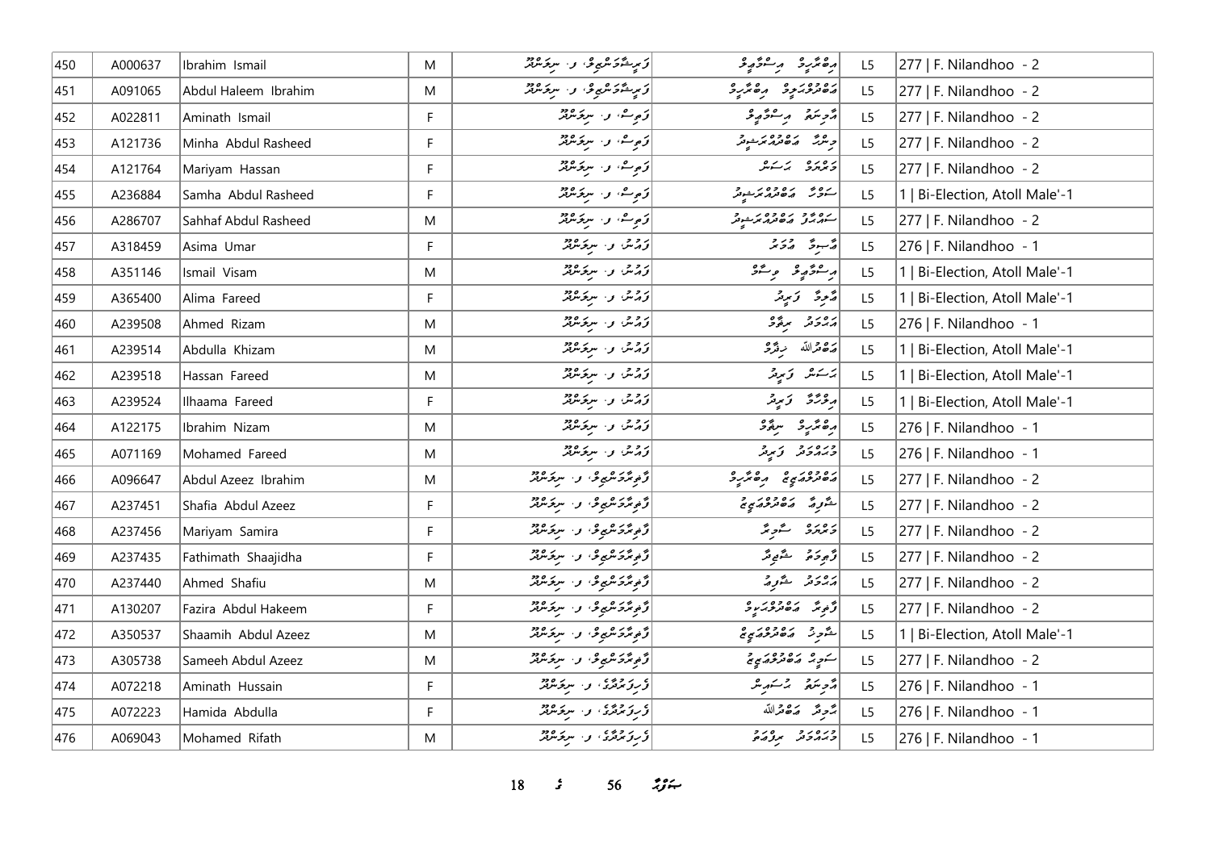| 450 | A000637 | Ibrahim Ismail | M | ފަރީޝާމަންޒިލް، ފ. ނިލަންދޫ | އިބްރާހީމް އިސްމާޢިލް | L5 | 277 \| F. Nilandhoo - 2 |
|---|---|---|---|---|---|---|---|
| 451 | A091065 | Abdul Haleem Ibrahim | M | ފަރީޝާމަންޒިލް، ފ. ނިލަންދޫ | އަބްދުލްހަލީމް އިބްރާހީމް | L5 | 277 \| F. Nilandhoo - 2 |
| 452 | A022811 | Aminath Ismail | F | ފަލިސް، ފ. ނިލަންދޫ | އާމިނަތު އިސްމާޢީލް | L5 | 277 \| F. Nilandhoo - 2 |
| 453 | A121736 | Minha Abdul Rasheed | F | ފަލިސް، ފ. ނިލަންދޫ | މިންހާ އަބްދުއްރަޝީދު | L5 | 277 \| F. Nilandhoo - 2 |
| 454 | A121764 | Mariyam Hassan | F | ފަލިސް، ފ. ނިލަންދޫ | މަރިޔަމް ހަސަން | L5 | 277 \| F. Nilandhoo - 2 |
| 455 | A236884 | Samha Abdul Rasheed | F | ފަލިސް، ފ. ނިލަންދޫ | ސަމްހާ އަބްދުއްރަޝީދު | L5 | 1 \| Bi-Election, Atoll Male'-1 |
| 456 | A286707 | Sahhaf Abdul Rasheed | M | ފަލިސް، ފ. ނިލަންދޫ | ސައްހާފު އަބްދުއްރަޝީދު | L5 | 277 \| F. Nilandhoo - 2 |
| 457 | A318459 | Asima Umar | F | ފައުން، ފ. ނިލަންދޫ | އާސިމާ އުމަރު | L5 | 276 \| F. Nilandhoo - 1 |
| 458 | A351146 | Ismail Visam | M | ފައުން، ފ. ނިލަންދޫ | އިސްމާޢީލް ވިސާމް | L5 | 1 \| Bi-Election, Atoll Male'-1 |
| 459 | A365400 | Alima Fareed | F | ފައުން، ފ. ނިލަންދޫ | އާލިމާ ފަރީދު | L5 | 1 \| Bi-Election, Atoll Male'-1 |
| 460 | A239508 | Ahmed Rizam | M | ފައުން، ފ. ނިލަންދޫ | އަޙްމަދު ރިޒާމް | L5 | 276 \| F. Nilandhoo - 1 |
| 461 | A239514 | Abdulla Khizam | M | ފައުން، ފ. ނިލަންދޫ | އަބްދުﷲ ޚިޒާމް | L5 | 1 \| Bi-Election, Atoll Male'-1 |
| 462 | A239518 | Hassan Fareed | M | ފައުން، ފ. ނިލަންދޫ | ހަސަން ފަރީދު | L5 | 1 \| Bi-Election, Atoll Male'-1 |
| 463 | A239524 | Ilhaama Fareed | F | ފައުން، ފ. ނިލަންދޫ | އިލްހާމާ ފަރީދު | L5 | 1 \| Bi-Election, Atoll Male'-1 |
| 464 | A122175 | Ibrahim Nizam | M | ފައުން، ފ. ނިލަންދޫ | އިބްރާހީމް ނިޒާމް | L5 | 276 \| F. Nilandhoo - 1 |
| 465 | A071169 | Mohamed Fareed | M | ފައުން، ފ. ނިލަންދޫ | މުޙައްމަދު ފަރީދު | L5 | 276 \| F. Nilandhoo - 1 |
| 466 | A096647 | Abdul Azeez Ibrahim | M | ފާތިމާމަންޒިލް، ފ. ނިލަންދޫ | އަބްދުލްޢަޒީޒް އިބްރާހީމް | L5 | 277 \| F. Nilandhoo - 2 |
| 467 | A237451 | Shafia Abdul Azeez | F | ފާތިމާމަންޒިލް، ފ. ނިލަންދޫ | ޝާފިޢާ އަބްދުލްޢަޒީޒް | L5 | 277 \| F. Nilandhoo - 2 |
| 468 | A237456 | Mariyam Samira | F | ފާތިމާމަންޒިލް، ފ. ނިލަންދޫ | މަރިޔަމް ސާމިރާ | L5 | 277 \| F. Nilandhoo - 2 |
| 469 | A237435 | Fathimath Shaajidha | F | ފާތިމާމަންޒިލް، ފ. ނިލަންދޫ | ފާތިމަތު ޝާޖިދާ | L5 | 277 \| F. Nilandhoo - 2 |
| 470 | A237440 | Ahmed Shafiu | M | ފާތިމާމަންޒިލް، ފ. ނިލަންދޫ | އަޙްމަދު ޝާފިޢު | L5 | 277 \| F. Nilandhoo - 2 |
| 471 | A130207 | Fazira Abdul Hakeem | F | ފާތިމާމަންޒިލް، ފ. ނިލަންދޫ | ފާޒިރާ އަބްދުލްހަކީމް | L5 | 277 \| F. Nilandhoo - 2 |
| 472 | A350537 | Shaamih Abdul Azeez | M | ފާތިމާމަންޒިލް، ފ. ނިލަންދޫ | ޝާމިހު އަބްދުލްޢަޒީޒް | L5 | 1 \| Bi-Election, Atoll Male'-1 |
| 473 | A305738 | Sameeh Abdul Azeez | M | ފާތިމާމަންޒިލް، ފ. ނިލަންދޫ | ސަމީހު އަބްދުލްޢަޒީޒް | L5 | 277 \| F. Nilandhoo - 2 |
| 474 | A072218 | Aminath Hussain | F | ފިނިފެންމާގެ، ފ. ނިލަންދޫ | އާމިނަތު ހުސައިން | L5 | 276 \| F. Nilandhoo - 1 |
| 475 | A072223 | Hamida Abdulla | F | ފިނިފެންމާގެ، ފ. ނިލަންދޫ | ހާމިދާ އަބްދުﷲ | L5 | 276 \| F. Nilandhoo - 1 |
| 476 | A069043 | Mohamed Rifath | M | ފިނިފެންމާގެ، ފ. ނިލަންދޫ | މުޙައްމަދު ރިފްޢަތު | L5 | 276 \| F. Nilandhoo - 1 |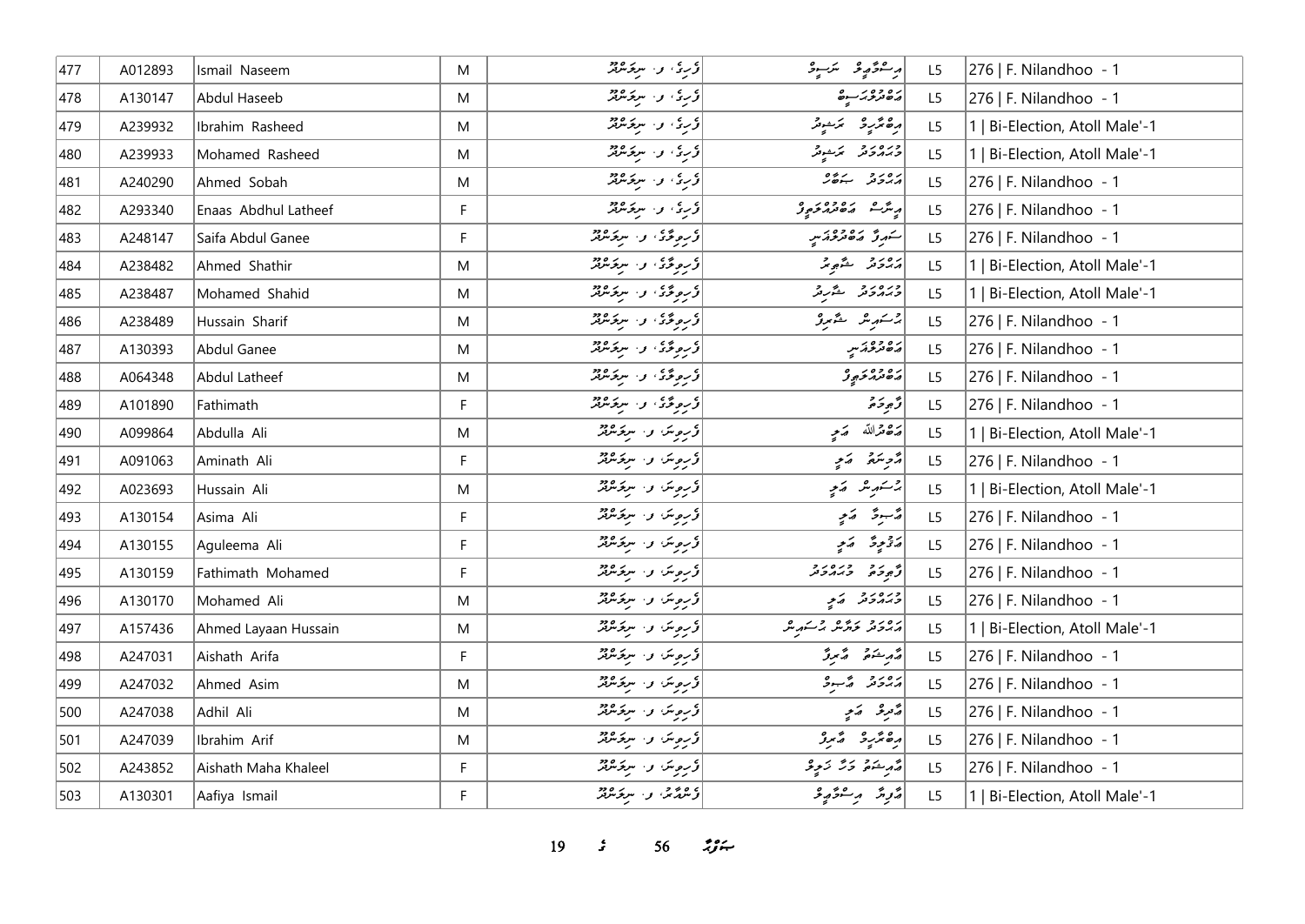| 477 | A012893 | Ismail Naseem | M | ފެހިމާގެ، ފ. ނިލަންދޫ | އިސްމާއިލް ނަސީމް | L5 | 276 \| F. Nilandhoo - 1 |
|---|---|---|---|---|---|---|---|
| 478 | A130147 | Abdul Haseeb | M | ފެހިމާގެ، ފ. ނިލަންދޫ | އަބްދުލްހަސީބު | L5 | 276 \| F. Nilandhoo - 1 |
| 479 | A239932 | Ibrahim Rasheed | M | ފެހިމާގެ، ފ. ނިލަންދޫ | އިބްރާހީމް ރަޝީދު | L5 | 1 \| Bi-Election, Atoll Male'-1 |
| 480 | A239933 | Mohamed Rasheed | M | ފެހިމާގެ، ފ. ނިލަންދޫ | މުހައްމަދު ރަޝީދު | L5 | 1 \| Bi-Election, Atoll Male'-1 |
| 481 | A240290 | Ahmed Sobah | M | ފެހިމާގެ، ފ. ނިލަންދޫ | އަޙްމަދު ސަބާޙް | L5 | 276 \| F. Nilandhoo - 1 |
| 482 | A293340 | Enaas Abdhul Latheef | F | ފެހިމާގެ، ފ. ނިލަންދޫ | އީނާސް އަބްދުއްލަޠީފް | L5 | 276 \| F. Nilandhoo - 1 |
| 483 | A248147 | Saifa Abdul Ganee | F | ފެހިވިލާގެ، ފ. ނިލަންދޫ | ސައިފާ އަބްދުލްޣަނީ | L5 | 276 \| F. Nilandhoo - 1 |
| 484 | A238482 | Ahmed Shathir | M | ފެހިވިލާގެ، ފ. ނިލަންދޫ | އަޙްމަދު ޝާތިރު | L5 | 1 \| Bi-Election, Atoll Male'-1 |
| 485 | A238487 | Mohamed Shahid | M | ފެހިވިލާގެ، ފ. ނިލަންދޫ | މުހައްމަދު ޝާހިދު | L5 | 1 \| Bi-Election, Atoll Male'-1 |
| 486 | A238489 | Hussain Sharif | M | ފެހިވިލާގެ، ފ. ނިލަންދޫ | ހުސައިން ޝާރިފް | L5 | 276 \| F. Nilandhoo - 1 |
| 487 | A130393 | Abdul Ganee | M | ފެހިވިލާގެ، ފ. ނިލަންދޫ | އަބްދުލްޣަނީ | L5 | 276 \| F. Nilandhoo - 1 |
| 488 | A064348 | Abdul Latheef | M | ފެހިވިލާގެ، ފ. ނިލަންދޫ | އަބްދުއްލަޠީފް | L5 | 276 \| F. Nilandhoo - 1 |
| 489 | A101890 | Fathimath | F | ފެހިވިލާގެ، ފ. ނިލަންދޫ | ފާތިމަތު | L5 | 276 \| F. Nilandhoo - 1 |
| 490 | A099864 | Abdulla Ali | M | ފެހިވިނަ، ފ. ނިލަންދޫ | އަބްދުﷲ އަލި | L5 | 1 \| Bi-Election, Atoll Male'-1 |
| 491 | A091063 | Aminath Ali | F | ފެހިވިނަ، ފ. ނިލަންދޫ | އާމިނަތު އަލި | L5 | 276 \| F. Nilandhoo - 1 |
| 492 | A023693 | Hussain Ali | M | ފެހިވިނަ، ފ. ނިލަންދޫ | ހުސައިން އަލި | L5 | 1 \| Bi-Election, Atoll Male'-1 |
| 493 | A130154 | Asima Ali | F | ފެހިވިނަ، ފ. ނިލަންދޫ | އާސިމާ އަލި | L5 | 276 \| F. Nilandhoo - 1 |
| 494 | A130155 | Aguleema Ali | F | ފެހިވިނަ، ފ. ނިލަންދޫ | އަގުލީމާ އަލި | L5 | 276 \| F. Nilandhoo - 1 |
| 495 | A130159 | Fathimath Mohamed | F | ފެހިވިނަ، ފ. ނިލަންދޫ | ފާތިމަތު މުހައްމަދު | L5 | 276 \| F. Nilandhoo - 1 |
| 496 | A130170 | Mohamed Ali | M | ފެހިވިނަ، ފ. ނިލަންދޫ | މުހައްމަދު އަލި | L5 | 276 \| F. Nilandhoo - 1 |
| 497 | A157436 | Ahmed Layaan Hussain | M | ފެހިވިނަ، ފ. ނިލަންދޫ | އަޙްމަދު ލަޔާން ހުސައިން | L5 | 1 \| Bi-Election, Atoll Male'-1 |
| 498 | A247031 | Aishath Arifa | F | ފެހިވިނަ، ފ. ނިލަންދޫ | އާއިޝަތު އާރިފާ | L5 | 276 \| F. Nilandhoo - 1 |
| 499 | A247032 | Ahmed Asim | M | ފެހިވިނަ، ފ. ނިލަންދޫ | އަޙްމަދު އާސިމް | L5 | 276 \| F. Nilandhoo - 1 |
| 500 | A247038 | Adhil Ali | M | ފެހިވިނަ، ފ. ނިލަންދޫ | އާދިލް އަލި | L5 | 276 \| F. Nilandhoo - 1 |
| 501 | A247039 | Ibrahim Arif | M | ފެހިވިނަ، ފ. ނިލަންދޫ | އިބްރާހީމް އާރިފް | L5 | 276 \| F. Nilandhoo - 1 |
| 502 | A243852 | Aishath Maha Khaleel | F | ފެހިވިނަ، ފ. ނިލަންދޫ | އާއިޝަތު މަހާ ޚަލީލް | L5 | 276 \| F. Nilandhoo - 1 |
| 503 | A130301 | Aafiya Ismail | F | ފެންމާރު، ފ. ނިލަންދޫ | އާފިޔާ އިސްމާއިލް | L5 | 1 \| Bi-Election, Atoll Male'-1 |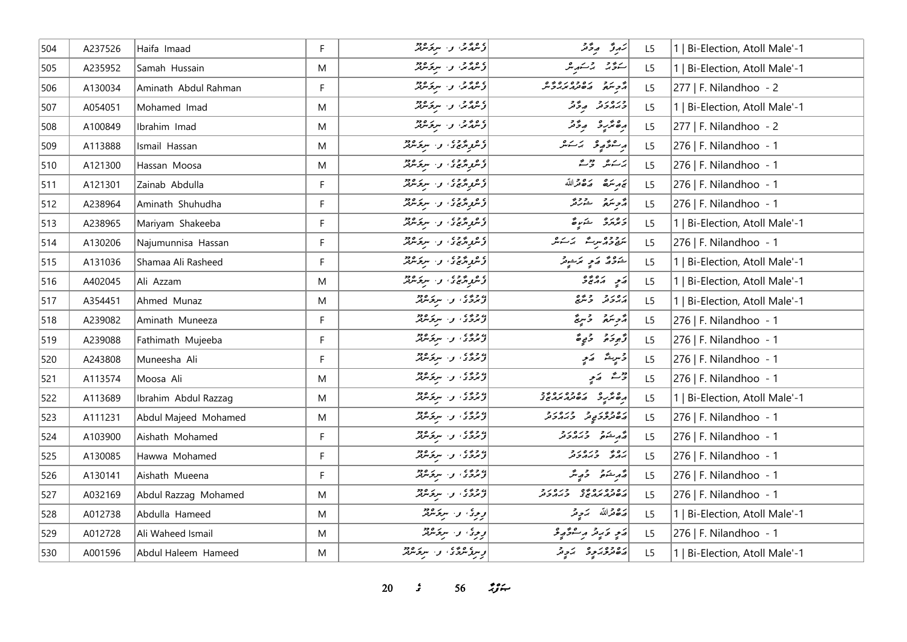| 504 | A237526 | Haifa Imaad | F | ޤެންމާރ، ފ. ނިލަންދޫ | ހައިފާ އިމާދު | L5 | 1 \| Bi-Election, Atoll Male'-1 |
|---|---|---|---|---|---|---|---|
| 505 | A235952 | Samah Hussain | M | ޤެންމާރ، ފ. ނިލަންދޫ | ސަމާހު ހުސައިން | L5 | 1 \| Bi-Election, Atoll Male'-1 |
| 506 | A130034 | Aminath Abdul Rahman | F | ޤެންމާރ، ފ. ނިލަންދޫ | އާމިނަތު އަބްދުއްރަޙްމާން | L5 | 277 \| F. Nilandhoo - 2 |
| 507 | A054051 | Mohamed Imad | M | ޤެންމާރ، ފ. ނިލަންދޫ | މުޙައްމަދު އިމާދު | L5 | 1 \| Bi-Election, Atoll Male'-1 |
| 508 | A100849 | Ibrahim Imad | M | ޤެންމާރ، ފ. ނިލަންދޫ | އިބްރާހީމް އިމާދު | L5 | 277 \| F. Nilandhoo - 2 |
| 509 | A113888 | Ismail Hassan | M | ފެންފިޔާޒުގެ، ފ. ނިލަންދޫ | އިސްމާޢީލް ޙަސަން | L5 | 276 \| F. Nilandhoo - 1 |
| 510 | A121300 | Hassan Moosa | M | ފެންފިޔާޒުގެ، ފ. ނިލަންދޫ | ޙަސަން މޫސާ | L5 | 276 \| F. Nilandhoo - 1 |
| 511 | A121301 | Zainab Abdulla | F | ފެންފިޔާޒުގެ، ފ. ނިލަންދޫ | ޒައިނަބު ޢަބްދުﷲ | L5 | 276 \| F. Nilandhoo - 1 |
| 512 | A238964 | Aminath Shuhudha | F | ފެންފިޔާޒުގެ، ފ. ނިލަންދޫ | އާމިނަތު ޝުހުދާ | L5 | 276 \| F. Nilandhoo - 1 |
| 513 | A238965 | Mariyam Shakeeba | F | ފެންފިޔާޒުގެ، ފ. ނިލަންދޫ | މަރިޔަމް ޝަކީބާ | L5 | 1 \| Bi-Election, Atoll Male'-1 |
| 514 | A130206 | Najumunnisa Hassan | F | ފެންފިޔާޒުގެ، ފ. ނިލަންދޫ | ނަޖުމުންނިސާ ޙަސަން | L5 | 276 \| F. Nilandhoo - 1 |
| 515 | A131036 | Shamaa Ali Rasheed | F | ފެންފިޔާޒުގެ، ފ. ނިލަންދޫ | ޝަމާޢު ޢަލީ ރަޝީދު | L5 | 1 \| Bi-Election, Atoll Male'-1 |
| 516 | A402045 | Ali Azzam | M | ފެންފިޔާޒުގެ، ފ. ނިލަންދޫ | ޢަލީ ޢައްޒާމް | L5 | 1 \| Bi-Election, Atoll Male'-1 |
| 517 | A354451 | Ahmed Munaz | M | ފްރެންޑްސް، ފ. ނިލަންދޫ | އަޙްމަދު މުނާޒް | L5 | 1 \| Bi-Election, Atoll Male'-1 |
| 518 | A239082 | Aminath Muneeza | F | ފްރެންޑްސް، ފ. ނިލަންދޫ | އާމިނަތު މުނީޒާ | L5 | 276 \| F. Nilandhoo - 1 |
| 519 | A239088 | Fathimath Mujeeba | F | ފްރެންޑްސް، ފ. ނިލަންދޫ | ފާތިމަތު މުޖީބާ | L5 | 276 \| F. Nilandhoo - 1 |
| 520 | A243808 | Muneesha Ali | F | ފްރެންޑްސް، ފ. ނިލަންދޫ | މުނީޝާ ޢަލީ | L5 | 276 \| F. Nilandhoo - 1 |
| 521 | A113574 | Moosa Ali | M | ފްރެންޑްސް، ފ. ނިލަންދޫ | މޫސާ ޢަލީ | L5 | 276 \| F. Nilandhoo - 1 |
| 522 | A113689 | Ibrahim Abdul Razzag | M | ފްރެންޑްސް، ފ. ނިލަންދޫ | އިބްރާހީމް ޢަބްދުއްރައްޒާޤު | L5 | 1 \| Bi-Election, Atoll Male'-1 |
| 523 | A111231 | Abdul Majeed Mohamed | M | ފްރެންޑްސް، ފ. ނިލަންދޫ | ޢަބްދުލްމަޖީދު މުޙައްމަދު | L5 | 276 \| F. Nilandhoo - 1 |
| 524 | A103900 | Aishath Mohamed | F | ފްރެންޑްސް، ފ. ނިލަންދޫ | އާއިޝަތު މުޙައްމަދު | L5 | 276 \| F. Nilandhoo - 1 |
| 525 | A130085 | Hawwa Mohamed | F | ފްރެންޑްސް، ފ. ނިލަންދޫ | ޙައްވާ މުޙައްމަދު | L5 | 276 \| F. Nilandhoo - 1 |
| 526 | A130141 | Aishath Mueena | F | ފްރެންޑްސް، ފ. ނިލަންދޫ | އާއިޝަތު މުޢީނާ | L5 | 276 \| F. Nilandhoo - 1 |
| 527 | A032169 | Abdul Razzag Mohamed | M | ފްރެންޑްސް، ފ. ނިލަންދޫ | ޢަބްދުއްރައްޒާޤު މުޙައްމަދު | L5 | 276 \| F. Nilandhoo - 1 |
| 528 | A012738 | Abdulla Hameed | M | ފިރިގެ، ފ. ނިލަންދޫ | ޢަބްދުﷲ ޙަމީދު | L5 | 1 \| Bi-Election, Atoll Male'-1 |
| 529 | A012728 | Ali Waheed Ismail | M | ފިރިގެ، ފ. ނިލަންދޫ | ޢަލީ ވަޙީދު އިސްމާޢީލް | L5 | 276 \| F. Nilandhoo - 1 |
| 530 | A001596 | Abdul Haleem Hameed | M | ފިނިފެންމާގެ، ފ. ނިލަންދޫ | ޢަބްދުލްޙަލީމް ޙަމީދު | L5 | 1 \| Bi-Election, Atoll Male'-1 |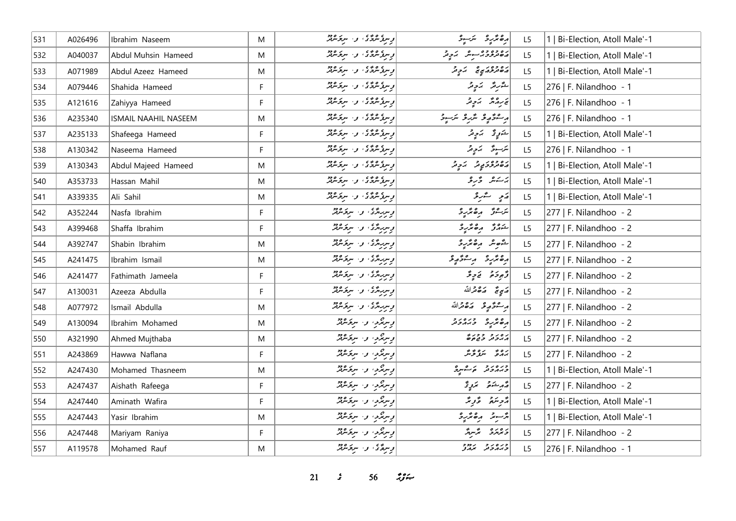| 531 | A026496 | Ibrahim Naseem | M | ވިލުފުށީގެ، ފ. ނިލަންދޫ | އިބްރާހީމް ނަސީމް | L5 | 1 \| Bi-Election, Atoll Male'-1 |
|---|---|---|---|---|---|---|---|
| 532 | A040037 | Abdul Muhsin Hameed | M | ވިލުފުށީގެ، ފ. ނިލަންދޫ | އަބްދުލްމުހުސިން ހަމީދު | L5 | 1 \| Bi-Election, Atoll Male'-1 |
| 533 | A071989 | Abdul Azeez Hameed | M | ވިލުފުށީގެ، ފ. ނިލަންދޫ | އަބްދުލްޢަޒީޒް ހަމީދު | L5 | 1 \| Bi-Election, Atoll Male'-1 |
| 534 | A079446 | Shahida Hameed | F | ވިލުފުށީގެ، ފ. ނިލަންދޫ | ޝާހިދާ ހަމީދު | L5 | 276 \| F. Nilandhoo - 1 |
| 535 | A121616 | Zahiyya Hameed | F | ވިލުފުށީގެ، ފ. ނިލަންދޫ | ޒަހިއްޔާ ހަމީދު | L5 | 276 \| F. Nilandhoo - 1 |
| 536 | A235340 | ISMAIL NAAHIL NASEEM | M | ވިލުފުށީގެ، ފ. ނިލަންދޫ | އިސްމާޢީލް ނާހިލް ނަސީމް | L5 | 276 \| F. Nilandhoo - 1 |
| 537 | A235133 | Shafeega Hameed | F | ވިލުފުށީގެ، ފ. ނިލަންދޫ | ޝަފީގާ ހަމީދު | L5 | 1 \| Bi-Election, Atoll Male'-1 |
| 538 | A130342 | Naseema Hameed | F | ވިލުފުށީގެ، ފ. ނިލަންދޫ | ނަސީމާ ހަމީދު | L5 | 276 \| F. Nilandhoo - 1 |
| 539 | A130343 | Abdul Majeed Hameed | M | ވިލުފުށީގެ، ފ. ނިލަންދޫ | އަބްދުލްމަޖީދު ހަމީދު | L5 | 1 \| Bi-Election, Atoll Male'-1 |
| 540 | A353733 | Hassan Mahil | M | ވިލުފުށީގެ، ފ. ނިލަންދޫ | ހަސަން މާހިލް | L5 | 1 \| Bi-Election, Atoll Male'-1 |
| 541 | A339335 | Ali Sahil | M | ވިލުފުށީގެ، ފ. ނިލަންދޫ | އަލީ ސާހިލް | L5 | 1 \| Bi-Election, Atoll Male'-1 |
| 542 | A352244 | Nasfa Ibrahim | F | ވިނިހިރާގެ، ފ. ނިލަންދޫ | ނަސްފާ އިބްރާހީމް | L5 | 277 \| F. Nilandhoo - 2 |
| 543 | A399468 | Shaffa Ibrahim | F | ވިނިހިރާގެ، ފ. ނިލަންދޫ | ޝައްފާ އިބްރާހީމް | L5 | 277 \| F. Nilandhoo - 2 |
| 544 | A392747 | Shabin Ibrahim | M | ވިނިހިރާގެ، ފ. ނިލަންދޫ | ޝާބިން އިބްރާހީމް | L5 | 277 \| F. Nilandhoo - 2 |
| 545 | A241475 | Ibrahim Ismail | M | ވިނިހިރާގެ، ފ. ނިލަންދޫ | އިބްރާހީމް އިސްމާޢީލް | L5 | 277 \| F. Nilandhoo - 2 |
| 546 | A241477 | Fathimath Jameela | F | ވިނިހިރާގެ، ފ. ނިލަންދޫ | ފާތިމަތު ޖަމީލާ | L5 | 277 \| F. Nilandhoo - 2 |
| 547 | A130031 | Azeeza Abdulla | F | ވިނިހިރާގެ، ފ. ނިލަންދޫ | ޢަޒީޒާ އަބްދުﷲ | L5 | 277 \| F. Nilandhoo - 2 |
| 548 | A077972 | Ismail Abdulla | M | ވިނިހިރާގެ، ފ. ނިލަންދޫ | އިސްމާޢީލް އަބްދުﷲ | L5 | 277 \| F. Nilandhoo - 2 |
| 549 | A130094 | Ibrahim Mohamed | M | ވިނިލާ، ފ. ނިލަންދޫ | އިބްރާހީމް މުހައްމަދު | L5 | 277 \| F. Nilandhoo - 2 |
| 550 | A321990 | Ahmed Mujthaba | M | ވިނިލާ، ފ. ނިލަންދޫ | އަހްމަދު މުޖްތަބާ | L5 | 277 \| F. Nilandhoo - 2 |
| 551 | A243869 | Hawwa Naflana | F | ވިނިލާ، ފ. ނިލަންދޫ | ހައްވާ ނަފްލާނާ | L5 | 277 \| F. Nilandhoo - 2 |
| 552 | A247430 | Mohamed Thasneem | M | ވިނިލާ، ފ. ނިލަންދޫ | މުހައްމަދު ތަސްނީމް | L5 | 1 \| Bi-Election, Atoll Male'-1 |
| 553 | A247437 | Aishath Rafeega | F | ވިނިލާ، ފ. ނިލަންދޫ | އާއިޝަތު ރަފީގާ | L5 | 277 \| F. Nilandhoo - 2 |
| 554 | A247440 | Aminath Wafira | F | ވިނިލާ، ފ. ނިލަންދޫ | އާމިނަތު ވާފިރާ | L5 | 1 \| Bi-Election, Atoll Male'-1 |
| 555 | A247443 | Yasir Ibrahim | M | ވިނިލާ، ފ. ނިލަންދޫ | ޔާސިރު އިބްރާހީމް | L5 | 1 \| Bi-Election, Atoll Male'-1 |
| 556 | A247448 | Mariyam Raniya | F | ވިނިލާ، ފ. ނިލަންދޫ | މަރިޔަމް ރާނިޔާ | L5 | 277 \| F. Nilandhoo - 2 |
| 557 | A119578 | Mohamed Rauf | M | ވިނިވާ، ފ. ނިލަންދޫ | މުހައްމަދު ރައުފު | L5 | 276 \| F. Nilandhoo - 1 |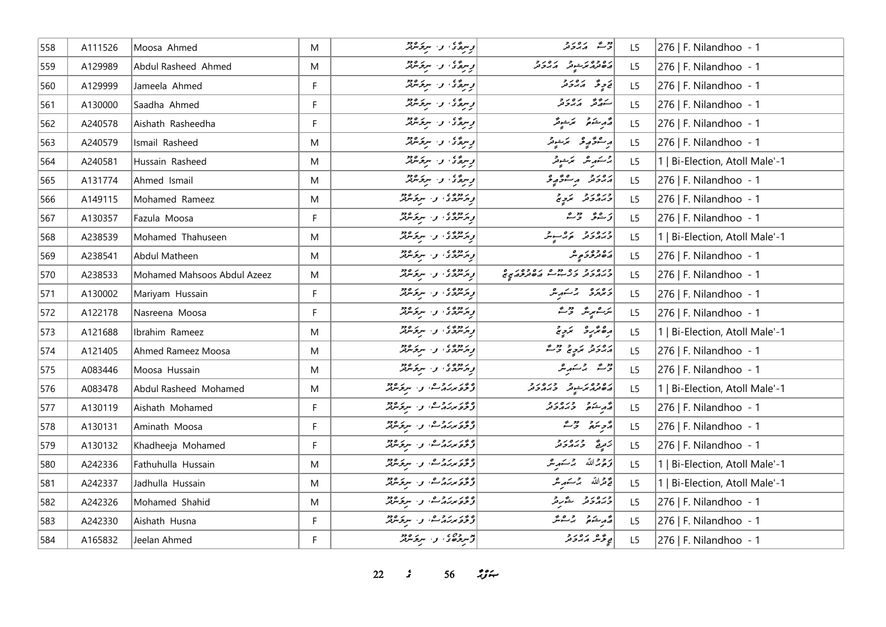| 558 | A111526 | Moosa Ahmed | M | ވިނިވާގެ، ފ. ނިލަންދޫ | މޫސާ އަޙްމަދު | L5 | 276 \| F. Nilandhoo - 1 |
|---|---|---|---|---|---|---|---|
| 559 | A129989 | Abdul Rasheed Ahmed | M | ވިނިވާގެ، ފ. ނިލަންދޫ | އަބްދުއްރަޝީދު އަޙްމަދު | L5 | 276 \| F. Nilandhoo - 1 |
| 560 | A129999 | Jameela Ahmed | F | ވިނިވާގެ، ފ. ނިލަންދޫ | ޖަމީލާ އަޙްމަދު | L5 | 276 \| F. Nilandhoo - 1 |
| 561 | A130000 | Saadha Ahmed | F | ވިނިވާގެ، ފ. ނިލަންދޫ | ސަޢާދާ އަޙްމަދު | L5 | 276 \| F. Nilandhoo - 1 |
| 562 | A240578 | Aishath Rasheedha | F | ވިނިވާގެ، ފ. ނިލަންދޫ | އާއިޝަތު ރަޝީދާ | L5 | 276 \| F. Nilandhoo - 1 |
| 563 | A240579 | Ismail Rasheed | M | ވިނިވާގެ، ފ. ނިލަންދޫ | އިސްމާޢީލް ރަޝީދު | L5 | 276 \| F. Nilandhoo - 1 |
| 564 | A240581 | Hussain Rasheed | M | ވިނިވާގެ، ފ. ނިލަންދޫ | ހުސައިން ރަޝީދު | L5 | 1 \| Bi-Election, Atoll Male'-1 |
| 565 | A131774 | Ahmed Ismail | M | ވިނިވާގެ، ފ. ނިލަންދޫ | އަޙްމަދު އިސްމާޢީލް | L5 | 276 \| F. Nilandhoo - 1 |
| 566 | A149115 | Mohamed Rameez | M | ވިއަންދޫގެ، ފ. ނިލަންދޫ | މުޙައްމަދު ރަމީޒު | L5 | 276 \| F. Nilandhoo - 1 |
| 567 | A130357 | Fazula Moosa | F | ވިއަންދޫގެ، ފ. ނިލަންދޫ | ފަޟްލާ މޫސާ | L5 | 276 \| F. Nilandhoo - 1 |
| 568 | A238539 | Mohamed Thahuseen | M | ވިއަންދޫގެ، ފ. ނިލަންދޫ | މުޙައްމަދު ތަޙުސީން | L5 | 1 \| Bi-Election, Atoll Male'-1 |
| 569 | A238541 | Abdul Matheen | M | ވިއަންދޫގެ، ފ. ނިލަންދޫ | އަބްދުލްމަތީން | L5 | 276 \| F. Nilandhoo - 1 |
| 570 | A238533 | Mohamed Mahsoos Abdul Azeez | M | ވިއަންދޫގެ، ފ. ނިލަންދޫ | މުޙައްމަދު މަޙްސޫސް އަބްދުލްޢަޒީޒު | L5 | 276 \| F. Nilandhoo - 1 |
| 571 | A130002 | Mariyam Hussain | F | ވިއަންދޫގެ، ފ. ނިލަންދޫ | މަރިޔަމް ހުސައިން | L5 | 276 \| F. Nilandhoo - 1 |
| 572 | A122178 | Nasreena Moosa | F | ވިއަންދޫގެ، ފ. ނިލަންދޫ | ނަސްރީނާ މޫސާ | L5 | 276 \| F. Nilandhoo - 1 |
| 573 | A121688 | Ibrahim Rameez | M | ވިއަންދޫގެ، ފ. ނިލަންދޫ | އިބްރާހީމް ރަމީޒު | L5 | 1 \| Bi-Election, Atoll Male'-1 |
| 574 | A121405 | Ahmed Rameez Moosa | M | ވިއަންދޫގެ، ފ. ނިލަންދޫ | އަޙްމަދު ރަމީޒު މޫސާ | L5 | 276 \| F. Nilandhoo - 1 |
| 575 | A083446 | Moosa Hussain | M | ވިއަންދޫގެ، ފ. ނިލަންދޫ | މޫސާ ހުސައިން | L5 | 276 \| F. Nilandhoo - 1 |
| 576 | A083478 | Abdul Rasheed Mohamed | M | ވެލްވެރިޔާހުސް، ފ. ނިލަންދޫ | އަބްދުއްރަޝީދު މުޙައްމަދު | L5 | 1 \| Bi-Election, Atoll Male'-1 |
| 577 | A130119 | Aishath Mohamed | F | ވެލްވެރިޔާހުސް، ފ. ނިލަންދޫ | އާއިޝަތު މުޙައްމަދު | L5 | 276 \| F. Nilandhoo - 1 |
| 578 | A130131 | Aminath Moosa | F | ވެލްވެރިޔާހުސް، ފ. ނިލަންދޫ | އާމިނަތު މޫސާ | L5 | 276 \| F. Nilandhoo - 1 |
| 579 | A130132 | Khadheeja Mohamed | F | ވެލްވެރިޔާހުސް، ފ. ނިލަންދޫ | ޚަދީޖާ މުޙައްމަދު | L5 | 276 \| F. Nilandhoo - 1 |
| 580 | A242336 | Fathuhulla Hussain | M | ވެލްވެރިޔާހުސް، ފ. ނިލަންދޫ | ފަތުހުﷲ ހުސައިން | L5 | 1 \| Bi-Election, Atoll Male'-1 |
| 581 | A242337 | Jadhulla Hussain | M | ވެލްވެރިޔާހުސް، ފ. ނިލަންދޫ | ޖާދުﷲ ހުސައިން | L5 | 1 \| Bi-Election, Atoll Male'-1 |
| 582 | A242326 | Mohamed Shahid | M | ވެލްވެރިޔާހުސް، ފ. ނިލަންދޫ | މުޙައްމަދު ޝާހިދު | L5 | 276 \| F. Nilandhoo - 1 |
| 583 | A242330 | Aishath Husna | F | ވެލްވެރިޔާހުސް، ފ. ނިލަންދޫ | އާއިޝަތު ހުސްނާ | L5 | 276 \| F. Nilandhoo - 1 |
| 584 | A165832 | Jeelan Ahmed | F | ފޮނިފުށީގެ، ފ. ނިލަންދޫ | ޖީލާން އަޙްމަދު | L5 | 276 \| F. Nilandhoo - 1 |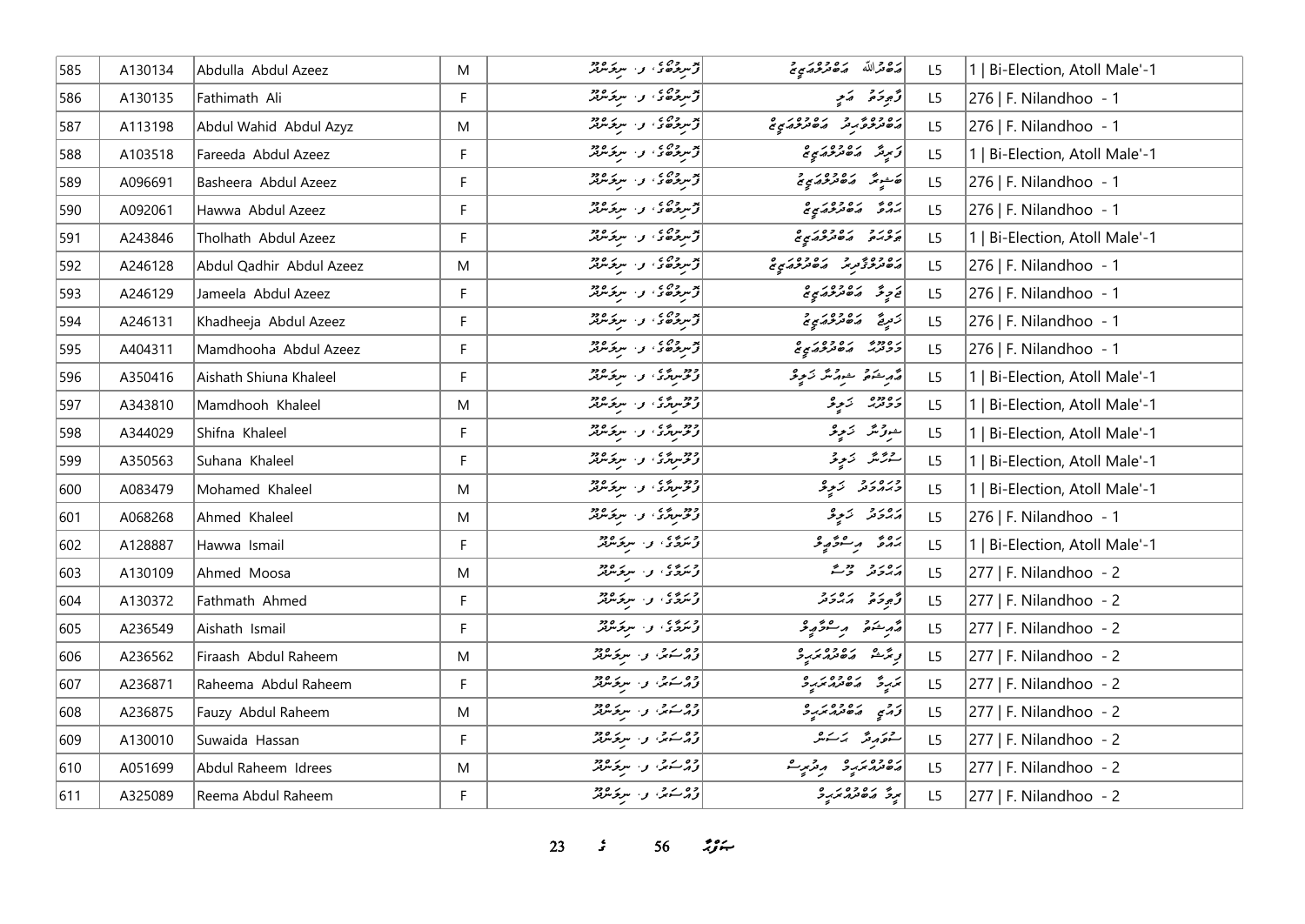| 585 | A130134 | Abdulla Abdul Azeez | M | ފޮނިލުބޭގެ، ފ. ނިލަންދޫ | އަބްދުﷲ އަބްދުލްއަޒީޒު | L5 | 1 \| Bi-Election, Atoll Male'-1 |
|---|---|---|---|---|---|---|---|
| 586 | A130135 | Fathimath Ali | F | ފޮނިލުބޭގެ، ފ. ނިލަންދޫ | ފާތިމަތު ޢަލި | L5 | 276 \| F. Nilandhoo - 1 |
| 587 | A113198 | Abdul Wahid Abdul Azyz | M | ފޮނިލުބޭގެ، ފ. ނިލަންދޫ | އަބްދުލްވާހިދު އަބްދުލްއަޒީޒު | L5 | 276 \| F. Nilandhoo - 1 |
| 588 | A103518 | Fareeda Abdul Azeez | F | ފޮނިލުބޭގެ، ފ. ނިލަންދޫ | ފަރީދާ އަބްދުލްއަޒީޒު | L5 | 1 \| Bi-Election, Atoll Male'-1 |
| 589 | A096691 | Basheera Abdul Azeez | F | ފޮނިލުބޭގެ، ފ. ނިލަންދޫ | ބަޝީރާ އަބްދުލްއަޒީޒު | L5 | 276 \| F. Nilandhoo - 1 |
| 590 | A092061 | Hawwa Abdul Azeez | F | ފޮނިލުބޭގެ، ފ. ނިލަންދޫ | ހައްވާ އަބްދުލްއަޒީޒު | L5 | 276 \| F. Nilandhoo - 1 |
| 591 | A243846 | Tholhath Abdul Azeez | F | ފޮނިލުބޭގެ، ފ. ނިލަންދޫ | ތޮޅަތު އަބްދުލްއަޒީޒު | L5 | 1 \| Bi-Election, Atoll Male'-1 |
| 592 | A246128 | Abdul Qadhir Abdul Azeez | M | ފޮނިލުބޭގެ، ފ. ނިލަންދޫ | އަބްދުލްޤާދިރު އަބްދުލްއަޒީޒު | L5 | 276 \| F. Nilandhoo - 1 |
| 593 | A246129 | Jameela Abdul Azeez | F | ފޮނިލުބޭގެ، ފ. ނިލަންދޫ | ޖަމީލާ އަބްދުލްއަޒީޒު | L5 | 276 \| F. Nilandhoo - 1 |
| 594 | A246131 | Khadheeja Abdul Azeez | F | ފޮނިލުބޭގެ، ފ. ނިލަންދޫ | ޚަދީޖާ އަބްދުލްއަޒީޒު | L5 | 276 \| F. Nilandhoo - 1 |
| 595 | A404311 | Mamdhooha Abdul Azeez | F | ފޮނިލުބޭގެ، ފ. ނިލަންދޫ | މަމްދޫޙާ އަބްދުލްއަޒީޒު | L5 | 276 \| F. Nilandhoo - 1 |
| 596 | A350416 | Aishath Shiuna Khaleel | F | ފުލުނިވާގެ، ފ. ނިލަންދޫ | އައިޝަތު ޝިއުނާ ޚަލީލު | L5 | 1 \| Bi-Election, Atoll Male'-1 |
| 597 | A343810 | Mamdhooh Khaleel | M | ފުލުނިވާގެ، ފ. ނިލަންދޫ | މަމްދޫޙް ޚަލީލު | L5 | 1 \| Bi-Election, Atoll Male'-1 |
| 598 | A344029 | Shifna Khaleel | F | ފުލުނިވާގެ، ފ. ނިލަންދޫ | ޝިފްނާ ޚަލީލު | L5 | 1 \| Bi-Election, Atoll Male'-1 |
| 599 | A350563 | Suhana Khaleel | F | ފުލުނިވާގެ، ފ. ނިލަންދޫ | ސުހާނާ ޚަލީލު | L5 | 1 \| Bi-Election, Atoll Male'-1 |
| 600 | A083479 | Mohamed Khaleel | M | ފުލުނިވާގެ، ފ. ނިލަންދޫ | މުހައްމަދު ޚަލީލު | L5 | 1 \| Bi-Election, Atoll Male'-1 |
| 601 | A068268 | Ahmed Khaleel | M | ފުލުނިވާގެ، ފ. ނިލަންދޫ | އަހްމަދު ޚަލީލު | L5 | 276 \| F. Nilandhoo - 1 |
| 602 | A128887 | Hawwa Ismail | F | ފަރުމާގެ، ފ. ނިލަންދޫ | ހައްވާ އިސްމާޢީލު | L5 | 1 \| Bi-Election, Atoll Male'-1 |
| 603 | A130109 | Ahmed Moosa | M | ފަރުމާގެ، ފ. ނިލަންދޫ | އަހްމަދު މޫސާ | L5 | 277 \| F. Nilandhoo - 2 |
| 604 | A130372 | Fathmath Ahmed | F | ފަރުމާގެ، ފ. ނިލަންދޫ | ފާތިމަތު އަހްމަދު | L5 | 277 \| F. Nilandhoo - 2 |
| 605 | A236549 | Aishath Ismail | F | ފަރުމާގެ، ފ. ނިލަންދޫ | އައިޝަތު އިސްމާޢީލު | L5 | 277 \| F. Nilandhoo - 2 |
| 606 | A236562 | Firaash Abdul Raheem | M | ފުއްސަރު، ފ. ނިލަންދޫ | ފިރާޝް އަބްދުއްރަޙީމު | L5 | 277 \| F. Nilandhoo - 2 |
| 607 | A236871 | Raheema Abdul Raheem | F | ފުއްސަރު، ފ. ނިލަންދޫ | ރަހީމާ އަބްދުއްރަޙީމު | L5 | 277 \| F. Nilandhoo - 2 |
| 608 | A236875 | Fauzy Abdul Raheem | M | ފުއްސަރު، ފ. ނިލަންދޫ | ފައުޒީ އަބްދުއްރަޙީމު | L5 | 277 \| F. Nilandhoo - 2 |
| 609 | A130010 | Suwaida Hassan | F | ފުއްސަރު، ފ. ނިލަންދޫ | ސުވައިދާ ޙަސަން | L5 | 277 \| F. Nilandhoo - 2 |
| 610 | A051699 | Abdul Raheem Idrees | M | ފުއްސަރު، ފ. ނިލަންދޫ | އަބްދުއްރަޙީމު އިދްރީސް | L5 | 277 \| F. Nilandhoo - 2 |
| 611 | A325089 | Reema Abdul Raheem | F | ފުއްސަރު، ފ. ނިލަންދޫ | ރީމާ އަބްދުއްރަޙީމު | L5 | 277 \| F. Nilandhoo - 2 |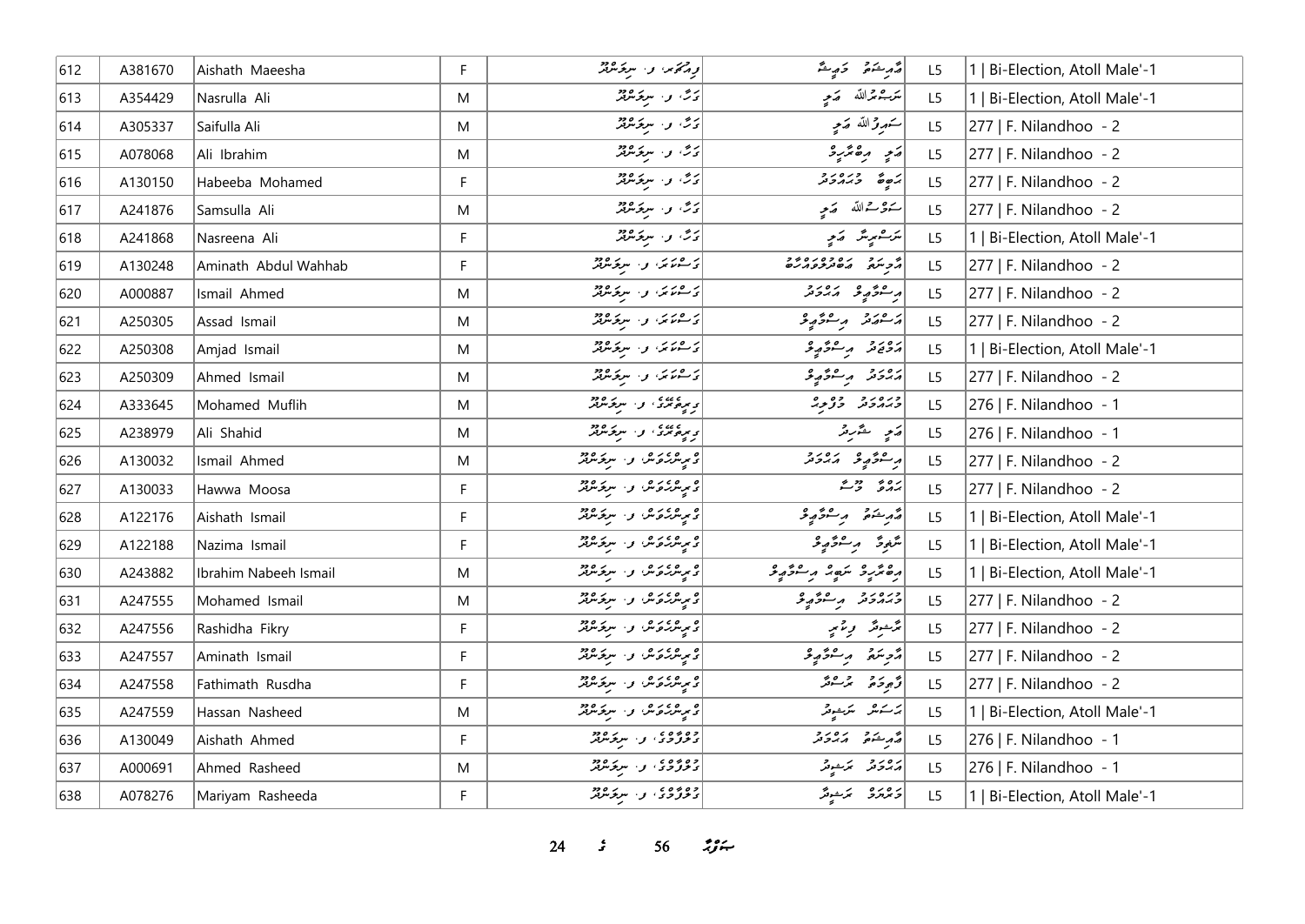| 612 | A381670 | Aishath Maeesha | F | ވިއުމާރ، ފ. ނިލަންދޫ | އައިޝަތު މައީޝާ | L5 | 1 \| Bi-Election, Atoll Male'-1 |
|---|---|---|---|---|---|---|---|
| 613 | A354429 | Nasrulla Ali | M | ގަމާ، ފ. ނިލަންދޫ | ނަސްރުﷲ ޢަލީ | L5 | 1 \| Bi-Election, Atoll Male'-1 |
| 614 | A305337 | Saifulla Ali | M | ގަމާ، ފ. ނިލަންދޫ | ސައިފުﷲ ޢަލީ | L5 | 277 \| F. Nilandhoo - 2 |
| 615 | A078068 | Ali Ibrahim | M | ގަމާ، ފ. ނިލަންދޫ | ޢަލީ އިބްރާހީމް | L5 | 277 \| F. Nilandhoo - 2 |
| 616 | A130150 | Habeeba Mohamed | F | ގަމާ، ފ. ނިލަންދޫ | ހަބީބާ މުޙައްމަދު | L5 | 277 \| F. Nilandhoo - 2 |
| 617 | A241876 | Samsulla Ali | M | ގަމާ، ފ. ނިލަންދޫ | ސަމްސުﷲ ޢަލީ | L5 | 277 \| F. Nilandhoo - 2 |
| 618 | A241868 | Nasreena Ali | F | ގަމާ، ފ. ނިލަންދޫ | ނަސްރީނާ ޢަލީ | L5 | 1 \| Bi-Election, Atoll Male'-1 |
| 619 | A130248 | Aminath Abdul Wahhab | F | ގަސްކަރަ، ފ. ނިލަންދޫ | އާމިނަތު ޢަބްދުލްވައްހާބު | L5 | 277 \| F. Nilandhoo - 2 |
| 620 | A000887 | Ismail Ahmed | M | ގަސްކަރަ، ފ. ނިލަންދޫ | އިސްމާޢީލް އަޙްމަދު | L5 | 277 \| F. Nilandhoo - 2 |
| 621 | A250305 | Assad Ismail | M | ގަސްކަރަ، ފ. ނިލަންދޫ | އަސްޢަދު އިސްމާޢީލް | L5 | 277 \| F. Nilandhoo - 2 |
| 622 | A250308 | Amjad Ismail | M | ގަސްކަރަ، ފ. ނިލަންދޫ | އަމްޖަދު އިސްމާޢީލް | L5 | 1 \| Bi-Election, Atoll Male'-1 |
| 623 | A250309 | Ahmed Ismail | M | ގަސްކަރަ، ފ. ނިލަންދޫ | އަޙްމަދު އިސްމާޢީލް | L5 | 277 \| F. Nilandhoo - 2 |
| 624 | A333645 | Mohamed Muflih | M | ގިރިވަރުގެ، ފ. ނިލަންދޫ | މުޙައްމަދު މުފްލިޙް | L5 | 276 \| F. Nilandhoo - 1 |
| 625 | A238979 | Ali Shahid | M | ގިރިވަރުގެ، ފ. ނިލަންދޫ | ޢަލީ ޝާހިދު | L5 | 276 \| F. Nilandhoo - 1 |
| 626 | A130032 | Ismail Ahmed | M | ގުލިސްތާނުގެ، ފ. ނިލަންދޫ | އިސްމާޢީލް އަޙްމަދު | L5 | 277 \| F. Nilandhoo - 2 |
| 627 | A130033 | Hawwa Moosa | F | ގުލިސްތާނުގެ، ފ. ނިލަންދޫ | ޙައްވާ މޫސާ | L5 | 277 \| F. Nilandhoo - 2 |
| 628 | A122176 | Aishath Ismail | F | ގުލިސްތާނުގެ، ފ. ނިލަންދޫ | އައިޝަތު އިސްމާޢީލް | L5 | 1 \| Bi-Election, Atoll Male'-1 |
| 629 | A122188 | Nazima Ismail | F | ގުލިސްތާނުގެ، ފ. ނިލަންދޫ | ނާޒިމާ އިސްމާޢީލް | L5 | 1 \| Bi-Election, Atoll Male'-1 |
| 630 | A243882 | Ibrahim Nabeeh Ismail | M | ގުލިސްތާނުގެ، ފ. ނިލަންދޫ | އިބްރާހީމް ނަބީހު އިސްމާޢީލް | L5 | 1 \| Bi-Election, Atoll Male'-1 |
| 631 | A247555 | Mohamed Ismail | M | ގުލިސްތާނުގެ، ފ. ނިލަންދޫ | މުޙައްމަދު އިސްމާޢީލް | L5 | 277 \| F. Nilandhoo - 2 |
| 632 | A247556 | Rashidha Fikry | F | ގުލިސްތާނުގެ، ފ. ނިލަންދޫ | ރާޝިދާ ފިކްރީ | L5 | 277 \| F. Nilandhoo - 2 |
| 633 | A247557 | Aminath Ismail | F | ގުލިސްތާނުގެ، ފ. ނިލަންދޫ | އާމިނަތު އިސްމާޢީލް | L5 | 277 \| F. Nilandhoo - 2 |
| 634 | A247558 | Fathimath Rusdha | F | ގުލިސްތާނުގެ، ފ. ނިލަންދޫ | ފާތިމަތު ރުޝްދާ | L5 | 277 \| F. Nilandhoo - 2 |
| 635 | A247559 | Hassan Nasheed | M | ގުލިސްތާނުގެ، ފ. ނިލަންދޫ | ޙަސަން ނަޝީދު | L5 | 1 \| Bi-Election, Atoll Male'-1 |
| 636 | A130049 | Aishath Ahmed | F | ގުލްފާމްގެ، ފ. ނިލަންދޫ | އައިޝަތު އަޙްމަދު | L5 | 276 \| F. Nilandhoo - 1 |
| 637 | A000691 | Ahmed Rasheed | M | ގުލްފާމްގެ، ފ. ނިލަންދޫ | އަޙްމަދު ރަޝީދު | L5 | 276 \| F. Nilandhoo - 1 |
| 638 | A078276 | Mariyam Rasheeda | F | ގުލްފާމްގެ، ފ. ނިލަންދޫ | މަރިޔަމް ރަޝީދާ | L5 | 1 \| Bi-Election, Atoll Male'-1 |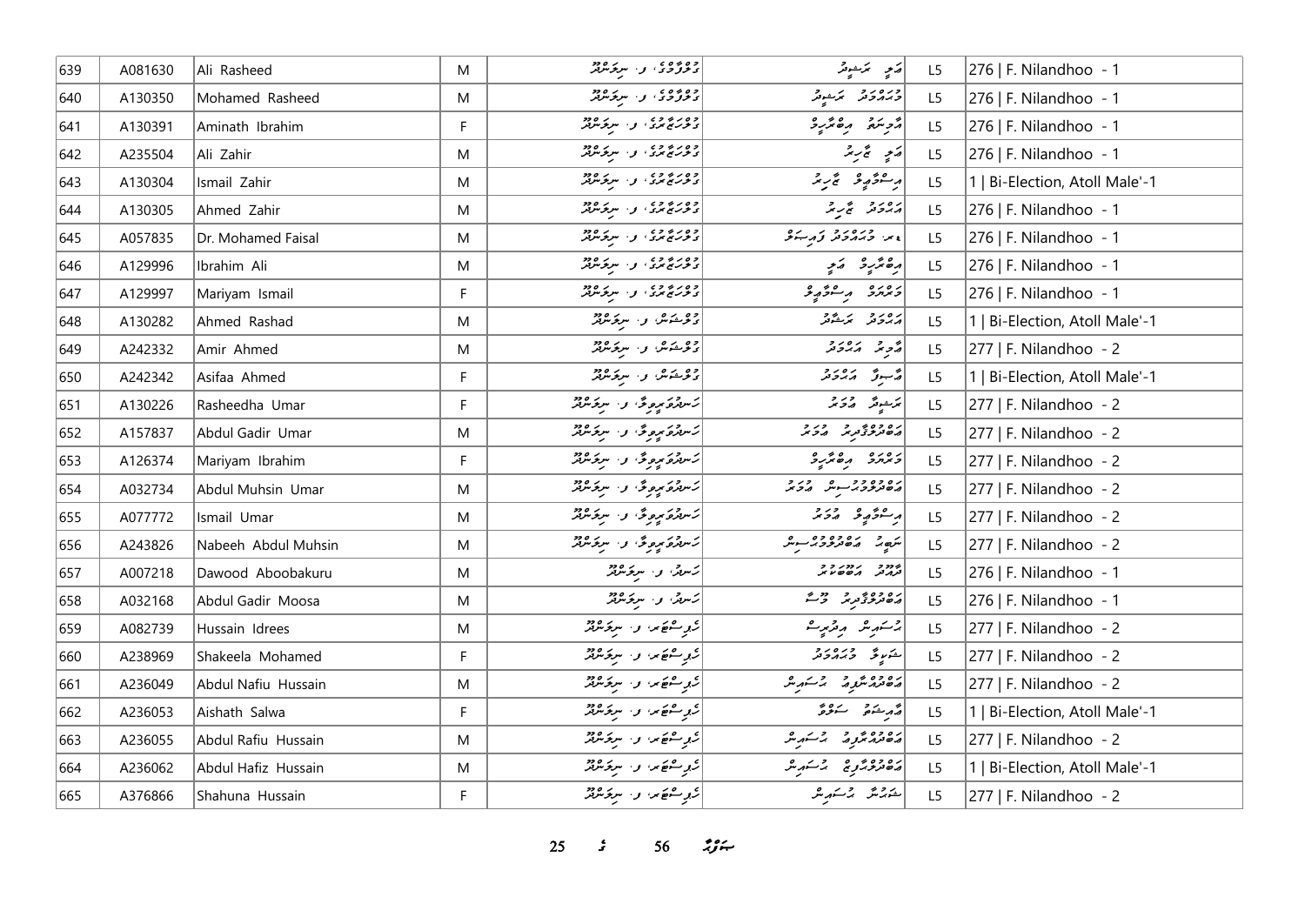| 639 | A081630 | Ali Rasheed | M | ގުލްފާމާގެ، ފ. ނިލަންދޫ | އަލި ރަޝީދު | L5 | 276 \| F. Nilandhoo - 1 |
|---|---|---|---|---|---|---|---|
| 640 | A130350 | Mohamed Rasheed | M | ގުލްފާމާގެ، ފ. ނިލަންދޫ | މުޙައްމަދު ރަޝީދު | L5 | 276 \| F. Nilandhoo - 1 |
| 641 | A130391 | Aminath Ibrahim | F | ގުލްޒަރީގެ، ފ. ނިލަންދޫ | އާމިނަތު އިބްރާހީމް | L5 | 276 \| F. Nilandhoo - 1 |
| 642 | A235504 | Ali Zahir | M | ގުލްޒަރީގެ، ފ. ނިލަންދޫ | އަލި ޒާހިރު | L5 | 276 \| F. Nilandhoo - 1 |
| 643 | A130304 | Ismail Zahir | M | ގުލްޒަރީގެ، ފ. ނިލަންދޫ | އިސްމާޢީލް ޒާހިރު | L5 | 1 \| Bi-Election, Atoll Male'-1 |
| 644 | A130305 | Ahmed Zahir | M | ގުލްޒަރީގެ، ފ. ނިލަންދޫ | އަޙްމަދު ޒާހިރު | L5 | 276 \| F. Nilandhoo - 1 |
| 645 | A057835 | Dr. Mohamed Faisal | M | ގުލްޒަރީގެ، ފ. ނިލަންދޫ | ޑރ. މުޙައްމަދު ފައިސަލް | L5 | 276 \| F. Nilandhoo - 1 |
| 646 | A129996 | Ibrahim Ali | M | ގުލްޒަރީގެ، ފ. ނިލަންދޫ | އިބްރާހީމް އަލި | L5 | 276 \| F. Nilandhoo - 1 |
| 647 | A129997 | Mariyam Ismail | F | ގުލްޒަރީގެ، ފ. ނިލަންދޫ | މަރިޔަމް އިސްމާޢީލް | L5 | 276 \| F. Nilandhoo - 1 |
| 648 | A130282 | Ahmed Rashad | M | ގުލްޝަން، ފ. ނިލަންދޫ | އަޙްމަދު ރަޝާދު | L5 | 1 \| Bi-Election, Atoll Male'-1 |
| 649 | A242332 | Amir Ahmed | M | ގުލްޝަން، ފ. ނިލަންދޫ | އާމިރު އަޙްމަދު | L5 | 277 \| F. Nilandhoo - 2 |
| 650 | A242342 | Asifaa Ahmed | F | ގުލްޝަން، ފ. ނިލަންދޫ | އާސިފާ އަޙްމަދު | L5 | 1 \| Bi-Election, Atoll Male'-1 |
| 651 | A130226 | Rasheedha Umar | F | ހަނދުވަރީވިލާ، ފ. ނިލަންދޫ | ރަޝީދާ އުމަރު | L5 | 277 \| F. Nilandhoo - 2 |
| 652 | A157837 | Abdul Gadir Umar | M | ހަނދުވަރީވިލާ، ފ. ނިލަންދޫ | އަބްދުލްޤާދިރު އުމަރު | L5 | 277 \| F. Nilandhoo - 2 |
| 653 | A126374 | Mariyam Ibrahim | F | ހަނދުވަރީވިލާ، ފ. ނިލަންދޫ | މަރިޔަމް އިބްރާހީމް | L5 | 277 \| F. Nilandhoo - 2 |
| 654 | A032734 | Abdul Muhsin Umar | M | ހަނދުވަރީވިލާ، ފ. ނިލަންދޫ | އަބްދުލްމުޙްސިން އުމަރު | L5 | 277 \| F. Nilandhoo - 2 |
| 655 | A077772 | Ismail Umar | M | ހަނދުވަރީވިލާ، ފ. ނިލަންދޫ | އިސްމާޢީލް އުމަރު | L5 | 277 \| F. Nilandhoo - 2 |
| 656 | A243826 | Nabeeh Abdul Muhsin | M | ހަނދުވަރީވިލާ، ފ. ނިލަންދޫ | ނަބީހު އަބްދުލްމުޙްސިން | L5 | 277 \| F. Nilandhoo - 2 |
| 657 | A007218 | Dawood Aboobakuru | M | ހަނދި، ފ. ނިލަންދޫ | ދާއޫދު އަބޫބަކުރު | L5 | 276 \| F. Nilandhoo - 1 |
| 658 | A032168 | Abdul Gadir Moosa | M | ހަނދި، ފ. ނިލަންދޫ | އަބްދުލްޤާދިރު މޫސާ | L5 | 276 \| F. Nilandhoo - 1 |
| 659 | A082739 | Hussain Idrees | M | ހިލްސްޓަރ، ފ. ނިލަންދޫ | ހުސައިން އިދްރީސް | L5 | 277 \| F. Nilandhoo - 2 |
| 660 | A238969 | Shakeela Mohamed | F | ހިލްސްޓަރ، ފ. ނިލަންދޫ | ޝަކީލާ މުޙައްމަދު | L5 | 277 \| F. Nilandhoo - 2 |
| 661 | A236049 | Abdul Nafiu Hussain | M | ހިލްސްޓަރ، ފ. ނިލަންދޫ | އަބްދުއްނާފިޢު ހުސައިން | L5 | 277 \| F. Nilandhoo - 2 |
| 662 | A236053 | Aishath Salwa | F | ހިލްސްޓަރ، ފ. ނިލަންދޫ | އާއިޝަތު ސަލްވާ | L5 | 1 \| Bi-Election, Atoll Male'-1 |
| 663 | A236055 | Abdul Rafiu Hussain | M | ހިލްސްޓަރ، ފ. ނިލަންދޫ | އަބްދުއްރާފިޢު ހުސައިން | L5 | 277 \| F. Nilandhoo - 2 |
| 664 | A236062 | Abdul Hafiz Hussain | M | ހިލްސްޓަރ، ފ. ނިލަންދޫ | އަބްދުލްޙާފިޡު ހުސައިން | L5 | 1 \| Bi-Election, Atoll Male'-1 |
| 665 | A376866 | Shahuna Hussain | F | ހިލްސްޓަރ، ފ. ނިލަންދޫ | ޝަހޫނާ ހުސައިން | L5 | 277 \| F. Nilandhoo - 2 |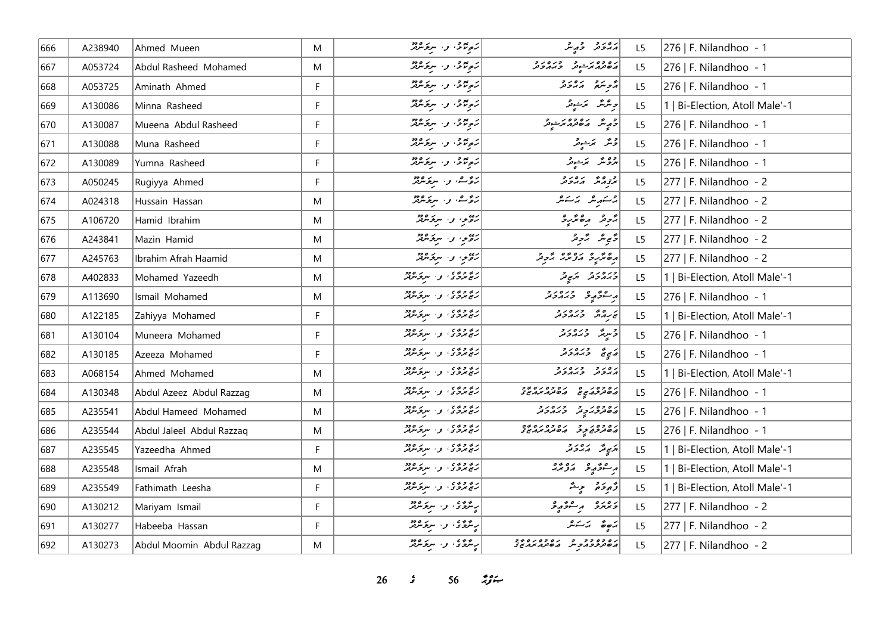| 666 | A238940 | Ahmed Mueen | M | ހަވީރާގެ، ފ. ނިލަންދޫ | އަހުމަދު މުޢީން | L5 | 276 \| F. Nilandhoo - 1 |
|---|---|---|---|---|---|---|---|
| 667 | A053724 | Abdul Rasheed Mohamed | M | ހަވީރާގެ، ފ. ނިލަންދޫ | އަބްދުއްރަޝީދު މުހައްމަދު | L5 | 276 \| F. Nilandhoo - 1 |
| 668 | A053725 | Aminath Ahmed | F | ހަވީރާގެ، ފ. ނިލަންދޫ | އާމިނަތު އަހުމަދު | L5 | 276 \| F. Nilandhoo - 1 |
| 669 | A130086 | Minna Rasheed | F | ހަވީރާގެ، ފ. ނިލަންދޫ | މިންނާ ރަޝީދު | L5 | 1 \| Bi-Election, Atoll Male'-1 |
| 670 | A130087 | Mueena Abdul Rasheed | F | ހަވީރާގެ، ފ. ނިލަންދޫ | މުޢީނާ އަބްދުއްރަޝީދު | L5 | 276 \| F. Nilandhoo - 1 |
| 671 | A130088 | Muna Rasheed | F | ހަވީރާގެ، ފ. ނިލަންދޫ | މުނާ ރަޝީދު | L5 | 276 \| F. Nilandhoo - 1 |
| 672 | A130089 | Yumna Rasheed | F | ހަވީރާގެ، ފ. ނިލަންދޫ | ޔުމްނާ ރަޝީދު | L5 | 276 \| F. Nilandhoo - 1 |
| 673 | A050245 | Rugiyya Ahmed | F | ހަވާސާ، ފ. ނިލަންދޫ | ރުގިއްޔާ އަހުމަދު | L5 | 277 \| F. Nilandhoo - 2 |
| 674 | A024318 | Hussain Hassan | M | ހަވާސާ، ފ. ނިލަންދޫ | ހުސައިން ހަސަން | L5 | 277 \| F. Nilandhoo - 2 |
| 675 | A106720 | Hamid Ibrahim | M | ހަވޯލި، ފ. ނިލަންދޫ | ހާމިދު އިބްރާހީމް | L5 | 277 \| F. Nilandhoo - 2 |
| 676 | A243841 | Mazin Hamid | M | ހަވޯލި، ފ. ނިލަންދޫ | މާޒިން ހާމިދު | L5 | 277 \| F. Nilandhoo - 2 |
| 677 | A245763 | Ibrahim Afrah Haamid | M | ހަވޯލި، ފ. ނިލަންދޫ | އިބްރާހީމް އަފްރާހް ހާމިދު | L5 | 277 \| F. Nilandhoo - 2 |
| 678 | A402833 | Mohamed Yazeedh | M | ހާޖަހާގެ، ފ. ނިލަންދޫ | މުހައްމަދު ޔަޒީދު | L5 | 1 \| Bi-Election, Atoll Male'-1 |
| 679 | A113690 | Ismail Mohamed | M | ހާޖަހާގެ، ފ. ނިލަންދޫ | އިސްމާޢީލް މުހައްމަދު | L5 | 276 \| F. Nilandhoo - 1 |
| 680 | A122185 | Zahiyya Mohamed | F | ހާޖަހާގެ، ފ. ނިލަންދޫ | ޒަހިއްޔާ މުހައްމަދު | L5 | 1 \| Bi-Election, Atoll Male'-1 |
| 681 | A130104 | Muneera Mohamed | F | ހާޖަހާގެ، ފ. ނިލަންދޫ | މުނީރާ މުހައްމަދު | L5 | 276 \| F. Nilandhoo - 1 |
| 682 | A130185 | Azeeza Mohamed | F | ހާޖަހާގެ، ފ. ނިލަންދޫ | އަޒީޒާ މުހައްމަދު | L5 | 276 \| F. Nilandhoo - 1 |
| 683 | A068154 | Ahmed Mohamed | M | ހާޖަހާގެ، ފ. ނިލަންދޫ | އަހުމަދު މުހައްމަދު | L5 | 1 \| Bi-Election, Atoll Male'-1 |
| 684 | A130348 | Abdul Azeez Abdul Razzag | M | ހާޖަހާގެ، ފ. ނިލަންދޫ | އަބްދުލްޢަޒީޒު އަބްދުއްރައްޒާގު | L5 | 276 \| F. Nilandhoo - 1 |
| 685 | A235541 | Abdul Hameed Mohamed | M | ހާޖަހާގެ، ފ. ނިލަންދޫ | އަބްދުލްހަމީދު މުހައްމަދު | L5 | 276 \| F. Nilandhoo - 1 |
| 686 | A235544 | Abdul Jaleel Abdul Razzaq | M | ހާޖަހާގެ، ފ. ނިލަންދޫ | އަބްދުލްޖަލީލް އަބްދުއްރައްޒާގު | L5 | 276 \| F. Nilandhoo - 1 |
| 687 | A235545 | Yazeedha Ahmed | F | ހާޖަހާގެ، ފ. ނިލަންދޫ | ޔަޒީދާ އަހުމަދު | L5 | 1 \| Bi-Election, Atoll Male'-1 |
| 688 | A235548 | Ismail Afrah | M | ހާޖަހާގެ، ފ. ނިލަންދޫ | އިސްމާޢީލް އަފްރާހް | L5 | 1 \| Bi-Election, Atoll Male'-1 |
| 689 | A235549 | Fathimath Leesha | F | ހާޖަހާގެ، ފ. ނިލަންދޫ | ފާތިމަތު ލީޝާ | L5 | 1 \| Bi-Election, Atoll Male'-1 |
| 690 | A130212 | Mariyam Ismail | F | ހިލާގެ، ފ. ނިލަންދޫ | މަރިޔަމް އިސްމާޢީލް | L5 | 277 \| F. Nilandhoo - 2 |
| 691 | A130277 | Habeeba Hassan | F | ހިލާގެ، ފ. ނިލަންދޫ | ހަބީބާ ހަސަން | L5 | 277 \| F. Nilandhoo - 2 |
| 692 | A130273 | Abdul Moomin Abdul Razzag | M | ހިލާގެ، ފ. ނިލަންދޫ | އަބްދުލްމޫމިން އަބްދުއްރައްޒާގު | L5 | 277 \| F. Nilandhoo - 2 |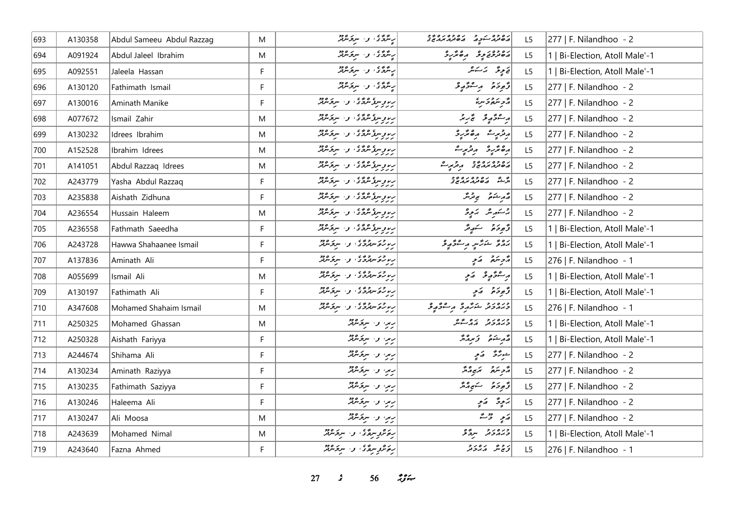| 693 | A130358 | Abdul Sameeu Abdul Razzag | M | ރިޔާޟާ، ފ. ނިލަންދޫ | އަބްދުލް ސަމީޢު އަބްދުއްރައްޒާގު | L5 | 277 \| F. Nilandhoo - 2 |
|---|---|---|---|---|---|---|---|
| 694 | A091924 | Abdul Jaleel Ibrahim | M | ރިޔާޟާ، ފ. ނިލަންދޫ | އަބްދުލްޖަލީލް އިބްރާހީމް | L5 | 1 \| Bi-Election, Atoll Male'-1 |
| 695 | A092551 | Jaleela Hassan | F | ރިޔާޟާ، ފ. ނިލަންދޫ | ޖަލީލާ ހަސަން | L5 | 1 \| Bi-Election, Atoll Male'-1 |
| 696 | A130120 | Fathimath Ismail | F | ރިޔާޟާ، ފ. ނިލަންދޫ | ފާތިމަތު އިސްމާޢީލް | L5 | 277 \| F. Nilandhoo - 2 |
| 697 | A130016 | Aminath Manike | F | ރިވިނިއުސްގެ، ފ. ނިލަންދޫ | އާމިނަތުމަނިކެ | L5 | 277 \| F. Nilandhoo - 2 |
| 698 | A077672 | Ismail Zahir | M | ރިވިނިއުސްގެ، ފ. ނިލަންދޫ | އިސްމާޢީލް ޒާހިރު | L5 | 277 \| F. Nilandhoo - 2 |
| 699 | A130232 | Idrees Ibrahim | M | ރިވިނިއުސްގެ، ފ. ނިލަންދޫ | އިދްރީސް އިބްރާހީމް | L5 | 277 \| F. Nilandhoo - 2 |
| 700 | A152528 | Ibrahim Idrees | M | ރިވިނިއުސްގެ، ފ. ނިލަންދޫ | އިބްރާހީމް އިދްރީސް | L5 | 277 \| F. Nilandhoo - 2 |
| 701 | A141051 | Abdul Razzaq Idrees | M | ރިވިނިއުސްގެ، ފ. ނިލަންދޫ | އަބްދުއްރައްޒާގު އިދްރީސް | L5 | 277 \| F. Nilandhoo - 2 |
| 702 | A243779 | Yasha Abdul Razzaq | F | ރިވިނިއުސްގެ، ފ. ނިލަންދޫ | ޔާޝާ އަބްދުއްރައްޒާގު | L5 | 277 \| F. Nilandhoo - 2 |
| 703 | A235838 | Aishath Zidhuna | F | ރިވިނިއުސްގެ، ފ. ނިލަންދޫ | އާއިޝަތު ޒިދުނާ | L5 | 277 \| F. Nilandhoo - 2 |
| 704 | A236554 | Hussain Haleem | M | ރިވިނިއުސްގެ، ފ. ނިލަންދޫ | ހުސައިން ހަލީމް | L5 | 277 \| F. Nilandhoo - 2 |
| 705 | A236558 | Fathmath Saeedha | F | ރިވިނިއުސްގެ، ފ. ނިލަންދޫ | ފާތިމަތު ސަޢީދާ | L5 | 1 \| Bi-Election, Atoll Male'-1 |
| 706 | A243728 | Hawwa Shahaanee Ismail | F | ރިހުރުވަނިދުގެ، ފ. ނިލަންދޫ | ހައްވާ ޝަހާނީ އިސްމާޢީލް | L5 | 1 \| Bi-Election, Atoll Male'-1 |
| 707 | A137836 | Aminath Ali | F | ރިހުރުވަނިދުގެ، ފ. ނިލަންދޫ | އާމިނަތު އަލީ | L5 | 276 \| F. Nilandhoo - 1 |
| 708 | A055699 | Ismail Ali | M | ރިހުރުވަނިދުގެ، ފ. ނިލަންދޫ | އިސްމާޢީލް އަލީ | L5 | 1 \| Bi-Election, Atoll Male'-1 |
| 709 | A130197 | Fathimath Ali | F | ރިހުރުވަނިދުގެ، ފ. ނިލަންދޫ | ފާތިމަތު އަލީ | L5 | 1 \| Bi-Election, Atoll Male'-1 |
| 710 | A347608 | Mohamed Shahaim Ismail | M | ރިހުރުވަނިދުގެ، ފ. ނިލަންދޫ | މުހައްމަދު ޝަހައިމް އިސްމާޢީލް | L5 | 276 \| F. Nilandhoo - 1 |
| 711 | A250325 | Mohamed Ghassan | M | ރިރި، ފ. ނިލަންދޫ | މުހައްމަދު ޣައްސާން | L5 | 1 \| Bi-Election, Atoll Male'-1 |
| 712 | A250328 | Aishath Fariyya | F | ރިރި، ފ. ނިލަންދޫ | އާއިޝަތު ފަރިއްޔާ | L5 | 1 \| Bi-Election, Atoll Male'-1 |
| 713 | A244674 | Shihama Ali | F | ރިރި، ފ. ނިލަންދޫ | ޝިހާމާ އަލީ | L5 | 277 \| F. Nilandhoo - 2 |
| 714 | A130234 | Aminath Raziyya | F | ރިރި، ފ. ނިލަންދޫ | އާމިނަތު ރަޟިއްޔާ | L5 | 277 \| F. Nilandhoo - 2 |
| 715 | A130235 | Fathimath Saziyya | F | ރިރި، ފ. ނިލަންދޫ | ފާތިމަތު ސަޒިއްޔާ | L5 | 277 \| F. Nilandhoo - 2 |
| 716 | A130246 | Haleema Ali | F | ރިރި، ފ. ނިލަންދޫ | ހަލީމާ އަލީ | L5 | 277 \| F. Nilandhoo - 2 |
| 717 | A130247 | Ali Moosa | M | ރިރި، ފ. ނިލަންދޫ | އަލީ މޫސާ | L5 | 277 \| F. Nilandhoo - 2 |
| 718 | A243639 | Mohamed Nimal | M | ރިވަރުވިނާގެ، ފ. ނިލަންދޫ | މުހައްމަދު ނިމާލް | L5 | 1 \| Bi-Election, Atoll Male'-1 |
| 719 | A243640 | Fazna Ahmed | F | ރިވަރުވިނާގެ، ފ. ނިލަންދޫ | ފަޒްނާ އަހްމަދު | L5 | 276 \| F. Nilandhoo - 1 |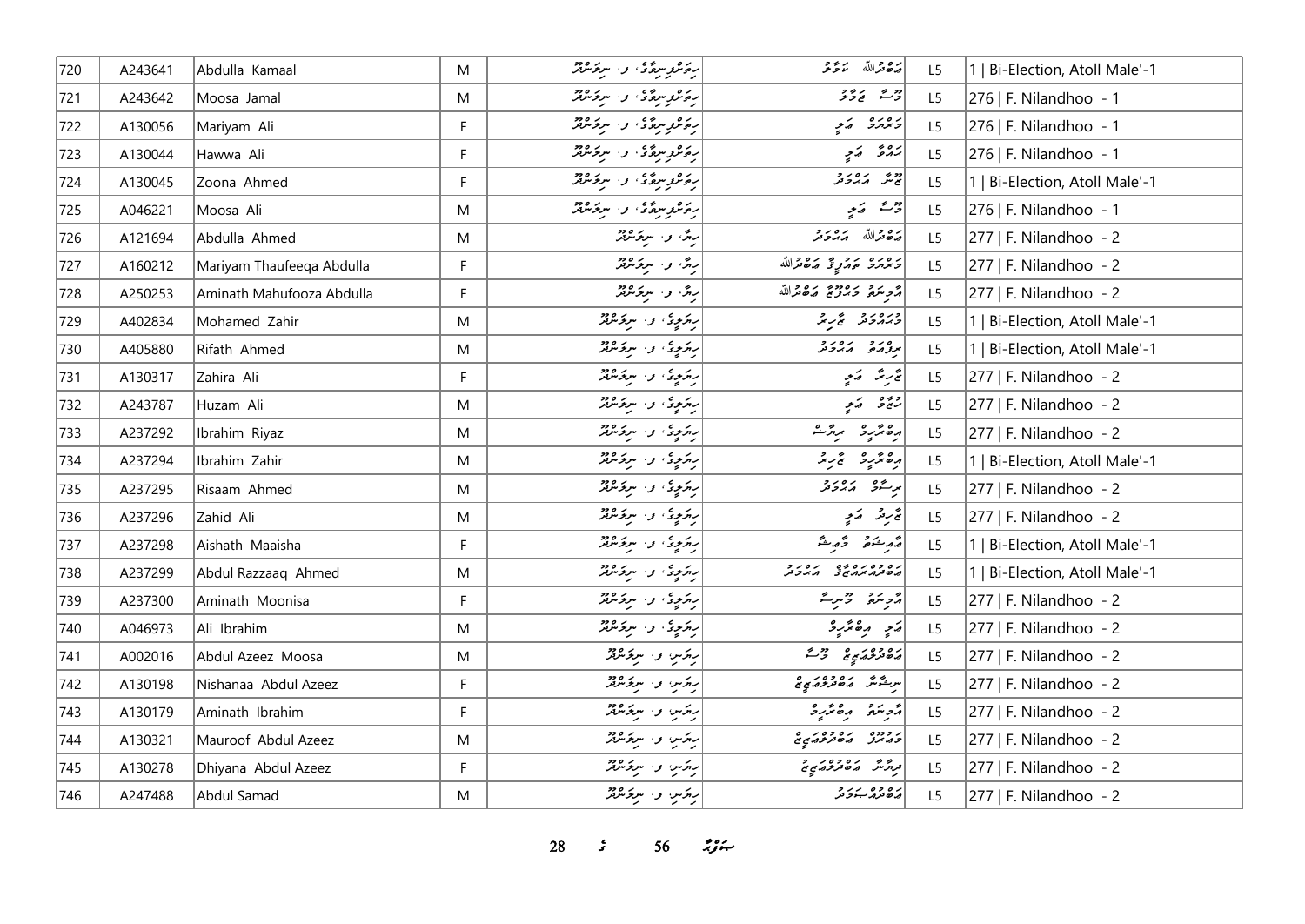| 720 | A243641 | Abdulla Kamaal | M | ރިވަރުވިއުގެ، ފ. ނިލަންދޫ | އަބްދުﷲ ކަމާލު | L5 | 1 \| Bi-Election, Atoll Male'-1 |
|---|---|---|---|---|---|---|---|
| 721 | A243642 | Moosa Jamal | M | ރިވަރުވިއުގެ، ފ. ނިލަންދޫ | މޫސާ ޖަމާލު | L5 | 276 \| F. Nilandhoo - 1 |
| 722 | A130056 | Mariyam Ali | F | ރިވަރުވިއުގެ، ފ. ނިލަންދޫ | މަރިޔަމް ޢަލީ | L5 | 276 \| F. Nilandhoo - 1 |
| 723 | A130044 | Hawwa Ali | F | ރިވަރުވިއުގެ، ފ. ނިލަންދޫ | ހައްވާ ޢަލީ | L5 | 276 \| F. Nilandhoo - 1 |
| 724 | A130045 | Zoona Ahmed | F | ރިވަރުވިއުގެ، ފ. ނިލަންދޫ | ޒޫނާ އަހުމަދު | L5 | 1 \| Bi-Election, Atoll Male'-1 |
| 725 | A046221 | Moosa Ali | M | ރިވަރުވިއުގެ، ފ. ނިލަންދޫ | މޫސާ ޢަލީ | L5 | 276 \| F. Nilandhoo - 1 |
| 726 | A121694 | Abdulla Ahmed | M | ރިލާ، ފ. ނިލަންދޫ | އަބްދުﷲ އަހުމަދު | L5 | 277 \| F. Nilandhoo - 2 |
| 727 | A160212 | Mariyam Thaufeeqa Abdulla | F | ރިލާ، ފ. ނިލަންދޫ | މަރިޔަމް ތައުފީޤާ އަބްދުﷲ | L5 | 277 \| F. Nilandhoo - 2 |
| 728 | A250253 | Aminath Mahufooza Abdulla | F | ރިލާ، ފ. ނިލަންދޫ | އާމިނަތު މަޙްފޫޒާ އަބްދުﷲ | L5 | 277 \| F. Nilandhoo - 2 |
| 729 | A402834 | Mohamed Zahir | M | ރިއަލިޓީ، ފ. ނިލަންދޫ | މުޙައްމަދު ޒާހިރު | L5 | 1 \| Bi-Election, Atoll Male'-1 |
| 730 | A405880 | Rifath Ahmed | M | ރިއަލިޓީ، ފ. ނިލަންދޫ | ރިފްޢަތު އަހުމަދު | L5 | 1 \| Bi-Election, Atoll Male'-1 |
| 731 | A130317 | Zahira Ali | F | ރިއަލިޓީ، ފ. ނިލަންދޫ | ޒާހިރާ ޢަލީ | L5 | 277 \| F. Nilandhoo - 2 |
| 732 | A243787 | Huzam Ali | M | ރިއަލިޓީ، ފ. ނިލަންދޫ | ހުޒާމް ޢަލީ | L5 | 277 \| F. Nilandhoo - 2 |
| 733 | A237292 | Ibrahim Riyaz | M | ރިއަލިޓީ، ފ. ނިލަންދޫ | އިބްރާހީމް ރިޔާޒު | L5 | 277 \| F. Nilandhoo - 2 |
| 734 | A237294 | Ibrahim Zahir | M | ރިއަލިޓީ، ފ. ނިލަންދޫ | އިބްރާހީމް ޒާހިރު | L5 | 1 \| Bi-Election, Atoll Male'-1 |
| 735 | A237295 | Risaam Ahmed | M | ރިއަލިޓީ، ފ. ނިލަންދޫ | ރިސާމް އަހުމަދު | L5 | 277 \| F. Nilandhoo - 2 |
| 736 | A237296 | Zahid Ali | M | ރިއަލިޓީ، ފ. ނިލަންދޫ | ޒާހިދު ޢަލީ | L5 | 277 \| F. Nilandhoo - 2 |
| 737 | A237298 | Aishath Maaisha | F | ރިއަލިޓީ، ފ. ނިލަންދޫ | އައިޝަތު މާއިޝާ | L5 | 1 \| Bi-Election, Atoll Male'-1 |
| 738 | A237299 | Abdul Razzaaq Ahmed | M | ރިއަލިޓީ، ފ. ނިލަންދޫ | އަބްދުއްރައްޒާޤު އަހުމަދު | L5 | 1 \| Bi-Election, Atoll Male'-1 |
| 739 | A237300 | Aminath Moonisa | F | ރިއަލިޓީ، ފ. ނިލަންދޫ | އާމިނަތު މޫނިސާ | L5 | 277 \| F. Nilandhoo - 2 |
| 740 | A046973 | Ali Ibrahim | M | ރިއަލިޓީ، ފ. ނިލަންދޫ | ޢަލީ އިބްރާހީމް | L5 | 277 \| F. Nilandhoo - 2 |
| 741 | A002016 | Abdul Azeez Moosa | M | ރިއަސް، ފ. ނިލަންދޫ | އަބްދުލްޢަޒީޒު މޫސާ | L5 | 277 \| F. Nilandhoo - 2 |
| 742 | A130198 | Nishanaa Abdul Azeez | F | ރިއަސް، ފ. ނިލަންދޫ | ނިޝާނާ އަބްދުލްޢަޒީޒު | L5 | 277 \| F. Nilandhoo - 2 |
| 743 | A130179 | Aminath Ibrahim | F | ރިއަސް، ފ. ނިލަންދޫ | އާމިނަތު އިބްރާހީމް | L5 | 277 \| F. Nilandhoo - 2 |
| 744 | A130321 | Mauroof Abdul Azeez | M | ރިއަސް، ފ. ނިލަންދޫ | މައުރޫފު އަބްދުލްޢަޒީޒު | L5 | 277 \| F. Nilandhoo - 2 |
| 745 | A130278 | Dhiyana Abdul Azeez | F | ރިއަސް، ފ. ނިލަންދޫ | ދިޔާނާ އަބްދުލްޢަޒީޒު | L5 | 277 \| F. Nilandhoo - 2 |
| 746 | A247488 | Abdul Samad | M | ރިއަސް، ފ. ނިލަންދޫ | އަބްދުއްސަމަދު | L5 | 277 \| F. Nilandhoo - 2 |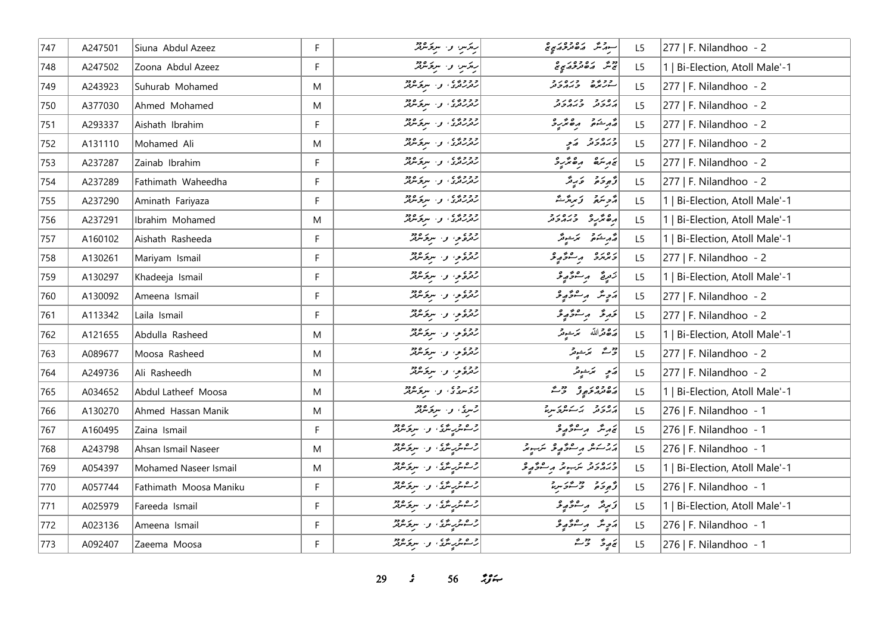| 747 | A247501 | Siuna Abdul Azeez | F | ހިޔަނި، ފ. ނިލަންދޫ | ސިއުނާ އަބްދުލްޢަޒީޒް | L5 | 277 \| F. Nilandhoo - 2 |
|---|---|---|---|---|---|---|---|
| 748 | A247502 | Zoona Abdul Azeez | F | ހިޔަނި، ފ. ނިލަންދޫ | ޒޫނާ އަބްދުލްޢަޒީޒް | L5 | 1 \| Bi-Election, Atoll Male'-1 |
| 749 | A243923 | Suhurab Mohamed | M | ހުދުހުރީ، ފ. ނިލަންދޫ | ސުހުރާބް މުޙައްމަދު | L5 | 277 \| F. Nilandhoo - 2 |
| 750 | A377030 | Ahmed Mohamed | M | ހުދުހުރީ، ފ. ނިލަންދޫ | އަޙްމަދު މުޙައްމަދު | L5 | 277 \| F. Nilandhoo - 2 |
| 751 | A293337 | Aishath Ibrahim | F | ހުދުހުރީ، ފ. ނިލަންދޫ | އާއިޝަތު އިބްރާހީމް | L5 | 277 \| F. Nilandhoo - 2 |
| 752 | A131110 | Mohamed Ali | M | ހުދުހުރީ، ފ. ނިލަންދޫ | މުޙައްމަދު ޢަލީ | L5 | 277 \| F. Nilandhoo - 2 |
| 753 | A237287 | Zainab Ibrahim | F | ހުދުހުރީ، ފ. ނިލަންދޫ | ޒައިނަބް އިބްރާހީމް | L5 | 277 \| F. Nilandhoo - 2 |
| 754 | A237289 | Fathimath Waheedha | F | ހުދުހުރީ، ފ. ނިލަންދޫ | ފާތިމަތު ވަހީދާ | L5 | 277 \| F. Nilandhoo - 2 |
| 755 | A237290 | Aminath Fariyaza | F | ހުދުހުރީ، ފ. ނިލަންދޫ | އާމިނަތު ފަރިޔާޒާ | L5 | 1 \| Bi-Election, Atoll Male'-1 |
| 756 | A237291 | Ibrahim Mohamed | M | ހުދުހުރީ، ފ. ނިލަންދޫ | އިބްރާހީމް މުޙައްމަދު | L5 | 1 \| Bi-Election, Atoll Male'-1 |
| 757 | A160102 | Aishath Rasheeda | F | ހުދުވިލާ، ފ. ނިލަންދޫ | އާއިޝަތު ރަޝީދާ | L5 | 1 \| Bi-Election, Atoll Male'-1 |
| 758 | A130261 | Mariyam Ismail | F | ހުދުވިލާ، ފ. ނިލަންދޫ | މަރިޔަމް އިސްމާޢީލް | L5 | 277 \| F. Nilandhoo - 2 |
| 759 | A130297 | Khadeeja Ismail | F | ހުދުވިލާ، ފ. ނިލަންދޫ | ޚަދީޖާ އިސްމާޢީލް | L5 | 1 \| Bi-Election, Atoll Male'-1 |
| 760 | A130092 | Ameena Ismail | F | ހުދުވިލާ، ފ. ނިލަންދޫ | އަމީނާ އިސްމާޢީލް | L5 | 277 \| F. Nilandhoo - 2 |
| 761 | A113342 | Laila Ismail | F | ހުދުވިލާ، ފ. ނިލަންދޫ | ލައިލާ އިސްމާޢީލް | L5 | 277 \| F. Nilandhoo - 2 |
| 762 | A121655 | Abdulla Rasheed | M | ހުދުވިލާ، ފ. ނިލަންދޫ | އަބްދުﷲ ރަޝީދު | L5 | 1 \| Bi-Election, Atoll Male'-1 |
| 763 | A089677 | Moosa Rasheed | M | ހުދުވިލާ، ފ. ނިލަންދޫ | މޫސާ ރަޝީދު | L5 | 277 \| F. Nilandhoo - 2 |
| 764 | A249736 | Ali Rasheedh | M | ހުދުވިލާ، ފ. ނިލަންދޫ | ޢަލީ ރަޝީދު | L5 | 277 \| F. Nilandhoo - 2 |
| 765 | A034652 | Abdul Latheef Moosa | M | ހުވަނދު، ފ. ނިލަންދޫ | އަބްދުއްލަޠީފް މޫސާ | L5 | 1 \| Bi-Election, Atoll Male'-1 |
| 766 | A130270 | Ahmed Hassan Manik | M | ހުރީ، ފ. ނިލަންދޫ | އަޙްމަދު ޙަސަންމަނިކު | L5 | 276 \| F. Nilandhoo - 1 |
| 767 | A160495 | Zaina Ismail | F | ހުސްނުރިސްޓޯ، ފ. ނިލަންދޫ | ޒައިނާ އިސްމާޢީލް | L5 | 276 \| F. Nilandhoo - 1 |
| 768 | A243798 | Ahsan Ismail Naseer | M | ހުސްނުރިސްޓޯ، ފ. ނިލަންދޫ | އަޙްސަން އިސްމާޢީލް ނަސީރު | L5 | 276 \| F. Nilandhoo - 1 |
| 769 | A054397 | Mohamed Naseer Ismail | M | ހުސްނުރިސްޓޯ، ފ. ނިލަންދޫ | މުޙައްމަދު ނަސީރު އިސްމާޢީލް | L5 | 1 \| Bi-Election, Atoll Male'-1 |
| 770 | A057744 | Fathimath Moosa Maniku | F | ހުސްނުރިސްޓޯ، ފ. ނިލަންދޫ | ފާތިމަތު މޫސާމަނިކު | L5 | 276 \| F. Nilandhoo - 1 |
| 771 | A025979 | Fareeda Ismail | F | ހުސްނުރިސްޓޯ، ފ. ނިލަންދޫ | ފަރީދާ އިސްމާޢީލް | L5 | 1 \| Bi-Election, Atoll Male'-1 |
| 772 | A023136 | Ameena Ismail | F | ހުސްނުރިސްޓޯ، ފ. ނިލަންދޫ | އަމީނާ އިސްމާޢީލް | L5 | 276 \| F. Nilandhoo - 1 |
| 773 | A092407 | Zaeema Moosa | F | ހުސްނުރިސްޓޯ، ފ. ނިލަންދޫ | ޒަޢީމާ މޫސާ | L5 | 276 \| F. Nilandhoo - 1 |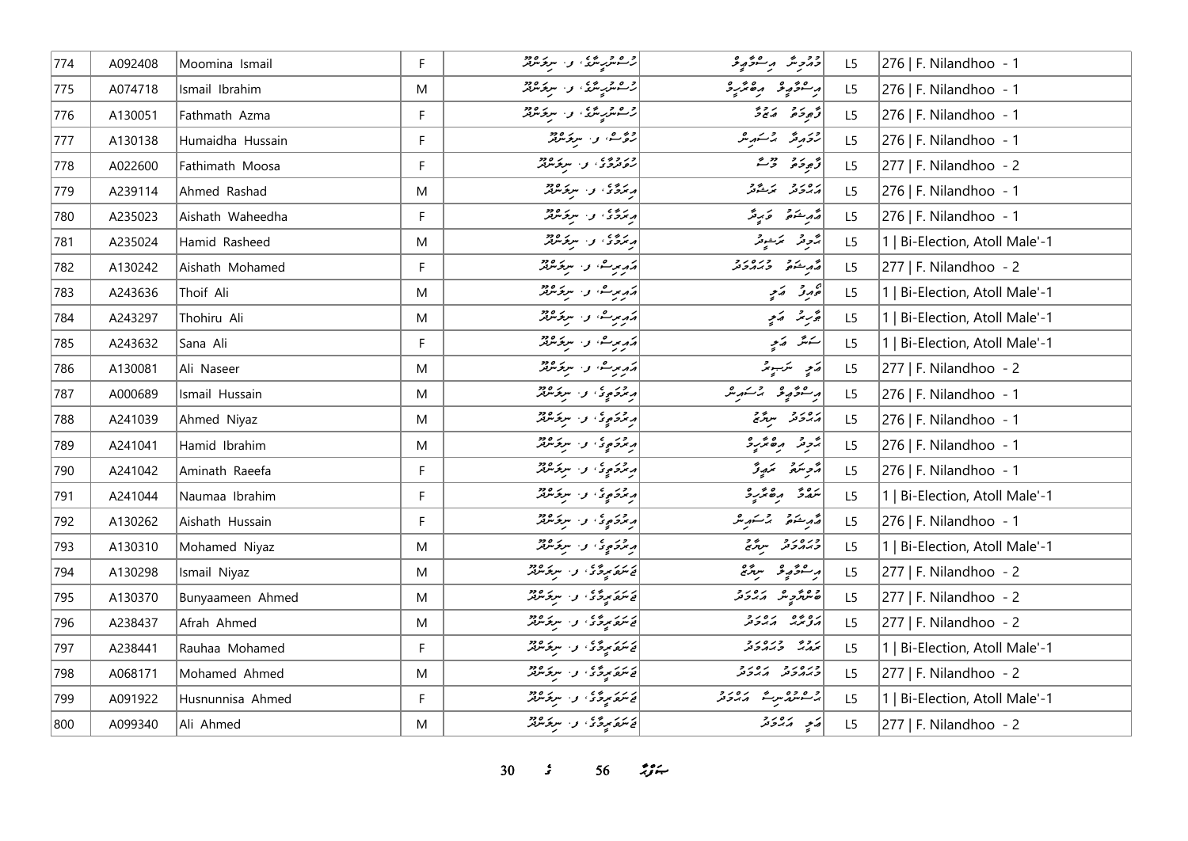| 774 | A092408 | Moomina Ismail | F | ޖުމްހޫރިއްޔާ، ފ. ނިލަންދޫ | މޫމިނާ އިސްމާޢީލް | L5 | 276 \| F. Nilandhoo - 1 |
|---|---|---|---|---|---|---|---|
| 775 | A074718 | Ismail Ibrahim | M | ޖުމްހޫރިއްޔާ، ފ. ނިލަންދޫ | އިސްމާޢީލް އިބްރާހީމް | L5 | 276 \| F. Nilandhoo - 1 |
| 776 | A130051 | Fathmath Azma | F | ޖުމްހޫރިއްޔާ، ފ. ނިލަންދޫ | ފާތިމަތު އަޒްމާ | L5 | 276 \| F. Nilandhoo - 1 |
| 777 | A130138 | Humaidha Hussain | F | ހުވާސް، ފ. ނިލަންދޫ | ހުމައިދާ ހުސައިން | L5 | 276 \| F. Nilandhoo - 1 |
| 778 | A022600 | Fathimath Moosa | F | ހުވަދުމާގެ، ފ. ނިލަންދޫ | ފާތިމަތު މޫސާ | L5 | 277 \| F. Nilandhoo - 2 |
| 779 | A239114 | Ahmed Rashad | M | އިރުމާގެ، ފ. ނިލަންދޫ | އަޙްމަދު ރަޝާދު | L5 | 276 \| F. Nilandhoo - 1 |
| 780 | A235023 | Aishath Waheedha | F | އިރުމާގެ، ފ. ނިލަންދޫ | އާއިޝަތު ވަހީދާ | L5 | 276 \| F. Nilandhoo - 1 |
| 781 | A235024 | Hamid Rasheed | M | އިރުމާގެ، ފ. ނިލަންދޫ | ހާމިދު ރަޝީދު | L5 | 1 \| Bi-Election, Atoll Male'-1 |
| 782 | A130242 | Aishath Mohamed | F | އައިރިސް، ފ. ނިލަންދޫ | އާއިޝަތު މުޙައްމަދު | L5 | 277 \| F. Nilandhoo - 2 |
| 783 | A243636 | Thoif Ali | M | އައިރިސް، ފ. ނިލަންދޫ | ޘޯއިފް އަލި | L5 | 1 \| Bi-Election, Atoll Male'-1 |
| 784 | A243297 | Thohiru Ali | M | އައިރިސް، ފ. ނިލަންދޫ | ޠާހިރު އަލި | L5 | 1 \| Bi-Election, Atoll Male'-1 |
| 785 | A243632 | Sana Ali | F | އައިރިސް، ފ. ނިލަންދޫ | ސަނާ އަލި | L5 | 1 \| Bi-Election, Atoll Male'-1 |
| 786 | A130081 | Ali Naseer | M | އައިރިސް، ފ. ނިލަންދޫ | އަލި ނަސީރު | L5 | 277 \| F. Nilandhoo - 2 |
| 787 | A000689 | Ismail Hussain | M | އިރުމަތީގެ، ފ. ނިލަންދޫ | އިސްމާޢީލް ހުސައިން | L5 | 276 \| F. Nilandhoo - 1 |
| 788 | A241039 | Ahmed Niyaz | M | އިރުމަތީގެ، ފ. ނިލަންދޫ | އަޙްމަދު ނިޔާޒު | L5 | 276 \| F. Nilandhoo - 1 |
| 789 | A241041 | Hamid Ibrahim | M | އިރުމަތީގެ، ފ. ނިލަންދޫ | ހާމިދު އިބްރާހީމް | L5 | 276 \| F. Nilandhoo - 1 |
| 790 | A241042 | Aminath Raeefa | F | އިރުމަތީގެ، ފ. ނިލަންދޫ | އާމިނަތު ރަޢީފާ | L5 | 276 \| F. Nilandhoo - 1 |
| 791 | A241044 | Naumaa Ibrahim | F | އިރުމަތީގެ، ފ. ނިލަންދޫ | ނަޢުމާ އިބްރާހީމް | L5 | 1 \| Bi-Election, Atoll Male'-1 |
| 792 | A130262 | Aishath Hussain | F | އިރުމަތީގެ، ފ. ނިލަންދޫ | އާއިޝަތު ހުސައިން | L5 | 276 \| F. Nilandhoo - 1 |
| 793 | A130310 | Mohamed Niyaz | M | އިރުމަތީގެ، ފ. ނިލަންދޫ | މުޙައްމަދު ނިޔާޒު | L5 | 1 \| Bi-Election, Atoll Male'-1 |
| 794 | A130298 | Ismail Niyaz | M | ޤަނަޢަތުމާގެ، ފ. ނިލަންދޫ | އިސްމާޢީލް ނިޔާޒު | L5 | 277 \| F. Nilandhoo - 2 |
| 795 | A130370 | Bunyaameen Ahmed | M | ޤަނަޢަތުމާގެ، ފ. ނިލަންދޫ | ބުންޔާމީން އަޙްމަދު | L5 | 277 \| F. Nilandhoo - 2 |
| 796 | A238437 | Afrah Ahmed | M | ޤަނަޢަތުމާގެ، ފ. ނިލަންދޫ | އަފްރާހް އަޙްމަދު | L5 | 277 \| F. Nilandhoo - 2 |
| 797 | A238441 | Rauhaa Mohamed | F | ޤަނަޢަތުމާގެ، ފ. ނިލަންދޫ | ރައުހާ މުޙައްމަދު | L5 | 1 \| Bi-Election, Atoll Male'-1 |
| 798 | A068171 | Mohamed Ahmed | M | ޤަނަޢަތުމާގެ، ފ. ނިލަންދޫ | މުޙައްމަދު އަޙްމަދު | L5 | 277 \| F. Nilandhoo - 2 |
| 799 | A091922 | Husnunnisa Ahmed | F | ޤަނަޢަތުމާގެ، ފ. ނިލަންދޫ | ހުސްނުންނިސާ އަޙްމަދު | L5 | 1 \| Bi-Election, Atoll Male'-1 |
| 800 | A099340 | Ali Ahmed | M | ޤަނަޢަތުމާގެ، ފ. ނިލަންދޫ | އަލި އަޙްމަދު | L5 | 277 \| F. Nilandhoo - 2 |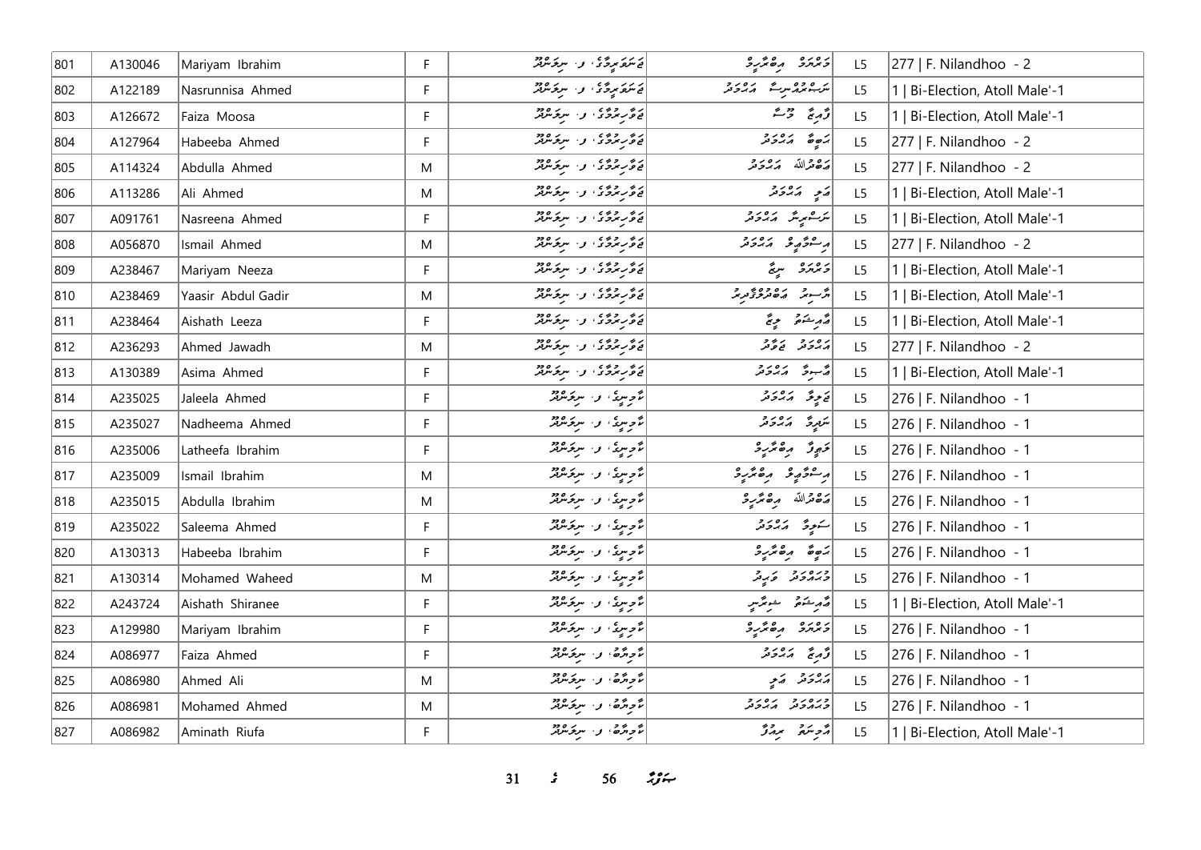| 801 | A130046 | Mariyam Ibrahim | F | ގަނޑުފިލާވާގެ، ފ. ނިލަންދޫ | މަރިޔަމް އިބްރާހީމް | L5 | 277 \| F. Nilandhoo - 2 |
|---|---|---|---|---|---|---|---|
| 802 | A122189 | Nasrunnisa Ahmed | F | ގަނޑުފިލާވާގެ، ފ. ނިލަންދޫ | ނަސްރުއްނިސާ އަހްމަދު | L5 | 1 \| Bi-Election, Atoll Male'-1 |
| 803 | A126672 | Faiza Moosa | F | ގަލޮޅުމަގު، ފ. ނިލަންދޫ | ފާއިޒާ މޫސާ | L5 | 1 \| Bi-Election, Atoll Male'-1 |
| 804 | A127964 | Habeeba Ahmed | F | ގަލޮޅުމަގު، ފ. ނިލަންދޫ | ހަބީބާ އަހްމަދު | L5 | 277 \| F. Nilandhoo - 2 |
| 805 | A114324 | Abdulla Ahmed | M | ގަލޮޅުމަގު، ފ. ނިލަންދޫ | އަބްދުﷲ އަހްމަދު | L5 | 277 \| F. Nilandhoo - 2 |
| 806 | A113286 | Ali Ahmed | M | ގަލޮޅުމަގު، ފ. ނިލަންދޫ | އަލި އަހްމަދު | L5 | 1 \| Bi-Election, Atoll Male'-1 |
| 807 | A091761 | Nasreena Ahmed | F | ގަލޮޅުމަގު، ފ. ނިލަންދޫ | ނަސްރީނާ އަހްމަދު | L5 | 1 \| Bi-Election, Atoll Male'-1 |
| 808 | A056870 | Ismail Ahmed | M | ގަލޮޅުމަގު، ފ. ނިލަންދޫ | އިސްމާޢިލް އަހްމަދު | L5 | 277 \| F. Nilandhoo - 2 |
| 809 | A238467 | Mariyam Neeza | F | ގަލޮޅުމަގު، ފ. ނިލަންދޫ | މަރިޔަމް ނީޒާ | L5 | 1 \| Bi-Election, Atoll Male'-1 |
| 810 | A238469 | Yaasir Abdul Gadir | M | ގަލޮޅުމަގު، ފ. ނިލަންދޫ | ޔާސިރު އަބްދުލްޤާދިރު | L5 | 1 \| Bi-Election, Atoll Male'-1 |
| 811 | A238464 | Aishath Leeza | F | ގަލޮޅުމަގު، ފ. ނިލަންދޫ | އައިޝަތު ލީޒާ | L5 | 1 \| Bi-Election, Atoll Male'-1 |
| 812 | A236293 | Ahmed Jawadh | M | ގަލޮޅުމަގު، ފ. ނިލަންދޫ | އަހްމަދު ޖަވާދު | L5 | 277 \| F. Nilandhoo - 2 |
| 813 | A130389 | Asima Ahmed | F | ގަލޮޅުމަގު، ފ. ނިލަންދޫ | އާސިމާ އަހްމަދު | L5 | 1 \| Bi-Election, Atoll Male'-1 |
| 814 | A235025 | Jaleela Ahmed | F | ގާލިނީގެ، ފ. ނިލަންދޫ | ޖަލީލާ އަހްމަދު | L5 | 276 \| F. Nilandhoo - 1 |
| 815 | A235027 | Nadheema Ahmed | F | ގާލިނީގެ، ފ. ނިލަންދޫ | ނަދީމާ އަހްމަދު | L5 | 276 \| F. Nilandhoo - 1 |
| 816 | A235006 | Latheefa Ibrahim | F | ގާލިނީގެ، ފ. ނިލަންދޫ | ލަތީފާ އިބްރާހީމް | L5 | 276 \| F. Nilandhoo - 1 |
| 817 | A235009 | Ismail Ibrahim | M | ގާލިނީގެ، ފ. ނިލަންދޫ | އިސްމާޢިލް އިބްރާހީމް | L5 | 276 \| F. Nilandhoo - 1 |
| 818 | A235015 | Abdulla Ibrahim | M | ގާލިނީގެ، ފ. ނިލަންދޫ | އަބްދުﷲ އިބްރާހީމް | L5 | 276 \| F. Nilandhoo - 1 |
| 819 | A235022 | Saleema Ahmed | F | ގާލިނީގެ، ފ. ނިލަންދޫ | ސަލީމާ އަހްމަދު | L5 | 276 \| F. Nilandhoo - 1 |
| 820 | A130313 | Habeeba Ibrahim | F | ގާލިނީގެ، ފ. ނިލަންދޫ | ހަބީބާ އިބްރާހީމް | L5 | 276 \| F. Nilandhoo - 1 |
| 821 | A130314 | Mohamed Waheed | M | ގާލިނީގެ، ފ. ނިލަންދޫ | މުހައްމަދު ވަހީދު | L5 | 276 \| F. Nilandhoo - 1 |
| 822 | A243724 | Aishath Shiranee | F | ގާލިނީގެ، ފ. ނިލަންދޫ | އައިޝަތު ޝިރާނީ | L5 | 1 \| Bi-Election, Atoll Male'-1 |
| 823 | A129980 | Mariyam Ibrahim | F | ގާލިނީގެ، ފ. ނިލަންދޫ | މަރިޔަމް އިބްރާހީމް | L5 | 276 \| F. Nilandhoo - 1 |
| 824 | A086977 | Faiza Ahmed | F | ގާލިއްޔާ، ފ. ނިލަންދޫ | ފާއިޒާ އަހްމަދު | L5 | 276 \| F. Nilandhoo - 1 |
| 825 | A086980 | Ahmed Ali | M | ގާލިއްޔާ، ފ. ނިލަންދޫ | އަހްމަދު އަލި | L5 | 276 \| F. Nilandhoo - 1 |
| 826 | A086981 | Mohamed Ahmed | M | ގާލިއްޔާ، ފ. ނިލަންދޫ | މުހައްމަދު އަހްމަދު | L5 | 276 \| F. Nilandhoo - 1 |
| 827 | A086982 | Aminath Riufa | F | ގާލިއްޔާ، ފ. ނިލަންދޫ | އާމިނަތު ރިއުފާ | L5 | 1 \| Bi-Election, Atoll Male'-1 |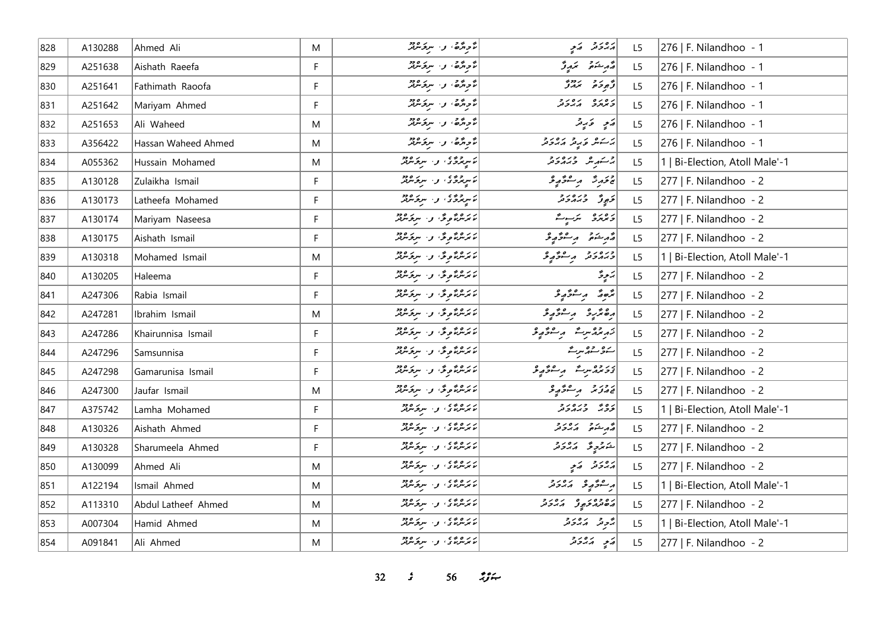| 828 | A130288 | Ahmed Ali | M | ކާމިއްޔާ، ފ. ނިލަންދޫ | އަޙްމަދު ޢަލީ | L5 | 276 \| F. Nilandhoo - 1 |
|---|---|---|---|---|---|---|---|
| 829 | A251638 | Aishath Raeefa | F | ކާމިއްޔާ، ފ. ނިލަންދޫ | އާއިޝަތު ރަޢީފާ | L5 | 276 \| F. Nilandhoo - 1 |
| 830 | A251641 | Fathimath Raoofa | F | ކާމިއްޔާ، ފ. ނިލަންދޫ | ފާތިމަތު ރަޢޫފާ | L5 | 276 \| F. Nilandhoo - 1 |
| 831 | A251642 | Mariyam Ahmed | F | ކާމިއްޔާ، ފ. ނިލަންދޫ | މަރިޔަމް އަޙްމަދު | L5 | 276 \| F. Nilandhoo - 1 |
| 832 | A251653 | Ali Waheed | M | ކާމިއްޔާ، ފ. ނިލަންދޫ | ޢަލީ ވަޙީދު | L5 | 276 \| F. Nilandhoo - 1 |
| 833 | A356422 | Hassan Waheed Ahmed | M | ކާމިއްޔާ، ފ. ނިލަންދޫ | ޙަސަން ވަޙީދު އަޙްމަދު | L5 | 276 \| F. Nilandhoo - 1 |
| 834 | A055362 | Hussain Mohamed | M | ކަނިރުމާގެ، ފ. ނިލަންދޫ | ޙުސައިން މުޙައްމަދު | L5 | 1 \| Bi-Election, Atoll Male'-1 |
| 835 | A130128 | Zulaikha Ismail | F | ކަނިރުމާގެ، ފ. ނިލަންދޫ | ޒުލައިޚާ އިސްމާޢީލް | L5 | 277 \| F. Nilandhoo - 2 |
| 836 | A130173 | Latheefa Mohamed | F | ކަނިރުމާގެ، ފ. ނިލަންދޫ | ލަޠީފާ މުޙައްމަދު | L5 | 277 \| F. Nilandhoo - 2 |
| 837 | A130174 | Mariyam Naseesa | F | ކަރަންކާވިލާ، ފ. ނިލަންދޫ | މަރިޔަމް ނަސީސާ | L5 | 277 \| F. Nilandhoo - 2 |
| 838 | A130175 | Aishath Ismail | F | ކަރަންކާވިލާ، ފ. ނިލަންދޫ | އާއިޝަތު އިސްމާޢީލް | L5 | 277 \| F. Nilandhoo - 2 |
| 839 | A130318 | Mohamed Ismail | M | ކަރަންކާވިލާ، ފ. ނިލަންދޫ | މުޙައްމަދު އިސްމާޢީލް | L5 | 1 \| Bi-Election, Atoll Male'-1 |
| 840 | A130205 | Haleema | F | ކަރަންކާވިލާ، ފ. ނިލަންދޫ | ޙަލީމާ | L5 | 277 \| F. Nilandhoo - 2 |
| 841 | A247306 | Rabia Ismail | F | ކަރަންކާވިލާ، ފ. ނިލަންދޫ | ރާބިޔާ އިސްމާޢީލް | L5 | 277 \| F. Nilandhoo - 2 |
| 842 | A247281 | Ibrahim Ismail | M | ކަރަންކާވިލާ، ފ. ނިލަންދޫ | އިބްރާހީމް އިސްމާޢީލް | L5 | 277 \| F. Nilandhoo - 2 |
| 843 | A247286 | Khairunnisa Ismail | F | ކަރަންކާވިލާ، ފ. ނިލަންދޫ | ޚައިރުއްނިސާ އިސްމާޢީލް | L5 | 277 \| F. Nilandhoo - 2 |
| 844 | A247296 | Samsunnisa | F | ކަރަންކާވިލާ، ފ. ނިލަންދޫ | ސަމްސުއްނިސާ | L5 | 277 \| F. Nilandhoo - 2 |
| 845 | A247298 | Gamarunisa Ismail | F | ކަރަންކާވިލާ، ފ. ނިލަންދޫ | ޤަމަރުއްނިސާ އިސްމާޢީލް | L5 | 277 \| F. Nilandhoo - 2 |
| 846 | A247300 | Jaufar Ismail | M | ކަރަންކާވިލާ، ފ. ނިލަންދޫ | ޖައުފަރު އިސްމާޢީލް | L5 | 277 \| F. Nilandhoo - 2 |
| 847 | A375742 | Lamha Mohamed | F | ކަރަންކާގެ، ފ. ނިލަންދޫ | ލަމްޙާ މުޙައްމަދު | L5 | 1 \| Bi-Election, Atoll Male'-1 |
| 848 | A130326 | Aishath Ahmed | F | ކަރަންކާގެ، ފ. ނިލަންދޫ | އާއިޝަތު އަޙްމަދު | L5 | 277 \| F. Nilandhoo - 2 |
| 849 | A130328 | Sharumeela Ahmed | F | ކަރަންކާގެ، ފ. ނިލަންދޫ | ޝަރުމީލާ އަޙްމަދު | L5 | 277 \| F. Nilandhoo - 2 |
| 850 | A130099 | Ahmed Ali | M | ކަރަންކާގެ، ފ. ނިލަންދޫ | އަޙްމަދު ޢަލީ | L5 | 277 \| F. Nilandhoo - 2 |
| 851 | A122194 | Ismail Ahmed | M | ކަރަންކާގެ، ފ. ނިލަންދޫ | އިސްމާޢީލް އަޙްމަދު | L5 | 1 \| Bi-Election, Atoll Male'-1 |
| 852 | A113310 | Abdul Latheef Ahmed | M | ކަރަންކާގެ، ފ. ނިލަންދޫ | އަބްދުއްލަޠީފް އަޙްމަދު | L5 | 277 \| F. Nilandhoo - 2 |
| 853 | A007304 | Hamid Ahmed | M | ކަރަންކާގެ، ފ. ނިލަންދޫ | ޙާމިދު އަޙްމަދު | L5 | 1 \| Bi-Election, Atoll Male'-1 |
| 854 | A091841 | Ali Ahmed | M | ކަރަންކާގެ، ފ. ނިލަންދޫ | ޢަލީ އަޙްމަދު | L5 | 277 \| F. Nilandhoo - 2 |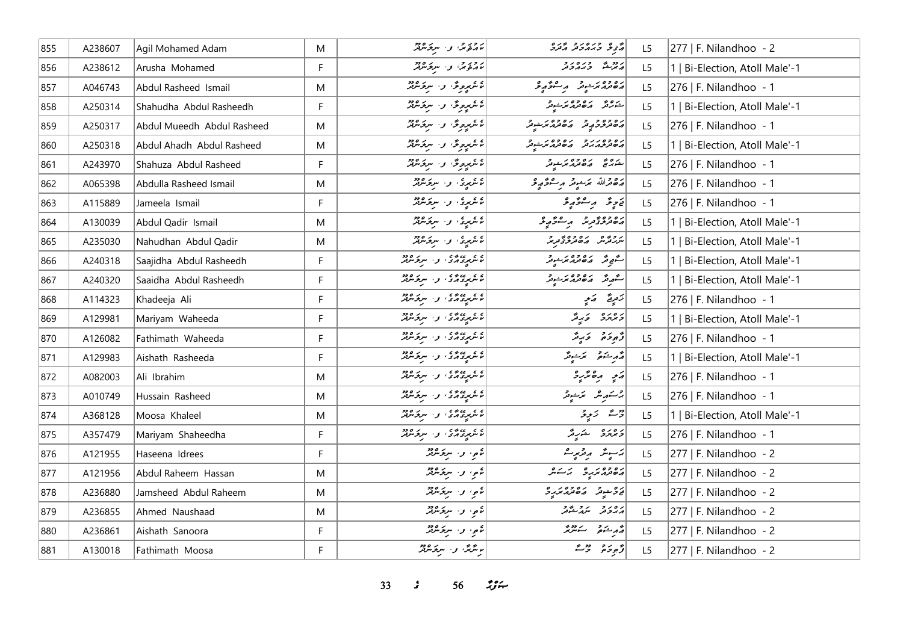| 855 | A238607 | Agil Mohamed Adam | M | ކައުޓަރ، ފ. ނިލަންދޫ | އާގިލް މުހައްމަދު އާދަމް | L5 | 277 \| F. Nilandhoo - 2 |
|---|---|---|---|---|---|---|---|
| 856 | A238612 | Arusha Mohamed | F | ކައުޓަރ، ފ. ނިލަންދޫ | އަރޫޝާ މުހައްމަދު | L5 | 1 \| Bi-Election, Atoll Male'-1 |
| 857 | A046743 | Abdul Rasheed Ismail | M | ކެނެރީވިލާ، ފ. ނިލަންދޫ | އަބްދުލްރަޝީދު އިސްމާއީލް | L5 | 276 \| F. Nilandhoo - 1 |
| 858 | A250314 | Shahudha Abdul Rasheedh | F | ކެނެރީވިލާ، ފ. ނިލަންދޫ | ޝަހުދާ އަބްދުލްރަޝީދު | L5 | 1 \| Bi-Election, Atoll Male'-1 |
| 859 | A250317 | Abdul Mueedh Abdul Rasheed | M | ކެނެރީވިލާ، ފ. ނިލަންދޫ | އަބްދުލްމުޢީދު އަބްދުލްރަޝީދު | L5 | 276 \| F. Nilandhoo - 1 |
| 860 | A250318 | Abdul Ahadh Abdul Rasheed | M | ކެނެރީވިލާ، ފ. ނިލަންދޫ | އަބްދުލްއަޙަދު އަބްދުލްރަޝީދު | L5 | 1 \| Bi-Election, Atoll Male'-1 |
| 861 | A243970 | Shahuza Abdul Rasheed | F | ކެނެރީވިލާ، ފ. ނިލަންދޫ | ޝަހުޒާ އަބްދުލްރަޝީދު | L5 | 276 \| F. Nilandhoo - 1 |
| 862 | A065398 | Abdulla Rasheed Ismail | M | ކެނެރީގެ، ފ. ނިލަންދޫ | އަބްދުﷲ ރަޝީދު އިސްމާއީލް | L5 | 276 \| F. Nilandhoo - 1 |
| 863 | A115889 | Jameela Ismail | F | ކެނެރީގެ، ފ. ނިލަންދޫ | ޖަމީލާ އިސްމާއީލް | L5 | 276 \| F. Nilandhoo - 1 |
| 864 | A130039 | Abdul Qadir Ismail | M | ކެނެރީގެ، ފ. ނިލަންދޫ | އަބްދުލްޤާދިރު އިސްމާއީލް | L5 | 1 \| Bi-Election, Atoll Male'-1 |
| 865 | A235030 | Nahudhan Abdul Qadir | M | ކެނެރީގެ، ފ. ނިލަންދޫ | ނަހުދާން އަބްދުލްޤާދިރު | L5 | 1 \| Bi-Election, Atoll Male'-1 |
| 866 | A240318 | Saajidha Abdul Rasheedh | F | ކެނެރީމާގެ، ފ. ނިލަންދޫ | ސާޖިދާ އަބްދުލްރަޝީދު | L5 | 1 \| Bi-Election, Atoll Male'-1 |
| 867 | A240320 | Saaidha Abdul Rasheedh | F | ކެނެރީމާގެ، ފ. ނިލަންދޫ | ސާއިދާ އަބްދުލްރަޝީދު | L5 | 1 \| Bi-Election, Atoll Male'-1 |
| 868 | A114323 | Khadeeja Ali | F | ކެނެރީމާގެ، ފ. ނިލަންދޫ | ޚަދީޖާ އަލި | L5 | 276 \| F. Nilandhoo - 1 |
| 869 | A129981 | Mariyam Waheeda | F | ކެނެރީމާގެ، ފ. ނިލަންދޫ | މަރިޔަމް ވަޙީދާ | L5 | 1 \| Bi-Election, Atoll Male'-1 |
| 870 | A126082 | Fathimath Waheeda | F | ކެނެރީމާގެ، ފ. ނިލަންދޫ | ފާތިމަތު ވަޙީދާ | L5 | 276 \| F. Nilandhoo - 1 |
| 871 | A129983 | Aishath Rasheeda | F | ކެނެރީމާގެ، ފ. ނިލަންދޫ | އާއިޝަތު ރަޝީދާ | L5 | 1 \| Bi-Election, Atoll Male'-1 |
| 872 | A082003 | Ali Ibrahim | M | ކެނެރީމާގެ، ފ. ނިލަންދޫ | އަލި އިބްރާހީމް | L5 | 276 \| F. Nilandhoo - 1 |
| 873 | A010749 | Hussain Rasheed | M | ކެނެރީމާގެ، ފ. ނިލަންދޫ | ހުސައިން ރަޝީދު | L5 | 276 \| F. Nilandhoo - 1 |
| 874 | A368128 | Moosa Khaleel | M | ކެނެރީމާގެ، ފ. ނިލަންދޫ | މޫސާ ޚަލީލު | L5 | 1 \| Bi-Election, Atoll Male'-1 |
| 875 | A357479 | Mariyam Shaheedha | F | ކެނެރީމާގެ، ފ. ނިލަންދޫ | މަރިޔަމް ޝަހީދާ | L5 | 276 \| F. Nilandhoo - 1 |
| 876 | A121955 | Haseena Idrees | F | ކޮލި، ފ. ނިލަންދޫ | ހަސީނާ އިދްރީސް | L5 | 277 \| F. Nilandhoo - 2 |
| 877 | A121956 | Abdul Raheem Hassan | M | ކޮލި، ފ. ނިލަންދޫ | އަބްދުއްރަހީމް ހަސަން | L5 | 277 \| F. Nilandhoo - 2 |
| 878 | A236880 | Jamsheed Abdul Raheem | M | ކޮލި، ފ. ނިލަންދޫ | ޖަމްޝީދު އަބްދުއްރަހީމް | L5 | 277 \| F. Nilandhoo - 2 |
| 879 | A236855 | Ahmed Naushaad | M | ކޮލި، ފ. ނިލަންދޫ | އަހްމަދު ނައުޝާދު | L5 | 277 \| F. Nilandhoo - 2 |
| 880 | A236861 | Aishath Sanoora | F | ކޮލި، ފ. ނިލަންދޫ | އާއިޝަތު ސަނޫރާ | L5 | 277 \| F. Nilandhoo - 2 |
| 881 | A130018 | Fathimath Moosa | F | ކިނާރާ، ފ. ނިލަންދޫ | ފާތިމަތު މޫސާ | L5 | 277 \| F. Nilandhoo - 2 |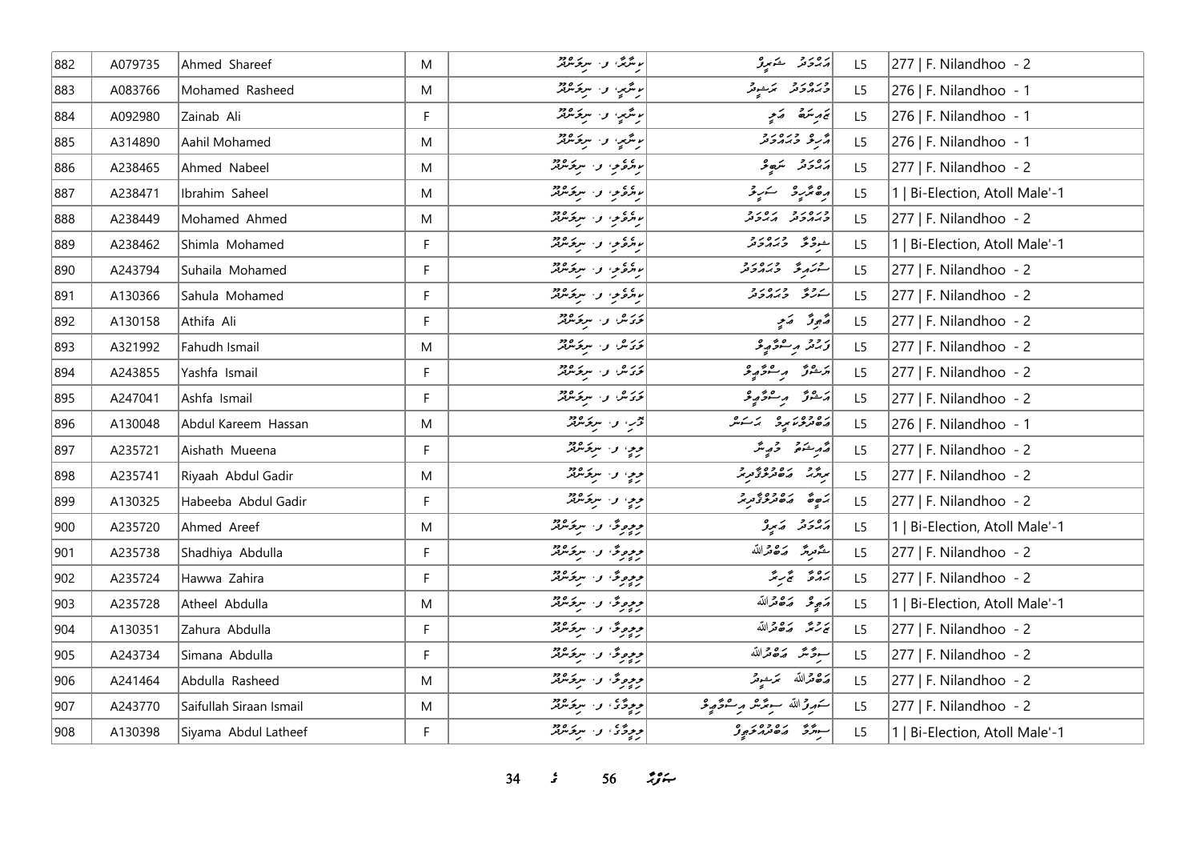| 882 | A079735 | Ahmed Shareef | M | ބިނާާ، ފ. ނިލަންދޫ | އަހުމަދު ޝަރީފް | L5 | 277 \| F. Nilandhoo - 2 |
|---|---|---|---|---|---|---|---|
| 883 | A083766 | Mohamed Rasheed | M | ބިނާ، ފ. ނިލަންދޫ | މުހައްމަދު ރަޝީދު | L5 | 276 \| F. Nilandhoo - 1 |
| 884 | A092980 | Zainab Ali | F | ބިނާ، ފ. ނިލަންދޫ | ޒައިނަބް ޢަލީ | L5 | 276 \| F. Nilandhoo - 1 |
| 885 | A314890 | Aahil Mohamed | M | ބިނާ، ފ. ނިލަންދޫ | އާހިލް މުހައްމަދު | L5 | 276 \| F. Nilandhoo - 1 |
| 886 | A238465 | Ahmed Nabeel | M | ބިރުގެ، ފ. ނިލަންދޫ | އަހުމަދު ނަބީލް | L5 | 277 \| F. Nilandhoo - 2 |
| 887 | A238471 | Ibrahim Saheel | M | ބިރުގެ، ފ. ނިލަންދޫ | އިބްރާހީމް ސަހީލް | L5 | 1 \| Bi-Election, Atoll Male'-1 |
| 888 | A238449 | Mohamed Ahmed | M | ބިރުގެ، ފ. ނިލަންދޫ | މުހައްމަދު އަހުމަދު | L5 | 277 \| F. Nilandhoo - 2 |
| 889 | A238462 | Shimla Mohamed | F | ބިރުގެ، ފ. ނިލަންދޫ | ޝިމްލާ މުހައްމަދު | L5 | 1 \| Bi-Election, Atoll Male'-1 |
| 890 | A243794 | Suhaila Mohamed | F | ބިރުގެ، ފ. ނިލަންދޫ | ސުހައިލާ މުހައްމަދު | L5 | 277 \| F. Nilandhoo - 2 |
| 891 | A130366 | Sahula Mohamed | F | ބިރުގެ، ފ. ނިލަންދޫ | ސަހުލާ މުހައްމަދު | L5 | 277 \| F. Nilandhoo - 2 |
| 892 | A130158 | Athifa Ali | F | ދަމަން، ފ. ނިލަންދޫ | އާތިފާ ޢަލީ | L5 | 277 \| F. Nilandhoo - 2 |
| 893 | A321992 | Fahudh Ismail | M | ދަމަން، ފ. ނިލަންދޫ | ފަހުދު އިސްމާޢީލް | L5 | 277 \| F. Nilandhoo - 2 |
| 894 | A243855 | Yashfa Ismail | F | ދަމަން، ފ. ނިލަންދޫ | ޔަޝްފާ އިސްމާޢީލް | L5 | 277 \| F. Nilandhoo - 2 |
| 895 | A247041 | Ashfa Ismail | F | ދަމަން، ފ. ނިލަންދޫ | އަޝްފާ އިސްމާޢީލް | L5 | 277 \| F. Nilandhoo - 2 |
| 896 | A130048 | Abdul Kareem Hassan | M | ދޫރި، ފ. ނިލަންދޫ | އަބްދުލްކަރީމް ހަސަން | L5 | 276 \| F. Nilandhoo - 1 |
| 897 | A235721 | Aishath Mueena | F | ރިލީ، ފ. ނިލަންދޫ | އައިޝަތު މުއީނާ | L5 | 277 \| F. Nilandhoo - 2 |
| 898 | A235741 | Riyaah Abdul Gadir | M | ރިލީ، ފ. ނިލަންދޫ | ރިޔާހު އަބްދުލްޤާދިރު | L5 | 277 \| F. Nilandhoo - 2 |
| 899 | A130325 | Habeeba Abdul Gadir | F | ރިލީ، ފ. ނިލަންދޫ | ހަބީބާ އަބްދުލްޤާދިރު | L5 | 277 \| F. Nilandhoo - 2 |
| 900 | A235720 | Ahmed Areef | M | ރިލީވިލާ، ފ. ނިލަންދޫ | އަހުމަދު އަރީފް | L5 | 1 \| Bi-Election, Atoll Male'-1 |
| 901 | A235738 | Shadhiya Abdulla | F | ރިލީވިލާ، ފ. ނިލަންދޫ | ޝާދިޔާ އަބްދުﷲ | L5 | 277 \| F. Nilandhoo - 2 |
| 902 | A235724 | Hawwa Zahira | F | ރިލީވިލާ، ފ. ނިލަންދޫ | ހައްވާ ޒާހިރާ | L5 | 277 \| F. Nilandhoo - 2 |
| 903 | A235728 | Atheel Abdulla | M | ރިލީވިލާ، ފ. ނިލަންދޫ | އަތީލް އަބްދުﷲ | L5 | 1 \| Bi-Election, Atoll Male'-1 |
| 904 | A130351 | Zahura Abdulla | F | ރިލީވިލާ، ފ. ނިލަންދޫ | ޒަހުރާ އަބްދުﷲ | L5 | 277 \| F. Nilandhoo - 2 |
| 905 | A243734 | Simana Abdulla | F | ރިލީވިލާ، ފ. ނިލަންދޫ | ސިމާނާ އަބްދުﷲ | L5 | 277 \| F. Nilandhoo - 2 |
| 906 | A241464 | Abdulla Rasheed | M | ރިލީވިލާ، ފ. ނިލަންދޫ | އަބްދުﷲ ރަޝީދު | L5 | 277 \| F. Nilandhoo - 2 |
| 907 | A243770 | Saifullah Siraan Ismail | M | ރިލީމާގެ، ފ. ނިލަންދޫ | ސައިފުﷲ ސިރާން އިސްމާޢީލް | L5 | 277 \| F. Nilandhoo - 2 |
| 908 | A130398 | Siyama Abdul Latheef | F | ރިލީމާގެ، ފ. ނިލަންދޫ | ސިޔާމާ އަބްދުއްލަޠީފް | L5 | 1 \| Bi-Election, Atoll Male'-1 |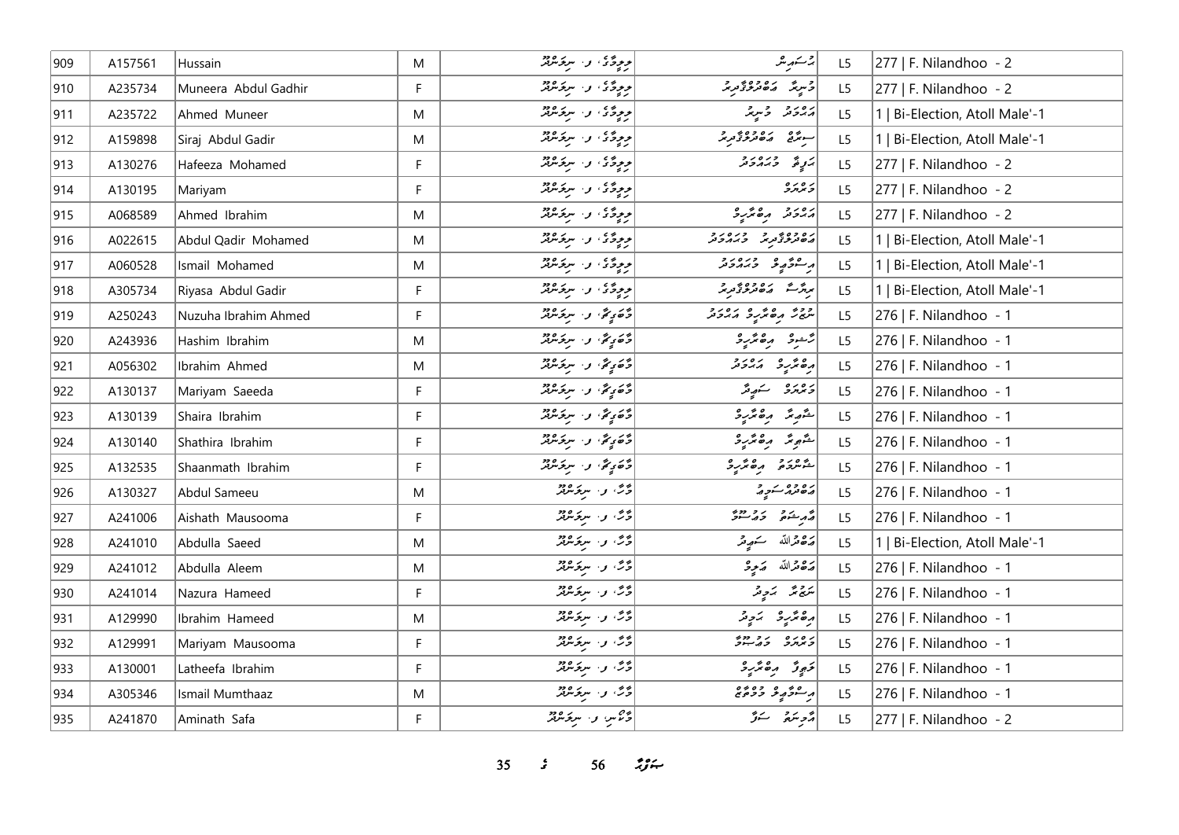| 909 | A157561 | Hussain | M | ورِوِدَىُ، و. سِرَحَسْرَة | بُرْسَهرِسْ | L5 | 277 \| F. Nilandhoo - 2 |
|---|---|---|---|---|---|---|---|
| 910 | A235734 | Muneera Abdul Gadhir | F | ورِوِدَىُ، و. سِرَحَسْرَة | وُسِرِيَّر رَهْرُوَرُّتُورِيْر | L5 | 277 \| F. Nilandhoo - 2 |
| 911 | A235722 | Ahmed Muneer | M | ورِوِدَىُ، و. سِرَحَسْرَة | رَرْدَرْ وُسِرِيْر | L5 | 1 \| Bi-Election, Atoll Male'-1 |
| 912 | A159898 | Siraj Abdul Gadir | M | ورِوِدَىُ، و. سِرَحَسْرَة | سِتَرُّجْ رَهْرُوَرُّتُورِيْر | L5 | 1 \| Bi-Election, Atoll Male'-1 |
| 913 | A130276 | Hafeeza Mohamed | F | ورِوِدَىُ، و. سِرَحَسْرَة | رَوِيَّر وُرَرُدَرْ | L5 | 277 \| F. Nilandhoo - 2 |
| 914 | A130195 | Mariyam | F | ورِوِدَىُ، و. سِرَحَسْرَة | وَبْرُرُ | L5 | 277 \| F. Nilandhoo - 2 |
| 915 | A068589 | Ahmed Ibrahim | M | ورِوِدَىُ، و. سِرَحَسْرَة | رَرْدَرْ رِهُمَّرِوْ | L5 | 277 \| F. Nilandhoo - 2 |
| 916 | A022615 | Abdul Qadir Mohamed | M | ورِوِدَىُ، و. سِرَحَسْرَة | رَهْرُوَرُّتُورِيْر وُرَرُدَرْ | L5 | 1 \| Bi-Election, Atoll Male'-1 |
| 917 | A060528 | Ismail Mohamed | M | ورِوِدَىُ، و. سِرَحَسْرَة | رِسْوَّرِوْ وُرَرُدَرْ | L5 | 1 \| Bi-Election, Atoll Male'-1 |
| 918 | A305734 | Riyasa Abdul Gadir | F | ورِوِدَىُ، و. سِرَحَسْرَة | بِرَّسَّ رَهْرُوَرُّتُورِيْر | L5 | 1 \| Bi-Election, Atoll Male'-1 |
| 919 | A250243 | Nuzuha Ibrahim Ahmed | F | دُّصَوِيَّ، و. سِرَحَسْرَة | سْرُجُرَّ رِهُمَّرِوْ رَرْدَرْ | L5 | 276 \| F. Nilandhoo - 1 |
| 920 | A243936 | Hashim Ibrahim | M | دُّصَوِيَّ، و. سِرَحَسْرَة | رَّسْوِوْ رِهُمَّرِوْ | L5 | 276 \| F. Nilandhoo - 1 |
| 921 | A056302 | Ibrahim Ahmed | M | دُّصَوِيَّ، و. سِرَحَسْرَة | رِهُمَّرِوْ رَرْدَرْ | L5 | 276 \| F. Nilandhoo - 1 |
| 922 | A130137 | Mariyam Saeeda | F | دُّصَوِيَّ، و. سِرَحَسْرَة | وَبْرُرُ سَهرِيَّر | L5 | 276 \| F. Nilandhoo - 1 |
| 923 | A130139 | Shaira Ibrahim | F | دُّصَوِيَّ، و. سِرَحَسْرَة | سَّهرِيَّر رِهُمَّرِوْ | L5 | 276 \| F. Nilandhoo - 1 |
| 924 | A130140 | Shathira Ibrahim | F | دُّصَوِيَّ، و. سِرَحَسْرَة | سَّهوِيَّر رِهُمَّرِوْ | L5 | 276 \| F. Nilandhoo - 1 |
| 925 | A132535 | Shaanmath Ibrahim | F | دُّصَوِيَّ، و. سِرَحَسْرَة | سَّسْرُدَرْ رِهُمَّرِوْ | L5 | 276 \| F. Nilandhoo - 1 |
| 926 | A130327 | Abdul Sameeu | M | دُّرَّ، و. سِرَحَسْرَة | رَهْرُوْسَوِرُ | L5 | 276 \| F. Nilandhoo - 1 |
| 927 | A241006 | Aishath Mausooma | F | دُّرَّ، و. سِرَحَسْرَة | رَّمِرْشَوْ وَرُسْوُرَّ | L5 | 276 \| F. Nilandhoo - 1 |
| 928 | A241010 | Abdulla Saeed | M | دُّرَّ، و. سِرَحَسْرَة | رَهْقْرُاللَّه سَهرِيْر | L5 | 1 \| Bi-Election, Atoll Male'-1 |
| 929 | A241012 | Abdulla Aleem | M | دُّرَّ، و. سِرَحَسْرَة | رَهْقْرُاللَّه رَوِرْ | L5 | 276 \| F. Nilandhoo - 1 |
| 930 | A241014 | Nazura Hameed | F | دُّرَّ، و. سِرَحَسْرَة | سَرِيَّر رَوِيْر | L5 | 276 \| F. Nilandhoo - 1 |
| 931 | A129990 | Ibrahim Hameed | M | دُّرَّ، و. سِرَحَسْرَة | رِهُمَّرِوْ رَوِيْر | L5 | 276 \| F. Nilandhoo - 1 |
| 932 | A129991 | Mariyam Mausooma | F | دُّرَّ، و. سِرَحَسْرَة | وَبْرُرُ وَرُسْوُرَّ | L5 | 276 \| F. Nilandhoo - 1 |
| 933 | A130001 | Latheefa Ibrahim | F | دُّرَّ، و. سِرَحَسْرَة | تَوِوَّ رِهُمَّرِوْ | L5 | 276 \| F. Nilandhoo - 1 |
| 934 | A305346 | Ismail Mumthaaz | M | دُّرَّ، و. سِرَحَسْرَة | رِسْوَّرِوْ وُوْهُمْ | L5 | 276 \| F. Nilandhoo - 1 |
| 935 | A241870 | Aminath Safa | F | دُّنَّس، و. سِرَحَسْرَة | رَّمِسَرْ سَوَّ | L5 | 277 \| F. Nilandhoo - 2 |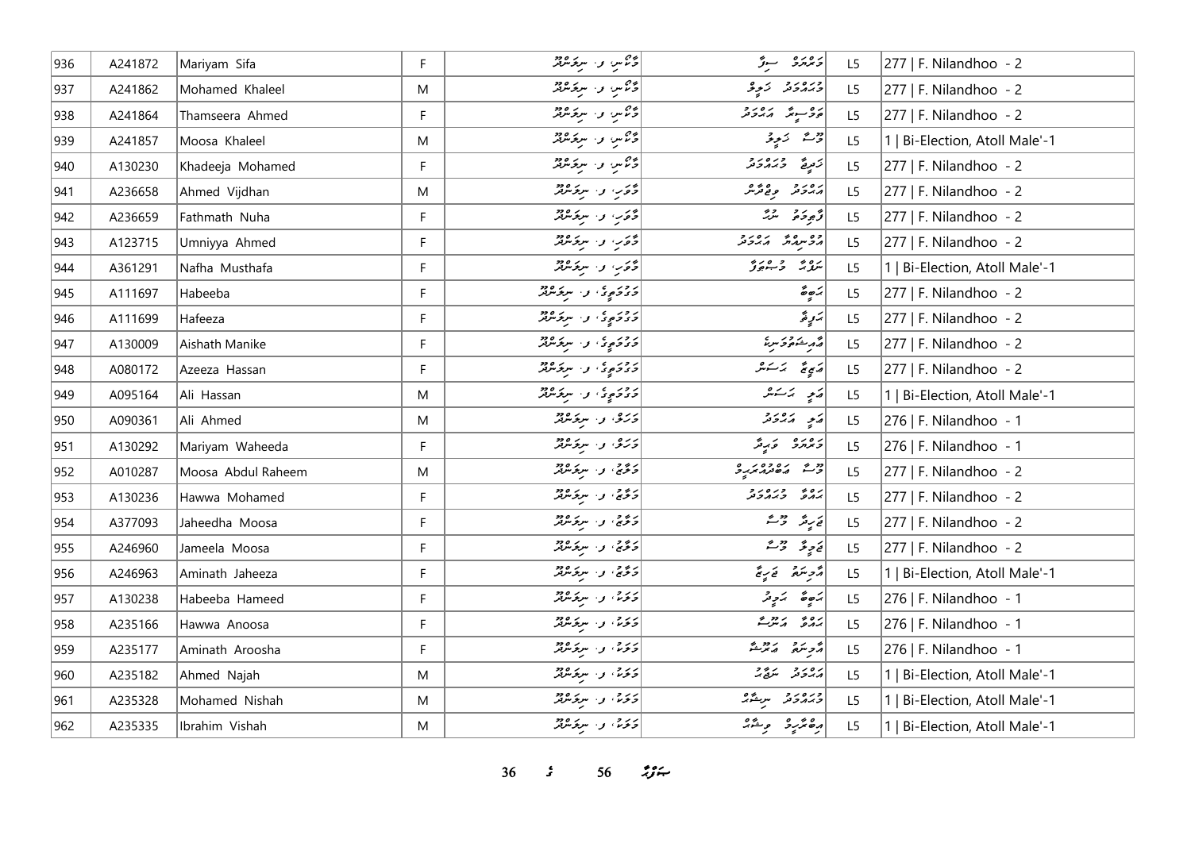| 936 | A241872 | Mariyam Sifa | F | ވާށިނ، ފ. ނިލަންދޫ | މަރިޔަމް ސިފާ | L5 | 277 \| F. Nilandhoo - 2 |
|---|---|---|---|---|---|---|---|
| 937 | A241862 | Mohamed Khaleel | M | ވާށިނ، ފ. ނިލަންދޫ | މުހައްމަދު ޚަލީލް | L5 | 277 \| F. Nilandhoo - 2 |
| 938 | A241864 | Thamseera Ahmed | F | ވާށިނ، ފ. ނިލަންދޫ | ތަމްސީރާ އަހުމަދު | L5 | 277 \| F. Nilandhoo - 2 |
| 939 | A241857 | Moosa Khaleel | M | ވާށިނ، ފ. ނިލަންދޫ | މޫސާ ޚަލީލް | L5 | 1 \| Bi-Election, Atoll Male'-1 |
| 940 | A130230 | Khadeeja Mohamed | F | ވާށިނ، ފ. ނިލަންދޫ | ޚަދީޖާ މުހައްމަދު | L5 | 277 \| F. Nilandhoo - 2 |
| 941 | A236658 | Ahmed Vijdhan | M | ވާޒަރ، ފ. ނިލަންދޫ | އަހުމަދު ވިޖްދާން | L5 | 277 \| F. Nilandhoo - 2 |
| 942 | A236659 | Fathmath Nuha | F | ވާޒަރ، ފ. ނިލަންދޫ | ފާތިމަތު ނުހާ | L5 | 277 \| F. Nilandhoo - 2 |
| 943 | A123715 | Umniyya Ahmed | F | ވާޒަރ، ފ. ނިލަންދޫ | އުމްނިއްޔާ އަހުމަދު | L5 | 277 \| F. Nilandhoo - 2 |
| 944 | A361291 | Nafha Musthafa | F | ވާޒަރ، ފ. ނިލަންދޫ | ނަފްހާ މުސްތަފާ | L5 | 1 \| Bi-Election, Atoll Male'-1 |
| 945 | A111697 | Habeeba | F | މަމުމަތީގެ، ފ. ނިލަންދޫ | ހަބީބާ | L5 | 277 \| F. Nilandhoo - 2 |
| 946 | A111699 | Hafeeza | F | މަމުމަތީގެ، ފ. ނިލަންދޫ | ހަފީޒާ | L5 | 277 \| F. Nilandhoo - 2 |
| 947 | A130009 | Aishath Manike | F | މަމުމަތީގެ، ފ. ނިލަންދޫ | އައިށަތުމަނިކެ | L5 | 277 \| F. Nilandhoo - 2 |
| 948 | A080172 | Azeeza Hassan | F | މަމުމަތީގެ، ފ. ނިލަންދޫ | އަޒީޒާ ހަސަން | L5 | 277 \| F. Nilandhoo - 2 |
| 949 | A095164 | Ali Hassan | M | މަމުމަތީގެ، ފ. ނިލަންދޫ | އަލި ހަސަން | L5 | 1 \| Bi-Election, Atoll Male'-1 |
| 950 | A090361 | Ali Ahmed | M | މަހަލް، ފ. ނިލަންދޫ | އަލި އަހުމަދު | L5 | 276 \| F. Nilandhoo - 1 |
| 951 | A130292 | Mariyam Waheeda | F | މަހަލް، ފ. ނިލަންދޫ | މަރިޔަމް ވަހީދާ | L5 | 276 \| F. Nilandhoo - 1 |
| 952 | A010287 | Moosa Abdul Raheem | M | މަލާޖު، ފ. ނިލަންދޫ | މޫސާ އަބްދުއްރަހީމް | L5 | 277 \| F. Nilandhoo - 2 |
| 953 | A130236 | Hawwa Mohamed | F | މަލާޖު، ފ. ނިލަންދޫ | ހައްވާ މުހައްމަދު | L5 | 277 \| F. Nilandhoo - 2 |
| 954 | A377093 | Jaheedha Moosa | F | މަލާޖު، ފ. ނިލަންދޫ | ޖަހީދާ މޫސާ | L5 | 277 \| F. Nilandhoo - 2 |
| 955 | A246960 | Jameela Moosa | F | މަލާޖު، ފ. ނިލަންދޫ | ޖަމީލާ މޫސާ | L5 | 277 \| F. Nilandhoo - 2 |
| 956 | A246963 | Aminath Jaheeza | F | މަލާޖު، ފ. ނިލަންދޫ | އާމިނަތު ޖަހީޒާ | L5 | 1 \| Bi-Election, Atoll Male'-1 |
| 957 | A130238 | Habeeba Hameed | F | މަލަމް، ފ. ނިލަންދޫ | ހަބީބާ ހަމީދު | L5 | 276 \| F. Nilandhoo - 1 |
| 958 | A235166 | Hawwa Anoosa | F | މަލަމް، ފ. ނިލަންދޫ | ހައްވާ އަނޫސާ | L5 | 276 \| F. Nilandhoo - 1 |
| 959 | A235177 | Aminath Aroosha | F | މަލަމް، ފ. ނިލަންދޫ | އާމިނަތު އަރޫޝާ | L5 | 276 \| F. Nilandhoo - 1 |
| 960 | A235182 | Ahmed Najah | M | މަލަމް، ފ. ނިލަންދޫ | އަހުމަދު ނަޖާހު | L5 | 1 \| Bi-Election, Atoll Male'-1 |
| 961 | A235328 | Mohamed Nishah | M | މަލަމް، ފ. ނިލަންދޫ | މުހައްމަދު ނިޝާހު | L5 | 1 \| Bi-Election, Atoll Male'-1 |
| 962 | A235335 | Ibrahim Vishah | M | މަލަމް، ފ. ނިލަންދޫ | އިބްރާހީމް ވިޝާހު | L5 | 1 \| Bi-Election, Atoll Male'-1 |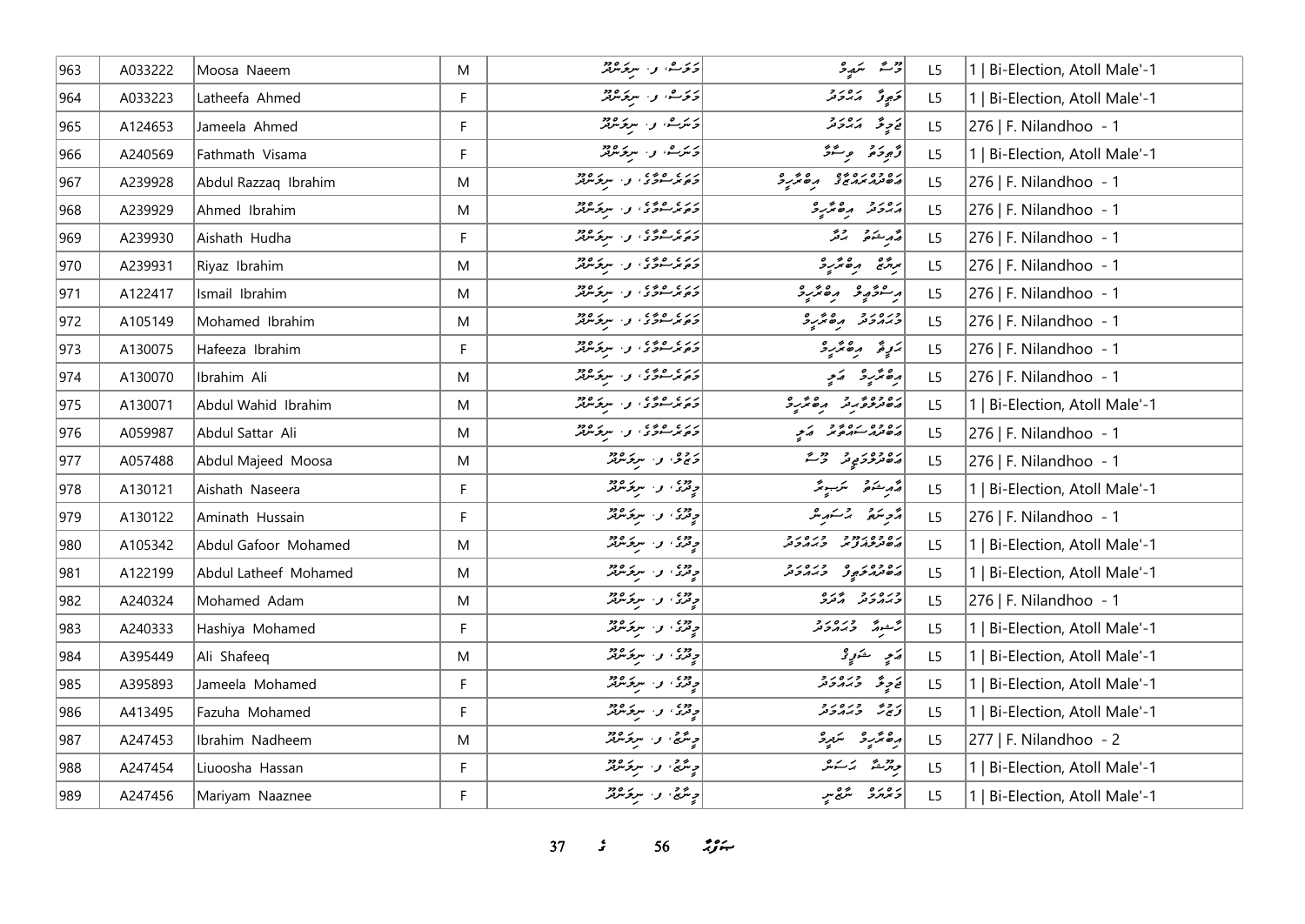| 963 | A033222 | Moosa Naeem | M | ގަލަސް، ވ. ނިލަންދޫ | މޫސާ ނަޢީމް | L5 | 1 \| Bi-Election, Atoll Male'-1 |
|---|---|---|---|---|---|---|---|
| 964 | A033223 | Latheefa Ahmed | F | ގަލަސް، ވ. ނިލަންދޫ | ލަޠީފާ އަޙްމަދު | L5 | 1 \| Bi-Election, Atoll Male'-1 |
| 965 | A124653 | Jameela Ahmed | F | ގަނަސް، ވ. ނިލަންދޫ | ޖަމީލާ އަޙްމަދު | L5 | 276 \| F. Nilandhoo - 1 |
| 966 | A240569 | Fathmath Visama | F | ގަނަސް، ވ. ނިލަންދޫ | ފާތިމަތު ވިސާމާ | L5 | 1 \| Bi-Election, Atoll Male'-1 |
| 967 | A239928 | Abdul Razzaq Ibrahim | M | ގުލަރަސްވީގެ، ވ. ނިލަންދޫ | އަބްދުއްރައްޒާޤު އިބްރާހީމް | L5 | 276 \| F. Nilandhoo - 1 |
| 968 | A239929 | Ahmed Ibrahim | M | ގުލަރަސްވީގެ، ވ. ނިލަންދޫ | އަޙްމަދު އިބްރާހީމް | L5 | 276 \| F. Nilandhoo - 1 |
| 969 | A239930 | Aishath Hudha | F | ގުލަރަސްވީގެ، ވ. ނިލަންދޫ | އާއިޝަތު ހުދާ | L5 | 276 \| F. Nilandhoo - 1 |
| 970 | A239931 | Riyaz Ibrahim | M | ގުލަރަސްވީގެ، ވ. ނިލަންދޫ | ރިޔާޒް އިބްރާހީމް | L5 | 276 \| F. Nilandhoo - 1 |
| 971 | A122417 | Ismail Ibrahim | M | ގުލަރަސްވީގެ، ވ. ނިލަންދޫ | އިސްމާޢީލް އިބްރާހީމް | L5 | 276 \| F. Nilandhoo - 1 |
| 972 | A105149 | Mohamed Ibrahim | M | ގުލަރަސްވީގެ، ވ. ނިލަންދޫ | މުޙައްމަދު އިބްރާހީމް | L5 | 276 \| F. Nilandhoo - 1 |
| 973 | A130075 | Hafeeza Ibrahim | F | ގުލަރަސްވީގެ، ވ. ނިލަންދޫ | ހަފީޒާ އިބްރާހީމް | L5 | 276 \| F. Nilandhoo - 1 |
| 974 | A130070 | Ibrahim Ali | M | ގުލަރަސްވީގެ، ވ. ނިލަންދޫ | އިބްރާހީމް ޢަލީ | L5 | 276 \| F. Nilandhoo - 1 |
| 975 | A130071 | Abdul Wahid Ibrahim | M | ގުލަރަސްވީގެ، ވ. ނިލަންދޫ | އަބްދުލްވާހިދު އިބްރާހީމް | L5 | 1 \| Bi-Election, Atoll Male'-1 |
| 976 | A059987 | Abdul Sattar Ali | M | ގުލަރަސްވީގެ، ވ. ނިލަންދޫ | އަބްދުއްސައްތާރު ޢަލީ | L5 | 276 \| F. Nilandhoo - 1 |
| 977 | A057488 | Abdul Majeed Moosa | M | ގަޖޫ، ވ. ނިލަންދޫ | އަބްދުލްމަޖީދު މޫސާ | L5 | 276 \| F. Nilandhoo - 1 |
| 978 | A130121 | Aishath Naseera | F | ވިދޫގެ، ވ. ނިލަންދޫ | އާއިޝަތު ނަސީރާ | L5 | 1 \| Bi-Election, Atoll Male'-1 |
| 979 | A130122 | Aminath Hussain | F | ވިދޫގެ، ވ. ނިލަންދޫ | އާމިނަތު ހުސައިން | L5 | 276 \| F. Nilandhoo - 1 |
| 980 | A105342 | Abdul Gafoor Mohamed | M | ވިދޫގެ، ވ. ނިލަންދޫ | އަބްދުލްޣަފޫރު މުޙައްމަދު | L5 | 1 \| Bi-Election, Atoll Male'-1 |
| 981 | A122199 | Abdul Latheef Mohamed | M | ވިދޫގެ، ވ. ނިލަންދޫ | އަބްދުއްލަޠީފް މުޙައްމަދު | L5 | 1 \| Bi-Election, Atoll Male'-1 |
| 982 | A240324 | Mohamed Adam | M | ވިދޫގެ، ވ. ނިލަންދޫ | މުޙައްމަދު އާދަމް | L5 | 276 \| F. Nilandhoo - 1 |
| 983 | A240333 | Hashiya Mohamed | F | ވިދޫގެ، ވ. ނިލަންދޫ | ހާޝިޔާ މުޙައްމަދު | L5 | 1 \| Bi-Election, Atoll Male'-1 |
| 984 | A395449 | Ali Shafeeq | M | ވިދޫގެ، ވ. ނިލަންދޫ | ޢަލީ ޝަފީޤު | L5 | 1 \| Bi-Election, Atoll Male'-1 |
| 985 | A395893 | Jameela Mohamed | F | ވިދޫގެ، ވ. ނިލަންދޫ | ޖަމީލާ މުޙައްމަދު | L5 | 1 \| Bi-Election, Atoll Male'-1 |
| 986 | A413495 | Fazuha Mohamed | F | ވިދޫގެ، ވ. ނިލަންދޫ | ފަޟުހާ މުޙައްމަދު | L5 | 1 \| Bi-Election, Atoll Male'-1 |
| 987 | A247453 | Ibrahim Nadheem | M | ވިނާޖު، ވ. ނިލަންދޫ | އިބްރާހީމް ނަދީމް | L5 | 277 \| F. Nilandhoo - 2 |
| 988 | A247454 | Liuoosha Hassan | F | ވިނާޖު، ވ. ނިލަންދޫ | ލިއޫޝާ ހަސަން | L5 | 1 \| Bi-Election, Atoll Male'-1 |
| 989 | A247456 | Mariyam Naaznee | F | ވިނާޖު، ވ. ނިލަންދޫ | މަރިޔަމް ނާޒްނީ | L5 | 1 \| Bi-Election, Atoll Male'-1 |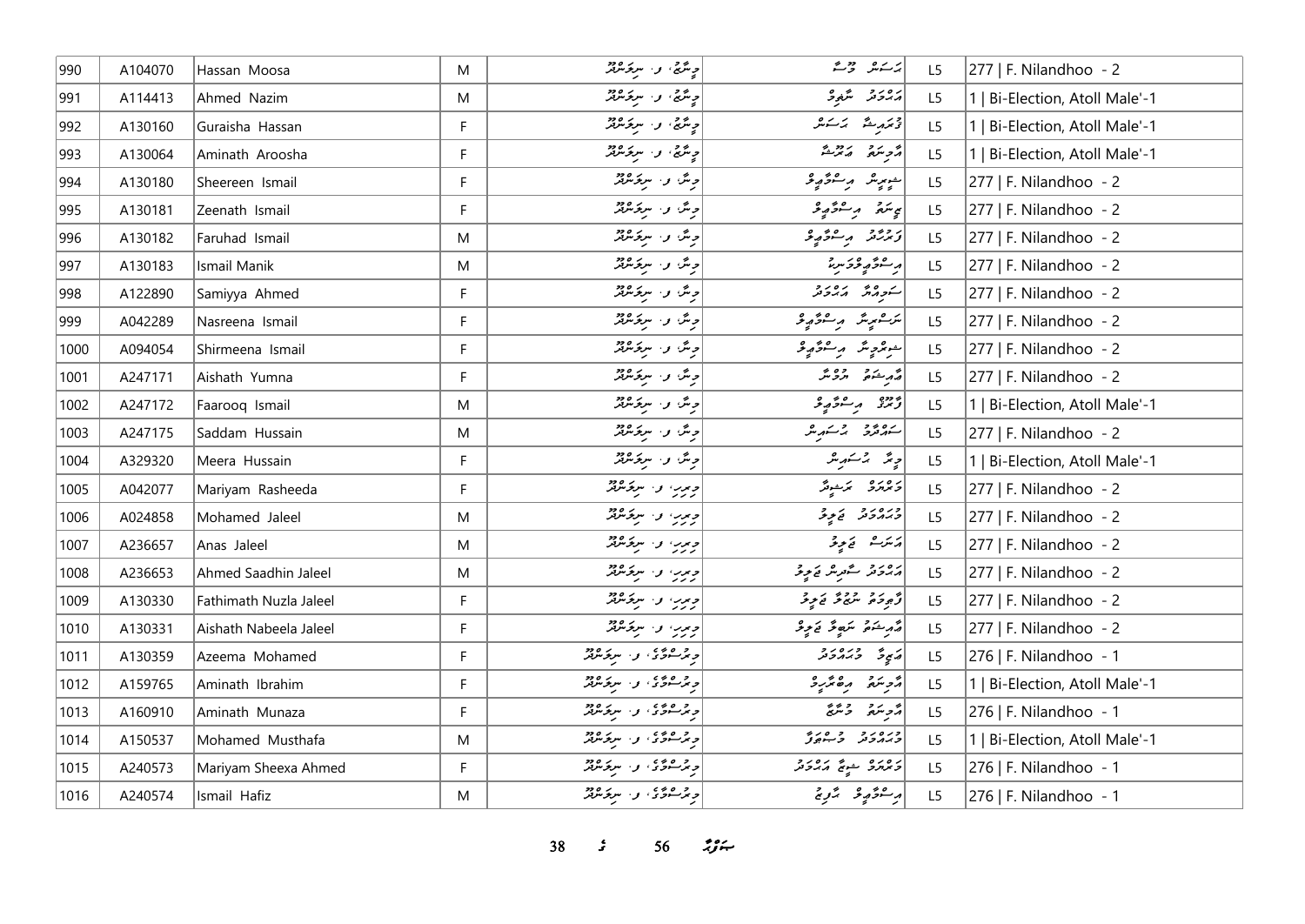| 990 | A104070 | Hassan Moosa | M | ޖީނާޒް، ފ. ނިލަންދޫ | ހަސަން މޫސާ | L5 | 277 \| F. Nilandhoo - 2 |
|---|---|---|---|---|---|---|---|
| 991 | A114413 | Ahmed Nazim | M | ޖީނާޒް، ފ. ނިލަންދޫ | އަހުމަދު ނާޒިމް | L5 | 1 \| Bi-Election, Atoll Male'-1 |
| 992 | A130160 | Guraisha Hassan | F | ޖީނާޒް، ފ. ނިލަންދޫ | ގުރައިޝާ ހަސަން | L5 | 1 \| Bi-Election, Atoll Male'-1 |
| 993 | A130064 | Aminath Aroosha | F | ޖީނާޒް، ފ. ނިލަންދޫ | އާމިނަތު އަރޫޝާ | L5 | 1 \| Bi-Election, Atoll Male'-1 |
| 994 | A130180 | Sheereen Ismail | F | ޖީނާ، ފ. ނިލަންދޫ | ޝީރީން އިސްމާޢީލް | L5 | 277 \| F. Nilandhoo - 2 |
| 995 | A130181 | Zeenath Ismail | F | ޖީނާ، ފ. ނިލަންދޫ | ޒީނަތު އިސްމާޢީލް | L5 | 277 \| F. Nilandhoo - 2 |
| 996 | A130182 | Faruhad Ismail | M | ޖީނާ، ފ. ނިލަންދޫ | ފަރުހާދު އިސްމާޢީލް | L5 | 277 \| F. Nilandhoo - 2 |
| 997 | A130183 | Ismail Manik | M | ޖީނާ، ފ. ނިލަންދޫ | އިސްމާޢީލްމާނިކު | L5 | 277 \| F. Nilandhoo - 2 |
| 998 | A122890 | Samiyya Ahmed | F | ޖީނާ، ފ. ނިލަންދޫ | ސަމިއްޔާ އަހުމަދު | L5 | 277 \| F. Nilandhoo - 2 |
| 999 | A042289 | Nasreena Ismail | F | ޖީނާ، ފ. ނިލަންދޫ | ނަސްރީނާ އިސްމާޢީލް | L5 | 277 \| F. Nilandhoo - 2 |
| 1000 | A094054 | Shirmeena Ismail | F | ޖީނާ، ފ. ނިލަންދޫ | ޝިރުމީނާ އިސްމާޢީލް | L5 | 277 \| F. Nilandhoo - 2 |
| 1001 | A247171 | Aishath Yumna | F | ޖީނާ، ފ. ނިލަންދޫ | އާއިޝަތު ޔުމްނާ | L5 | 277 \| F. Nilandhoo - 2 |
| 1002 | A247172 | Faarooq Ismail | M | ޖީނާ، ފ. ނިލަންދޫ | ފާރޫޤު އިސްމާޢީލް | L5 | 1 \| Bi-Election, Atoll Male'-1 |
| 1003 | A247175 | Saddam Hussain | M | ޖީނާ، ފ. ނިލަންދޫ | ސައްދާމު ހުސައިން | L5 | 277 \| F. Nilandhoo - 2 |
| 1004 | A329320 | Meera Hussain | F | ޖީނާ، ފ. ނިލަންދޫ | މީރާ ހުސައިން | L5 | 1 \| Bi-Election, Atoll Male'-1 |
| 1005 | A042077 | Mariyam Rasheeda | F | ޖިރިރި، ފ. ނިލަންދޫ | މަރިޔަމް ރަޝީދާ | L5 | 277 \| F. Nilandhoo - 2 |
| 1006 | A024858 | Mohamed Jaleel | M | ޖިރިރި، ފ. ނިލަންދޫ | މުޙައްމަދު ޖަލީލް | L5 | 277 \| F. Nilandhoo - 2 |
| 1007 | A236657 | Anas Jaleel | M | ޖިރިރި، ފ. ނިލަންދޫ | އަނަސް ޖަލީލް | L5 | 277 \| F. Nilandhoo - 2 |
| 1008 | A236653 | Ahmed Saadhin Jaleel | M | ޖިރިރި، ފ. ނިލަންދޫ | އަހުމަދު ސާދިން ޖަލީލް | L5 | 277 \| F. Nilandhoo - 2 |
| 1009 | A130330 | Fathimath Nuzla Jaleel | F | ޖިރިރި، ފ. ނިލަންދޫ | ފާތިމަތު ނުޒުލާ ޖަލީލް | L5 | 277 \| F. Nilandhoo - 2 |
| 1010 | A130331 | Aishath Nabeela Jaleel | F | ޖިރިރި، ފ. ނިލަންދޫ | އާއިޝަތު ނަބީލާ ޖަލީލް | L5 | 277 \| F. Nilandhoo - 2 |
| 1011 | A130359 | Azeema Mohamed | F | ޖިރުސްމާގެ، ފ. ނިލަންދޫ | އަޒީމާ މުޙައްމަދު | L5 | 276 \| F. Nilandhoo - 1 |
| 1012 | A159765 | Aminath Ibrahim | F | ޖިރުސްމާގެ، ފ. ނިލަންދޫ | އާމިނަތު އިބްރާހީމް | L5 | 1 \| Bi-Election, Atoll Male'-1 |
| 1013 | A160910 | Aminath Munaza | F | ޖިރުސްމާގެ، ފ. ނިލަންދޫ | އާމިނަތު މުނާޒާ | L5 | 276 \| F. Nilandhoo - 1 |
| 1014 | A150537 | Mohamed Musthafa | M | ޖިރުސްމާގެ، ފ. ނިލަންދޫ | މުޙައްމަދު މުސްތަފާ | L5 | 1 \| Bi-Election, Atoll Male'-1 |
| 1015 | A240573 | Mariyam Sheexa Ahmed | F | ޖިރުސްމާގެ، ފ. ނިލަންދޫ | މަރިޔަމް ޝީޒާ އަހުމަދު | L5 | 276 \| F. Nilandhoo - 1 |
| 1016 | A240574 | Ismail Hafiz | M | ޖިރުސްމާގެ، ފ. ނިލަންދޫ | އިސްމާޢީލް ހާފިޒު | L5 | 276 \| F. Nilandhoo - 1 |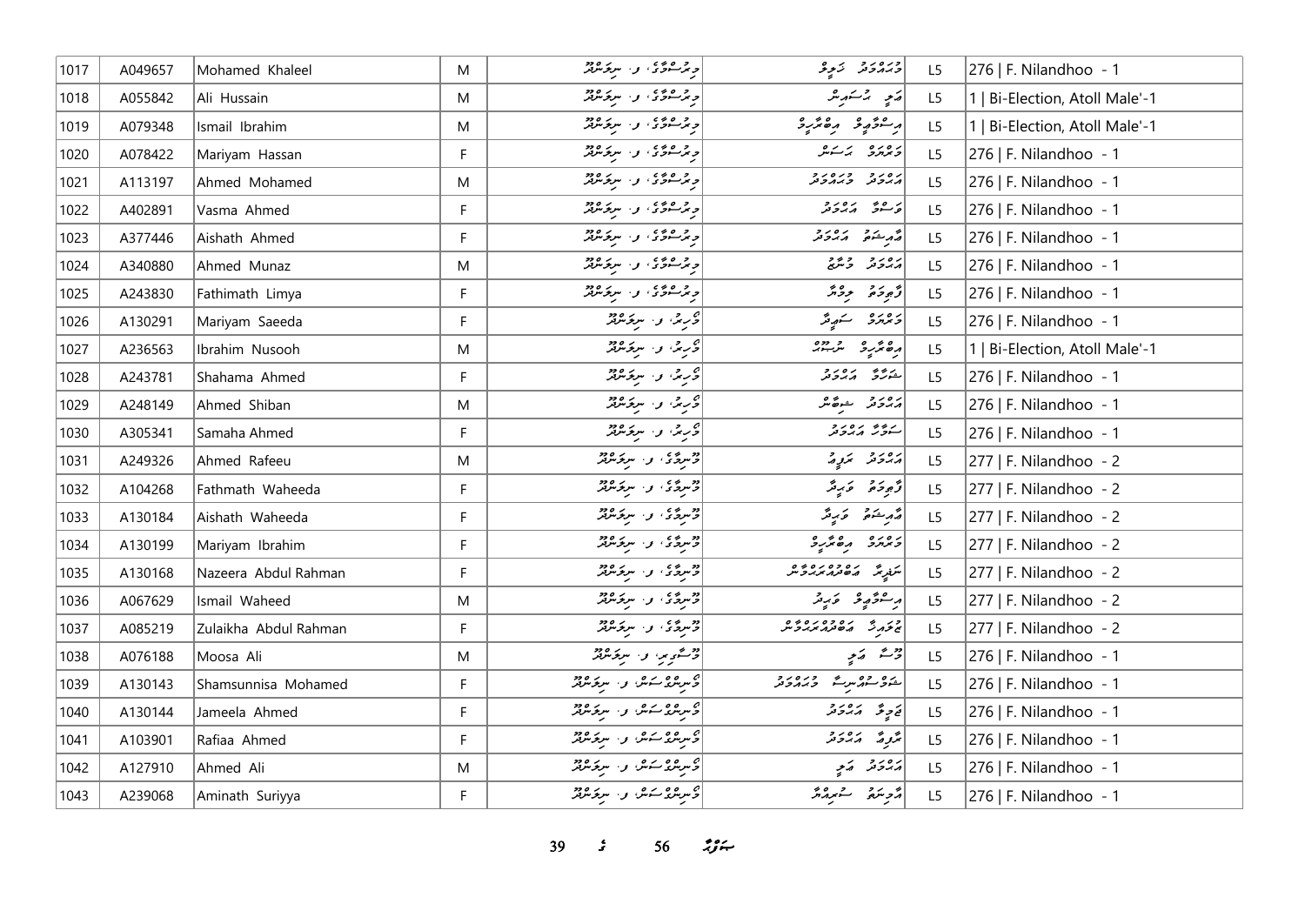| 1017 | A049657 | Mohamed Khaleel | M | ވިދުވަރީގެ، ފ. ނިލަންދޫ | މުޙައްމަދު ޚަލީލް | L5 | 276 \| F. Nilandhoo - 1 |
|---|---|---|---|---|---|---|---|
| 1018 | A055842 | Ali Hussain | M | ވިދުވަރީގެ، ފ. ނިލަންދޫ | ޢަލީ ޙުސައިން | L5 | 1 \| Bi-Election, Atoll Male'-1 |
| 1019 | A079348 | Ismail Ibrahim | M | ވިދުވަރީގެ، ފ. ނިލަންދޫ | އިސްމާޢީލް އިބްރާހީމް | L5 | 1 \| Bi-Election, Atoll Male'-1 |
| 1020 | A078422 | Mariyam Hassan | F | ވިދުވަރީގެ، ފ. ނިލަންދޫ | މަރިޔަމް ޙަސަން | L5 | 276 \| F. Nilandhoo - 1 |
| 1021 | A113197 | Ahmed Mohamed | M | ވިދުވަރީގެ، ފ. ނިލަންދޫ | އަޙްމަދު މުޙައްމަދު | L5 | 276 \| F. Nilandhoo - 1 |
| 1022 | A402891 | Vasma Ahmed | F | ވިދުވަރީގެ، ފ. ނިލަންދޫ | ވަސްމާ އަޙްމަދު | L5 | 276 \| F. Nilandhoo - 1 |
| 1023 | A377446 | Aishath Ahmed | F | ވިދުވަރީގެ، ފ. ނިލަންދޫ | ޢާއިޝަތު އަޙްމަދު | L5 | 276 \| F. Nilandhoo - 1 |
| 1024 | A340880 | Ahmed Munaz | M | ވިދުވަރީގެ، ފ. ނިލަންދޫ | އަޙްމަދު މުނާޒު | L5 | 276 \| F. Nilandhoo - 1 |
| 1025 | A243830 | Fathimath Limya | F | ވިދުވަރީގެ، ފ. ނިލަންދޫ | ފާތިމަތު ލިމްޔާ | L5 | 276 \| F. Nilandhoo - 1 |
| 1026 | A130291 | Mariyam Saeeda | F | ވާރިދު، ފ. ނިލަންދޫ | މަރިޔަމް ސަޢީދާ | L5 | 276 \| F. Nilandhoo - 1 |
| 1027 | A236563 | Ibrahim Nusooh | M | ވާރިދު، ފ. ނިލަންދޫ | އިބްރާހީމް ނުޞޫޙް | L5 | 1 \| Bi-Election, Atoll Male'-1 |
| 1028 | A243781 | Shahama Ahmed | F | ވާރިދު، ފ. ނިލަންދޫ | ޝަހާމާ އަޙްމަދު | L5 | 276 \| F. Nilandhoo - 1 |
| 1029 | A248149 | Ahmed Shiban | M | ވާރިދު، ފ. ނިލަންދޫ | އަޙްމަދު ޝިބާން | L5 | 276 \| F. Nilandhoo - 1 |
| 1030 | A305341 | Samaha Ahmed | F | ވާރިދު، ފ. ނިލަންދޫ | ސަމާހާ އަޙްމަދު | L5 | 276 \| F. Nilandhoo - 1 |
| 1031 | A249326 | Ahmed Rafeeu | M | ވޫނިމާގެ، ފ. ނިލަންދޫ | އަޙްމަދު ރަފީޢު | L5 | 277 \| F. Nilandhoo - 2 |
| 1032 | A104268 | Fathmath Waheeda | F | ވޫނިމާގެ، ފ. ނިލަންދޫ | ފާތިމަތު ވަޙީދާ | L5 | 277 \| F. Nilandhoo - 2 |
| 1033 | A130184 | Aishath Waheeda | F | ވޫނިމާގެ، ފ. ނިލަންދޫ | ޢާއިޝަތު ވަޙީދާ | L5 | 277 \| F. Nilandhoo - 2 |
| 1034 | A130199 | Mariyam Ibrahim | F | ވޫނިމާގެ، ފ. ނިލަންދޫ | މަރިޔަމް އިބްރާހީމް | L5 | 277 \| F. Nilandhoo - 2 |
| 1035 | A130168 | Nazeera Abdul Rahman | F | ވޫނިމާގެ، ފ. ނިލަންދޫ | ނަޒީރާ އަބްދުއްރަޙްމާން | L5 | 277 \| F. Nilandhoo - 2 |
| 1036 | A067629 | Ismail Waheed | M | ވޫނިމާގެ، ފ. ނިލަންދޫ | އިސްމާޢީލް ވަޙީދު | L5 | 277 \| F. Nilandhoo - 2 |
| 1037 | A085219 | Zulaikha Abdul Rahman | F | ވޫނިމާގެ، ފ. ނިލަންދޫ | ޒުލައިޚާ އަބްދުއްރަޙްމާން | L5 | 277 \| F. Nilandhoo - 2 |
| 1038 | A076188 | Moosa Ali | M | ވޫސާވިނި، ފ. ނިލަންދޫ | މޫސާ ޢަލީ | L5 | 276 \| F. Nilandhoo - 1 |
| 1039 | A130143 | Shamsunnisa Mohamed | F | ވެނިލާސަން، ފ. ނިލަންދޫ | ޝަމްސުންނިސާ މުޙައްމަދު | L5 | 276 \| F. Nilandhoo - 1 |
| 1040 | A130144 | Jameela Ahmed | F | ވެނިލާސަން، ފ. ނިލަންދޫ | ޖަމީލާ އަޙްމަދު | L5 | 276 \| F. Nilandhoo - 1 |
| 1041 | A103901 | Rafiaa Ahmed | F | ވެނިލާސަން، ފ. ނިލަންދޫ | ރަފީޢާ އަޙްމަދު | L5 | 276 \| F. Nilandhoo - 1 |
| 1042 | A127910 | Ahmed Ali | M | ވެނިލާސަން، ފ. ނިލަންދޫ | އަޙްމަދު ޢަލީ | L5 | 276 \| F. Nilandhoo - 1 |
| 1043 | A239068 | Aminath Suriyya | F | ވެނިލާސަން، ފ. ނިލަންދޫ | އާމިނަތު ސުރިއްޔާ | L5 | 276 \| F. Nilandhoo - 1 |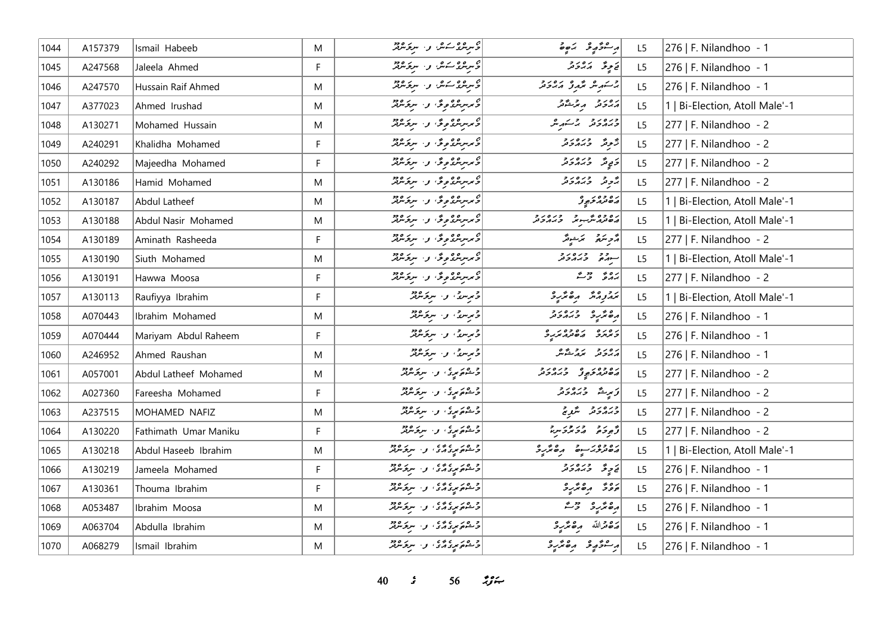| 1044 | A157379 | Ismail Habeeb | M | ގުރިނދޯސަން، ފ. ނިލަންދޫ | އިސްމާޢީލް ހަބީބް | L5 | 276 \| F. Nilandhoo - 1 |
|---|---|---|---|---|---|---|---|
| 1045 | A247568 | Jaleela Ahmed | F | ގުރިނދޯސަން، ފ. ނިލަންދޫ | ޖަލީލާ އަޙްމަދު | L5 | 276 \| F. Nilandhoo - 1 |
| 1046 | A247570 | Hussain Raif Ahmed | M | ގުރިނދޯސަން، ފ. ނިލަންދޫ | ޙުސައިން ރާއިފު އަޙްމަދު | L5 | 276 \| F. Nilandhoo - 1 |
| 1047 | A377023 | Ahmed Irushad | M | ގުރިނިންދޯވިލާ، ފ. ނިލަންދޫ | އަޙްމަދު އިރުޝާދު | L5 | 1 \| Bi-Election, Atoll Male'-1 |
| 1048 | A130271 | Mohamed Hussain | M | ގުރިނިންދޯވިލާ، ފ. ނިލަންދޫ | މުޙައްމަދު ޙުސައިން | L5 | 277 \| F. Nilandhoo - 2 |
| 1049 | A240291 | Khalidha Mohamed | F | ގުރިނިންދޯވިލާ، ފ. ނިލަންދޫ | ޚާލިދާ މުޙައްމަދު | L5 | 277 \| F. Nilandhoo - 2 |
| 1050 | A240292 | Majeedha Mohamed | F | ގުރިނިންދޯވިލާ، ފ. ނިލަންދޫ | މަޖީދާ މުޙައްމަދު | L5 | 277 \| F. Nilandhoo - 2 |
| 1051 | A130186 | Hamid Mohamed | M | ގުރިނިންދޯވިލާ، ފ. ނިލަންދޫ | ޙާމިދު މުޙައްމަދު | L5 | 277 \| F. Nilandhoo - 2 |
| 1052 | A130187 | Abdul Latheef | M | ގުރިނިންދޯވިލާ، ފ. ނިލަންދޫ | އަބްދުއްލަޠީފު | L5 | 1 \| Bi-Election, Atoll Male'-1 |
| 1053 | A130188 | Abdul Nasir Mohamed | M | ގުރިނިންދޯވިލާ، ފ. ނިލަންދޫ | އަބްދުއްނާޞިރު މުޙައްމަދު | L5 | 1 \| Bi-Election, Atoll Male'-1 |
| 1054 | A130189 | Aminath Rasheeda | F | ގުރިނިންދޯވިލާ، ފ. ނިލަންދޫ | އާމިނަތު ރަޝީދާ | L5 | 277 \| F. Nilandhoo - 2 |
| 1055 | A130190 | Siuth Mohamed | M | ގުރިނިންދޯވިލާ، ފ. ނިލަންދޫ | ސިއުތު މުޙައްމަދު | L5 | 1 \| Bi-Election, Atoll Male'-1 |
| 1056 | A130191 | Hawwa Moosa | F | ގުރިނިންދޯވިލާ، ފ. ނިލަންދޫ | ޙައްވާ މޫސާ | L5 | 277 \| F. Nilandhoo - 2 |
| 1057 | A130113 | Raufiyya Ibrahim | F | މުރިނގު، ފ. ނިލަންދޫ | ރައުފިއްޔާ އިބްރާހީމް | L5 | 1 \| Bi-Election, Atoll Male'-1 |
| 1058 | A070443 | Ibrahim Mohamed | M | މުރިނގު، ފ. ނިލަންދޫ | އިބްރާހީމް މުޙައްމަދު | L5 | 276 \| F. Nilandhoo - 1 |
| 1059 | A070444 | Mariyam Abdul Raheem | F | މުރިނގު، ފ. ނިލަންދޫ | މަރިޔަމް އަބްދުއްރަޙީމް | L5 | 276 \| F. Nilandhoo - 1 |
| 1060 | A246952 | Ahmed Raushan | M | މުރިނގު، ފ. ނިލަންދޫ | އަޙްމަދު ރައުޝަން | L5 | 276 \| F. Nilandhoo - 1 |
| 1061 | A057001 | Abdul Latheef Mohamed | M | މުސްތަރީގެ، ފ. ނިލަންދޫ | އަބްދުއްލަޠީފު މުޙައްމަދު | L5 | 277 \| F. Nilandhoo - 2 |
| 1062 | A027360 | Fareesha Mohamed | F | މުސްތަރީގެ، ފ. ނިލަންދޫ | ފަރީޝާ މުޙައްމަދު | L5 | 277 \| F. Nilandhoo - 2 |
| 1063 | A237515 | MOHAMED NAFIZ | M | މުސްތަރީގެ، ފ. ނިލަންދޫ | މުޙައްމަދު ނާފިޒު | L5 | 277 \| F. Nilandhoo - 2 |
| 1064 | A130220 | Fathimath Umar Maniku | F | މުސްތަރީގެ، ފ. ނިލަންދޫ | ފާތިމަތު އުމަރުމަނިކު | L5 | 277 \| F. Nilandhoo - 2 |
| 1065 | A130218 | Abdul Haseeb Ibrahim | M | މުސްތަރީގެއާގެ، ފ. ނިލަންދޫ | އަބްދުލްޙަސީބު އިބްރާހީމް | L5 | 1 \| Bi-Election, Atoll Male'-1 |
| 1066 | A130219 | Jameela Mohamed | F | މުސްތަރީގެއާގެ، ފ. ނިލަންދޫ | ޖަމީލާ މުޙައްމަދު | L5 | 276 \| F. Nilandhoo - 1 |
| 1067 | A130361 | Thouma Ibrahim | F | މުސްތަރީގެއާގެ، ފ. ނިލަންދޫ | ތައުމާ އިބްރާހީމް | L5 | 276 \| F. Nilandhoo - 1 |
| 1068 | A053487 | Ibrahim Moosa | M | މުސްތަރީގެއާގެ، ފ. ނިލަންދޫ | އިބްރާހީމް މޫސާ | L5 | 276 \| F. Nilandhoo - 1 |
| 1069 | A063704 | Abdulla Ibrahim | M | މުސްތަރީގެއާގެ، ފ. ނިލަންދޫ | އަބްދުﷲ އިބްރާހީމް | L5 | 276 \| F. Nilandhoo - 1 |
| 1070 | A068279 | Ismail Ibrahim | M | މުސްތަރީގެއާގެ، ފ. ނިލަންދޫ | އިސްމާޢީލް އިބްރާހީމް | L5 | 276 \| F. Nilandhoo - 1 |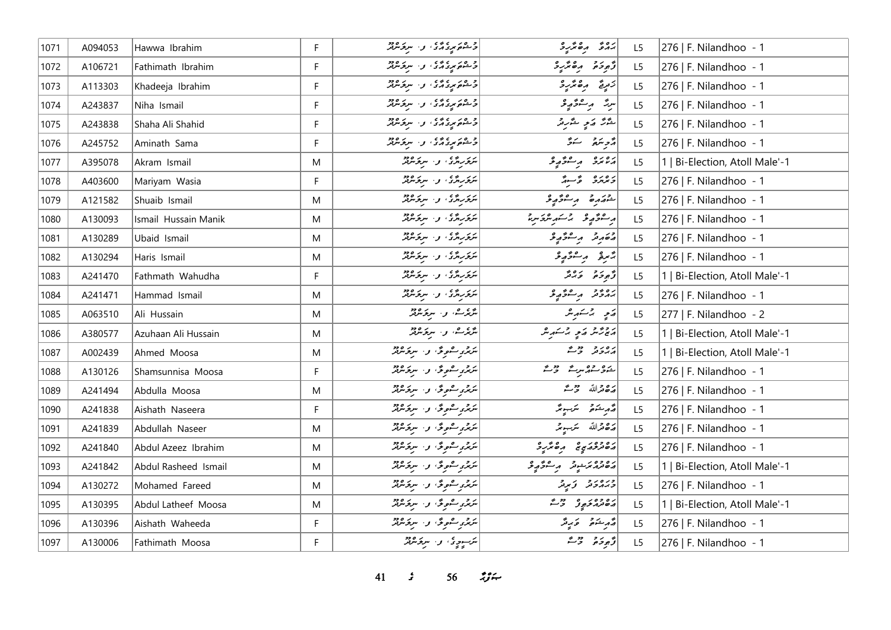| 1071 | A094053 | Hawwa Ibrahim | F | ފުޝްޝަނިމާގެ، ފ. ނިލަންދޫ | ހައްވާ އިބްރާހީމް | L5 | 276 \| F. Nilandhoo - 1 |
|---|---|---|---|---|---|---|---|
| 1072 | A106721 | Fathimath Ibrahim | F | ފުޝްޝަނިމާގެ، ފ. ނިލަންދޫ | ފާތިމަތު އިބްރާހީމް | L5 | 276 \| F. Nilandhoo - 1 |
| 1073 | A113303 | Khadeeja Ibrahim | F | ފުޝްޝަނިމާގެ، ފ. ނިލަންދޫ | ޚަދީޖާ އިބްރާހީމް | L5 | 276 \| F. Nilandhoo - 1 |
| 1074 | A243837 | Niha Ismail | F | ފުޝްޝަނިމާގެ، ފ. ނިލަންދޫ | ނިހާ އިސްމާޢީލް | L5 | 276 \| F. Nilandhoo - 1 |
| 1075 | A243838 | Shaha Ali Shahid | F | ފުޝްޝަނިމާގެ، ފ. ނިލަންދޫ | ޝާހާ ޢަލީ ޝާހިދު | L5 | 276 \| F. Nilandhoo - 1 |
| 1076 | A245752 | Aminath Sama | F | ފުޝްޝަނިމާގެ، ފ. ނިލަންދޫ | އާމިނަތު ސަމާ | L5 | 276 \| F. Nilandhoo - 1 |
| 1077 | A395078 | Akram Ismail | M | ނަފަހިމާގެ، ފ. ނިލަންދޫ | އަކްރަމް އިސްމާޢީލް | L5 | 1 \| Bi-Election, Atoll Male'-1 |
| 1078 | A403600 | Mariyam Wasia | F | ނަފަހިމާގެ، ފ. ނިލަންދޫ | މަރިޔަމް ވާސިއާ | L5 | 276 \| F. Nilandhoo - 1 |
| 1079 | A121582 | Shuaib Ismail | M | ނަފަހިމާގެ، ފ. ނިލަންދޫ | ޝުޢައިބު އިސްމާޢީލް | L5 | 276 \| F. Nilandhoo - 1 |
| 1080 | A130093 | Ismail Hussain Manik | M | ނަފަހިމާގެ، ފ. ނިލަންދޫ | އިސްމާޢީލް ހުސައިންމަނިކު | L5 | 276 \| F. Nilandhoo - 1 |
| 1081 | A130289 | Ubaid Ismail | M | ނަފަހިމާގެ، ފ. ނިލަންދޫ | އުބައިދު އިސްމާޢީލް | L5 | 276 \| F. Nilandhoo - 1 |
| 1082 | A130294 | Haris Ismail | M | ނަފަހިމާގެ، ފ. ނިލަންދޫ | ހާރިޘް އިސްމާޢީލް | L5 | 276 \| F. Nilandhoo - 1 |
| 1083 | A241470 | Fathmath Wahudha | F | ނަފަހިމާގެ، ފ. ނިލަންދޫ | ފާތިމަތު ވަހުދާ | L5 | 1 \| Bi-Election, Atoll Male'-1 |
| 1084 | A241471 | Hammad Ismail | M | ނަފަހިމާގެ، ފ. ނިލަންދޫ | ހައްމާދު އިސްމާޢީލް | L5 | 276 \| F. Nilandhoo - 1 |
| 1085 | A063510 | Ali Hussain | M | ނާރެސް، ފ. ނިލަންދޫ | ޢަލީ ހުސައިން | L5 | 277 \| F. Nilandhoo - 2 |
| 1086 | A380577 | Azuhaan Ali Hussain | M | ނާރެސް، ފ. ނިލަންދޫ | އަޒުހާން ޢަލީ ހުސައިން | L5 | 1 \| Bi-Election, Atoll Male'-1 |
| 1087 | A002439 | Ahmed Moosa | M | ނަރުދީސްވިލާ، ފ. ނިލަންދޫ | އަހުމަދު މޫސާ | L5 | 1 \| Bi-Election, Atoll Male'-1 |
| 1088 | A130126 | Shamsunnisa Moosa | F | ނަރުދީސްވިލާ، ފ. ނިލަންދޫ | ޝަމްސުންނިސާ މޫސާ | L5 | 276 \| F. Nilandhoo - 1 |
| 1089 | A241494 | Abdulla Moosa | M | ނަރުދީސްވިލާ، ފ. ނިލަންދޫ | އަބްދުﷲ މޫސާ | L5 | 276 \| F. Nilandhoo - 1 |
| 1090 | A241838 | Aishath Naseera | F | ނަރުދީސްވިލާ، ފ. ނިލަންދޫ | އާއިޝަތު ނަސީރާ | L5 | 276 \| F. Nilandhoo - 1 |
| 1091 | A241839 | Abdullah Naseer | M | ނަރުދީސްވިލާ، ފ. ނިލަންދޫ | އަބްދުﷲ ނަސީރު | L5 | 276 \| F. Nilandhoo - 1 |
| 1092 | A241840 | Abdul Azeez Ibrahim | M | ނަރުދީސްވިލާ، ފ. ނިލަންދޫ | އަބްދުލްޢަޒީޒް އިބްރާހީމް | L5 | 276 \| F. Nilandhoo - 1 |
| 1093 | A241842 | Abdul Rasheed Ismail | M | ނަރުދީސްވިލާ، ފ. ނިލަންދޫ | އަބްދުއްރަޝީދު އިސްމާޢީލް | L5 | 1 \| Bi-Election, Atoll Male'-1 |
| 1094 | A130272 | Mohamed Fareed | M | ނަރުދީސްވިލާ، ފ. ނިލަންދޫ | މުހައްމަދު ފަރީދު | L5 | 276 \| F. Nilandhoo - 1 |
| 1095 | A130395 | Abdul Latheef Moosa | M | ނަރުދީސްވިލާ، ފ. ނިލަންދޫ | އަބްދުއްލަޠީފް މޫސާ | L5 | 1 \| Bi-Election, Atoll Male'-1 |
| 1096 | A130396 | Aishath Waheeda | F | ނަރުދީސްވިލާ، ފ. ނިލަންދޫ | އާއިޝަތު ވަހީދާ | L5 | 276 \| F. Nilandhoo - 1 |
| 1097 | A130006 | Fathimath Moosa | F | ނަސީމީގެ، ފ. ނިލަންދޫ | ފާތިމަތު މޫސާ | L5 | 276 \| F. Nilandhoo - 1 |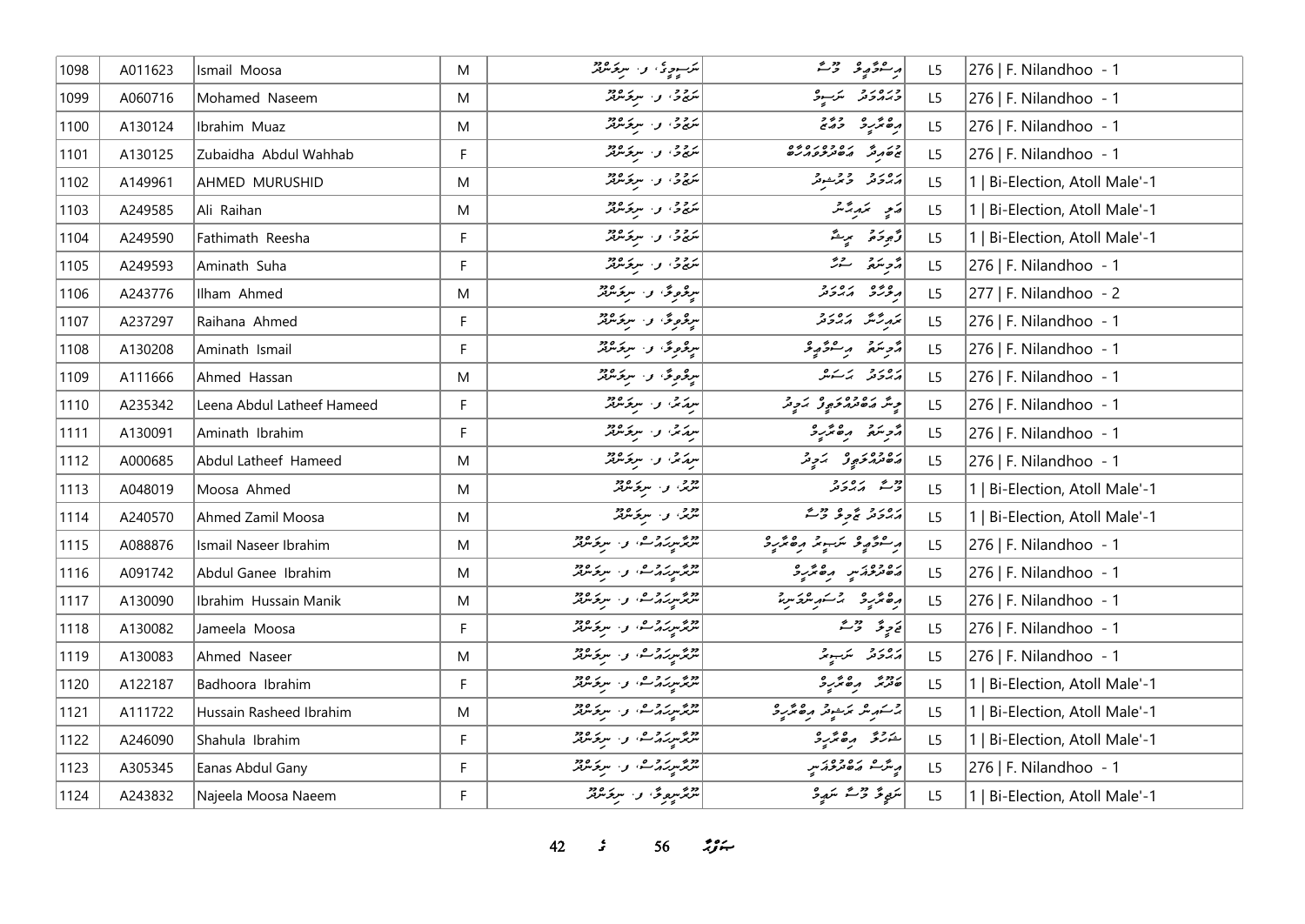| 1098 | A011623 | Ismail Moosa | M | ނަސީމީގެ، ފ. ނިލަންދޫ | އިސްމާޢީލް މޫސާ | L5 | 276 \| F. Nilandhoo - 1 |
|---|---|---|---|---|---|---|---|
| 1099 | A060716 | Mohamed Naseem | M | ނަޖުމު، ފ. ނިލަންދޫ | މުޙައްމަދު ނަސީމް | L5 | 276 \| F. Nilandhoo - 1 |
| 1100 | A130124 | Ibrahim Muaz | M | ނަޖުމު، ފ. ނިލަންދޫ | އިބްރާހީމް މުޢާޛް | L5 | 276 \| F. Nilandhoo - 1 |
| 1101 | A130125 | Zubaidha Abdul Wahhab | F | ނަޖުމު، ފ. ނިލަންދޫ | ޒުބައިދާ އަބްދުލްވައްހާބް | L5 | 276 \| F. Nilandhoo - 1 |
| 1102 | A149961 | AHMED MURUSHID | M | ނަޖުމު، ފ. ނިލަންދޫ | އަޙްމަދު މުރުޝިދު | L5 | 1 \| Bi-Election, Atoll Male'-1 |
| 1103 | A249585 | Ali Raihan | M | ނަޖުމު، ފ. ނިލަންދޫ | ޢަލީ ރައިހާން | L5 | 1 \| Bi-Election, Atoll Male'-1 |
| 1104 | A249590 | Fathimath Reesha | F | ނަޖުމު، ފ. ނިލަންދޫ | ފާތިމަތު ރީޝާ | L5 | 1 \| Bi-Election, Atoll Male'-1 |
| 1105 | A249593 | Aminath Suha | F | ނަޖުމު، ފ. ނިލަންދޫ | އާމިނަތު ސުހާ | L5 | 276 \| F. Nilandhoo - 1 |
| 1106 | A243776 | Ilham Ahmed | M | ނިލޫފަރު، ފ. ނިލަންދޫ | އިލްހާމް އަޙްމަދު | L5 | 277 \| F. Nilandhoo - 2 |
| 1107 | A237297 | Raihana Ahmed | F | ނިލޫފަރު، ފ. ނިލަންދޫ | ރައިހާނާ އަޙްމަދު | L5 | 276 \| F. Nilandhoo - 1 |
| 1108 | A130208 | Aminath Ismail | F | ނިލޫފަރު، ފ. ނިލަންދޫ | އާމިނަތު އިސްމާޢީލް | L5 | 276 \| F. Nilandhoo - 1 |
| 1109 | A111666 | Ahmed Hassan | M | ނިލޫފަރު، ފ. ނިލަންދޫ | އަޙްމަދު ޙަސަން | L5 | 276 \| F. Nilandhoo - 1 |
| 1110 | A235342 | Leena Abdul Latheef Hameed | F | ނިޔަރު، ފ. ނިލަންދޫ | ލީނާ އަބްދުއްލަޠީފް ޙަމީދު | L5 | 276 \| F. Nilandhoo - 1 |
| 1111 | A130091 | Aminath Ibrahim | F | ނިޔަރު، ފ. ނިލަންދޫ | އާމިނަތު އިބްރާހީމް | L5 | 276 \| F. Nilandhoo - 1 |
| 1112 | A000685 | Abdul Latheef Hameed | M | ނިޔަރު، ފ. ނިލަންދޫ | އަބްދުއްލަޠީފް ޙަމީދު | L5 | 276 \| F. Nilandhoo - 1 |
| 1113 | A048019 | Moosa Ahmed | M | ނޫރު، ފ. ނިލަންދޫ | މޫސާ އަޙްމަދު | L5 | 1 \| Bi-Election, Atoll Male'-1 |
| 1114 | A240570 | Ahmed Zamil Moosa | M | ނޫރު، ފ. ނިލަންދޫ | އަޙްމަދު ޒާމިލް މޫސާ | L5 | 1 \| Bi-Election, Atoll Male'-1 |
| 1115 | A088876 | Ismail Naseer Ibrahim | M | ނޫރާނީއަރުސް، ފ. ނިލަންދޫ | އިސްމާޢީލް ނަސީރު އިބްރާހީމް | L5 | 276 \| F. Nilandhoo - 1 |
| 1116 | A091742 | Abdul Ganee Ibrahim | M | ނޫރާނީއަރުސް، ފ. ނިލަންދޫ | އަބްދުލްޣަނީ އިބްރާހީމް | L5 | 276 \| F. Nilandhoo - 1 |
| 1117 | A130090 | Ibrahim Hussain Manik | M | ނޫރާނީއަރުސް، ފ. ނިލަންދޫ | އިބްރާހީމް ހުސައިންމަނިކު | L5 | 276 \| F. Nilandhoo - 1 |
| 1118 | A130082 | Jameela Moosa | F | ނޫރާނީއަރުސް، ފ. ނިލަންދޫ | ޖަމީލާ މޫސާ | L5 | 276 \| F. Nilandhoo - 1 |
| 1119 | A130083 | Ahmed Naseer | M | ނޫރާނީއަރުސް، ފ. ނިލަންދޫ | އަޙްމަދު ނަސީރު | L5 | 276 \| F. Nilandhoo - 1 |
| 1120 | A122187 | Badhoora Ibrahim | F | ނޫރާނީއަރުސް، ފ. ނިލަންދޫ | ބަދޫރާ އިބްރާހީމް | L5 | 1 \| Bi-Election, Atoll Male'-1 |
| 1121 | A111722 | Hussain Rasheed Ibrahim | M | ނޫރާނީއަރުސް، ފ. ނިލަންދޫ | ހުސައިން ރަޝީދު އިބްރާހީމް | L5 | 1 \| Bi-Election, Atoll Male'-1 |
| 1122 | A246090 | Shahula Ibrahim | F | ނޫރާނީއަރުސް، ފ. ނިލަންދޫ | ޝަހުލާ އިބްރާހީމް | L5 | 1 \| Bi-Election, Atoll Male'-1 |
| 1123 | A305345 | Eanas Abdul Gany | F | ނޫރާނީއަރުސް، ފ. ނިލަންދޫ | އީނާސް އަބްދުލްޣަނީ | L5 | 276 \| F. Nilandhoo - 1 |
| 1124 | A243832 | Najeela Moosa Naeem | F | ނޫރާނީވިލާ، ފ. ނިލަންދޫ | ނަޖީލާ މޫސާ ނަޢީމް | L5 | 1 \| Bi-Election, Atoll Male'-1 |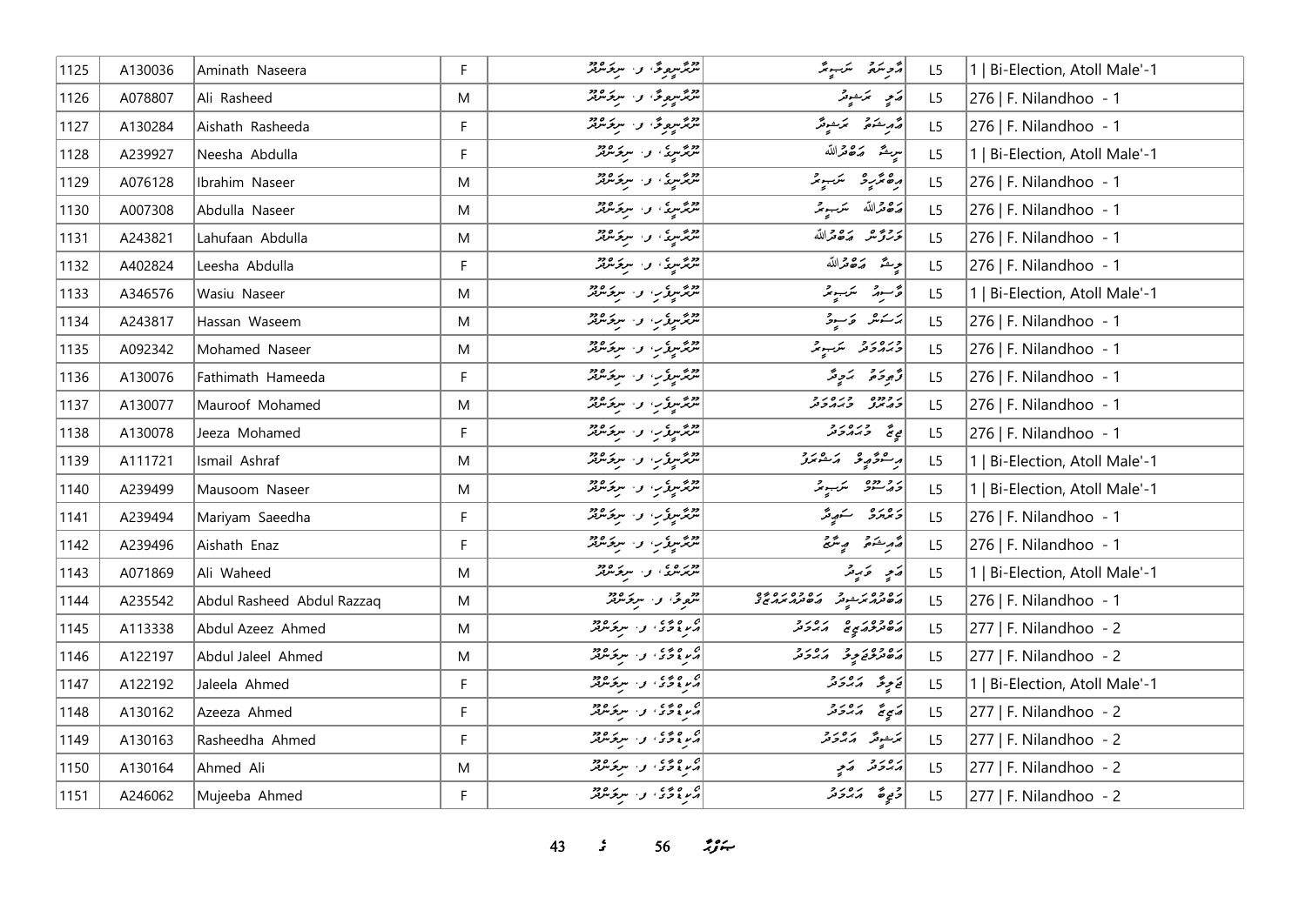| 1125 | A130036 | Aminath Naseera | F | ނުރުސްމިވާ، ފ. ނިލަންދޫ | އާމިނަތު ނަސީރާ | L5 | 1 \| Bi-Election, Atoll Male'-1 |
|---|---|---|---|---|---|---|---|
| 1126 | A078807 | Ali Rasheed | M | ނުރުސްމިވާ، ފ. ނިލަންދޫ | އަލި ރަޝީދު | L5 | 276 \| F. Nilandhoo - 1 |
| 1127 | A130284 | Aishath Rasheeda | F | ނުރުސްމިވާ، ފ. ނިލަންދޫ | އާއިޝަތު ރަޝީދާ | L5 | 276 \| F. Nilandhoo - 1 |
| 1128 | A239927 | Neesha Abdulla | F | ނުރުސްމިގެ، ފ. ނިލަންދޫ | ނީޝާ އަބްދުﷲ | L5 | 1 \| Bi-Election, Atoll Male'-1 |
| 1129 | A076128 | Ibrahim Naseer | M | ނުރުސްމިގެ، ފ. ނިލަންދޫ | އިބްރާހީމް ނަސީރު | L5 | 276 \| F. Nilandhoo - 1 |
| 1130 | A007308 | Abdulla Naseer | M | ނުރުސްމިގެ، ފ. ނިލަންދޫ | އަބްދުﷲ ނަސީރު | L5 | 276 \| F. Nilandhoo - 1 |
| 1131 | A243821 | Lahufaan Abdulla | M | ނުރުސްމިގެ، ފ. ނިލަންދޫ | ލަހުފާން އަބްދުﷲ | L5 | 276 \| F. Nilandhoo - 1 |
| 1132 | A402824 | Leesha Abdulla | F | ނުރުސްމިގެ، ފ. ނިލަންދޫ | ލީޝާ އަބްދުﷲ | L5 | 276 \| F. Nilandhoo - 1 |
| 1133 | A346576 | Wasiu Naseer | M | ނުރުސްމިވިލާ، ފ. ނިލަންދޫ | ވާސިއު ނަސީރު | L5 | 1 \| Bi-Election, Atoll Male'-1 |
| 1134 | A243817 | Hassan Waseem | M | ނުރުސްމިވިލާ، ފ. ނިލަންދޫ | ހަސަން ވަސީމް | L5 | 276 \| F. Nilandhoo - 1 |
| 1135 | A092342 | Mohamed Naseer | M | ނުރުސްމިވިލާ، ފ. ނިލަންދޫ | މުހައްމަދު ނަސީރު | L5 | 276 \| F. Nilandhoo - 1 |
| 1136 | A130076 | Fathimath Hameeda | F | ނުރުސްމިވިލާ، ފ. ނިލަންދޫ | ފާތިމަތު ހަމީދާ | L5 | 276 \| F. Nilandhoo - 1 |
| 1137 | A130077 | Mauroof Mohamed | M | ނުރުސްމިވިލާ، ފ. ނިލަންދޫ | މައުރޫފް މުހައްމަދު | L5 | 276 \| F. Nilandhoo - 1 |
| 1138 | A130078 | Jeeza Mohamed | F | ނުރުސްމިވިލާ، ފ. ނިލަންދޫ | ޖީޒާ މުހައްމަދު | L5 | 276 \| F. Nilandhoo - 1 |
| 1139 | A111721 | Ismail Ashraf | M | ނުރުސްމިވިލާ، ފ. ނިލަންދޫ | އިސްމާއީލް އަޝްރަފް | L5 | 1 \| Bi-Election, Atoll Male'-1 |
| 1140 | A239499 | Mausoom Naseer | M | ނުރުސްމިވިލާ، ފ. ނިލަންދޫ | މައުސޫމް ނަސީރު | L5 | 1 \| Bi-Election, Atoll Male'-1 |
| 1141 | A239494 | Mariyam Saeedha | F | ނުރުސްމިވިލާ، ފ. ނިލަންދޫ | މަރިޔަމް ސައީދާ | L5 | 276 \| F. Nilandhoo - 1 |
| 1142 | A239496 | Aishath Enaz | F | ނުރުސްމިވިލާ، ފ. ނިލަންދޫ | އާއިޝަތު އީނާޒް | L5 | 276 \| F. Nilandhoo - 1 |
| 1143 | A071869 | Ali Waheed | M | ނޫރަންގެ، ފ. ނިލަންދޫ | އަލި ވަހީދު | L5 | 1 \| Bi-Election, Atoll Male'-1 |
| 1144 | A235542 | Abdul Rasheed Abdul Razzaq | M | ނޫވިލާ، ފ. ނިލަންދޫ | އަބްދުލްރަޝީދު އަބްދުއްރައްޒާގު | L5 | 276 \| F. Nilandhoo - 1 |
| 1145 | A113338 | Abdul Azeez Ahmed | M | އާބިލާގޭ، ފ. ނިލަންދޫ | އަބްދުލްއަޒީޒު އަޙްމަދު | L5 | 277 \| F. Nilandhoo - 2 |
| 1146 | A122197 | Abdul Jaleel Ahmed | M | އާބިލާގޭ، ފ. ނިލަންދޫ | އަބްދުލްޖަލީލް އަޙްމަދު | L5 | 277 \| F. Nilandhoo - 2 |
| 1147 | A122192 | Jaleela Ahmed | F | އާބިލާގޭ، ފ. ނިލަންދޫ | ޖަލީލާ އަޙްމަދު | L5 | 1 \| Bi-Election, Atoll Male'-1 |
| 1148 | A130162 | Azeeza Ahmed | F | އާބިލާގޭ، ފ. ނިލަންދޫ | އަޒީޒާ އަޙްމަދު | L5 | 277 \| F. Nilandhoo - 2 |
| 1149 | A130163 | Rasheedha Ahmed | F | އާބިލާގޭ، ފ. ނިލަންދޫ | ރަޝީދާ އަޙްމަދު | L5 | 277 \| F. Nilandhoo - 2 |
| 1150 | A130164 | Ahmed Ali | M | އާބިލާގޭ، ފ. ނިލަންދޫ | އަޙްމަދު އަލި | L5 | 277 \| F. Nilandhoo - 2 |
| 1151 | A246062 | Mujeeba Ahmed | F | އާބިލާގޭ، ފ. ނިލަންދޫ | މުޖީބާ އަޙްމަދު | L5 | 277 \| F. Nilandhoo - 2 |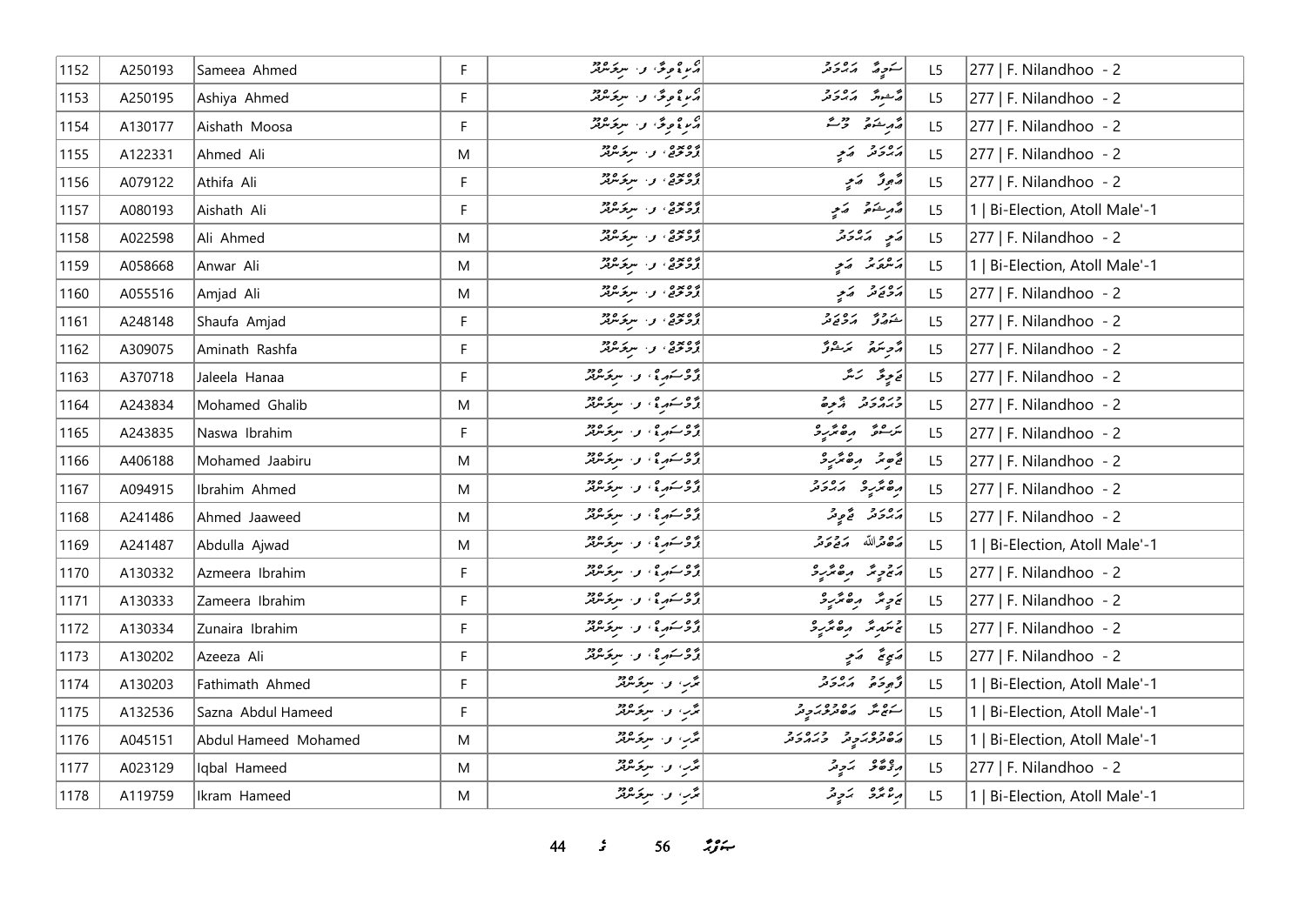| 1152 | A250193 | Sameea Ahmed | F | އާރެސްޓްވިލާ، ފ. ނިލަންދޫ | ސަމީއާ އަހުމަދު | L5 | 277 \| F. Nilandhoo - 2 |
|---|---|---|---|---|---|---|---|
| 1153 | A250195 | Ashiya Ahmed | F | އާރެސްޓްވިލާ، ފ. ނިލަންދޫ | އާޝިޔާ އަހުމަދު | L5 | 277 \| F. Nilandhoo - 2 |
| 1154 | A130177 | Aishath Moosa | F | އާރެސްޓްވިލާ، ފ. ނިލަންދޫ | އާއިޝަތު މޫސާ | L5 | 277 \| F. Nilandhoo - 2 |
| 1155 | A122331 | Ahmed Ali | M | ފެހިވާދީ، ފ. ނިލަންދޫ | އަހުމަދު އަލި | L5 | 277 \| F. Nilandhoo - 2 |
| 1156 | A079122 | Athifa Ali | F | ފެހިވާދީ، ފ. ނިލަންދޫ | އާތިފާ އަލި | L5 | 277 \| F. Nilandhoo - 2 |
| 1157 | A080193 | Aishath Ali | F | ފެހިވާދީ، ފ. ނިލަންދޫ | އާއިޝަތު އަލި | L5 | 1 \| Bi-Election, Atoll Male'-1 |
| 1158 | A022598 | Ali Ahmed | M | ފެހިވާދީ، ފ. ނިލަންދޫ | އަލި އަހުމަދު | L5 | 277 \| F. Nilandhoo - 2 |
| 1159 | A058668 | Anwar Ali | M | ފެހިވާދީ، ފ. ނިލަންދޫ | އަންވަރު އަލި | L5 | 1 \| Bi-Election, Atoll Male'-1 |
| 1160 | A055516 | Amjad Ali | M | ފެހިވާދީ، ފ. ނިލަންދޫ | އަމްޖަދު އަލި | L5 | 277 \| F. Nilandhoo - 2 |
| 1161 | A248148 | Shaufa Amjad | F | ފެހިވާދީ، ފ. ނިލަންދޫ | ޝައުފާ އަމްޖަދު | L5 | 277 \| F. Nilandhoo - 2 |
| 1162 | A309075 | Aminath Rashfa | F | ފެހިވާދީ، ފ. ނިލަންދޫ | އާމިނަތު ރަޝްފާ | L5 | 277 \| F. Nilandhoo - 2 |
| 1163 | A370718 | Jaleela Hanaa | F | ފާލްސަމިޓް، ފ. ނިލަންދޫ | ޖަލީލާ ހަނާ | L5 | 277 \| F. Nilandhoo - 2 |
| 1164 | A243834 | Mohamed Ghalib | M | ފާލްސަމިޓް، ފ. ނިލަންދޫ | މުހައްމަދު ޣާލިބު | L5 | 277 \| F. Nilandhoo - 2 |
| 1165 | A243835 | Naswa Ibrahim | F | ފާލްސަމިޓް، ފ. ނިލަންދޫ | ނަސްވާ އިބްރާހީމް | L5 | 277 \| F. Nilandhoo - 2 |
| 1166 | A406188 | Mohamed Jaabiru | M | ފާލްސަމިޓް، ފ. ނިލަންދޫ | ޖާބިރު އިބްރާހީމް | L5 | 277 \| F. Nilandhoo - 2 |
| 1167 | A094915 | Ibrahim Ahmed | M | ފާލްސަމިޓް، ފ. ނިލަންދޫ | އިބްރާހީމް އަހުމަދު | L5 | 277 \| F. Nilandhoo - 2 |
| 1168 | A241486 | Ahmed Jaaweed | M | ފާލްސަމިޓް، ފ. ނިލަންދޫ | އަހުމަދު ޖާވީދު | L5 | 277 \| F. Nilandhoo - 2 |
| 1169 | A241487 | Abdulla Ajwad | M | ފާލްސަމިޓް، ފ. ނިލަންދޫ | އަބްދުﷲ އަޖްވަދު | L5 | 1 \| Bi-Election, Atoll Male'-1 |
| 1170 | A130332 | Azmeera Ibrahim | F | ފާލްސަމިޓް، ފ. ނިލަންދޫ | އަޒްމީރާ އިބްރާހީމް | L5 | 277 \| F. Nilandhoo - 2 |
| 1171 | A130333 | Zameera Ibrahim | F | ފާލްސަމިޓް، ފ. ނިލަންދޫ | ޒަމީރާ އިބްރާހީމް | L5 | 277 \| F. Nilandhoo - 2 |
| 1172 | A130334 | Zunaira Ibrahim | F | ފާލްސަމިޓް، ފ. ނިލަންދޫ | ޒުނައިރާ އިބްރާހީމް | L5 | 277 \| F. Nilandhoo - 2 |
| 1173 | A130202 | Azeeza Ali | F | ފާލްސަމިޓް، ފ. ނިލަންދޫ | އަޒީޒާ އަލި | L5 | 277 \| F. Nilandhoo - 2 |
| 1174 | A130203 | Fathimath Ahmed | F | ރޯޒް، ފ. ނިލަންދޫ | ފާތިމަތު އަހުމަދު | L5 | 1 \| Bi-Election, Atoll Male'-1 |
| 1175 | A132536 | Sazna Abdul Hameed | F | ރޯޒް، ފ. ނިލަންދޫ | ސަޒްނާ އަބްދުލްހަމީދު | L5 | 1 \| Bi-Election, Atoll Male'-1 |
| 1176 | A045151 | Abdul Hameed Mohamed | M | ރޯޒް، ފ. ނިލަންދޫ | އަބްދުލްހަމީދު މުހައްމަދު | L5 | 1 \| Bi-Election, Atoll Male'-1 |
| 1177 | A023129 | Iqbal Hameed | M | ރޯޒް، ފ. ނިލަންދޫ | އިޤްބާލް ހަމީދު | L5 | 277 \| F. Nilandhoo - 2 |
| 1178 | A119759 | Ikram Hameed | M | ރޯޒް، ފ. ނިލަންދޫ | އިކްރާމް ހަމީދު | L5 | 1 \| Bi-Election, Atoll Male'-1 |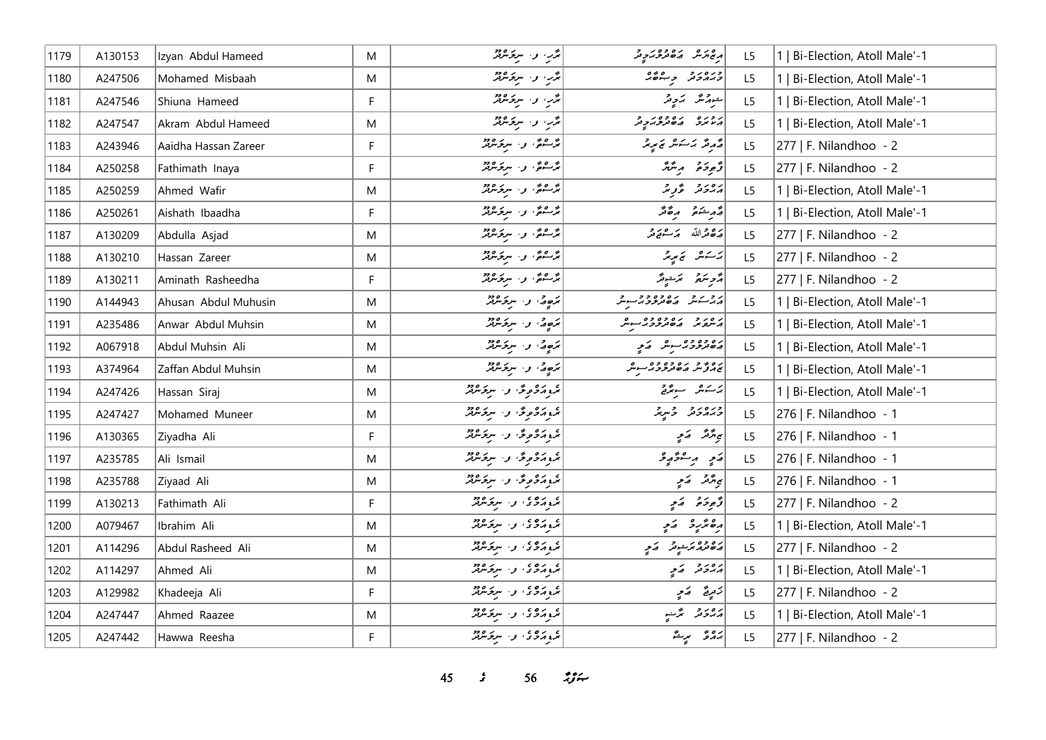| 1179 | A130153 | Izyan Abdul Hameed | M | ޔޫރ، ފ. ނިލަންދޫ | އިޒްޔަން އަބްދުލްހަމީދު | L5 | 1 \| Bi-Election, Atoll Male'-1 |
|---|---|---|---|---|---|---|---|
| 1180 | A247506 | Mohamed Misbaah | M | ޔޫރ، ފ. ނިލަންދޫ | މުހައްމަދު މިސްބާހު | L5 | 1 \| Bi-Election, Atoll Male'-1 |
| 1181 | A247546 | Shiuna Hameed | F | ޔޫރ، ފ. ނިލަންދޫ | ޝިއުނާ ހަމީދު | L5 | 1 \| Bi-Election, Atoll Male'-1 |
| 1182 | A247547 | Akram Abdul Hameed | M | ޔޫރ، ފ. ނިލަންދޫ | އަކްރަމް އަބްދުލްހަމީދު | L5 | 1 \| Bi-Election, Atoll Male'-1 |
| 1183 | A243946 | Aaidha Hassan Zareer | F | ޔޫސްޓޯ، ފ. ނިލަންދޫ | އާއިދާ ހަސަން ޒަރީރު | L5 | 277 \| F. Nilandhoo - 2 |
| 1184 | A250258 | Fathimath Inaya | F | ޔޫސްޓޯ، ފ. ނިލަންދޫ | ފާތިމަތު އިނާޔާ | L5 | 277 \| F. Nilandhoo - 2 |
| 1185 | A250259 | Ahmed Wafir | M | ޔޫސްޓޯ، ފ. ނިލަންދޫ | އަހުމަދު ވާފިރު | L5 | 1 \| Bi-Election, Atoll Male'-1 |
| 1186 | A250261 | Aishath Ibaadha | F | ޔޫސްޓޯ، ފ. ނިލަންދޫ | އާއިޝަތު އިބާދާ | L5 | 1 \| Bi-Election, Atoll Male'-1 |
| 1187 | A130209 | Abdulla Asjad | M | ޔޫސްޓޯ، ފ. ނިލަންދޫ | އަބްދުﷲ އަސްޖަދު | L5 | 277 \| F. Nilandhoo - 2 |
| 1188 | A130210 | Hassan Zareer | M | ޔޫސްޓޯ، ފ. ނިލަންދޫ | ހަސަން ޒަރީރު | L5 | 277 \| F. Nilandhoo - 2 |
| 1189 | A130211 | Aminath Rasheedha | F | ޔޫސްޓޯ، ފ. ނިލަންދޫ | އާމިނަތު ރަޝީދާ | L5 | 277 \| F. Nilandhoo - 2 |
| 1190 | A144943 | Ahusan Abdul Muhusin | M | ރަތްމާ، ފ. ނިލަންދޫ | އަހުސަން އަބްދުލްމުހުސިން | L5 | 1 \| Bi-Election, Atoll Male'-1 |
| 1191 | A235486 | Anwar Abdul Muhsin | M | ރަތްމާ، ފ. ނިލަންދޫ | އަންވަރު އަބްދުލްމުހުސިން | L5 | 1 \| Bi-Election, Atoll Male'-1 |
| 1192 | A067918 | Abdul Muhsin Ali | M | ރަތްމާ، ފ. ނިލަންދޫ | އަބްދުލްމުހުސިން އަލި | L5 | 1 \| Bi-Election, Atoll Male'-1 |
| 1193 | A374964 | Zaffan Abdul Muhsin | M | ރަތްމާ، ފ. ނިލަންދޫ | ޒައްފާން އަބްދުލްމުހުސިން | L5 | 1 \| Bi-Election, Atoll Male'-1 |
| 1194 | A247426 | Hassan Siraj | M | ރިވަރމިލި، ފ. ނިލަންދޫ | ހަސަން ސިރާޖު | L5 | 1 \| Bi-Election, Atoll Male'-1 |
| 1195 | A247427 | Mohamed Muneer | M | ރިވަރމިލި، ފ. ނިލަންދޫ | މުހައްމަދު މުނީރު | L5 | 276 \| F. Nilandhoo - 1 |
| 1196 | A130365 | Ziyadha Ali | F | ރިވަރމިލި، ފ. ނިލަންދޫ | ޒިޔާދާ އަލި | L5 | 276 \| F. Nilandhoo - 1 |
| 1197 | A235785 | Ali Ismail | M | ރިވަރމިލި، ފ. ނިލަންދޫ | އަލި އިސްމާޢީލު | L5 | 276 \| F. Nilandhoo - 1 |
| 1198 | A235788 | Ziyaad Ali | M | ރިވަރމިލި، ފ. ނިލަންދޫ | ޒިޔާދު އަލި | L5 | 276 \| F. Nilandhoo - 1 |
| 1199 | A130213 | Fathimath Ali | F | ރިވަރސައިޑް، ފ. ނިލަންދޫ | ފާތިމަތު އަލި | L5 | 277 \| F. Nilandhoo - 2 |
| 1200 | A079467 | Ibrahim Ali | M | ރިވަރސައިޑް، ފ. ނިލަންދޫ | އިބްރާހީމް އަލި | L5 | 1 \| Bi-Election, Atoll Male'-1 |
| 1201 | A114296 | Abdul Rasheed Ali | M | ރިވަރސައިޑް، ފ. ނިލަންދޫ | އަބްދުއްރަޝީދު އަލި | L5 | 277 \| F. Nilandhoo - 2 |
| 1202 | A114297 | Ahmed Ali | M | ރިވަރސައިޑް، ފ. ނިލަންދޫ | އަހުމަދު އަލި | L5 | 1 \| Bi-Election, Atoll Male'-1 |
| 1203 | A129982 | Khadeeja Ali | F | ރިވަރސައިޑް، ފ. ނިލަންދޫ | ޚަދީޖާ އަލި | L5 | 277 \| F. Nilandhoo - 2 |
| 1204 | A247447 | Ahmed Raazee | M | ރިވަރސައިޑް، ފ. ނިލަންދޫ | އަހުމަދު ރާޒީ | L5 | 1 \| Bi-Election, Atoll Male'-1 |
| 1205 | A247442 | Hawwa Reesha | F | ރިވަރސައިޑް، ފ. ނިލަންދޫ | ހައްވާ ރީޝާ | L5 | 277 \| F. Nilandhoo - 2 |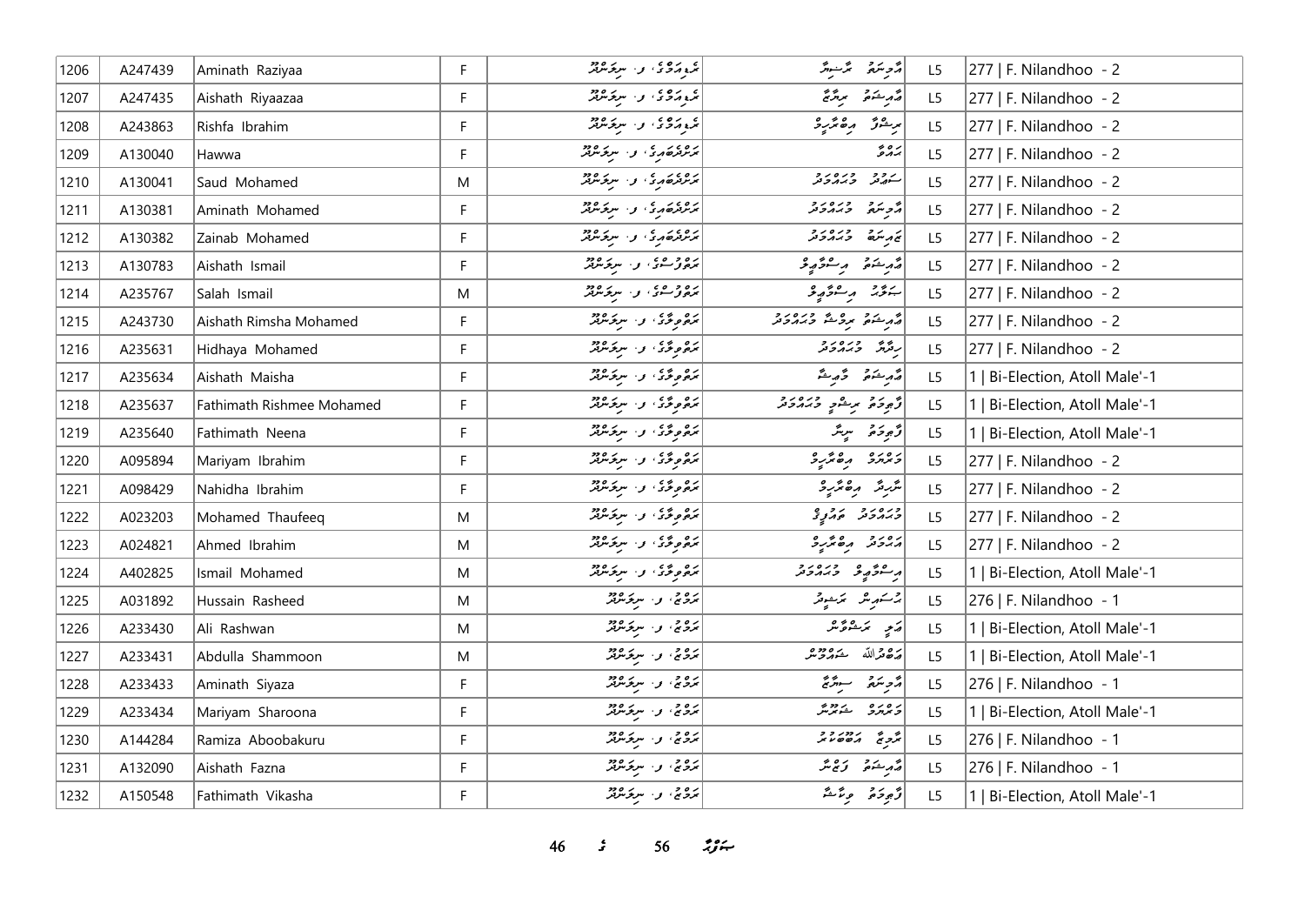| 1206 | A247439 | Aminath Raziyaa | F | ގުލިއަމާގެ، ފ. ނިލަންދޫ | އާމިނަތު ރާޒިޔާ | L5 | 277 \| F. Nilandhoo - 2 |
|---|---|---|---|---|---|---|---|
| 1207 | A247435 | Aishath Riyaazaa | F | ގުލިއަމާގެ، ފ. ނިލަންދޫ | އާއިޝަތު ރިޔާޒާ | L5 | 277 \| F. Nilandhoo - 2 |
| 1208 | A243863 | Rishfa Ibrahim | F | ގުލިއަމާގެ، ފ. ނިލަންދޫ | ރިޝްފާ އިބްރާހީމް | L5 | 277 \| F. Nilandhoo - 2 |
| 1209 | A130040 | Hawwa | F | ހަނދުބައިގެ، ފ. ނިލަންދޫ | ހައްވާ | L5 | 277 \| F. Nilandhoo - 2 |
| 1210 | A130041 | Saud Mohamed | M | ހަނދުބައިގެ، ފ. ނިލަންދޫ | ސައުދު މުހައްމަދު | L5 | 277 \| F. Nilandhoo - 2 |
| 1211 | A130381 | Aminath Mohamed | F | ހަނދުބައިގެ، ފ. ނިލަންދޫ | އާމިނަތު މުހައްމަދު | L5 | 277 \| F. Nilandhoo - 2 |
| 1212 | A130382 | Zainab Mohamed | F | ހަނދުބައިގެ، ފ. ނިލަންދޫ | ޒައިނަބު މުހައްމަދު | L5 | 277 \| F. Nilandhoo - 2 |
| 1213 | A130783 | Aishath Ismail | F | ހަވާސާގެ، ފ. ނިލަންދޫ | އާއިޝަތު އިސްމާއީލް | L5 | 277 \| F. Nilandhoo - 2 |
| 1214 | A235767 | Salah Ismail | M | ހަވާސާގެ، ފ. ނިލަންދޫ | ސަލާހު އިސްމާއީލް | L5 | 277 \| F. Nilandhoo - 2 |
| 1215 | A243730 | Aishath Rimsha Mohamed | F | ހަވިލާގެ، ފ. ނިލަންދޫ | އާއިޝަތު ރިމްޝާ މުހައްމަދު | L5 | 277 \| F. Nilandhoo - 2 |
| 1216 | A235631 | Hidhaya Mohamed | F | ހަވިލާގެ، ފ. ނިލަންދޫ | ހިދާޔާ މުހައްމަދު | L5 | 277 \| F. Nilandhoo - 2 |
| 1217 | A235634 | Aishath Maisha | F | ހަވިލާގެ، ފ. ނިލަންދޫ | އާއިޝަތު މާއިޝާ | L5 | 1 \| Bi-Election, Atoll Male'-1 |
| 1218 | A235637 | Fathimath Rishmee Mohamed | F | ހަވިލާގެ، ފ. ނިލަންދޫ | ފާތިމަތު ރިޝްމީ މުހައްމަދު | L5 | 1 \| Bi-Election, Atoll Male'-1 |
| 1219 | A235640 | Fathimath Neena | F | ހަވިލާގެ، ފ. ނިލަންދޫ | ފާތިމަތު ނީނާ | L5 | 1 \| Bi-Election, Atoll Male'-1 |
| 1220 | A095894 | Mariyam Ibrahim | F | ހަވިލާގެ، ފ. ނިލަންދޫ | މަރިޔަމް އިބްރާހީމް | L5 | 277 \| F. Nilandhoo - 2 |
| 1221 | A098429 | Nahidha Ibrahim | F | ހަވިލާގެ، ފ. ނިލަންދޫ | ނާހިދާ އިބްރާހީމް | L5 | 277 \| F. Nilandhoo - 2 |
| 1222 | A023203 | Mohamed Thaufeeq | M | ހަވިލާގެ، ފ. ނިލަންދޫ | މުހައްމަދު ތައުފީޤު | L5 | 277 \| F. Nilandhoo - 2 |
| 1223 | A024821 | Ahmed Ibrahim | M | ހަވިލާގެ، ފ. ނިލަންދޫ | އަހްމަދު އިބްރާހީމް | L5 | 277 \| F. Nilandhoo - 2 |
| 1224 | A402825 | Ismail Mohamed | M | ހަވިލާގެ، ފ. ނިލަންދޫ | އިސްމާއީލް މުހައްމަދު | L5 | 1 \| Bi-Election, Atoll Male'-1 |
| 1225 | A031892 | Hussain Rasheed | M | ހަޒާޖް، ފ. ނިލަންދޫ | ހުސައިން ރަޝީދު | L5 | 276 \| F. Nilandhoo - 1 |
| 1226 | A233430 | Ali Rashwan | M | ހަޒާޖް، ފ. ނިލަންދޫ | އަލި ރަޝްވާން | L5 | 1 \| Bi-Election, Atoll Male'-1 |
| 1227 | A233431 | Abdulla Shammoon | M | ހަޒާޖް، ފ. ނިލަންދޫ | އަބްދުﷲ ޝައްމޫން | L5 | 1 \| Bi-Election, Atoll Male'-1 |
| 1228 | A233433 | Aminath Siyaza | F | ހަޒާޖް، ފ. ނިލަންދޫ | އާމިނަތު ސިޔާޒާ | L5 | 276 \| F. Nilandhoo - 1 |
| 1229 | A233434 | Mariyam Sharoona | F | ހަޒާޖް، ފ. ނިލަންދޫ | މަރިޔަމް ޝަރޫނާ | L5 | 1 \| Bi-Election, Atoll Male'-1 |
| 1230 | A144284 | Ramiza Aboobakuru | F | ހަޒާޖް، ފ. ނިލަންދޫ | ރާމިޒާ އަބޫބަކުރު | L5 | 276 \| F. Nilandhoo - 1 |
| 1231 | A132090 | Aishath Fazna | F | ހަޒާޖް، ފ. ނިލަންދޫ | އާއިޝަތު ފަޒްނާ | L5 | 276 \| F. Nilandhoo - 1 |
| 1232 | A150548 | Fathimath Vikasha | F | ހަޒާޖް، ފ. ނިލަންދޫ | ފާތިމަތު ވިކާޝާ | L5 | 1 \| Bi-Election, Atoll Male'-1 |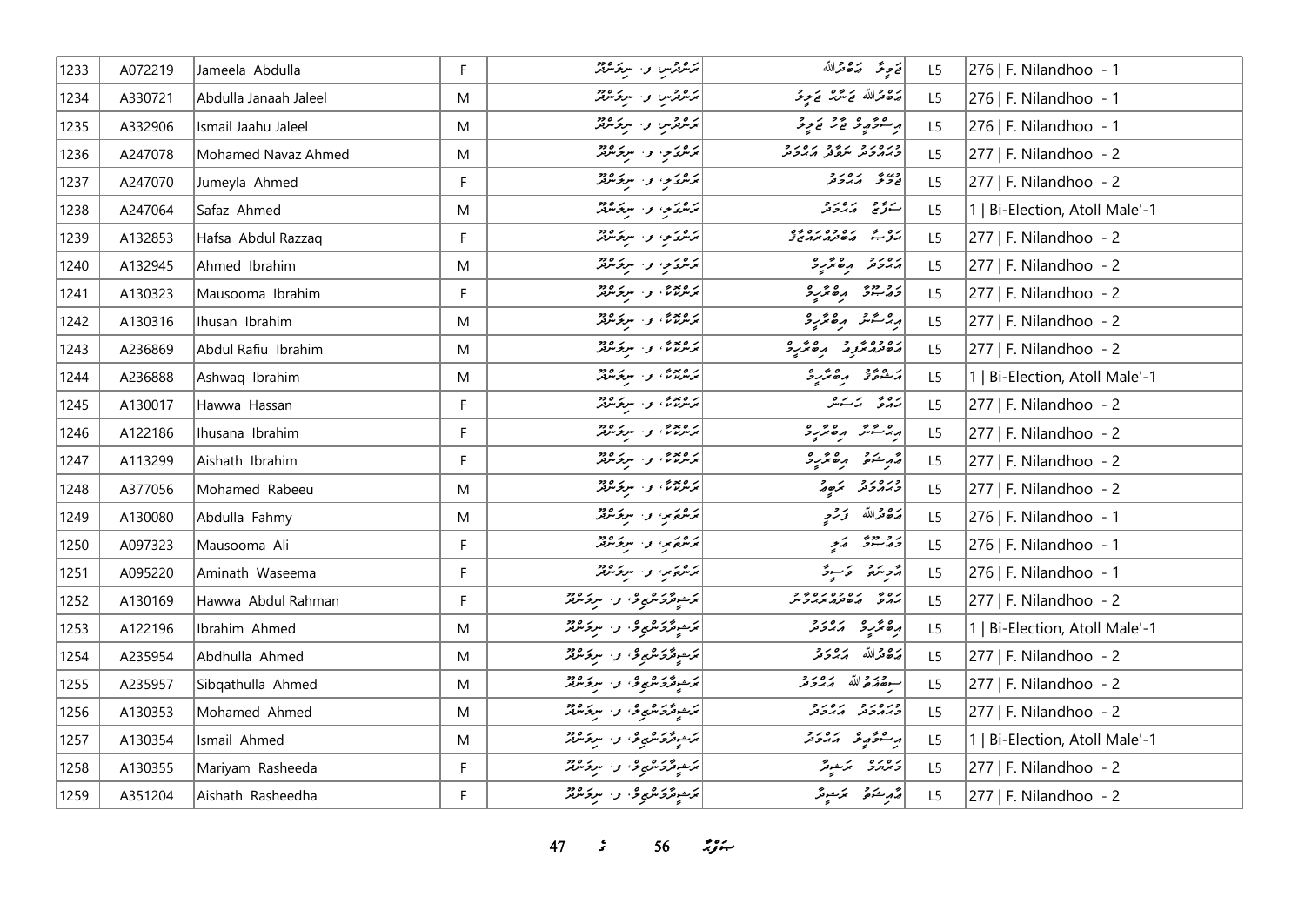| 1233 | A072219 | Jameela Abdulla | F | ރަންދޫސް، ފ. ނިލަންދޫ | ޖަމީލާ އަބްދުﷲ | L5 | 276 \| F. Nilandhoo - 1 |
|---|---|---|---|---|---|---|---|
| 1234 | A330721 | Abdulla Janaah Jaleel | M | ރަންދޫސް، ފ. ނިލަންދޫ | އަބްދުﷲ ޖަނާޙް ޖަލީލް | L5 | 276 \| F. Nilandhoo - 1 |
| 1235 | A332906 | Ismail Jaahu Jaleel | M | ރަންދޫސް، ފ. ނިލަންދޫ | އިސްމާއީލް ޖާހު ޖަލީލް | L5 | 276 \| F. Nilandhoo - 1 |
| 1236 | A247078 | Mohamed Navaz Ahmed | M | ރަންގަލި، ފ. ނިލަންދޫ | މުޙައްމަދު ނަވާޒް އަޙްމަދު | L5 | 277 \| F. Nilandhoo - 2 |
| 1237 | A247070 | Jumeyla Ahmed | F | ރަންގަލި، ފ. ނިލަންދޫ | ޖުމޭލާ އަޙްމަދު | L5 | 277 \| F. Nilandhoo - 2 |
| 1238 | A247064 | Safaz Ahmed | M | ރަންގަލި، ފ. ނިލަންދޫ | ސަފާޒް އަޙްމަދު | L5 | 1 \| Bi-Election, Atoll Male'-1 |
| 1239 | A132853 | Hafsa Abdul Razzaq | F | ރަންގަލި، ފ. ނިލަންދޫ | ހަފްސާ އަބްދުއްރައްޒާޤު | L5 | 277 \| F. Nilandhoo - 2 |
| 1240 | A132945 | Ahmed Ibrahim | M | ރަންގަލި، ފ. ނިލަންދޫ | އަޙްމަދު އިބްރާހީމް | L5 | 277 \| F. Nilandhoo - 2 |
| 1241 | A130323 | Mausooma Ibrahim | F | ރަންނާޅި، ފ. ނިލަންދޫ | މައުޞޫމާ އިބްރާހީމް | L5 | 277 \| F. Nilandhoo - 2 |
| 1242 | A130316 | Ihusan Ibrahim | M | ރަންނާޅި، ފ. ނިލަންދޫ | އިޙްސާން އިބްރާހީމް | L5 | 277 \| F. Nilandhoo - 2 |
| 1243 | A236869 | Abdul Rafiu Ibrahim | M | ރަންނާޅި، ފ. ނިލަންދޫ | އަބްދުއްރަފީޢު އިބްރާހީމް | L5 | 277 \| F. Nilandhoo - 2 |
| 1244 | A236888 | Ashwaq Ibrahim | M | ރަންނާޅި، ފ. ނިލަންދޫ | އަޝްވާޤް އިބްރާހީމް | L5 | 1 \| Bi-Election, Atoll Male'-1 |
| 1245 | A130017 | Hawwa Hassan | F | ރަންނާޅި، ފ. ނިލަންދޫ | ހައްވާ ހަސަން | L5 | 277 \| F. Nilandhoo - 2 |
| 1246 | A122186 | Ihusana Ibrahim | F | ރަންނާޅި، ފ. ނިލަންދޫ | އިޙްސާނާ އިބްރާހީމް | L5 | 277 \| F. Nilandhoo - 2 |
| 1247 | A113299 | Aishath Ibrahim | F | ރަންނާޅި، ފ. ނިލަންދޫ | އާއިޝަތު އިބްރާހީމް | L5 | 277 \| F. Nilandhoo - 2 |
| 1248 | A377056 | Mohamed Rabeeu | M | ރަންނާޅި، ފ. ނިލަންދޫ | މުޙައްމަދު ރަބީޢު | L5 | 277 \| F. Nilandhoo - 2 |
| 1249 | A130080 | Abdulla Fahmy | M | ރަންވަނި، ފ. ނިލަންދޫ | އަބްދުﷲ ފަހުމީ | L5 | 276 \| F. Nilandhoo - 1 |
| 1250 | A097323 | Mausooma Ali | F | ރަންވަނި، ފ. ނިލަންދޫ | މައުޞޫމާ އަލީ | L5 | 276 \| F. Nilandhoo - 1 |
| 1251 | A095220 | Aminath Waseema | F | ރަންވަނި، ފ. ނިލަންދޫ | އާމިނަތު ވަސީމާ | L5 | 276 \| F. Nilandhoo - 1 |
| 1252 | A130169 | Hawwa Abdul Rahman | F | ރަޝިދުގެ ނޫރުވީލާ، ފ. ނިލަންދޫ | ހައްވާ އަބްދުއްރަޙްމާން | L5 | 277 \| F. Nilandhoo - 2 |
| 1253 | A122196 | Ibrahim Ahmed | M | ރަޝިދުގެ ނޫރުވީލާ، ފ. ނިލަންދޫ | އިބްރާހީމް އަޙްމަދު | L5 | 1 \| Bi-Election, Atoll Male'-1 |
| 1254 | A235954 | Abdhulla Ahmed | M | ރަޝިދުގެ ނޫރުވީލާ، ފ. ނިލަންދޫ | އަބްދުﷲ އަޙްމަދު | L5 | 277 \| F. Nilandhoo - 2 |
| 1255 | A235957 | Sibqathulla Ahmed | M | ރަޝިދުގެ ނޫރުވީލާ، ފ. ނިލަންދޫ | ސިބްޤަތުﷲ އަޙްމަދު | L5 | 277 \| F. Nilandhoo - 2 |
| 1256 | A130353 | Mohamed Ahmed | M | ރަޝިދުގެ ނޫރުވީލާ، ފ. ނިލަންދޫ | މުޙައްމަދު އަޙްމަދު | L5 | 277 \| F. Nilandhoo - 2 |
| 1257 | A130354 | Ismail Ahmed | M | ރަޝިދުގެ ނޫރުވީލާ، ފ. ނިލަންދޫ | އިސްމާއީލް އަޙްމަދު | L5 | 1 \| Bi-Election, Atoll Male'-1 |
| 1258 | A130355 | Mariyam Rasheeda | F | ރަޝިދުގެ ނޫރުވީލާ، ފ. ނިލަންދޫ | މަރިޔަމް ރަޝީދާ | L5 | 277 \| F. Nilandhoo - 2 |
| 1259 | A351204 | Aishath Rasheedha | F | ރަޝިދުގެ ނޫރުވީލާ، ފ. ނިލަންދޫ | އާއިޝަތު ރަޝީދާ | L5 | 277 \| F. Nilandhoo - 2 |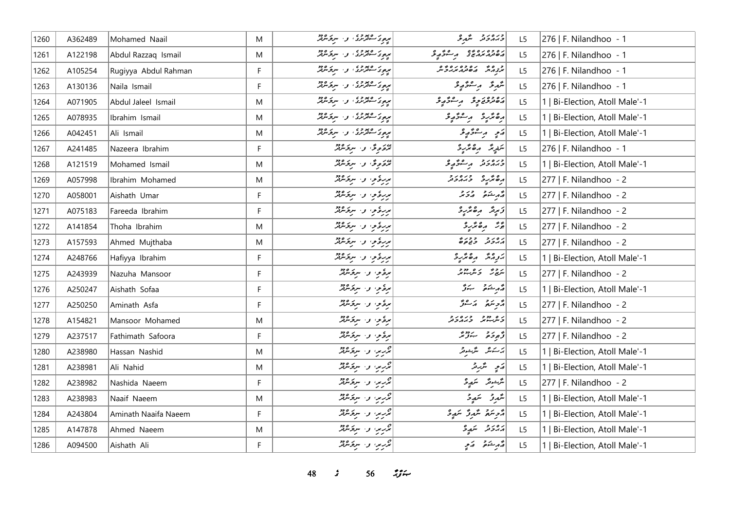| 1260 | A362489 | Mohamed Naail | M | ރިތިމަސްދޮރުގެ، ފ. ނިލަންދޫ | މުހައްމަދު ނާއިލް | L5 | 276 \| F. Nilandhoo - 1 |
|---|---|---|---|---|---|---|---|
| 1261 | A122198 | Abdul Razzaq Ismail | M | ރިތިމަސްދޮރުގެ، ފ. ނިލަންދޫ | އަބްދުއްރައްޒާޤު އިސްމާއިލް | L5 | 276 \| F. Nilandhoo - 1 |
| 1262 | A105254 | Rugiyya Abdul Rahman | F | ރިތިމަސްދޮރުގެ، ފ. ނިލަންދޫ | ރުގިއްޔާ އަބްދުއްރަޙްމާން | L5 | 276 \| F. Nilandhoo - 1 |
| 1263 | A130136 | Naila Ismail | F | ރިތިމަސްދޮރުގެ، ފ. ނިލަންދޫ | ނާއިލާ އިސްމާއިލް | L5 | 276 \| F. Nilandhoo - 1 |
| 1264 | A071905 | Abdul Jaleel Ismail | M | ރިތިމަސްދޮރުގެ، ފ. ނިލަންދޫ | އަބްދުލްޖަލީލް އިސްމާއިލް | L5 | 1 \| Bi-Election, Atoll Male'-1 |
| 1265 | A078935 | Ibrahim Ismail | M | ރިތިމަސްދޮރުގެ، ފ. ނިލަންދޫ | އިބްރާހީމް އިސްމާއިލް | L5 | 1 \| Bi-Election, Atoll Male'-1 |
| 1266 | A042451 | Ali Ismail | M | ރިތިމަސްދޮރުގެ، ފ. ނިލަންދޫ | އަލި އިސްމާއިލް | L5 | 1 \| Bi-Election, Atoll Male'-1 |
| 1267 | A241485 | Nazeera Ibrahim | F | ރޯޒްވިލާ، ފ. ނިލަންދޫ | ނަޒީރާ އިބްރާހީމް | L5 | 276 \| F. Nilandhoo - 1 |
| 1268 | A121519 | Mohamed Ismail | M | ރޯޒްވިލާ، ފ. ނިލަންދޫ | މުހައްމަދު އިސްމާއިލް | L5 | 1 \| Bi-Election, Atoll Male'-1 |
| 1269 | A057998 | Ibrahim Mohamed | M | ރިރިވެލި، ފ. ނިލަންދޫ | އިބްރާހީމް މުހައްމަދު | L5 | 277 \| F. Nilandhoo - 2 |
| 1270 | A058001 | Aishath Umar | F | ރިރިވެލި، ފ. ނިލަންދޫ | އައިޝަތު އުމަރު | L5 | 277 \| F. Nilandhoo - 2 |
| 1271 | A075183 | Fareeda Ibrahim | F | ރިރިވެލި، ފ. ނިލަންދޫ | ފަރީދާ އިބްރާހީމް | L5 | 277 \| F. Nilandhoo - 2 |
| 1272 | A141854 | Thoha Ibrahim | M | ރިރިވެލި، ފ. ނިލަންދޫ | ޠާހާ އިބްރާހީމް | L5 | 277 \| F. Nilandhoo - 2 |
| 1273 | A157593 | Ahmed Mujthaba | M | ރިރިވެލި، ފ. ނިލަންދޫ | އަހްމަދު މުޖުތަބާ | L5 | 277 \| F. Nilandhoo - 2 |
| 1274 | A248766 | Hafiyya Ibrahim | F | ރިރިވެލި، ފ. ނިލަންދޫ | ހަފިއްޔާ އިބްރާހީމް | L5 | 1 \| Bi-Election, Atoll Male'-1 |
| 1275 | A243939 | Nazuha Mansoor | F | ރިވެލި، ފ. ނިލަންދޫ | ނަޒުހާ މަންސޫރު | L5 | 277 \| F. Nilandhoo - 2 |
| 1276 | A250247 | Aishath Sofaa | F | ރިވެލި، ފ. ނިލަންދޫ | އައިޝަތު ސަފާ | L5 | 1 \| Bi-Election, Atoll Male'-1 |
| 1277 | A250250 | Aminath Asfa | F | ރިވެލި، ފ. ނިލަންދޫ | އާމިނަތު އަސްފާ | L5 | 277 \| F. Nilandhoo - 2 |
| 1278 | A154821 | Mansoor Mohamed | M | ރިވެލި، ފ. ނިލަންދޫ | މަންސޫރު މުހައްމަދު | L5 | 277 \| F. Nilandhoo - 2 |
| 1279 | A237517 | Fathimath Safoora | F | ރިވެލި، ފ. ނިލަންދޫ | ފާތިމަތު ސަފޫރާ | L5 | 277 \| F. Nilandhoo - 2 |
| 1280 | A238980 | Hassan Nashid | M | ރޫރިރި، ފ. ނިލަންދޫ | ހަސަން ނާޝިދު | L5 | 1 \| Bi-Election, Atoll Male'-1 |
| 1281 | A238981 | Ali Nahid | M | ރޫރިރި، ފ. ނިލަންދޫ | އަލި ނާހިދު | L5 | 1 \| Bi-Election, Atoll Male'-1 |
| 1282 | A238982 | Nashida Naeem | F | ރޫރިރި، ފ. ނިލަންދޫ | ނާޝިދާ ނަޢީމް | L5 | 277 \| F. Nilandhoo - 2 |
| 1283 | A238983 | Naaif Naeem | M | ރޫރިރި، ފ. ނިލަންދޫ | ނާއިފު ނަޢީމް | L5 | 1 \| Bi-Election, Atoll Male'-1 |
| 1284 | A243804 | Aminath Naaifa Naeem | F | ރޫރިރި، ފ. ނިލަންދޫ | އާމިނަތު ނާއިފާ ނަޢީމް | L5 | 1 \| Bi-Election, Atoll Male'-1 |
| 1285 | A147878 | Ahmed Naeem | M | ރޫރިރި، ފ. ނިލަންދޫ | އަހްމަދު ނަޢީމް | L5 | 1 \| Bi-Election, Atoll Male'-1 |
| 1286 | A094500 | Aishath Ali | F | ރޫރިރި، ފ. ނިލަންދޫ | އައިޝަތު އަލި | L5 | 1 \| Bi-Election, Atoll Male'-1 |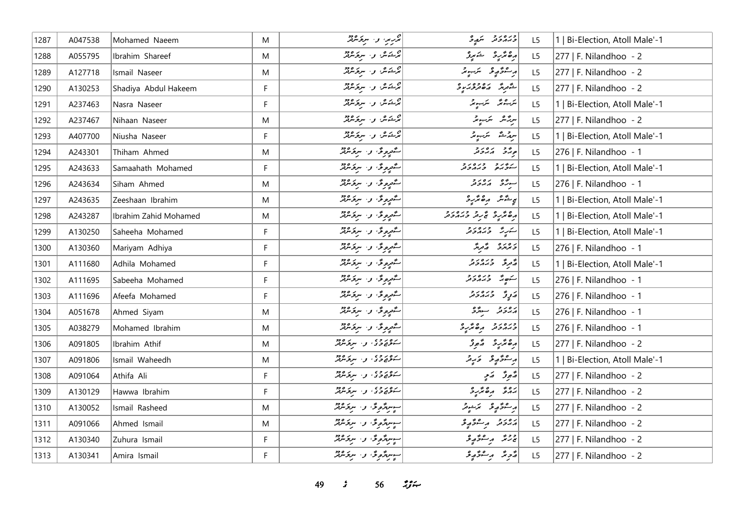| 1287 | A047538 | Mohamed Naeem | M | ޕޮލިނަ، ފ. ނިލަންދޫ | މުޙައްމަދު ނަޢީމް | L5 | 1 \| Bi-Election, Atoll Male'-1 |
|---|---|---|---|---|---|---|---|
| 1288 | A055795 | Ibrahim Shareef | M | ރޭޝަން، ފ. ނިލަންދޫ | އިބްރާހީމް ޝަރީފް | L5 | 277 \| F. Nilandhoo - 2 |
| 1289 | A127718 | Ismail Naseer | M | ރޭޝަން، ފ. ނިލަންދޫ | އިސްމާޢީލް ނަސީރު | L5 | 277 \| F. Nilandhoo - 2 |
| 1290 | A130253 | Shadiya Abdul Hakeem | F | ރޭޝަން، ފ. ނިލަންދޫ | ޝާދިޔާ އަބްދުލްޙަކީމް | L5 | 277 \| F. Nilandhoo - 2 |
| 1291 | A237463 | Nasra Naseer | F | ރޭޝަން، ފ. ނިލަންދޫ | ނަސްރާ ނަސީރު | L5 | 1 \| Bi-Election, Atoll Male'-1 |
| 1292 | A237467 | Nihaan Naseer | M | ރޭޝަން، ފ. ނިލަންދޫ | ނިހާން ނަސީރު | L5 | 277 \| F. Nilandhoo - 2 |
| 1293 | A407700 | Niusha Naseer | F | ރޭޝަން، ފ. ނިލަންދޫ | ނިއުޝާ ނަސީރު | L5 | 1 \| Bi-Election, Atoll Male'-1 |
| 1294 | A243301 | Thiham Ahmed | M | ސާދިލުވާ، ފ. ނިލަންދޫ | ތިހާމް އަޙްމަދު | L5 | 276 \| F. Nilandhoo - 1 |
| 1295 | A243633 | Samaahath Mohamed | F | ސާދިލުވާ، ފ. ނިލަންދޫ | ސަމާޙަތު މުޙައްމަދު | L5 | 1 \| Bi-Election, Atoll Male'-1 |
| 1296 | A243634 | Siham Ahmed | M | ސާދިލުވާ، ފ. ނިލަންދޫ | ސިހާމް އަޙްމަދު | L5 | 276 \| F. Nilandhoo - 1 |
| 1297 | A243635 | Zeeshaan Ibrahim | M | ސާދިލުވާ، ފ. ނިލަންދޫ | ޒީޝާން އިބްރާހީމް | L5 | 1 \| Bi-Election, Atoll Male'-1 |
| 1298 | A243287 | Ibrahim Zahid Mohamed | M | ސާދިލުވާ، ފ. ނިލަންދޫ | އިބްރާހީމް ޒާހިދު މުޙައްމަދު | L5 | 1 \| Bi-Election, Atoll Male'-1 |
| 1299 | A130250 | Saheeha Mohamed | F | ސާދިލުވާ، ފ. ނިލަންދޫ | ސަހީހާ މުޙައްމަދު | L5 | 1 \| Bi-Election, Atoll Male'-1 |
| 1300 | A130360 | Mariyam Adhiya | F | ސާދިލުވާ، ފ. ނިލަންދޫ | މަރިޔަމް އާދިޔާ | L5 | 276 \| F. Nilandhoo - 1 |
| 1301 | A111680 | Adhila Mohamed | F | ސާދިލުވާ، ފ. ނިލަންދޫ | އާދިލާ މުޙައްމަދު | L5 | 1 \| Bi-Election, Atoll Male'-1 |
| 1302 | A111695 | Sabeeha Mohamed | F | ސާދިލުވާ، ފ. ނިލަންދޫ | ސަބީހާ މުޙައްމަދު | L5 | 276 \| F. Nilandhoo - 1 |
| 1303 | A111696 | Afeefa Mohamed | F | ސާދިލުވާ، ފ. ނިލަންދޫ | އަފީފާ މުޙައްމަދު | L5 | 276 \| F. Nilandhoo - 1 |
| 1304 | A051678 | Ahmed Siyam | M | ސާދިލުވާ، ފ. ނިލަންދޫ | އަޙްމަދު ސިޔާމް | L5 | 276 \| F. Nilandhoo - 1 |
| 1305 | A038279 | Mohamed Ibrahim | M | ސާދިލުވާ، ފ. ނިލަންދޫ | މުޙައްމަދު އިބްރާހީމް | L5 | 276 \| F. Nilandhoo - 1 |
| 1306 | A091805 | Ibrahim Athif | M | ސަވުތުގުމް، ފ. ނިލަންދޫ | އިބްރާހީމް އާތިފު | L5 | 277 \| F. Nilandhoo - 2 |
| 1307 | A091806 | Ismail Waheedh | M | ސަވުތުގުމް، ފ. ނިލަންދޫ | އިސްމާޢީލް ވަޙީދު | L5 | 1 \| Bi-Election, Atoll Male'-1 |
| 1308 | A091064 | Athifa Ali | F | ސަވުތުގުމް، ފ. ނިލަންދޫ | އާތިފާ ޢަލީ | L5 | 277 \| F. Nilandhoo - 2 |
| 1309 | A130129 | Hawwa Ibrahim | F | ސަވުތުގުމް، ފ. ނިލަންދޫ | ޙައްވާ އިބްރާހީމް | L5 | 277 \| F. Nilandhoo - 2 |
| 1310 | A130052 | Ismail Rasheed | M | ސިނިމާވިލާ، ފ. ނިލަންދޫ | އިސްމާޢީލް ރަޝީދު | L5 | 277 \| F. Nilandhoo - 2 |
| 1311 | A091066 | Ahmed Ismail | M | ސިނިމާވިލާ، ފ. ނިލަންދޫ | އަޙްމަދު އިސްމާޢީލް | L5 | 277 \| F. Nilandhoo - 2 |
| 1312 | A130340 | Zuhura Ismail | F | ސިނިމާވިލާ، ފ. ނިލަންދޫ | ޒުހުރާ އިސްމާޢީލް | L5 | 277 \| F. Nilandhoo - 2 |
| 1313 | A130341 | Amira Ismail | F | ސިނިމާވިލާ، ފ. ނިލަންދޫ | އާމިރާ އިސްމާޢީލް | L5 | 277 \| F. Nilandhoo - 2 |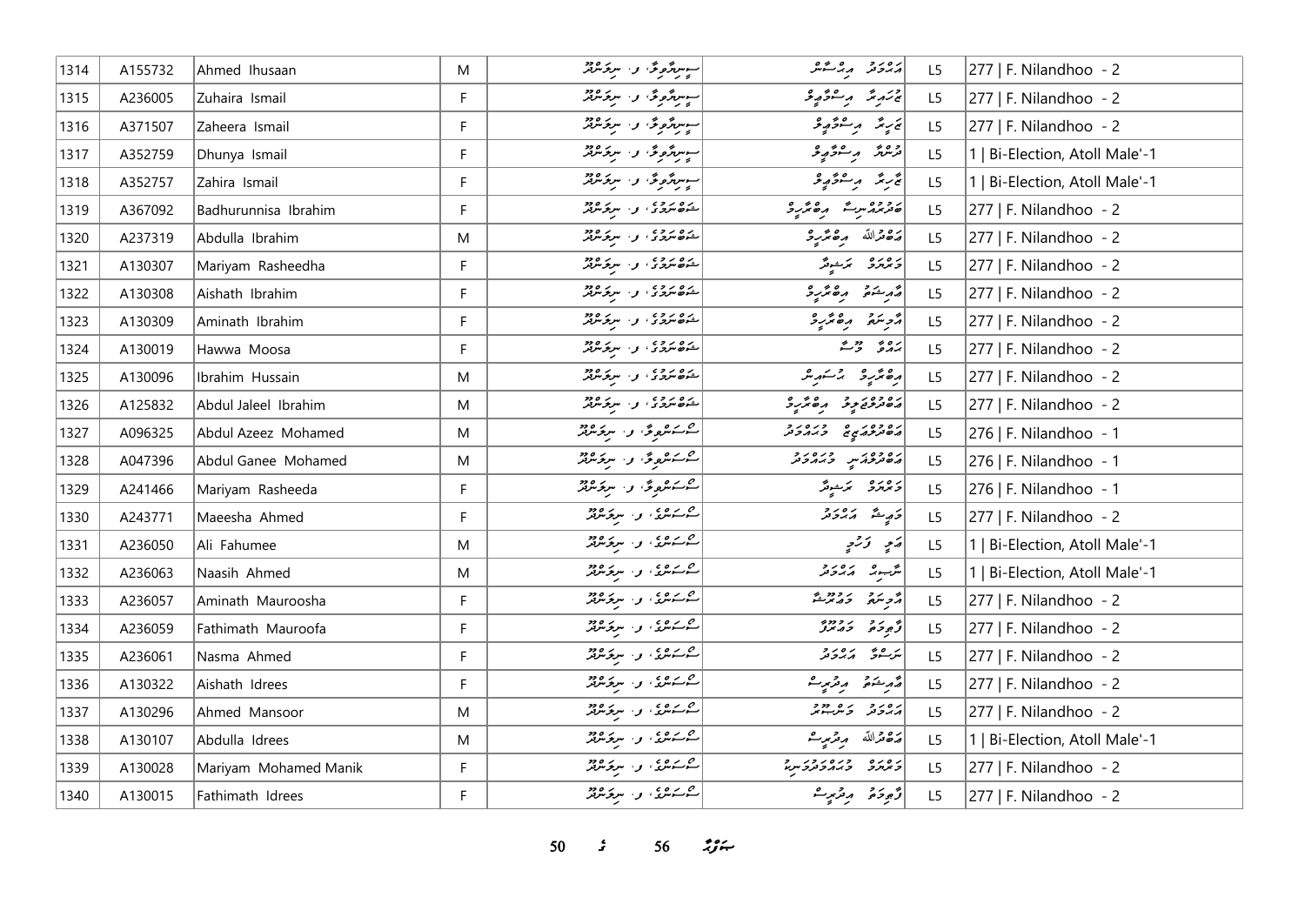| 1314 | A155732 | Ahmed Ihusaan | M | ސީނިއާވިލާ، ފ. ނިލަންދޫ | އަޙްމަދު އިޙުސާން | L5 | 277 \| F. Nilandhoo - 2 |
|---|---|---|---|---|---|---|---|
| 1315 | A236005 | Zuhaira Ismail | F | ސީނިއާވިލާ، ފ. ނިލަންދޫ | ޒުހައިރާ އިސްމާޢީލް | L5 | 277 \| F. Nilandhoo - 2 |
| 1316 | A371507 | Zaheera Ismail | F | ސީނިއާވިލާ، ފ. ނިލަންދޫ | ޒަހީރާ އިސްމާޢީލް | L5 | 277 \| F. Nilandhoo - 2 |
| 1317 | A352759 | Dhunya Ismail | F | ސީނިއާވިލާ، ފ. ނިލަންދޫ | ދުންޔާ އިސްމާޢީލް | L5 | 1 \| Bi-Election, Atoll Male'-1 |
| 1318 | A352757 | Zahira Ismail | F | ސީނިއާވިލާ، ފ. ނިލަންދޫ | ޒާހިރާ އިސްމާޢީލް | L5 | 1 \| Bi-Election, Atoll Male'-1 |
| 1319 | A367092 | Badhurunnisa Ibrahim | F | ޝަބްނަމްގެ، ފ. ނިލަންދޫ | ބަދުރުންނިސާ އިބްރާހީމް | L5 | 277 \| F. Nilandhoo - 2 |
| 1320 | A237319 | Abdulla Ibrahim | M | ޝަބްނަމްގެ، ފ. ނިލަންދޫ | އަބްދުﷲ އިބްރާހީމް | L5 | 277 \| F. Nilandhoo - 2 |
| 1321 | A130307 | Mariyam Rasheedha | F | ޝަބްނަމްގެ، ފ. ނިލަންދޫ | މަރިޔަމް ރަޝީދާ | L5 | 277 \| F. Nilandhoo - 2 |
| 1322 | A130308 | Aishath Ibrahim | F | ޝަބްނަމްގެ، ފ. ނިލަންދޫ | އާއިޝަތު އިބްރާހީމް | L5 | 277 \| F. Nilandhoo - 2 |
| 1323 | A130309 | Aminath Ibrahim | F | ޝަބްނަމްގެ، ފ. ނިލަންދޫ | އާމިނަތު އިބްރާހީމް | L5 | 277 \| F. Nilandhoo - 2 |
| 1324 | A130019 | Hawwa Moosa | F | ޝަބްނަމްގެ، ފ. ނިލަންދޫ | ހައްވާ މޫސާ | L5 | 277 \| F. Nilandhoo - 2 |
| 1325 | A130096 | Ibrahim Hussain | M | ޝަބްނަމްގެ، ފ. ނިލަންދޫ | އިބްރާހީމް ހުސައިން | L5 | 277 \| F. Nilandhoo - 2 |
| 1326 | A125832 | Abdul Jaleel Ibrahim | M | ޝަބްނަމްގެ، ފ. ނިލަންދޫ | އަބްދުލްޖަލީލް އިބްރާހީމް | L5 | 277 \| F. Nilandhoo - 2 |
| 1327 | A096325 | Abdul Azeez Mohamed | M | ސޮސަންވިލާ، ފ. ނިލަންދޫ | އަބްދުލްޢަޒީޒު މުޙައްމަދު | L5 | 276 \| F. Nilandhoo - 1 |
| 1328 | A047396 | Abdul Ganee Mohamed | M | ސޮސަންވިލާ، ފ. ނިލަންދޫ | އަބްދުލްޣަނީ މުޙައްމަދު | L5 | 276 \| F. Nilandhoo - 1 |
| 1329 | A241466 | Mariyam Rasheeda | F | ސޮސަންވިލާ، ފ. ނިލަންދޫ | މަރިޔަމް ރަޝީދާ | L5 | 276 \| F. Nilandhoo - 1 |
| 1330 | A243771 | Maeesha Ahmed | F | ސޯސަންގެ، ފ. ނިލަންދޫ | މައީޝާ އަޙްމަދު | L5 | 277 \| F. Nilandhoo - 2 |
| 1331 | A236050 | Ali Fahumee | M | ސޯސަންގެ، ފ. ނިލަންދޫ | އަލީ ފަހުމީ | L5 | 1 \| Bi-Election, Atoll Male'-1 |
| 1332 | A236063 | Naasih Ahmed | M | ސޯސަންގެ، ފ. ނިލަންދޫ | ނާސިހު އަޙްމަދު | L5 | 1 \| Bi-Election, Atoll Male'-1 |
| 1333 | A236057 | Aminath Mauroosha | F | ސޯސަންގެ، ފ. ނިލަންދޫ | އާމިނަތު މައުރޫޝާ | L5 | 277 \| F. Nilandhoo - 2 |
| 1334 | A236059 | Fathimath Mauroofa | F | ސޯސަންގެ، ފ. ނިލަންދޫ | ފާތިމަތު މައުރޫފާ | L5 | 277 \| F. Nilandhoo - 2 |
| 1335 | A236061 | Nasma Ahmed | F | ސޯސަންގެ، ފ. ނިލަންދޫ | ނަސްމާ އަޙްމަދު | L5 | 277 \| F. Nilandhoo - 2 |
| 1336 | A130322 | Aishath Idrees | F | ސޯސަންގެ، ފ. ނިލަންދޫ | އާއިޝަތު އިދްރީސް | L5 | 277 \| F. Nilandhoo - 2 |
| 1337 | A130296 | Ahmed Mansoor | M | ސޯސަންގެ، ފ. ނިލަންދޫ | އަޙްމަދު މަންސޫރު | L5 | 277 \| F. Nilandhoo - 2 |
| 1338 | A130107 | Abdulla Idrees | M | ސޯސަންގެ، ފ. ނިލަންދޫ | އަބްދުﷲ އިދްރީސް | L5 | 1 \| Bi-Election, Atoll Male'-1 |
| 1339 | A130028 | Mariyam Mohamed Manik | F | ސޯސަންގެ، ފ. ނިލަންދޫ | މަރިޔަމް މުޙައްމަދުމަނިކު | L5 | 277 \| F. Nilandhoo - 2 |
| 1340 | A130015 | Fathimath Idrees | F | ސޯސަންގެ، ފ. ނިލަންދޫ | ފާތިމަތު އިދްރީސް | L5 | 277 \| F. Nilandhoo - 2 |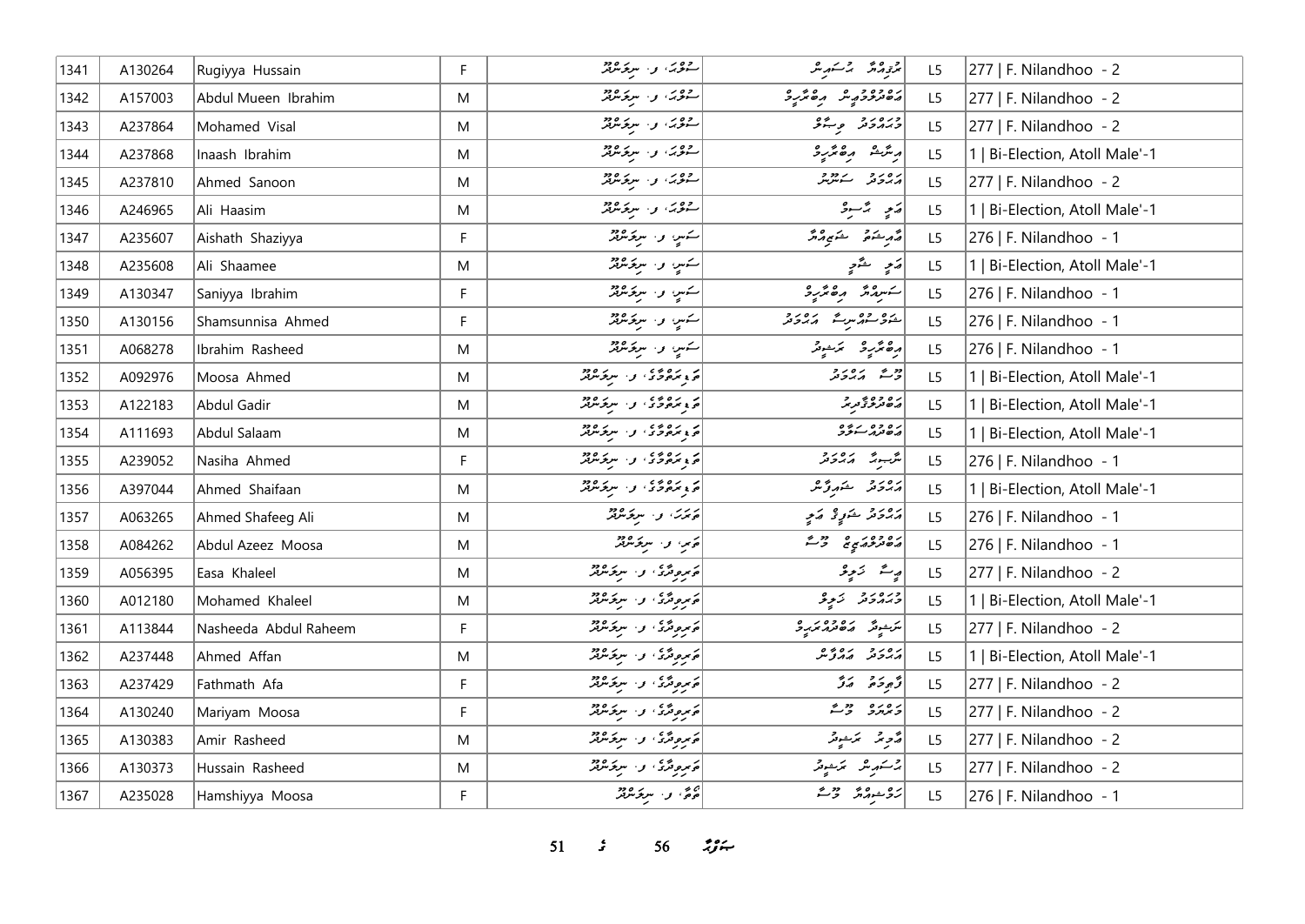| 1341 | A130264 | Rugiyya Hussain | F | ސުވާރަ، ފ. ނިލަންދޫ | ރުޤިއްޔާ ހުސައިން | L5 | 277 \| F. Nilandhoo - 2 |
|---|---|---|---|---|---|---|---|
| 1342 | A157003 | Abdul Mueen Ibrahim | M | ސުވާރަ، ފ. ނިލަންދޫ | އަބްދުލްމުޢީން އިބްރާހީމް | L5 | 277 \| F. Nilandhoo - 2 |
| 1343 | A237864 | Mohamed Visal | M | ސުވާރަ، ފ. ނިލަންދޫ | މުޙައްމަދު ވިޞާލް | L5 | 277 \| F. Nilandhoo - 2 |
| 1344 | A237868 | Inaash Ibrahim | M | ސުވާރަ، ފ. ނިލަންދޫ | އިނާޝް އިބްރާހީމް | L5 | 1 \| Bi-Election, Atoll Male'-1 |
| 1345 | A237810 | Ahmed Sanoon | M | ސުވާރަ، ފ. ނިލަންދޫ | އަޙްމަދު ސަނޫން | L5 | 277 \| F. Nilandhoo - 2 |
| 1346 | A246965 | Ali Haasim | M | ސުވާރަ، ފ. ނިލަންދޫ | އަލީ ހާސިމް | L5 | 1 \| Bi-Election, Atoll Male'-1 |
| 1347 | A235607 | Aishath Shaziyya | F | ސަނި، ފ. ނިލަންދޫ | އާއިޝަތު ޝާޒިޔާ | L5 | 276 \| F. Nilandhoo - 1 |
| 1348 | A235608 | Ali Shaamee | M | ސަނި، ފ. ނިލަންދޫ | އަލީ ޝާމީ | L5 | 1 \| Bi-Election, Atoll Male'-1 |
| 1349 | A130347 | Saniyya Ibrahim | F | ސަނި، ފ. ނިލަންދޫ | ސަނިއްޔާ އިބްރާހީމް | L5 | 276 \| F. Nilandhoo - 1 |
| 1350 | A130156 | Shamsunnisa Ahmed | F | ސަނި، ފ. ނިލަންދޫ | ޝަމްސުންނިސާ އަޙްމަދު | L5 | 276 \| F. Nilandhoo - 1 |
| 1351 | A068278 | Ibrahim Rasheed | M | ސަނި، ފ. ނިލަންދޫ | އިބްރާހީމް ރަޝީދު | L5 | 276 \| F. Nilandhoo - 1 |
| 1352 | A092976 | Moosa Ahmed | M | ތަޖައްމުލްވާދީ، ފ. ނިލަންދޫ | މޫސާ އަޙްމަދު | L5 | 1 \| Bi-Election, Atoll Male'-1 |
| 1353 | A122183 | Abdul Gadir | M | ތަޖައްމުލްވާދީ، ފ. ނިލަންދޫ | އަބްދުލްގާދިރު | L5 | 1 \| Bi-Election, Atoll Male'-1 |
| 1354 | A111693 | Abdul Salaam | M | ތަޖައްމުލްވާދީ، ފ. ނިލަންދޫ | އަބްދުއްސަލާމް | L5 | 1 \| Bi-Election, Atoll Male'-1 |
| 1355 | A239052 | Nasiha Ahmed | F | ތަޖައްމުލްވާދީ، ފ. ނިލަންދޫ | ނާޞިހާ އަޙްމަދު | L5 | 276 \| F. Nilandhoo - 1 |
| 1356 | A397044 | Ahmed Shaifaan | M | ތަޖައްމުލްވާދީ، ފ. ނިލަންދޫ | އަޙްމަދު ޝައިފާން | L5 | 1 \| Bi-Election, Atoll Male'-1 |
| 1357 | A063265 | Ahmed Shafeeg Ali | M | ތަރަށް، ފ. ނިލަންދޫ | އަޙްމަދު ޝަފީޤު އަލީ | L5 | 276 \| F. Nilandhoo - 1 |
| 1358 | A084262 | Abdul Azeez Moosa | M | ތަރި، ފ. ނިލަންދޫ | އަބްދުލްޢަޒީޒު މޫސާ | L5 | 276 \| F. Nilandhoo - 1 |
| 1359 | A056395 | Easa Khaleel | M | ތަރިވަރީ، ފ. ނިލަންދޫ | ޢީސާ ޚަލީލް | L5 | 277 \| F. Nilandhoo - 2 |
| 1360 | A012180 | Mohamed Khaleel | M | ތަރިވަރީ، ފ. ނިލަންދޫ | މުޙައްމަދު ޚަލީލް | L5 | 1 \| Bi-Election, Atoll Male'-1 |
| 1361 | A113844 | Nasheeda Abdul Raheem | F | ތަރިވަރީ، ފ. ނިލަންދޫ | ނަޝީދާ އަބްދުއްރަޙީމް | L5 | 277 \| F. Nilandhoo - 2 |
| 1362 | A237448 | Ahmed Affan | M | ތަރިވަރީ، ފ. ނިލަންދޫ | އަޙްމަދު ޢައްފާން | L5 | 1 \| Bi-Election, Atoll Male'-1 |
| 1363 | A237429 | Fathmath Afa | F | ތަރިވަރީ، ފ. ނިލަންދޫ | ފާތިމަތު އަފާ | L5 | 277 \| F. Nilandhoo - 2 |
| 1364 | A130240 | Mariyam Moosa | F | ތަރިވަރީ، ފ. ނިލަންދޫ | މަރިޔަމް މޫސާ | L5 | 277 \| F. Nilandhoo - 2 |
| 1365 | A130383 | Amir Rasheed | M | ތަރިވަރީ، ފ. ނިލަންދޫ | އާމިރު ރަޝީދު | L5 | 277 \| F. Nilandhoo - 2 |
| 1366 | A130373 | Hussain Rasheed | M | ތަރިވަރީ، ފ. ނިލަންދޫ | ހުސައިން ރަޝީދު | L5 | 277 \| F. Nilandhoo - 2 |
| 1367 | A235028 | Hamshiyya Moosa | F | ތޮތާ، ފ. ނިލަންދޫ | ހަމްޝިއްޔާ މޫސާ | L5 | 276 \| F. Nilandhoo - 1 |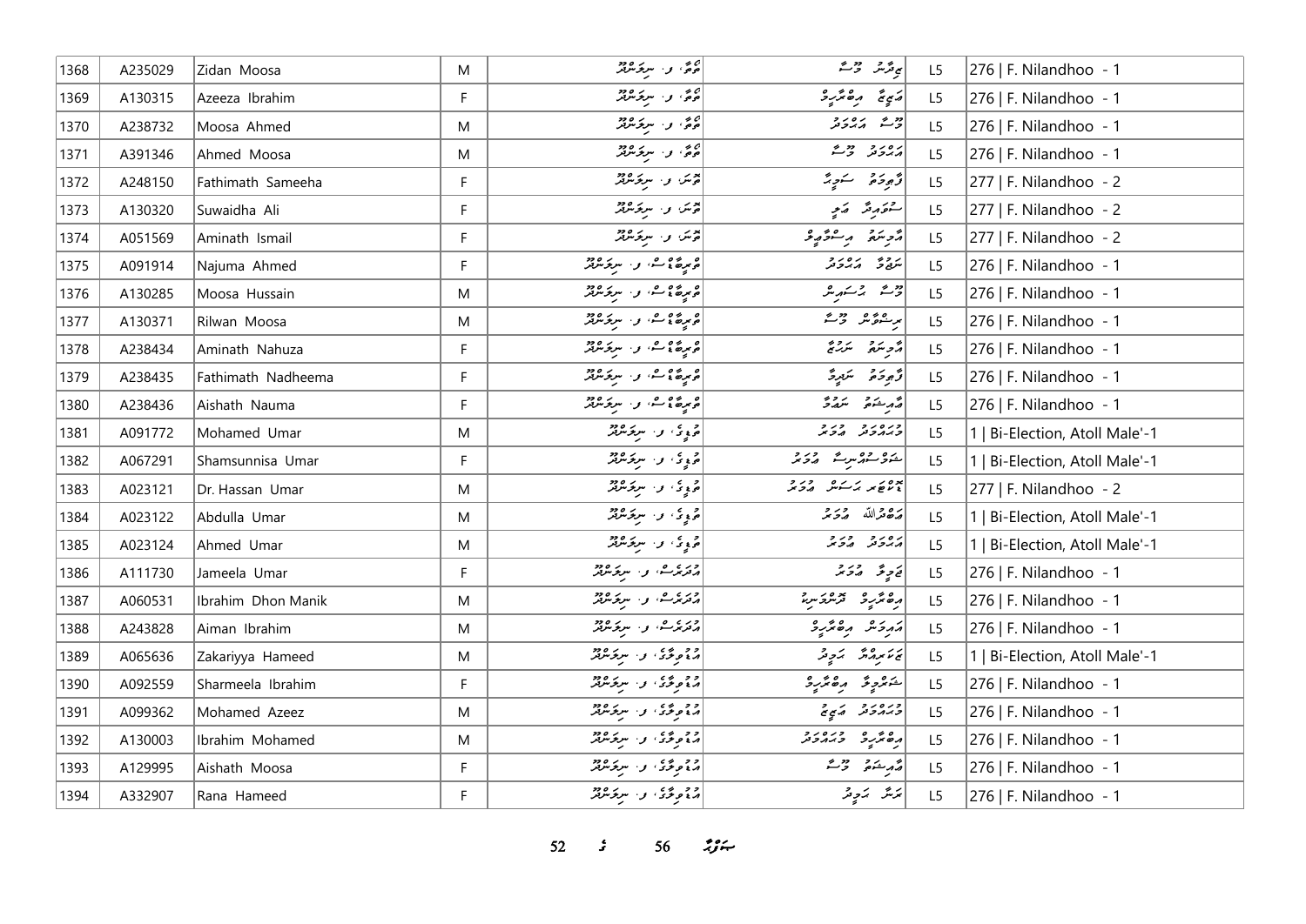| 1368 | A235029 | Zidan Moosa | M | ތޯތާ، ފ. ނިލަންދޫ | ޒިދާން މޫސާ | L5 | 276 \| F. Nilandhoo - 1 |
|---|---|---|---|---|---|---|---|
| 1369 | A130315 | Azeeza Ibrahim | F | ތޯތާ، ފ. ނިލަންދޫ | އަޒީޒާ އިބްރާހީމް | L5 | 276 \| F. Nilandhoo - 1 |
| 1370 | A238732 | Moosa Ahmed | M | ތޯތާ، ފ. ނިލަންދޫ | މޫސާ އަޙްމަދު | L5 | 276 \| F. Nilandhoo - 1 |
| 1371 | A391346 | Ahmed Moosa | M | ތޯތާ، ފ. ނިލަންދޫ | އަޙްމަދު މޫސާ | L5 | 276 \| F. Nilandhoo - 1 |
| 1372 | A248150 | Fathimath Sameeha | F | ތޫނަ، ފ. ނިލަންދޫ | ފާތިމަތު ސަމީހާ | L5 | 277 \| F. Nilandhoo - 2 |
| 1373 | A130320 | Suwaidha Ali | F | ތޫނަ، ފ. ނިލަންދޫ | ސުވައިދާ ޢަލީ | L5 | 277 \| F. Nilandhoo - 2 |
| 1374 | A051569 | Aminath Ismail | F | ތޫނަ، ފ. ނިލަންދޫ | އާމިނަތު އިސްމާޢީލް | L5 | 277 \| F. Nilandhoo - 2 |
| 1375 | A091914 | Najuma Ahmed | F | ތިރިބާސް، ފ. ނިލަންދޫ | ނަޖުމާ އަޙްމަދު | L5 | 276 \| F. Nilandhoo - 1 |
| 1376 | A130285 | Moosa Hussain | M | ތިރިބާސް، ފ. ނިލަންދޫ | މޫސާ ހުސައިން | L5 | 276 \| F. Nilandhoo - 1 |
| 1377 | A130371 | Rilwan Moosa | M | ތިރިބާސް، ފ. ނިލަންދޫ | ރިލްވާން މޫސާ | L5 | 276 \| F. Nilandhoo - 1 |
| 1378 | A238434 | Aminath Nahuza | F | ތިރިބާސް، ފ. ނިލަންދޫ | އާމިނަތު ނަހުޒާ | L5 | 276 \| F. Nilandhoo - 1 |
| 1379 | A238435 | Fathimath Nadheema | F | ތިރިބާސް، ފ. ނިލަންދޫ | ފާތިމަތު ނަދީމާ | L5 | 276 \| F. Nilandhoo - 1 |
| 1380 | A238436 | Aishath Nauma | F | ތިރިބާސް، ފ. ނިލަންދޫ | ޢާއިޝަތު ނައުމާ | L5 | 276 \| F. Nilandhoo - 1 |
| 1381 | A091772 | Mohamed Umar | M | ތޮލީގެ، ފ. ނިލަންދޫ | މުޙައްމަދު ޢުމަރު | L5 | 1 \| Bi-Election, Atoll Male'-1 |
| 1382 | A067291 | Shamsunnisa Umar | F | ތޮލީގެ، ފ. ނިލަންދޫ | ޝަމްސުންނިސާ ޢުމަރު | L5 | 1 \| Bi-Election, Atoll Male'-1 |
| 1383 | A023121 | Dr. Hassan Umar | M | ތޮލީގެ، ފ. ނިލަންދޫ | ޑޮކްޓަރ ޙަސަން ޢުމަރު | L5 | 277 \| F. Nilandhoo - 2 |
| 1384 | A023122 | Abdulla Umar | M | ތޮލީގެ، ފ. ނިލަންދޫ | ޢަބްދުﷲ ޢުމަރު | L5 | 1 \| Bi-Election, Atoll Male'-1 |
| 1385 | A023124 | Ahmed Umar | M | ތޮލީގެ، ފ. ނިލަންދޫ | އަޙްމަދު ޢުމަރު | L5 | 1 \| Bi-Election, Atoll Male'-1 |
| 1386 | A111730 | Jameela Umar | F | ދުރަހާ، ފ. ނިލަންދޫ | ޖަމީލާ ޢުމަރު | L5 | 276 \| F. Nilandhoo - 1 |
| 1387 | A060531 | Ibrahim Dhon Manik | M | ދުރަހާ، ފ. ނިލަންދޫ | އިބްރާހީމް ދޮންމަނިކު | L5 | 276 \| F. Nilandhoo - 1 |
| 1388 | A243828 | Aiman Ibrahim | M | ދުރަހާ، ފ. ނިލަންދޫ | އައިމަން އިބްރާހީމް | L5 | 276 \| F. Nilandhoo - 1 |
| 1389 | A065636 | Zakariyya Hameed | M | ދުވެލިގެ، ފ. ނިލަންދޫ | ޒަކަރިއްޔާ ހަމީދު | L5 | 1 \| Bi-Election, Atoll Male'-1 |
| 1390 | A092559 | Sharmeela Ibrahim | F | ދުވެލިގެ، ފ. ނިލަންދޫ | ޝަރްމީލާ އިބްރާހީމް | L5 | 276 \| F. Nilandhoo - 1 |
| 1391 | A099362 | Mohamed Azeez | M | ދުވެލިގެ، ފ. ނިލަންދޫ | މުޙައްމަދު ޢަޒީޒު | L5 | 276 \| F. Nilandhoo - 1 |
| 1392 | A130003 | Ibrahim Mohamed | M | ދުވެލިގެ، ފ. ނިލަންދޫ | އިބްރާހީމް މުޙައްމަދު | L5 | 276 \| F. Nilandhoo - 1 |
| 1393 | A129995 | Aishath Moosa | F | ދުވެލިގެ، ފ. ނިލަންދޫ | ޢާއިޝަތު މޫސާ | L5 | 276 \| F. Nilandhoo - 1 |
| 1394 | A332907 | Rana Hameed | F | ދުވެލިގެ، ފ. ނިލަންދޫ | ރަނާ ހަމީދު | L5 | 276 \| F. Nilandhoo - 1 |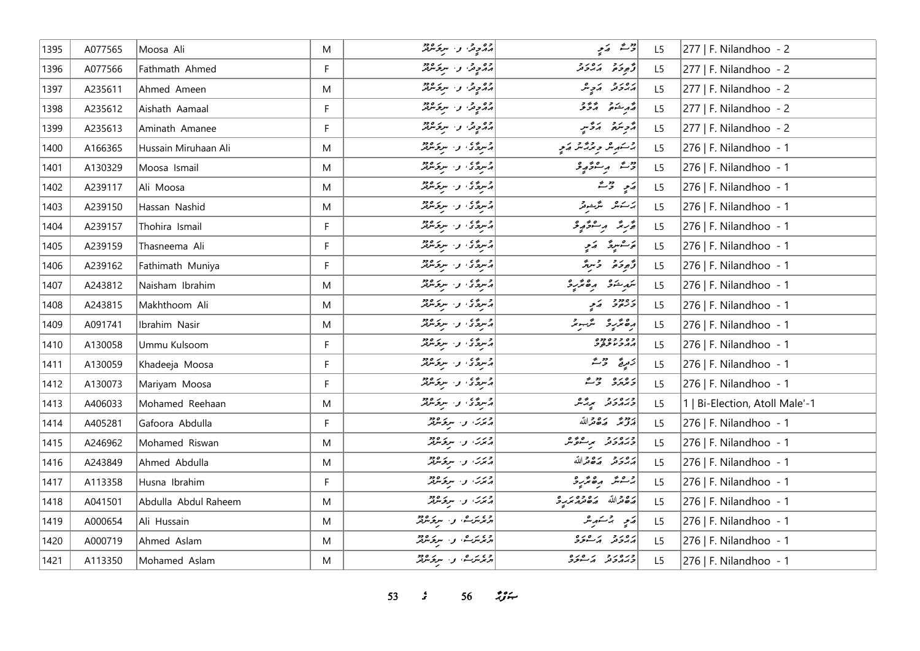| 1395 | A077565 | Moosa Ali | M | އައްމިލް، ފ. ނިލަންދޫ | މޫސާ އަލީ | L5 | 277 \| F. Nilandhoo - 2 |
|---|---|---|---|---|---|---|---|
| 1396 | A077566 | Fathmath Ahmed | F | އައްމިލް، ފ. ނިލަންދޫ | ފާތިމަތު އަހުމަދު | L5 | 277 \| F. Nilandhoo - 2 |
| 1397 | A235611 | Ahmed Ameen | M | އައްމިލް، ފ. ނިލަންދޫ | އަހުމަދު އަމީން | L5 | 277 \| F. Nilandhoo - 2 |
| 1398 | A235612 | Aishath Aamaal | F | އައްމިލް، ފ. ނިލަންދޫ | އާއިޝަތު އާމާލް | L5 | 277 \| F. Nilandhoo - 2 |
| 1399 | A235613 | Aminath Amanee | F | އައްމިލް، ފ. ނިލަންދޫ | އާމިނަތު އަމާނީ | L5 | 277 \| F. Nilandhoo - 2 |
| 1400 | A166365 | Hussain Miruhaan Ali | M | އާނިމާގެ، ފ. ނިލަންދޫ | ހުސައިން މިރުހާން އަލީ | L5 | 276 \| F. Nilandhoo - 1 |
| 1401 | A130329 | Moosa Ismail | M | އާނިމާގެ، ފ. ނިލަންދޫ | މޫސާ އިސްމާއިލް | L5 | 276 \| F. Nilandhoo - 1 |
| 1402 | A239117 | Ali Moosa | M | އާނިމާގެ، ފ. ނިލަންދޫ | އަލީ މޫސާ | L5 | 276 \| F. Nilandhoo - 1 |
| 1403 | A239150 | Hassan Nashid | M | އާނިމާގެ، ފ. ނިލަންދޫ | ހަސަން ނާޝިދު | L5 | 276 \| F. Nilandhoo - 1 |
| 1404 | A239157 | Thohira Ismail | F | އާނިމާގެ، ފ. ނިލަންދޫ | ތާހިރާ އިސްމާއިލް | L5 | 276 \| F. Nilandhoo - 1 |
| 1405 | A239159 | Thasneema Ali | F | އާނިމާގެ، ފ. ނިލަންދޫ | ތަސްނީމާ އަލީ | L5 | 276 \| F. Nilandhoo - 1 |
| 1406 | A239162 | Fathimath Muniya | F | އާނިމާގެ، ފ. ނިލަންދޫ | ފާތިމަތު މުނިޔާ | L5 | 276 \| F. Nilandhoo - 1 |
| 1407 | A243812 | Naisham Ibrahim | M | އާނިމާގެ، ފ. ނިލަންދޫ | ނައިޝަމް އިބްރާހީމް | L5 | 276 \| F. Nilandhoo - 1 |
| 1408 | A243815 | Makhthoom Ali | M | އާނިމާގެ، ފ. ނިލަންދޫ | މަޚްތޫމް އަލީ | L5 | 276 \| F. Nilandhoo - 1 |
| 1409 | A091741 | Ibrahim Nasir | M | އާނިމާގެ، ފ. ނިލަންދޫ | އިބްރާހީމް ނާޞިރު | L5 | 276 \| F. Nilandhoo - 1 |
| 1410 | A130058 | Ummu Kulsoom | F | އާނިމާގެ، ފ. ނިލަންދޫ | އުއްމުކުލްސޫމް | L5 | 276 \| F. Nilandhoo - 1 |
| 1411 | A130059 | Khadeeja Moosa | F | އާނިމާގެ، ފ. ނިލަންދޫ | ޚަދީޖާ މޫސާ | L5 | 276 \| F. Nilandhoo - 1 |
| 1412 | A130073 | Mariyam Moosa | F | އާނިމާގެ، ފ. ނިލަންދޫ | މަރިޔަމް މޫސާ | L5 | 276 \| F. Nilandhoo - 1 |
| 1413 | A406033 | Mohamed Reehaan | M | އާނިމާގެ، ފ. ނިލަންދޫ | މުހައްމަދު ރީހާން | L5 | 1 \| Bi-Election, Atoll Male'-1 |
| 1414 | A405281 | Gafoora Abdulla | F | އުދަރަ، ފ. ނިލަންދޫ | ގަފޫރާ އަބްދުﷲ | L5 | 276 \| F. Nilandhoo - 1 |
| 1415 | A246962 | Mohamed Riswan | M | އުދަރަ، ފ. ނިލަންދޫ | މުހައްމަދު ރިސްވާން | L5 | 276 \| F. Nilandhoo - 1 |
| 1416 | A243849 | Ahmed Abdulla | M | އުދަރަ، ފ. ނިލަންދޫ | އަހުމަދު އަބްދުﷲ | L5 | 276 \| F. Nilandhoo - 1 |
| 1417 | A113358 | Husna Ibrahim | F | އުދަރަ، ފ. ނިލަންދޫ | ހުސްނާ އިބްރާހީމް | L5 | 276 \| F. Nilandhoo - 1 |
| 1418 | A041501 | Abdulla Abdul Raheem | M | އުދަރަ، ފ. ނިލަންދޫ | އަބްދުﷲ އަބްދުއްރަޙީމް | L5 | 276 \| F. Nilandhoo - 1 |
| 1419 | A000654 | Ali Hussain | M | އުރެންސް، ފ. ނިލަންދޫ | އަލީ ހުސައިން | L5 | 276 \| F. Nilandhoo - 1 |
| 1420 | A000719 | Ahmed Aslam | M | އުރެންސް، ފ. ނިލަންދޫ | އަހުމަދު އަސްލަމް | L5 | 276 \| F. Nilandhoo - 1 |
| 1421 | A113350 | Mohamed Aslam | M | އުރެންސް، ފ. ނިލަންދޫ | މުހައްމަދު އަސްލަމް | L5 | 276 \| F. Nilandhoo - 1 |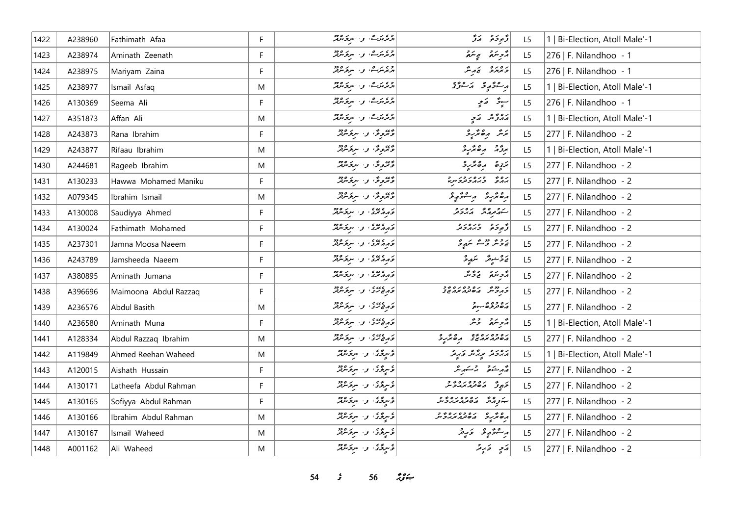| 1422 | A238960 | Fathimath Afaa | F | ދިގުނަރުގެ، ފ. ނިލަންދޫ | ފާތިމަތު އަފާ | L5 | 1 \| Bi-Election, Atoll Male'-1 |
|---|---|---|---|---|---|---|---|
| 1423 | A238974 | Aminath Zeenath | F | ދިގުނަރުގެ، ފ. ނިލަންދޫ | އާމިނަތު ޒީނަތު | L5 | 276 \| F. Nilandhoo - 1 |
| 1424 | A238975 | Mariyam Zaina | F | ދިގުނަރުގެ، ފ. ނިލަންދޫ | މަރިޔަމް ޒައިނާ | L5 | 276 \| F. Nilandhoo - 1 |
| 1425 | A238977 | Ismail Asfaq | M | ދިގުނަރުގެ، ފ. ނިލަންދޫ | އިސްމާއިލް އަސްފާގު | L5 | 1 \| Bi-Election, Atoll Male'-1 |
| 1426 | A130369 | Seema Ali | F | ދިގުނަރުގެ، ފ. ނިލަންދޫ | ސީމާ އަލި | L5 | 276 \| F. Nilandhoo - 1 |
| 1427 | A351873 | Affan Ali | M | ދިގުނަރުގެ، ފ. ނިލަންދޫ | އައްފާން އަލި | L5 | 1 \| Bi-Election, Atoll Male'-1 |
| 1428 | A243873 | Rana Ibrahim | F | ވާދޫވިލާ، ފ. ނިލަންދޫ | ރަނާ އިބްރާހިމް | L5 | 277 \| F. Nilandhoo - 2 |
| 1429 | A243877 | Rifaau Ibrahim | M | ވާދޫވިލާ، ފ. ނިލަންދޫ | ރިފާއު އިބްރާހިމް | L5 | 1 \| Bi-Election, Atoll Male'-1 |
| 1430 | A244681 | Rageeb Ibrahim | M | ވާދޫވިލާ، ފ. ނިލަންދޫ | ރަގީބު އިބްރާހިމް | L5 | 277 \| F. Nilandhoo - 2 |
| 1431 | A130233 | Hawwa Mohamed Maniku | F | ވާދޫވިލާ، ފ. ނިލަންދޫ | ހައްވާ މުހައްމަދުމަނިކު | L5 | 277 \| F. Nilandhoo - 2 |
| 1432 | A079345 | Ibrahim Ismail | M | ވާދޫވިލާ، ފ. ނިލަންދޫ | އިބްރާހިމް އިސްމާއިލް | L5 | 277 \| F. Nilandhoo - 2 |
| 1433 | A130008 | Saudiyya Ahmed | F | ވައިއަރީ، ފ. ނިލަންދޫ | ސައުދިއްޔާ އަހުމަދު | L5 | 277 \| F. Nilandhoo - 2 |
| 1434 | A130024 | Fathimath Mohamed | F | ވައިއަރީ، ފ. ނިލަންދޫ | ފާތިމަތު މުހައްމަދު | L5 | 277 \| F. Nilandhoo - 2 |
| 1435 | A237301 | Jamna Moosa Naeem | F | ވައިއަރީ، ފ. ނިލަންދޫ | ޖަމްނާ މޫސާ ނައީމް | L5 | 277 \| F. Nilandhoo - 2 |
| 1436 | A243789 | Jamsheeda Naeem | F | ވައިއަރީ، ފ. ނިލަންދޫ | ޖަމްޝީދާ ނައީމް | L5 | 277 \| F. Nilandhoo - 2 |
| 1437 | A380895 | Aminath Jumana | F | ވައިއަރީ، ފ. ނިލަންދޫ | އާމިނަތު ޖުމާނާ | L5 | 277 \| F. Nilandhoo - 2 |
| 1438 | A396696 | Maimoona Abdul Razzaq | F | ވައިބްރީޒް، ފ. ނިލަންދޫ | މައިމޫނާ އަބްދުއްރައްޒާގު | L5 | 277 \| F. Nilandhoo - 2 |
| 1439 | A236576 | Abdul Basith | M | ވައިބްރީޒް، ފ. ނިލަންދޫ | އަބްދުލްބާސިތު | L5 | 277 \| F. Nilandhoo - 2 |
| 1440 | A236580 | Aminath Muna | F | ވައިބްރީޒް، ފ. ނިލަންދޫ | އާމިނަތު މުނާ | L5 | 1 \| Bi-Election, Atoll Male'-1 |
| 1441 | A128334 | Abdul Razzaq Ibrahim | M | ވައިބްރީޒް، ފ. ނިލަންދޫ | އަބްދުއްރައްޒާގު އިބްރާހިމް | L5 | 277 \| F. Nilandhoo - 2 |
| 1442 | A119849 | Ahmed Reehan Waheed | M | ވެނިލާގެ، ފ. ނިލަންދޫ | އަހުމަދު ރީހާން ވަހީދު | L5 | 1 \| Bi-Election, Atoll Male'-1 |
| 1443 | A120015 | Aishath Hussain | F | ވެނިލާގެ، ފ. ނިލަންދޫ | އާއިޝަތު ހުސައިން | L5 | 277 \| F. Nilandhoo - 2 |
| 1444 | A130171 | Latheefa Abdul Rahman | F | ވެނިލާގެ، ފ. ނިލަންދޫ | ލަތީފާ އަބްދުއްރަޙްމާން | L5 | 277 \| F. Nilandhoo - 2 |
| 1445 | A130165 | Sofiyya Abdul Rahman | F | ވެނިލާގެ، ފ. ނިލަންދޫ | ސޯފިއްޔާ އަބްދުއްރަޙްމާން | L5 | 277 \| F. Nilandhoo - 2 |
| 1446 | A130166 | Ibrahim Abdul Rahman | M | ވެނިލާގެ، ފ. ނިލަންދޫ | އިބްރާހިމް އަބްދުއްރަޙްމާން | L5 | 277 \| F. Nilandhoo - 2 |
| 1447 | A130167 | Ismail Waheed | M | ވެނިލާގެ، ފ. ނިލަންދޫ | އިސްމާއިލް ވަހީދު | L5 | 277 \| F. Nilandhoo - 2 |
| 1448 | A001162 | Ali Waheed | M | ވެނިލާގެ، ފ. ނިލަންދޫ | އަލި ވަހީދު | L5 | 277 \| F. Nilandhoo - 2 |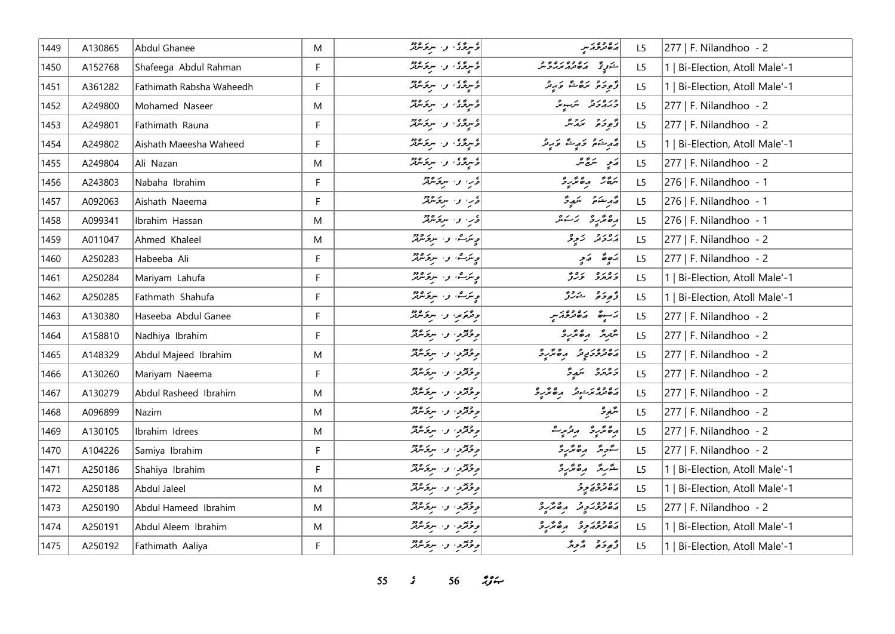| 1449 | A130865 | Abdul Ghanee | M | ݞ. ނިލަންދޫ، ފ. ނިލަންދޫ | އަބްދުލްޣަނީ | L5 | 277 \| F. Nilandhoo - 2 |
|---|---|---|---|---|---|---|---|
| 1450 | A152768 | Shafeega Abdul Rahman | F | ފ. ނިލަންދޫ | ޝަފީގާ އަބްދުއްރަޙްމާން | L5 | 1 \| Bi-Election, Atoll Male'-1 |
| 1451 | A361282 | Fathimath Rabsha Waheedh | F | ފ. ނިލަންދޫ | ފާތިމަތު ރަބްޝާ ވަޙީދު | L5 | 1 \| Bi-Election, Atoll Male'-1 |
| 1452 | A249800 | Mohamed Naseer | M | ފ. ނިލަންދޫ | މުޙައްމަދު ނަސީރު | L5 | 277 \| F. Nilandhoo - 2 |
| 1453 | A249801 | Fathimath Rauna | F | ފ. ނިލަންދޫ | ފާތިމަތު ރައުނާ | L5 | 277 \| F. Nilandhoo - 2 |
| 1454 | A249802 | Aishath Maeesha Waheed | F | ފ. ނިލަންދޫ | އާއިޝަތު މައީޝާ ވަޙީދު | L5 | 1 \| Bi-Election, Atoll Male'-1 |
| 1455 | A249804 | Ali Nazan | M | ފ. ނިލަންދޫ | އަލި ނަޒާން | L5 | 277 \| F. Nilandhoo - 2 |
| 1456 | A243803 | Nabaha Ibrahim | F | ފ. ނިލަންދޫ | ނަބާހާ އިބްރާހީމް | L5 | 276 \| F. Nilandhoo - 1 |
| 1457 | A092063 | Aishath Naeema | F | ފ. ނިލަންދޫ | އާއިޝަތު ނަޢީމާ | L5 | 276 \| F. Nilandhoo - 1 |
| 1458 | A099341 | Ibrahim Hassan | M | ފ. ނިލަންދޫ | އިބްރާހީމް ހަސަން | L5 | 276 \| F. Nilandhoo - 1 |
| 1459 | A011047 | Ahmed Khaleel | M | ފ. ނިލަންދޫ | އަޙްމަދު ޚަލީލު | L5 | 277 \| F. Nilandhoo - 2 |
| 1460 | A250283 | Habeeba Ali | F | ފ. ނިލަންދޫ | ހަބީބާ އަލި | L5 | 277 \| F. Nilandhoo - 2 |
| 1461 | A250284 | Mariyam Lahufa | F | ފ. ނިލަންދޫ | މަރިޔަމް ލަހުފާ | L5 | 1 \| Bi-Election, Atoll Male'-1 |
| 1462 | A250285 | Fathmath Shahufa | F | ފ. ނިލަންދޫ | ފާތިމަތު ޝަހުފާ | L5 | 1 \| Bi-Election, Atoll Male'-1 |
| 1463 | A130380 | Haseeba Abdul Ganee | F | ފ. ނިލަންދޫ | ހަސީބާ އަބްދުލްޣަނީ | L5 | 277 \| F. Nilandhoo - 2 |
| 1464 | A158810 | Nadhiya Ibrahim | F | ފ. ނިލަންދޫ | ނާދިޔާ އިބްރާހީމް | L5 | 277 \| F. Nilandhoo - 2 |
| 1465 | A148329 | Abdul Majeed Ibrahim | M | ފ. ނިލަންދޫ | އަބްދުލްމަޖީދު އިބްރާހީމް | L5 | 277 \| F. Nilandhoo - 2 |
| 1466 | A130260 | Mariyam Naeema | F | ފ. ނިލަންދޫ | މަރިޔަމް ނަޢީމާ | L5 | 277 \| F. Nilandhoo - 2 |
| 1467 | A130279 | Abdul Rasheed Ibrahim | M | ފ. ނިލަންދޫ | އަބްދުއްރަޝީދު އިބްރާހީމް | L5 | 277 \| F. Nilandhoo - 2 |
| 1468 | A096899 | Nazim | M | ފ. ނިލަންދޫ | ނާޒިމް | L5 | 277 \| F. Nilandhoo - 2 |
| 1469 | A130105 | Ibrahim Idrees | M | ފ. ނިލަންދޫ | އިބްރާހީމް އިދްރީސް | L5 | 277 \| F. Nilandhoo - 2 |
| 1470 | A104226 | Samiya Ibrahim | F | ފ. ނިލަންދޫ | ސާމިޔާ އިބްރާހީމް | L5 | 277 \| F. Nilandhoo - 2 |
| 1471 | A250186 | Shahiya Ibrahim | F | ފ. ނިލަންދޫ | ޝާހިޔާ އިބްރާހީމް | L5 | 1 \| Bi-Election, Atoll Male'-1 |
| 1472 | A250188 | Abdul Jaleel | M | ފ. ނިލަންދޫ | އަބްދުލްޖަލީލް | L5 | 1 \| Bi-Election, Atoll Male'-1 |
| 1473 | A250190 | Abdul Hameed Ibrahim | M | ފ. ނިލަންދޫ | އަބްދުލްޙަމީދު އިބްރާހީމް | L5 | 277 \| F. Nilandhoo - 2 |
| 1474 | A250191 | Abdul Aleem Ibrahim | M | ފ. ނިލަންދޫ | އަބްދުލްޢަލީމް އިބްރާހީމް | L5 | 1 \| Bi-Election, Atoll Male'-1 |
| 1475 | A250192 | Fathimath Aaliya | F | ފ. ނިލަންދޫ | ފާތިމަތު އާލިޔާ | L5 | 1 \| Bi-Election, Atoll Male'-1 |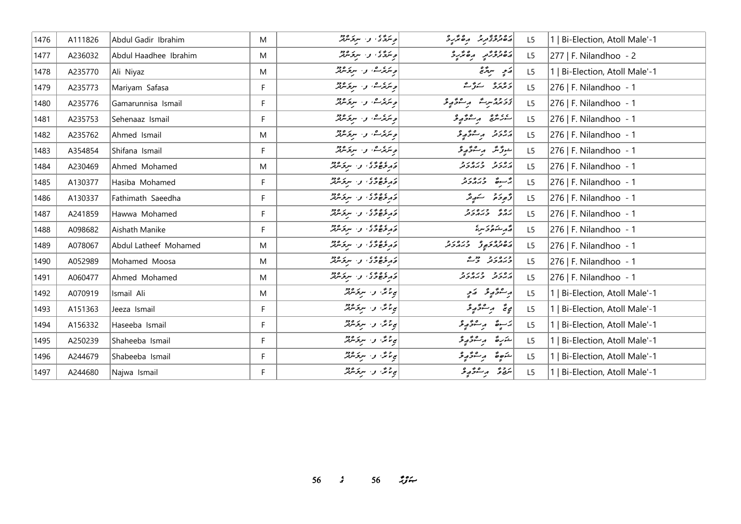| | | | | | | | |
|---|---|---|---|---|---|---|---|
| 1476 | A111826 | Abdul Gadir Ibrahim | M | ވިނަގާ، ފ. ނިލަންދޫ | އަބްދުލްޤާދިރު އިބްރާހިމް | L5 | 1 \| Bi-Election, Atoll Male'-1 |
| 1477 | A236032 | Abdul Haadhee Ibrahim | M | ވިނަގާ، ފ. ނިލަންދޫ | އަބްދުލްހާދީ އިބްރާހިމް | L5 | 277 \| F. Nilandhoo - 2 |
| 1478 | A235770 | Ali Niyaz | M | ވިނަރެސް، ފ. ނިލަންދޫ | އަލީ ނިޔާޒު | L5 | 1 \| Bi-Election, Atoll Male'-1 |
| 1479 | A235773 | Mariyam Safasa | F | ވިނަރެސް، ފ. ނިލަންދޫ | މަރިޔަމް ސަފާސާ | L5 | 276 \| F. Nilandhoo - 1 |
| 1480 | A235776 | Gamarunnisa Ismail | F | ވިނަރެސް، ފ. ނިލަންދޫ | ޤަމަރުންނިސާ އިސްމާޢީލް | L5 | 276 \| F. Nilandhoo - 1 |
| 1481 | A235753 | Sehenaaz Ismail | F | ވިނަރެސް، ފ. ނިލަންދޫ | ސެހެނާޒް އިސްމާޢީލް | L5 | 276 \| F. Nilandhoo - 1 |
| 1482 | A235762 | Ahmed Ismail | M | ވިނަރެސް، ފ. ނިލަންދޫ | އަޙްމަދު އިސްމާޢީލް | L5 | 276 \| F. Nilandhoo - 1 |
| 1483 | A354854 | Shifana Ismail | F | ވިނަރެސް، ފ. ނިލަންދޫ | ޝިފާނާ އިސްމާޢީލް | L5 | 276 \| F. Nilandhoo - 1 |
| 1484 | A230469 | Ahmed Mohamed | M | ވައިލުޖެހޭގެ، ފ. ނިލަންދޫ | އަޙްމަދު މުޙައްމަދު | L5 | 276 \| F. Nilandhoo - 1 |
| 1485 | A130377 | Hasiba Mohamed | F | ވައިލުޖެހޭގެ، ފ. ނިލަންދޫ | ހާސިބާ މުޙައްމަދު | L5 | 276 \| F. Nilandhoo - 1 |
| 1486 | A130337 | Fathimath Saeedha | F | ވައިލުޖެހޭގެ، ފ. ނިލަންދޫ | ފާތިމަތު ސަޢީދާ | L5 | 276 \| F. Nilandhoo - 1 |
| 1487 | A241859 | Hawwa Mohamed | F | ވައިލުޖެހޭގެ، ފ. ނިލަންދޫ | ހައްވާ މުޙައްމަދު | L5 | 276 \| F. Nilandhoo - 1 |
| 1488 | A098682 | Aishath Manike | F | ވައިލުޖެހޭގެ، ފ. ނިލަންދޫ | އައިޝަތުމަނިކެ | L5 | 276 \| F. Nilandhoo - 1 |
| 1489 | A078067 | Abdul Latheef Mohamed | M | ވައިލުޖެހޭގެ، ފ. ނިލަންދޫ | އަބްދުއްލަޠީފް މުޙައްމަދު | L5 | 276 \| F. Nilandhoo - 1 |
| 1490 | A052989 | Mohamed Moosa | M | ވައިލުޖެހޭގެ، ފ. ނިލަންދޫ | މުޙައްމަދު މޫސާ | L5 | 276 \| F. Nilandhoo - 1 |
| 1491 | A060477 | Ahmed Mohamed | M | ވައިލުޖެހޭގެ، ފ. ނިލަންދޫ | އަޙްމަދު މުޙައްމަދު | L5 | 276 \| F. Nilandhoo - 1 |
| 1492 | A070919 | Ismail Ali | M | ޖިހާދު، ފ. ނިލަންދޫ | އިސްމާޢީލް އަލީ | L5 | 1 \| Bi-Election, Atoll Male'-1 |
| 1493 | A151363 | Jeeza Ismail | F | ޖިހާދު، ފ. ނިލަންދޫ | ޖީޒާ އިސްމާޢީލް | L5 | 1 \| Bi-Election, Atoll Male'-1 |
| 1494 | A156332 | Haseeba Ismail | F | ޖިހާދު، ފ. ނިލަންދޫ | ހަސީބާ އިސްމާޢީލް | L5 | 1 \| Bi-Election, Atoll Male'-1 |
| 1495 | A250239 | Shaheeba Ismail | F | ޖިހާދު، ފ. ނިލަންދޫ | ޝަހީބާ އިސްމާޢީލް | L5 | 1 \| Bi-Election, Atoll Male'-1 |
| 1496 | A244679 | Shabeeba Ismail | F | ޖިހާދު، ފ. ނިލަންދޫ | ޝަބީބާ އިސްމާޢީލް | L5 | 1 \| Bi-Election, Atoll Male'-1 |
| 1497 | A244680 | Najwa Ismail | F | ޖިހާދު، ފ. ނިލަންދޫ | ނަޖުވާ އިސްމާޢީލް | L5 | 1 \| Bi-Election, Atoll Male'-1 |